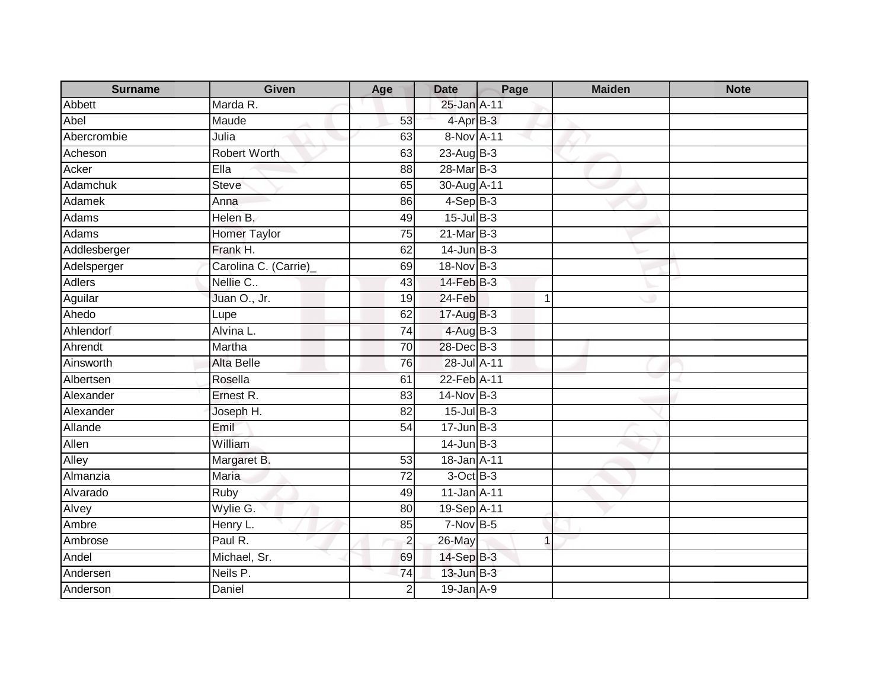| Surname | Given | Age | Date | Page | Maiden | Note |
|---|---|---|---|---|---|---|
| Abbett | Marda R. | | 25-Jan | A-11 | | |
| Abel | Maude | 53 | 4-Apr | B-3 | | |
| Abercrombie | Julia | 63 | 8-Nov | A-11 | | |
| Acheson | Robert Worth | 63 | 23-Aug | B-3 | | |
| Acker | Ella | 88 | 28-Mar | B-3 | | |
| Adamchuk | Steve | 65 | 30-Aug | A-11 | | |
| Adamek | Anna | 86 | 4-Sep | B-3 | | |
| Adams | Helen B. | 49 | 15-Jul | B-3 | | |
| Adams | Homer Taylor | 75 | 21-Mar | B-3 | | |
| Addlesberger | Frank H. | 62 | 14-Jun | B-3 | | |
| Adelsperger | Carolina C. (Carrie)_ | 69 | 18-Nov | B-3 | | |
| Adlers | Nellie C.. | 43 | 14-Feb | B-3 | | |
| Aguilar | Juan O., Jr. | 19 | 24-Feb | 1 | | |
| Ahedo | Lupe | 62 | 17-Aug | B-3 | | |
| Ahlendorf | Alvina L. | 74 | 4-Aug | B-3 | | |
| Ahrendt | Martha | 70 | 28-Dec | B-3 | | |
| Ainsworth | Alta Belle | 76 | 28-Jul | A-11 | | |
| Albertsen | Rosella | 61 | 22-Feb | A-11 | | |
| Alexander | Ernest R. | 83 | 14-Nov | B-3 | | |
| Alexander | Joseph H. | 82 | 15-Jul | B-3 | | |
| Allande | Emil | 54 | 17-Jun | B-3 | | |
| Allen | William | | 14-Jun | B-3 | | |
| Alley | Margaret B. | 53 | 18-Jan | A-11 | | |
| Almanzia | Maria | 72 | 3-Oct | B-3 | | |
| Alvarado | Ruby | 49 | 11-Jan | A-11 | | |
| Alvey | Wylie G. | 80 | 19-Sep | A-11 | | |
| Ambre | Henry L. | 85 | 7-Nov | B-5 | | |
| Ambrose | Paul R. | 2 | 26-May | 1 | | |
| Andel | Michael, Sr. | 69 | 14-Sep | B-3 | | |
| Andersen | Neils P. | 74 | 13-Jun | B-3 | | |
| Anderson | Daniel | 2 | 19-Jan | A-9 | | |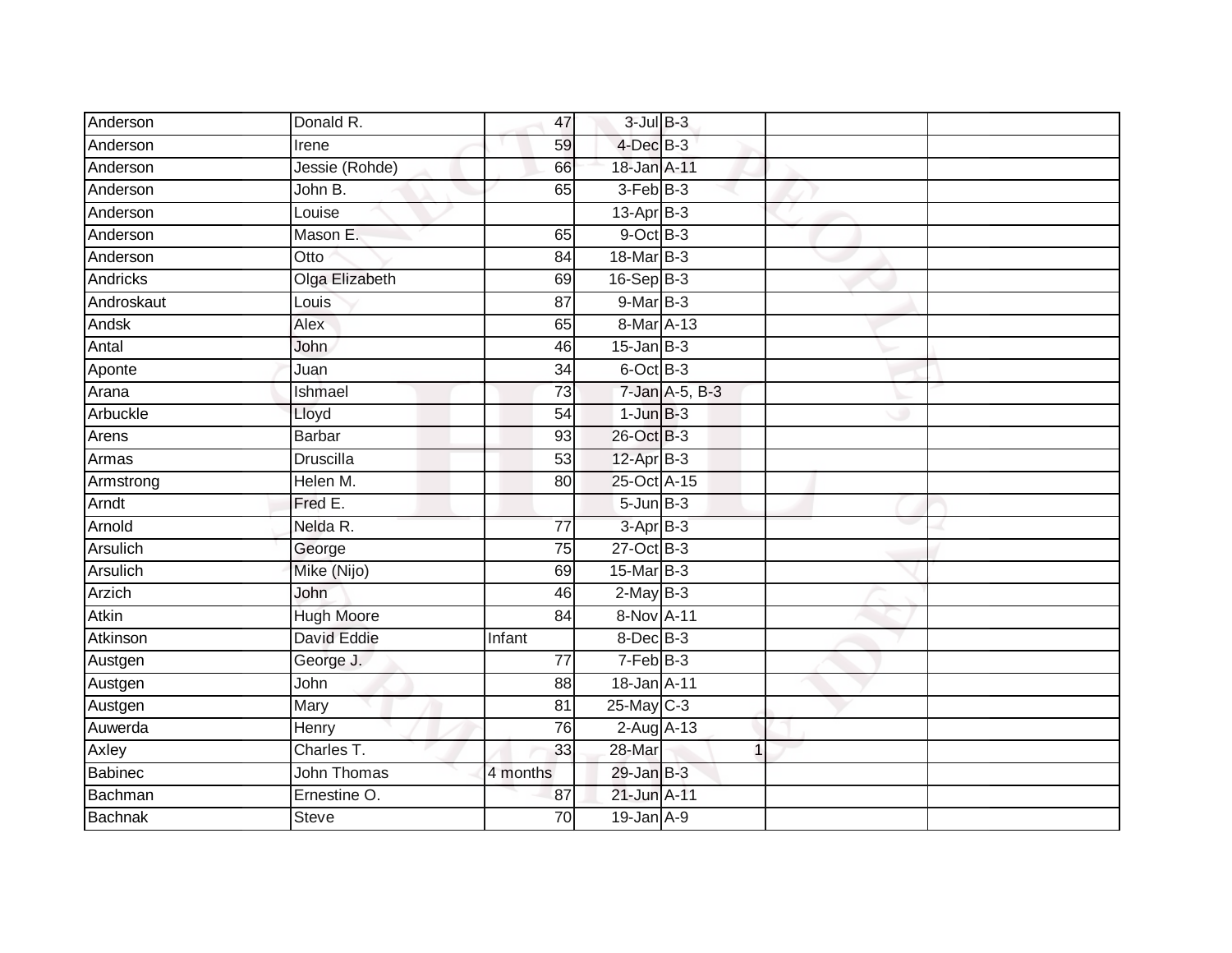| | | | | | | |
|---|---|---|---|---|---|---|
| Anderson | Donald R. | 47 | 3-Jul | B-3 | | |
| Anderson | Irene | 59 | 4-Dec | B-3 | | |
| Anderson | Jessie (Rohde) | 66 | 18-Jan | A-11 | | |
| Anderson | John B. | 65 | 3-Feb | B-3 | | |
| Anderson | Louise | | 13-Apr | B-3 | | |
| Anderson | Mason E. | 65 | 9-Oct | B-3 | | |
| Anderson | Otto | 84 | 18-Mar | B-3 | | |
| Andricks | Olga Elizabeth | 69 | 16-Sep | B-3 | | |
| Androskaut | Louis | 87 | 9-Mar | B-3 | | |
| Andsk | Alex | 65 | 8-Mar | A-13 | | |
| Antal | John | 46 | 15-Jan | B-3 | | |
| Aponte | Juan | 34 | 6-Oct | B-3 | | |
| Arana | Ishmael | 73 | 7-Jan | A-5, B-3 | | |
| Arbuckle | Lloyd | 54 | 1-Jun | B-3 | | |
| Arens | Barbar | 93 | 26-Oct | B-3 | | |
| Armas | Druscilla | 53 | 12-Apr | B-3 | | |
| Armstrong | Helen M. | 80 | 25-Oct | A-15 | | |
| Arndt | Fred E. | | 5-Jun | B-3 | | |
| Arnold | Nelda R. | 77 | 3-Apr | B-3 | | |
| Arsulich | George | 75 | 27-Oct | B-3 | | |
| Arsulich | Mike (Nijo) | 69 | 15-Mar | B-3 | | |
| Arzich | John | 46 | 2-May | B-3 | | |
| Atkin | Hugh Moore | 84 | 8-Nov | A-11 | | |
| Atkinson | David Eddie | Infant | 8-Dec | B-3 | | |
| Austgen | George J. | 77 | 7-Feb | B-3 | | |
| Austgen | John | 88 | 18-Jan | A-11 | | |
| Austgen | Mary | 81 | 25-May | C-3 | | |
| Auwerda | Henry | 76 | 2-Aug | A-13 | | |
| Axley | Charles T. | 33 | 28-Mar | 1 | | |
| Babinec | John Thomas | 4 months | 29-Jan | B-3 | | |
| Bachman | Ernestine O. | 87 | 21-Jun | A-11 | | |
| Bachnak | Steve | 70 | 19-Jan | A-9 | | |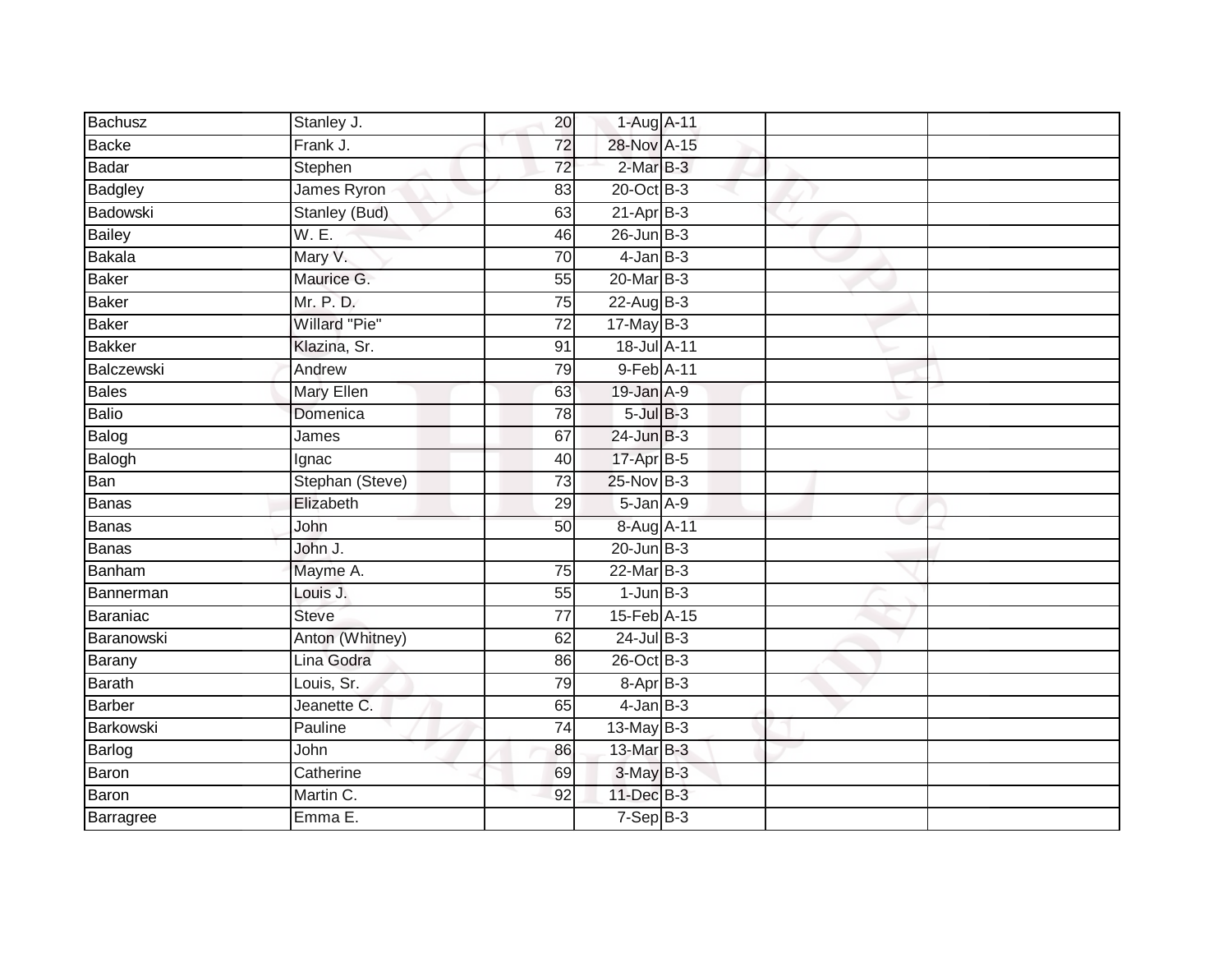| Bachusz | Stanley J. | 20 | 1-Aug | A-11 | | |
|---|---|---|---|---|---|---|
| Backe | Frank J. | 72 | 28-Nov | A-15 | | |
| Badar | Stephen | 72 | 2-Mar | B-3 | | |
| Badgley | James Ryron | 83 | 20-Oct | B-3 | | |
| Badowski | Stanley (Bud) | 63 | 21-Apr | B-3 | | |
| Bailey | W. E. | 46 | 26-Jun | B-3 | | |
| Bakala | Mary V. | 70 | 4-Jan | B-3 | | |
| Baker | Maurice G. | 55 | 20-Mar | B-3 | | |
| Baker | Mr. P. D. | 75 | 22-Aug | B-3 | | |
| Baker | Willard "Pie" | 72 | 17-May | B-3 | | |
| Bakker | Klazina, Sr. | 91 | 18-Jul | A-11 | | |
| Balczewski | Andrew | 79 | 9-Feb | A-11 | | |
| Bales | Mary Ellen | 63 | 19-Jan | A-9 | | |
| Balio | Domenica | 78 | 5-Jul | B-3 | | |
| Balog | James | 67 | 24-Jun | B-3 | | |
| Balogh | Ignac | 40 | 17-Apr | B-5 | | |
| Ban | Stephan (Steve) | 73 | 25-Nov | B-3 | | |
| Banas | Elizabeth | 29 | 5-Jan | A-9 | | |
| Banas | John | 50 | 8-Aug | A-11 | | |
| Banas | John J. | | 20-Jun | B-3 | | |
| Banham | Mayme A. | 75 | 22-Mar | B-3 | | |
| Bannerman | Louis J. | 55 | 1-Jun | B-3 | | |
| Baraniac | Steve | 77 | 15-Feb | A-15 | | |
| Baranowski | Anton (Whitney) | 62 | 24-Jul | B-3 | | |
| Barany | Lina Godra | 86 | 26-Oct | B-3 | | |
| Barath | Louis, Sr. | 79 | 8-Apr | B-3 | | |
| Barber | Jeanette C. | 65 | 4-Jan | B-3 | | |
| Barkowski | Pauline | 74 | 13-May | B-3 | | |
| Barlog | John | 86 | 13-Mar | B-3 | | |
| Baron | Catherine | 69 | 3-May | B-3 | | |
| Baron | Martin C. | 92 | 11-Dec | B-3 | | |
| Barragree | Emma E. | | 7-Sep | B-3 | | |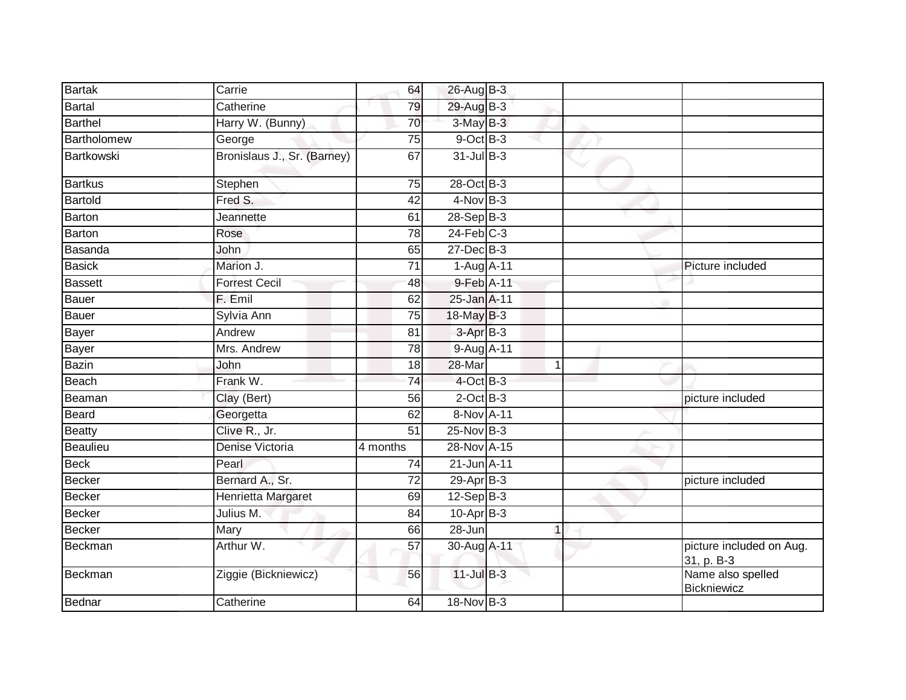| | | | | | | | |
|---|---|---|---|---|---|---|---|
| Bartak | Carrie | 64 | 26-Aug | B-3 | | | |
| Bartal | Catherine | 79 | 29-Aug | B-3 | | | |
| Barthel | Harry W. (Bunny) | 70 | 3-May | B-3 | | | |
| Bartholomew | George | 75 | 9-Oct | B-3 | | | |
| Bartkowski | Bronislaus J., Sr. (Barney) | 67 | 31-Jul | B-3 | | | |
| Bartkus | Stephen | 75 | 28-Oct | B-3 | | | |
| Bartold | Fred S. | 42 | 4-Nov | B-3 | | | |
| Barton | Jeannette | 61 | 28-Sep | B-3 | | | |
| Barton | Rose | 78 | 24-Feb | C-3 | | | |
| Basanda | John | 65 | 27-Dec | B-3 | | | |
| Basick | Marion J. | 71 | 1-Aug | A-11 | | | Picture included |
| Bassett | Forrest Cecil | 48 | 9-Feb | A-11 | | | |
| Bauer | F. Emil | 62 | 25-Jan | A-11 | | | |
| Bauer | Sylvia Ann | 75 | 18-May | B-3 | | | |
| Bayer | Andrew | 81 | 3-Apr | B-3 | | | |
| Bayer | Mrs. Andrew | 78 | 9-Aug | A-11 | | | |
| Bazin | John | 18 | 28-Mar | | 1 | | |
| Beach | Frank W. | 74 | 4-Oct | B-3 | | | |
| Beaman | Clay (Bert) | 56 | 2-Oct | B-3 | | | picture included |
| Beard | Georgetta | 62 | 8-Nov | A-11 | | | |
| Beatty | Clive R., Jr. | 51 | 25-Nov | B-3 | | | |
| Beaulieu | Denise Victoria | 4 months | 28-Nov | A-15 | | | |
| Beck | Pearl | 74 | 21-Jun | A-11 | | | |
| Becker | Bernard A., Sr. | 72 | 29-Apr | B-3 | | | picture included |
| Becker | Henrietta Margaret | 69 | 12-Sep | B-3 | | | |
| Becker | Julius M. | 84 | 10-Apr | B-3 | | | |
| Becker | Mary | 66 | 28-Jun | | 1 | | |
| Beckman | Arthur W. | 57 | 30-Aug | A-11 | | | picture included on Aug. 31, p. B-3 |
| Beckman | Ziggie (Bickniewicz) | 56 | 11-Jul | B-3 | | | Name also spelled Bickniewicz |
| Bednar | Catherine | 64 | 18-Nov | B-3 | | | |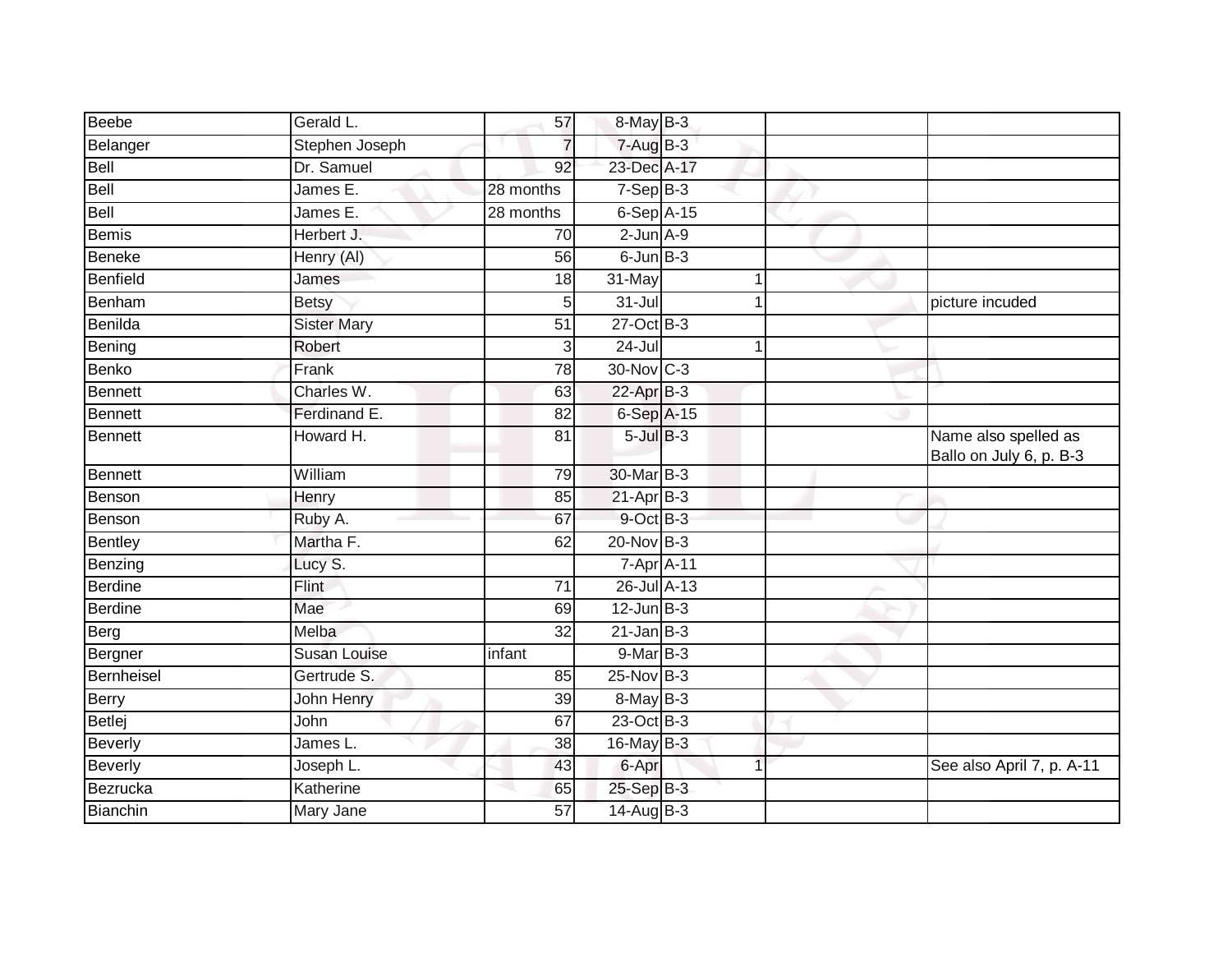| | | | | | | | |
|---|---|---|---|---|---|---|---|
| Beebe | Gerald L. | 57 | 8-May | B-3 | | | |
| Belanger | Stephen Joseph | 7 | 7-Aug | B-3 | | | |
| Bell | Dr. Samuel | 92 | 23-Dec | A-17 | | | |
| Bell | James E. | 28 months | 7-Sep | B-3 | | | |
| Bell | James E. | 28 months | 6-Sep | A-15 | | | |
| Bemis | Herbert J. | 70 | 2-Jun | A-9 | | | |
| Beneke | Henry (Al) | 56 | 6-Jun | B-3 | | | |
| Benfield | James | 18 | 31-May | | 1 | | |
| Benham | Betsy | 5 | 31-Jul | | 1 | | picture incuded |
| Benilda | Sister Mary | 51 | 27-Oct | B-3 | | | |
| Bening | Robert | 3 | 24-Jul | | 1 | | |
| Benko | Frank | 78 | 30-Nov | C-3 | | | |
| Bennett | Charles W. | 63 | 22-Apr | B-3 | | | |
| Bennett | Ferdinand E. | 82 | 6-Sep | A-15 | | | |
| Bennett | Howard H. | 81 | 5-Jul | B-3 | | | Name also spelled as Ballo on July 6, p. B-3 |
| Bennett | William | 79 | 30-Mar | B-3 | | | |
| Benson | Henry | 85 | 21-Apr | B-3 | | | |
| Benson | Ruby A. | 67 | 9-Oct | B-3 | | | |
| Bentley | Martha F. | 62 | 20-Nov | B-3 | | | |
| Benzing | Lucy S. | | 7-Apr | A-11 | | | |
| Berdine | Flint | 71 | 26-Jul | A-13 | | | |
| Berdine | Mae | 69 | 12-Jun | B-3 | | | |
| Berg | Melba | 32 | 21-Jan | B-3 | | | |
| Bergner | Susan Louise | infant | 9-Mar | B-3 | | | |
| Bernheisel | Gertrude S. | 85 | 25-Nov | B-3 | | | |
| Berry | John Henry | 39 | 8-May | B-3 | | | |
| Betlej | John | 67 | 23-Oct | B-3 | | | |
| Beverly | James L. | 38 | 16-May | B-3 | | | |
| Beverly | Joseph L. | 43 | 6-Apr | | 1 | | See also April 7, p. A-11 |
| Bezrucka | Katherine | 65 | 25-Sep | B-3 | | | |
| Bianchin | Mary Jane | 57 | 14-Aug | B-3 | | | |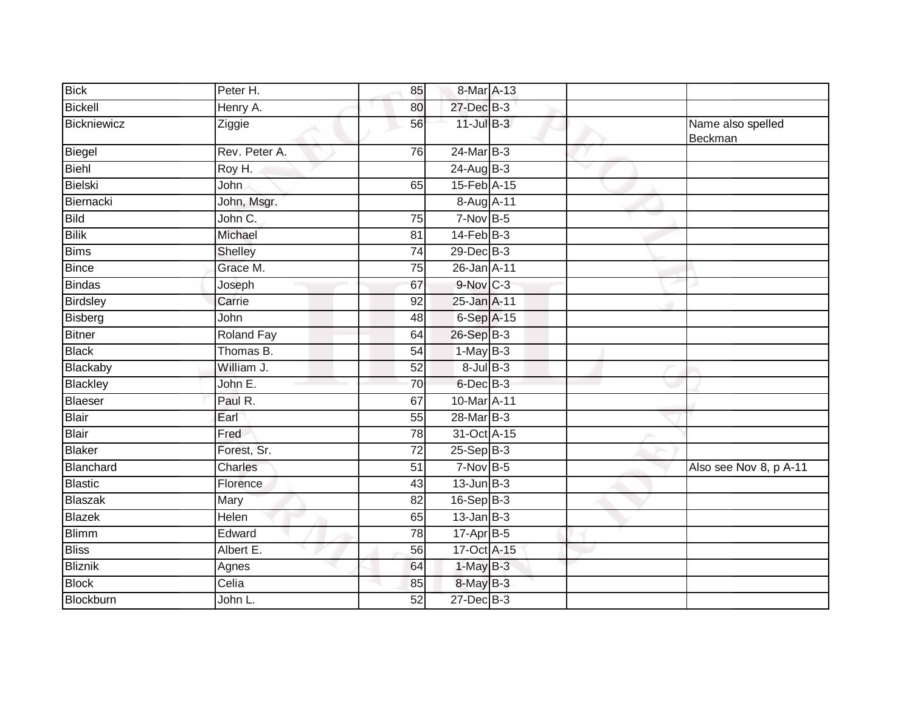| | | | | | | |
|---|---|---|---|---|---|---|
| Bick | Peter H. | 85 | 8-Mar | A-13 | | |
| Bickell | Henry A. | 80 | 27-Dec | B-3 | | |
| Bickniewicz | Ziggie | 56 | 11-Jul | B-3 | | Name also spelled Beckman |
| Biegel | Rev. Peter A. | 76 | 24-Mar | B-3 | | |
| Biehl | Roy H. | | 24-Aug | B-3 | | |
| Bielski | John | 65 | 15-Feb | A-15 | | |
| Biernacki | John, Msgr. | | 8-Aug | A-11 | | |
| Bild | John C. | 75 | 7-Nov | B-5 | | |
| Bilik | Michael | 81 | 14-Feb | B-3 | | |
| Bims | Shelley | 74 | 29-Dec | B-3 | | |
| Bince | Grace M. | 75 | 26-Jan | A-11 | | |
| Bindas | Joseph | 67 | 9-Nov | C-3 | | |
| Birdsley | Carrie | 92 | 25-Jan | A-11 | | |
| Bisberg | John | 48 | 6-Sep | A-15 | | |
| Bitner | Roland Fay | 64 | 26-Sep | B-3 | | |
| Black | Thomas B. | 54 | 1-May | B-3 | | |
| Blackaby | William J. | 52 | 8-Jul | B-3 | | |
| Blackley | John E. | 70 | 6-Dec | B-3 | | |
| Blaeser | Paul R. | 67 | 10-Mar | A-11 | | |
| Blair | Earl | 55 | 28-Mar | B-3 | | |
| Blair | Fred | 78 | 31-Oct | A-15 | | |
| Blaker | Forest, Sr. | 72 | 25-Sep | B-3 | | |
| Blanchard | Charles | 51 | 7-Nov | B-5 | | Also see Nov 8, p A-11 |
| Blastic | Florence | 43 | 13-Jun | B-3 | | |
| Blaszak | Mary | 82 | 16-Sep | B-3 | | |
| Blazek | Helen | 65 | 13-Jan | B-3 | | |
| Blimm | Edward | 78 | 17-Apr | B-5 | | |
| Bliss | Albert E. | 56 | 17-Oct | A-15 | | |
| Bliznik | Agnes | 64 | 1-May | B-3 | | |
| Block | Celia | 85 | 8-May | B-3 | | |
| Blockburn | John L. | 52 | 27-Dec | B-3 | | |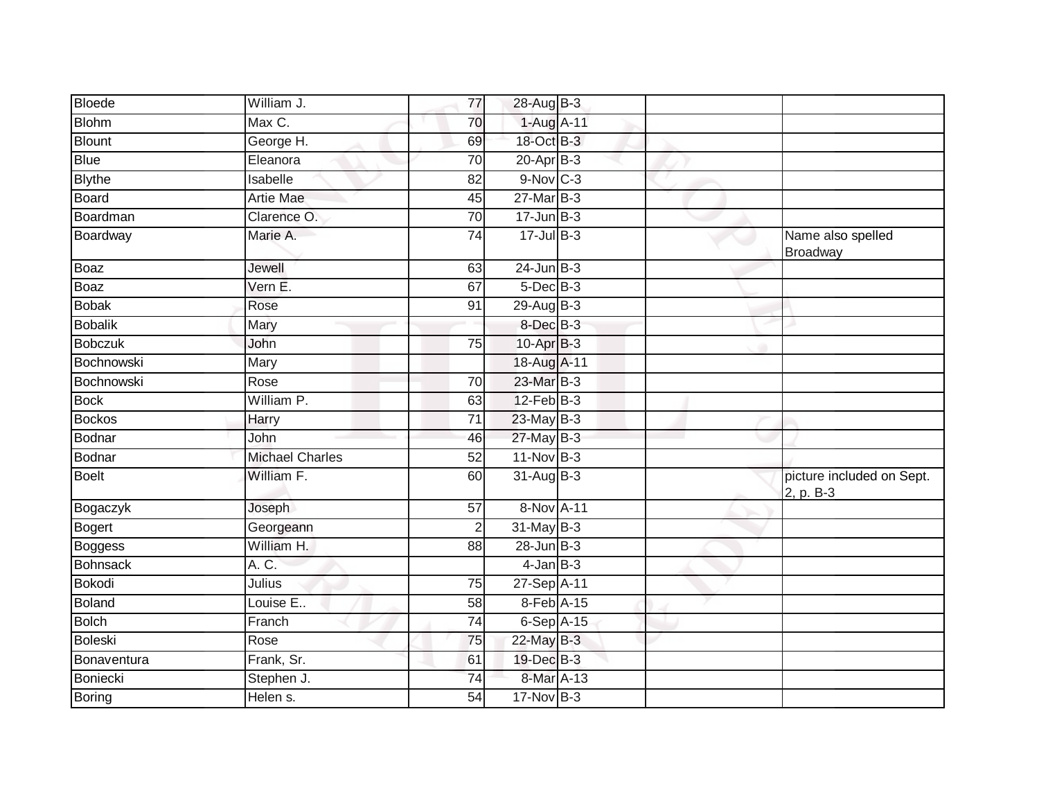| | | | | | | |
|---|---|---|---|---|---|---|
| Bloede | William J. | 77 | 28-Aug | B-3 | | |
| Blohm | Max C. | 70 | 1-Aug | A-11 | | |
| Blount | George H. | 69 | 18-Oct | B-3 | | |
| Blue | Eleanora | 70 | 20-Apr | B-3 | | |
| Blythe | Isabelle | 82 | 9-Nov | C-3 | | |
| Board | Artie Mae | 45 | 27-Mar | B-3 | | |
| Boardman | Clarence O. | 70 | 17-Jun | B-3 | | |
| Boardway | Marie A. | 74 | 17-Jul | B-3 | | Name also spelled Broadway |
| Boaz | Jewell | 63 | 24-Jun | B-3 | | |
| Boaz | Vern E. | 67 | 5-Dec | B-3 | | |
| Bobak | Rose | 91 | 29-Aug | B-3 | | |
| Bobalik | Mary | | 8-Dec | B-3 | | |
| Bobczuk | John | 75 | 10-Apr | B-3 | | |
| Bochnowski | Mary | | 18-Aug | A-11 | | |
| Bochnowski | Rose | 70 | 23-Mar | B-3 | | |
| Bock | William P. | 63 | 12-Feb | B-3 | | |
| Bockos | Harry | 71 | 23-May | B-3 | | |
| Bodnar | John | 46 | 27-May | B-3 | | |
| Bodnar | Michael Charles | 52 | 11-Nov | B-3 | | |
| Boelt | William F. | 60 | 31-Aug | B-3 | | picture included on Sept. 2, p. B-3 |
| Bogaczyk | Joseph | 57 | 8-Nov | A-11 | | |
| Bogert | Georgeann | 2 | 31-May | B-3 | | |
| Boggess | William H. | 88 | 28-Jun | B-3 | | |
| Bohnsack | A. C. | | 4-Jan | B-3 | | |
| Bokodi | Julius | 75 | 27-Sep | A-11 | | |
| Boland | Louise E.. | 58 | 8-Feb | A-15 | | |
| Bolch | Franch | 74 | 6-Sep | A-15 | | |
| Boleski | Rose | 75 | 22-May | B-3 | | |
| Bonaventura | Frank, Sr. | 61 | 19-Dec | B-3 | | |
| Boniecki | Stephen J. | 74 | 8-Mar | A-13 | | |
| Boring | Helen s. | 54 | 17-Nov | B-3 | | |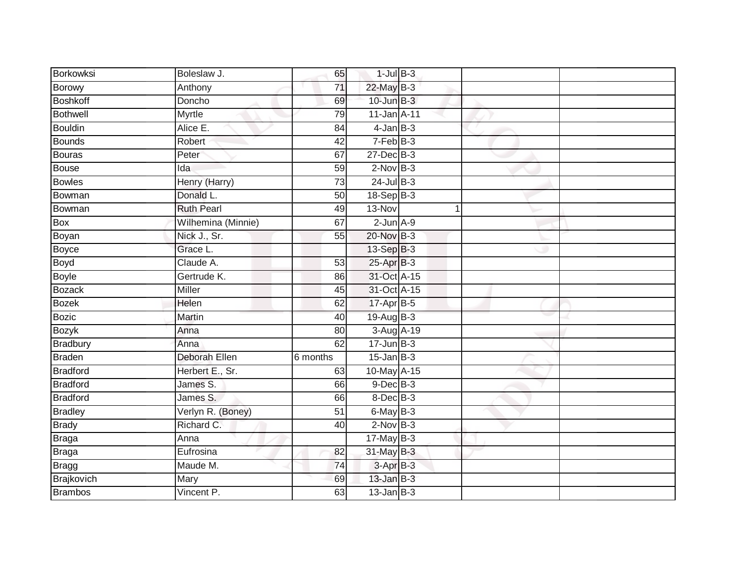| Borkowksi | Boleslaw J. | 65 | 1-Jul | B-3 | | |
|---|---|---|---|---|---|---|
| Borowy | Anthony | 71 | 22-May | B-3 | | |
| Boshkoff | Doncho | 69 | 10-Jun | B-3 | | |
| Bothwell | Myrtle | 79 | 11-Jan | A-11 | | |
| Bouldin | Alice E. | 84 | 4-Jan | B-3 | | |
| Bounds | Robert | 42 | 7-Feb | B-3 | | |
| Bouras | Peter | 67 | 27-Dec | B-3 | | |
| Bouse | Ida | 59 | 2-Nov | B-3 | | |
| Bowles | Henry (Harry) | 73 | 24-Jul | B-3 | | |
| Bowman | Donald L. | 50 | 18-Sep | B-3 | | |
| Bowman | Ruth Pearl | 49 | 13-Nov | 1 | | |
| Box | Wilhemina (Minnie) | 67 | 2-Jun | A-9 | | |
| Boyan | Nick J., Sr. | 55 | 20-Nov | B-3 | | |
| Boyce | Grace L. | | 13-Sep | B-3 | | |
| Boyd | Claude A. | 53 | 25-Apr | B-3 | | |
| Boyle | Gertrude K. | 86 | 31-Oct | A-15 | | |
| Bozack | Miller | 45 | 31-Oct | A-15 | | |
| Bozek | Helen | 62 | 17-Apr | B-5 | | |
| Bozic | Martin | 40 | 19-Aug | B-3 | | |
| Bozyk | Anna | 80 | 3-Aug | A-19 | | |
| Bradbury | Anna | 62 | 17-Jun | B-3 | | |
| Braden | Deborah Ellen | 6 months | 15-Jan | B-3 | | |
| Bradford | Herbert E., Sr. | 63 | 10-May | A-15 | | |
| Bradford | James S. | 66 | 9-Dec | B-3 | | |
| Bradford | James S. | 66 | 8-Dec | B-3 | | |
| Bradley | Verlyn R. (Boney) | 51 | 6-May | B-3 | | |
| Brady | Richard C. | 40 | 2-Nov | B-3 | | |
| Braga | Anna | | 17-May | B-3 | | |
| Braga | Eufrosina | 82 | 31-May | B-3 | | |
| Bragg | Maude M. | 74 | 3-Apr | B-3 | | |
| Brajkovich | Mary | 69 | 13-Jan | B-3 | | |
| Brambos | Vincent P. | 63 | 13-Jan | B-3 | | |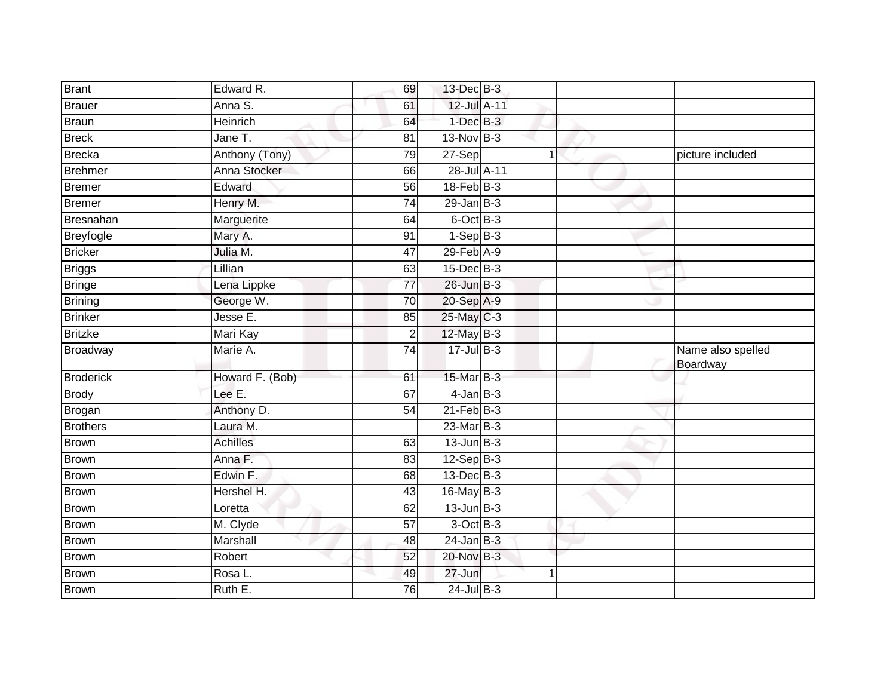| | | | | | | | |
|---|---|---|---|---|---|---|---|
| Brant | Edward R. | 69 | 13-Dec | B-3 | | | |
| Brauer | Anna S. | 61 | 12-Jul | A-11 | | | |
| Braun | Heinrich | 64 | 1-Dec | B-3 | | | |
| Breck | Jane T. | 81 | 13-Nov | B-3 | | | |
| Brecka | Anthony (Tony) | 79 | 27-Sep | | 1 | | picture included |
| Brehmer | Anna Stocker | 66 | 28-Jul | A-11 | | | |
| Bremer | Edward | 56 | 18-Feb | B-3 | | | |
| Bremer | Henry M. | 74 | 29-Jan | B-3 | | | |
| Bresnahan | Marguerite | 64 | 6-Oct | B-3 | | | |
| Breyfogle | Mary A. | 91 | 1-Sep | B-3 | | | |
| Bricker | Julia M. | 47 | 29-Feb | A-9 | | | |
| Briggs | Lillian | 63 | 15-Dec | B-3 | | | |
| Bringe | Lena Lippke | 77 | 26-Jun | B-3 | | | |
| Brining | George W. | 70 | 20-Sep | A-9 | | | |
| Brinker | Jesse E. | 85 | 25-May | C-3 | | | |
| Britzke | Mari Kay | 2 | 12-May | B-3 | | | |
| Broadway | Marie A. | 74 | 17-Jul | B-3 | | | Name also spelled Boardway |
| Broderick | Howard F. (Bob) | 61 | 15-Mar | B-3 | | | |
| Brody | Lee E. | 67 | 4-Jan | B-3 | | | |
| Brogan | Anthony D. | 54 | 21-Feb | B-3 | | | |
| Brothers | Laura M. | | 23-Mar | B-3 | | | |
| Brown | Achilles | 63 | 13-Jun | B-3 | | | |
| Brown | Anna F. | 83 | 12-Sep | B-3 | | | |
| Brown | Edwin F. | 68 | 13-Dec | B-3 | | | |
| Brown | Hershel H. | 43 | 16-May | B-3 | | | |
| Brown | Loretta | 62 | 13-Jun | B-3 | | | |
| Brown | M. Clyde | 57 | 3-Oct | B-3 | | | |
| Brown | Marshall | 48 | 24-Jan | B-3 | | | |
| Brown | Robert | 52 | 20-Nov | B-3 | | | |
| Brown | Rosa L. | 49 | 27-Jun | | 1 | | |
| Brown | Ruth E. | 76 | 24-Jul | B-3 | | | |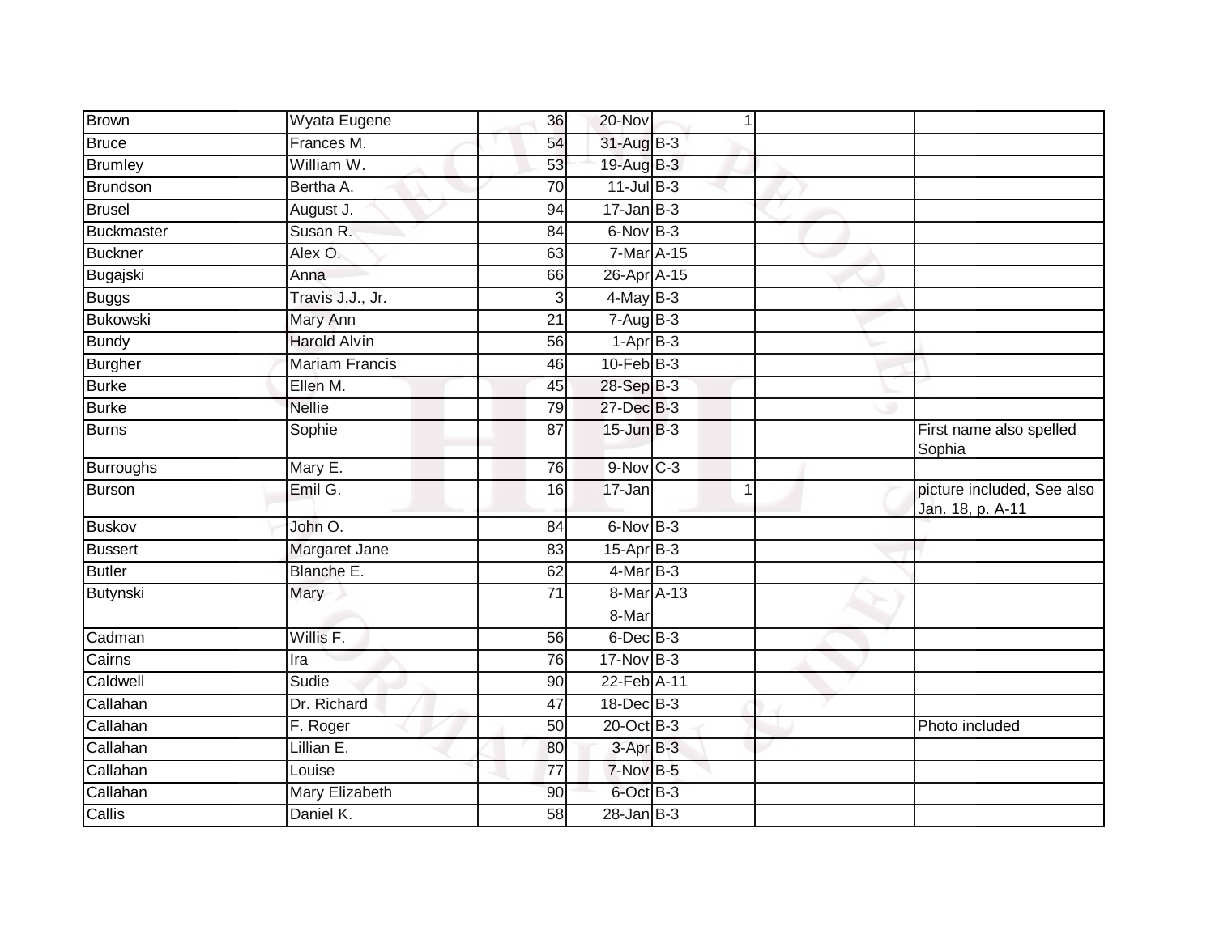| | | | | | | |
|---|---|---|---|---|---|---|
| Brown | Wyata Eugene | 36 | 20-Nov | 1 | | |
| Bruce | Frances M. | 54 | 31-Aug | B-3 | | |
| Brumley | William W. | 53 | 19-Aug | B-3 | | |
| Brundson | Bertha A. | 70 | 11-Jul | B-3 | | |
| Brusel | August J. | 94 | 17-Jan | B-3 | | |
| Buckmaster | Susan R. | 84 | 6-Nov | B-3 | | |
| Buckner | Alex O. | 63 | 7-Mar | A-15 | | |
| Bugajski | Anna | 66 | 26-Apr | A-15 | | |
| Buggs | Travis J.J., Jr. | 3 | 4-May | B-3 | | |
| Bukowski | Mary Ann | 21 | 7-Aug | B-3 | | |
| Bundy | Harold Alvin | 56 | 1-Apr | B-3 | | |
| Burgher | Mariam Francis | 46 | 10-Feb | B-3 | | |
| Burke | Ellen M. | 45 | 28-Sep | B-3 | | |
| Burke | Nellie | 79 | 27-Dec | B-3 | | |
| Burns | Sophie | 87 | 15-Jun | B-3 | | First name also spelled Sophia |
| Burroughs | Mary E. | 76 | 9-Nov | C-3 | | |
| Burson | Emil G. | 16 | 17-Jan | 1 | | picture included, See also Jan. 18, p. A-11 |
| Buskov | John O. | 84 | 6-Nov | B-3 | | |
| Bussert | Margaret Jane | 83 | 15-Apr | B-3 | | |
| Butler | Blanche E. | 62 | 4-Mar | B-3 | | |
| Butynski | Mary | 71 | 8-Mar 8-Mar | A-13 | | |
| Cadman | Willis F. | 56 | 6-Dec | B-3 | | |
| Cairns | Ira | 76 | 17-Nov | B-3 | | |
| Caldwell | Sudie | 90 | 22-Feb | A-11 | | |
| Callahan | Dr. Richard | 47 | 18-Dec | B-3 | | |
| Callahan | F. Roger | 50 | 20-Oct | B-3 | | Photo included |
| Callahan | Lillian E. | 80 | 3-Apr | B-3 | | |
| Callahan | Louise | 77 | 7-Nov | B-5 | | |
| Callahan | Mary Elizabeth | 90 | 6-Oct | B-3 | | |
| Callis | Daniel K. | 58 | 28-Jan | B-3 | | |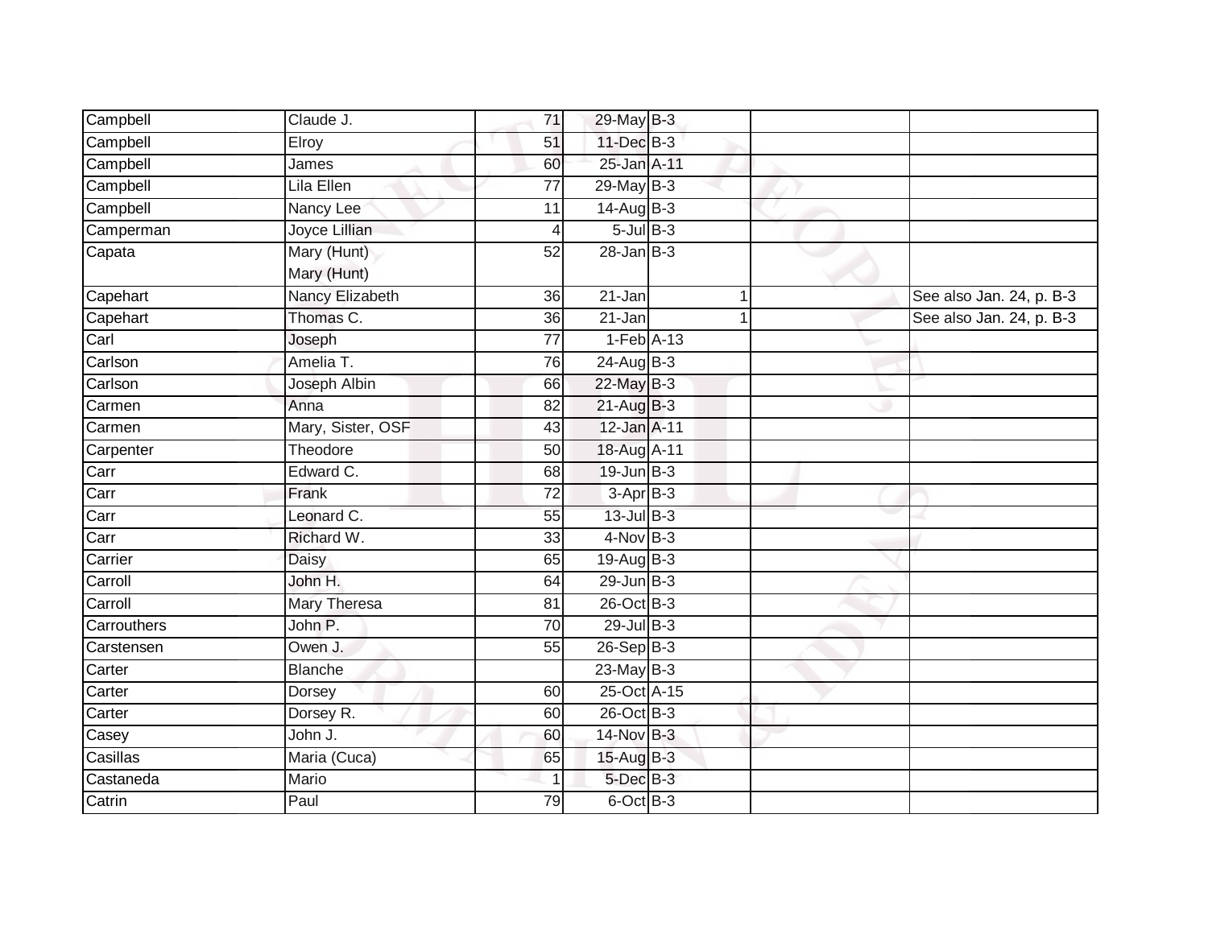| | | | | | | |
|---|---|---|---|---|---|---|
| Campbell | Claude J. | 71 | 29-May | B-3 | | |
| Campbell | Elroy | 51 | 11-Dec | B-3 | | |
| Campbell | James | 60 | 25-Jan | A-11 | | |
| Campbell | Lila Ellen | 77 | 29-May | B-3 | | |
| Campbell | Nancy Lee | 11 | 14-Aug | B-3 | | |
| Camperman | Joyce Lillian | 4 | 5-Jul | B-3 | | |
| Capata | Mary (Hunt) Mary (Hunt) | 52 | 28-Jan | B-3 | | |
| Capehart | Nancy Elizabeth | 36 | 21-Jan | 1 | | See also Jan. 24, p. B-3 |
| Capehart | Thomas C. | 36 | 21-Jan | 1 | | See also Jan. 24, p. B-3 |
| Carl | Joseph | 77 | 1-Feb | A-13 | | |
| Carlson | Amelia T. | 76 | 24-Aug | B-3 | | |
| Carlson | Joseph Albin | 66 | 22-May | B-3 | | |
| Carmen | Anna | 82 | 21-Aug | B-3 | | |
| Carmen | Mary, Sister, OSF | 43 | 12-Jan | A-11 | | |
| Carpenter | Theodore | 50 | 18-Aug | A-11 | | |
| Carr | Edward C. | 68 | 19-Jun | B-3 | | |
| Carr | Frank | 72 | 3-Apr | B-3 | | |
| Carr | Leonard C. | 55 | 13-Jul | B-3 | | |
| Carr | Richard W. | 33 | 4-Nov | B-3 | | |
| Carrier | Daisy | 65 | 19-Aug | B-3 | | |
| Carroll | John H. | 64 | 29-Jun | B-3 | | |
| Carroll | Mary Theresa | 81 | 26-Oct | B-3 | | |
| Carrouthers | John P. | 70 | 29-Jul | B-3 | | |
| Carstensen | Owen J. | 55 | 26-Sep | B-3 | | |
| Carter | Blanche | | 23-May | B-3 | | |
| Carter | Dorsey | 60 | 25-Oct | A-15 | | |
| Carter | Dorsey R. | 60 | 26-Oct | B-3 | | |
| Casey | John J. | 60 | 14-Nov | B-3 | | |
| Casillas | Maria (Cuca) | 65 | 15-Aug | B-3 | | |
| Castaneda | Mario | 1 | 5-Dec | B-3 | | |
| Catrin | Paul | 79 | 6-Oct | B-3 | | |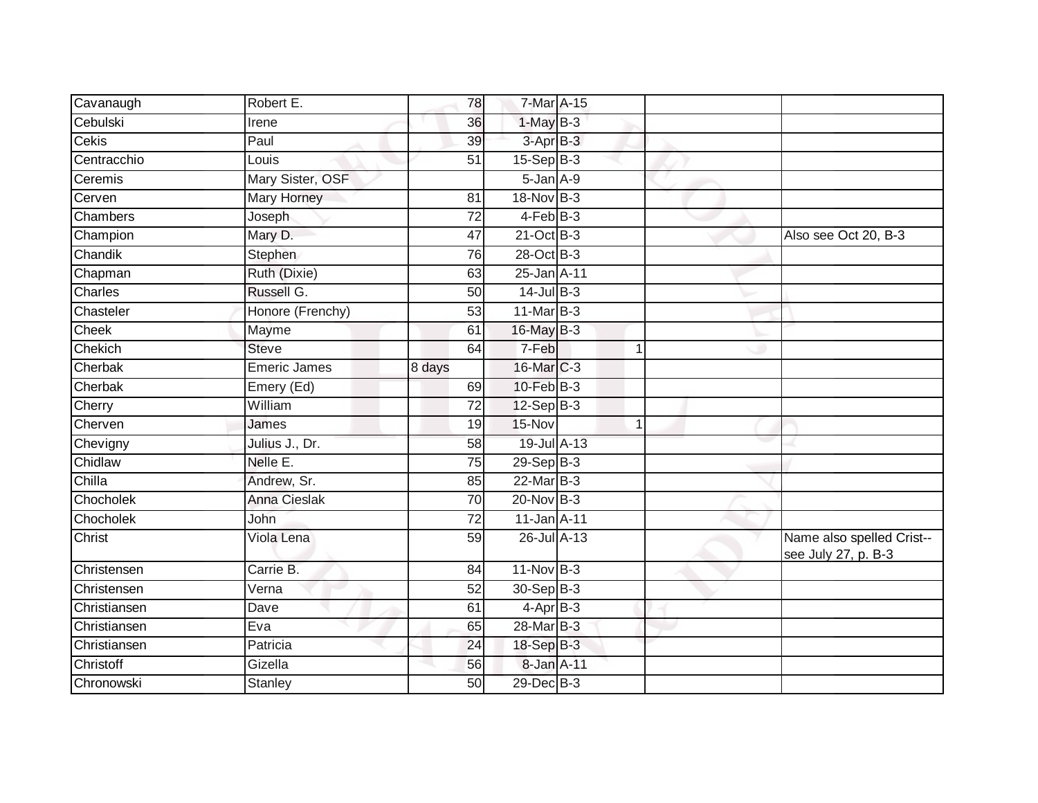| | | | | | | | |
|---|---|---|---|---|---|---|---|
| Cavanaugh | Robert E. | 78 | 7-Mar | A-15 | | | |
| Cebulski | Irene | 36 | 1-May | B-3 | | | |
| Cekis | Paul | 39 | 3-Apr | B-3 | | | |
| Centracchio | Louis | 51 | 15-Sep | B-3 | | | |
| Ceremis | Mary Sister, OSF | | 5-Jan | A-9 | | | |
| Cerven | Mary Horney | 81 | 18-Nov | B-3 | | | |
| Chambers | Joseph | 72 | 4-Feb | B-3 | | | |
| Champion | Mary D. | 47 | 21-Oct | B-3 | | | Also see Oct 20, B-3 |
| Chandik | Stephen | 76 | 28-Oct | B-3 | | | |
| Chapman | Ruth (Dixie) | 63 | 25-Jan | A-11 | | | |
| Charles | Russell G. | 50 | 14-Jul | B-3 | | | |
| Chasteler | Honore (Frenchy) | 53 | 11-Mar | B-3 | | | |
| Cheek | Mayme | 61 | 16-May | B-3 | | | |
| Chekich | Steve | 64 | 7-Feb | | 1 | | |
| Cherbak | Emeric James | 8 days | 16-Mar | C-3 | | | |
| Cherbak | Emery (Ed) | 69 | 10-Feb | B-3 | | | |
| Cherry | William | 72 | 12-Sep | B-3 | | | |
| Cherven | James | 19 | 15-Nov | | 1 | | |
| Chevigny | Julius J., Dr. | 58 | 19-Jul | A-13 | | | |
| Chidlaw | Nelle E. | 75 | 29-Sep | B-3 | | | |
| Chilla | Andrew, Sr. | 85 | 22-Mar | B-3 | | | |
| Chocholek | Anna Cieslak | 70 | 20-Nov | B-3 | | | |
| Chocholek | John | 72 | 11-Jan | A-11 | | | |
| Christ | Viola Lena | 59 | 26-Jul | A-13 | | | Name also spelled Crist--see July 27, p. B-3 |
| Christensen | Carrie B. | 84 | 11-Nov | B-3 | | | |
| Christensen | Verna | 52 | 30-Sep | B-3 | | | |
| Christiansen | Dave | 61 | 4-Apr | B-3 | | | |
| Christiansen | Eva | 65 | 28-Mar | B-3 | | | |
| Christiansen | Patricia | 24 | 18-Sep | B-3 | | | |
| Christoff | Gizella | 56 | 8-Jan | A-11 | | | |
| Chronowski | Stanley | 50 | 29-Dec | B-3 | | | |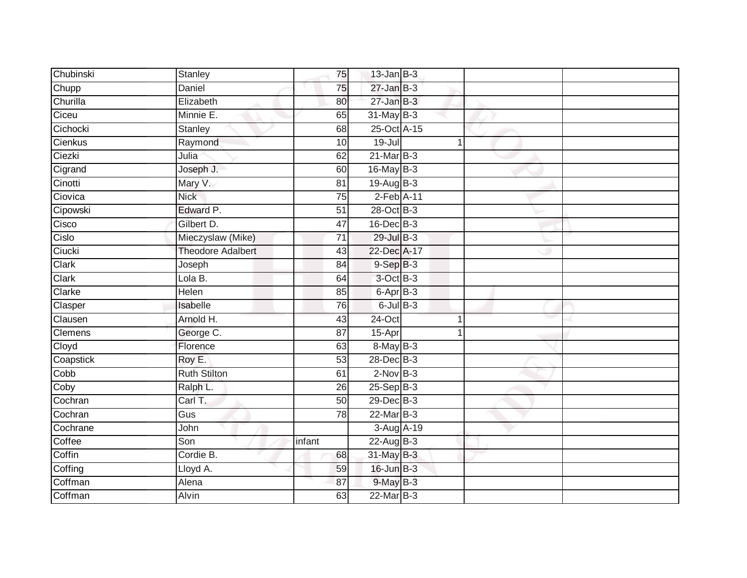| | | | | | | | |
|---|---|---|---|---|---|---|---|
| Chubinski | Stanley | 75 | 13-Jan | B-3 | | | |
| Chupp | Daniel | 75 | 27-Jan | B-3 | | | |
| Churilla | Elizabeth | 80 | 27-Jan | B-3 | | | |
| Ciceu | Minnie E. | 65 | 31-May | B-3 | | | |
| Cichocki | Stanley | 68 | 25-Oct | A-15 | | | |
| Cienkus | Raymond | 10 | 19-Jul | | 1 | | |
| Ciezki | Julia | 62 | 21-Mar | B-3 | | | |
| Cigrand | Joseph J. | 60 | 16-May | B-3 | | | |
| Cinotti | Mary V. | 81 | 19-Aug | B-3 | | | |
| Ciovica | Nick | 75 | 2-Feb | A-11 | | | |
| Cipowski | Edward P. | 51 | 28-Oct | B-3 | | | |
| Cisco | Gilbert D. | 47 | 16-Dec | B-3 | | | |
| Cislo | Mieczyslaw (Mike) | 71 | 29-Jul | B-3 | | | |
| Ciucki | Theodore Adalbert | 43 | 22-Dec | A-17 | | | |
| Clark | Joseph | 84 | 9-Sep | B-3 | | | |
| Clark | Lola B. | 64 | 3-Oct | B-3 | | | |
| Clarke | Helen | 85 | 6-Apr | B-3 | | | |
| Clasper | Isabelle | 76 | 6-Jul | B-3 | | | |
| Clausen | Arnold H. | 43 | 24-Oct | | 1 | | |
| Clemens | George C. | 87 | 15-Apr | | 1 | | |
| Cloyd | Florence | 63 | 8-May | B-3 | | | |
| Coapstick | Roy E. | 53 | 28-Dec | B-3 | | | |
| Cobb | Ruth Stilton | 61 | 2-Nov | B-3 | | | |
| Coby | Ralph L. | 26 | 25-Sep | B-3 | | | |
| Cochran | Carl T. | 50 | 29-Dec | B-3 | | | |
| Cochran | Gus | 78 | 22-Mar | B-3 | | | |
| Cochrane | John | | 3-Aug | A-19 | | | |
| Coffee | Son | infant | 22-Aug | B-3 | | | |
| Coffin | Cordie B. | 68 | 31-May | B-3 | | | |
| Coffing | Lloyd A. | 59 | 16-Jun | B-3 | | | |
| Coffman | Alena | 87 | 9-May | B-3 | | | |
| Coffman | Alvin | 63 | 22-Mar | B-3 | | | |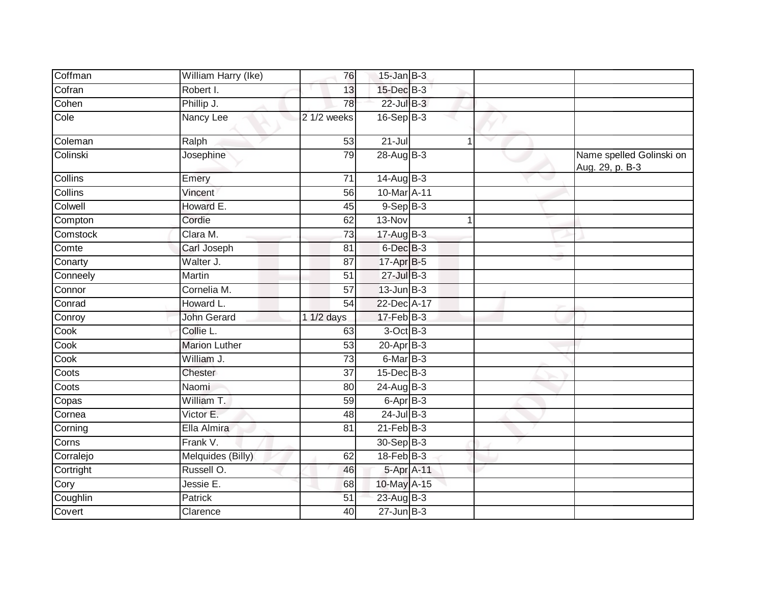| | | | | | | | |
|---|---|---|---|---|---|---|---|
| Coffman | William Harry (Ike) | 76 | 15-Jan | B-3 | | | |
| Cofran | Robert I. | 13 | 15-Dec | B-3 | | | |
| Cohen | Phillip J. | 78 | 22-Jul | B-3 | | | |
| Cole | Nancy Lee | 2 1/2 weeks | 16-Sep | B-3 | | | |
| Coleman | Ralph | 53 | 21-Jul | | 1 | | |
| Colinski | Josephine | 79 | 28-Aug | B-3 | | | Name spelled Golinski on Aug. 29, p. B-3 |
| Collins | Emery | 71 | 14-Aug | B-3 | | | |
| Collins | Vincent | 56 | 10-Mar | A-11 | | | |
| Colwell | Howard E. | 45 | 9-Sep | B-3 | | | |
| Compton | Cordie | 62 | 13-Nov | | 1 | | |
| Comstock | Clara M. | 73 | 17-Aug | B-3 | | | |
| Comte | Carl Joseph | 81 | 6-Dec | B-3 | | | |
| Conarty | Walter J. | 87 | 17-Apr | B-5 | | | |
| Conneely | Martin | 51 | 27-Jul | B-3 | | | |
| Connor | Cornelia M. | 57 | 13-Jun | B-3 | | | |
| Conrad | Howard L. | 54 | 22-Dec | A-17 | | | |
| Conroy | John Gerard | 1 1/2 days | 17-Feb | B-3 | | | |
| Cook | Collie L. | 63 | 3-Oct | B-3 | | | |
| Cook | Marion Luther | 53 | 20-Apr | B-3 | | | |
| Cook | William J. | 73 | 6-Mar | B-3 | | | |
| Coots | Chester | 37 | 15-Dec | B-3 | | | |
| Coots | Naomi | 80 | 24-Aug | B-3 | | | |
| Copas | William T. | 59 | 6-Apr | B-3 | | | |
| Cornea | Victor E. | 48 | 24-Jul | B-3 | | | |
| Corning | Ella Almira | 81 | 21-Feb | B-3 | | | |
| Corns | Frank V. | | 30-Sep | B-3 | | | |
| Corralejo | Melquides (Billy) | 62 | 18-Feb | B-3 | | | |
| Cortright | Russell O. | 46 | 5-Apr | A-11 | | | |
| Cory | Jessie E. | 68 | 10-May | A-15 | | | |
| Coughlin | Patrick | 51 | 23-Aug | B-3 | | | |
| Covert | Clarence | 40 | 27-Jun | B-3 | | | |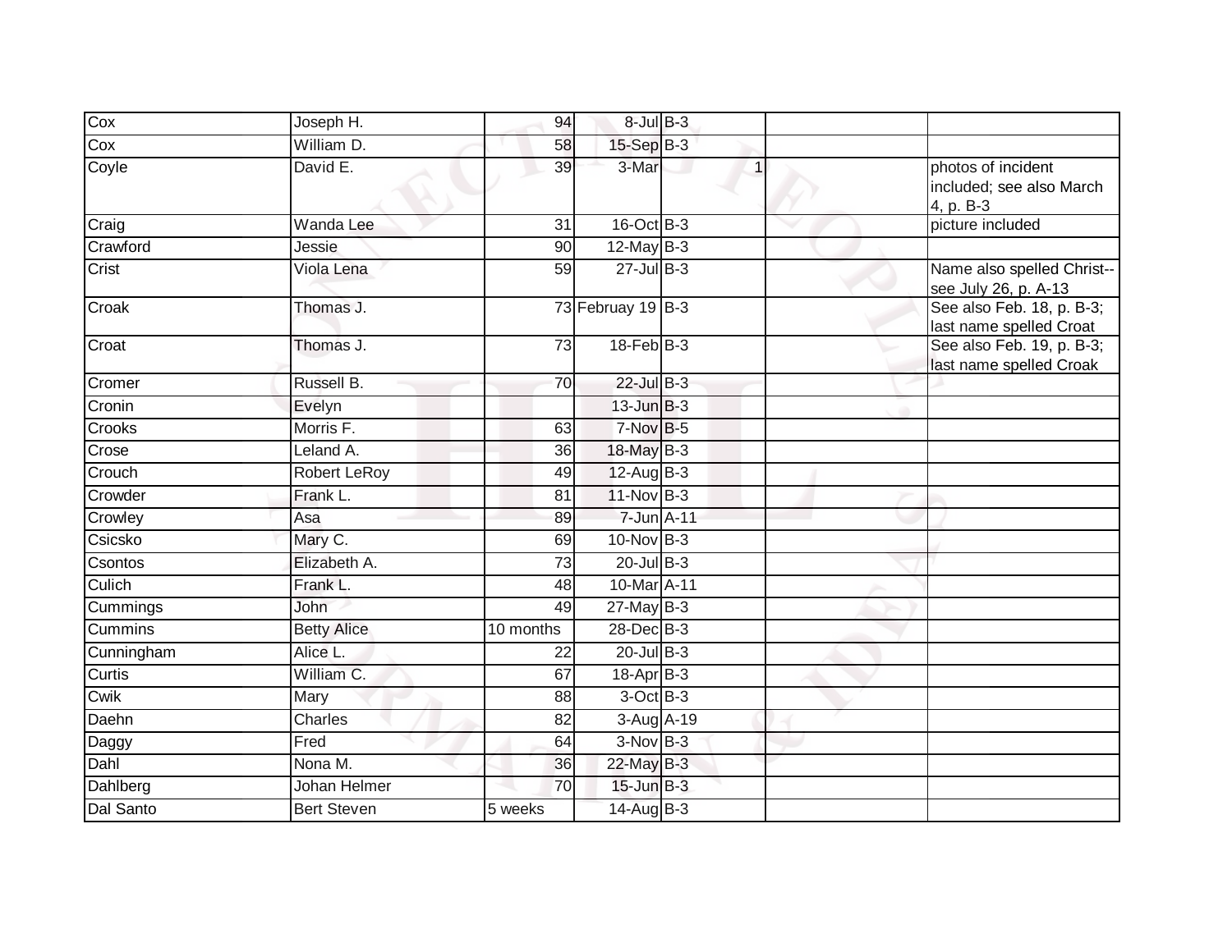| | | | | | | |
|---|---|---|---|---|---|---|
| Cox | Joseph H. | 94 | 8-Jul | B-3 | | |
| Cox | William D. | 58 | 15-Sep | B-3 | | |
| Coyle | David E. | 39 | 3-Mar | 1 | | photos of incident included; see also March 4, p. B-3 |
| Craig | Wanda Lee | 31 | 16-Oct | B-3 | | picture included |
| Crawford | Jessie | 90 | 12-May | B-3 | | |
| Crist | Viola Lena | 59 | 27-Jul | B-3 | | Name also spelled Christ--see July 26, p. A-13 |
| Croak | Thomas J. | 73 | Februay 19 | B-3 | | See also Feb. 18, p. B-3; last name spelled Croat |
| Croat | Thomas J. | 73 | 18-Feb | B-3 | | See also Feb. 19, p. B-3; last name spelled Croak |
| Cromer | Russell B. | 70 | 22-Jul | B-3 | | |
| Cronin | Evelyn | | 13-Jun | B-3 | | |
| Crooks | Morris F. | 63 | 7-Nov | B-5 | | |
| Crose | Leland A. | 36 | 18-May | B-3 | | |
| Crouch | Robert LeRoy | 49 | 12-Aug | B-3 | | |
| Crowder | Frank L. | 81 | 11-Nov | B-3 | | |
| Crowley | Asa | 89 | 7-Jun | A-11 | | |
| Csicsko | Mary C. | 69 | 10-Nov | B-3 | | |
| Csontos | Elizabeth A. | 73 | 20-Jul | B-3 | | |
| Culich | Frank L. | 48 | 10-Mar | A-11 | | |
| Cummings | John | 49 | 27-May | B-3 | | |
| Cummins | Betty Alice | 10 months | 28-Dec | B-3 | | |
| Cunningham | Alice L. | 22 | 20-Jul | B-3 | | |
| Curtis | William C. | 67 | 18-Apr | B-3 | | |
| Cwik | Mary | 88 | 3-Oct | B-3 | | |
| Daehn | Charles | 82 | 3-Aug | A-19 | | |
| Daggy | Fred | 64 | 3-Nov | B-3 | | |
| Dahl | Nona M. | 36 | 22-May | B-3 | | |
| Dahlberg | Johan Helmer | 70 | 15-Jun | B-3 | | |
| Dal Santo | Bert Steven | 5 weeks | 14-Aug | B-3 | | |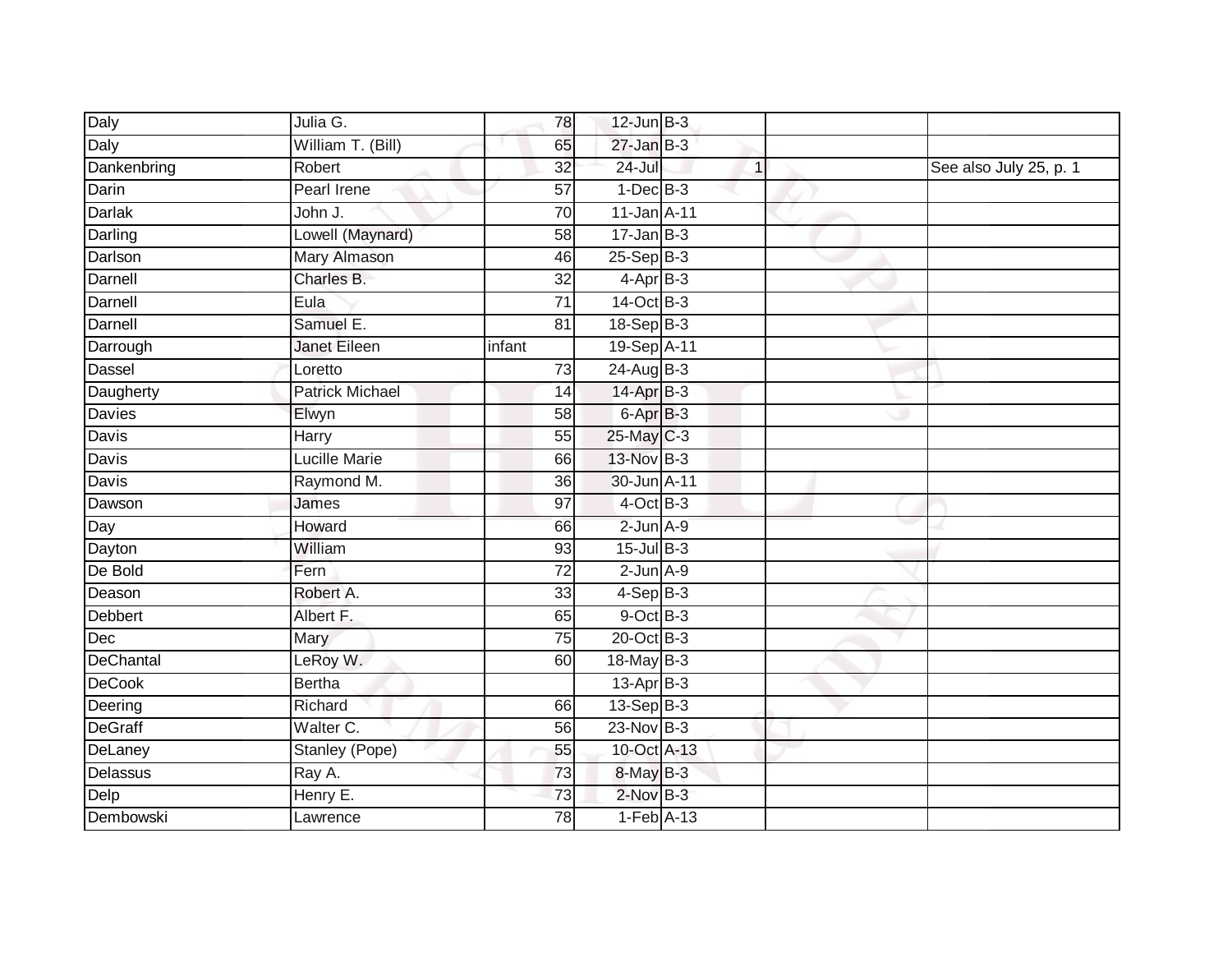| | | | | | | | |
|---|---|---|---|---|---|---|---|
| Daly | Julia G. | 78 | 12-Jun | B-3 | | | |
| Daly | William T. (Bill) | 65 | 27-Jan | B-3 | | | |
| Dankenbring | Robert | 32 | 24-Jul | | 1 | | See also July 25, p. 1 |
| Darin | Pearl Irene | 57 | 1-Dec | B-3 | | | |
| Darlak | John J. | 70 | 11-Jan | A-11 | | | |
| Darling | Lowell (Maynard) | 58 | 17-Jan | B-3 | | | |
| Darlson | Mary Almason | 46 | 25-Sep | B-3 | | | |
| Darnell | Charles B. | 32 | 4-Apr | B-3 | | | |
| Darnell | Eula | 71 | 14-Oct | B-3 | | | |
| Darnell | Samuel E. | 81 | 18-Sep | B-3 | | | |
| Darrough | Janet Eileen | infant | 19-Sep | A-11 | | | |
| Dassel | Loretto | 73 | 24-Aug | B-3 | | | |
| Daugherty | Patrick Michael | 14 | 14-Apr | B-3 | | | |
| Davies | Elwyn | 58 | 6-Apr | B-3 | | | |
| Davis | Harry | 55 | 25-May | C-3 | | | |
| Davis | Lucille Marie | 66 | 13-Nov | B-3 | | | |
| Davis | Raymond M. | 36 | 30-Jun | A-11 | | | |
| Dawson | James | 97 | 4-Oct | B-3 | | | |
| Day | Howard | 66 | 2-Jun | A-9 | | | |
| Dayton | William | 93 | 15-Jul | B-3 | | | |
| De Bold | Fern | 72 | 2-Jun | A-9 | | | |
| Deason | Robert A. | 33 | 4-Sep | B-3 | | | |
| Debbert | Albert F. | 65 | 9-Oct | B-3 | | | |
| Dec | Mary | 75 | 20-Oct | B-3 | | | |
| DeChantal | LeRoy W. | 60 | 18-May | B-3 | | | |
| DeCook | Bertha | | 13-Apr | B-3 | | | |
| Deering | Richard | 66 | 13-Sep | B-3 | | | |
| DeGraff | Walter C. | 56 | 23-Nov | B-3 | | | |
| DeLaney | Stanley (Pope) | 55 | 10-Oct | A-13 | | | |
| Delassus | Ray A. | 73 | 8-May | B-3 | | | |
| Delp | Henry E. | 73 | 2-Nov | B-3 | | | |
| Dembowski | Lawrence | 78 | 1-Feb | A-13 | | | |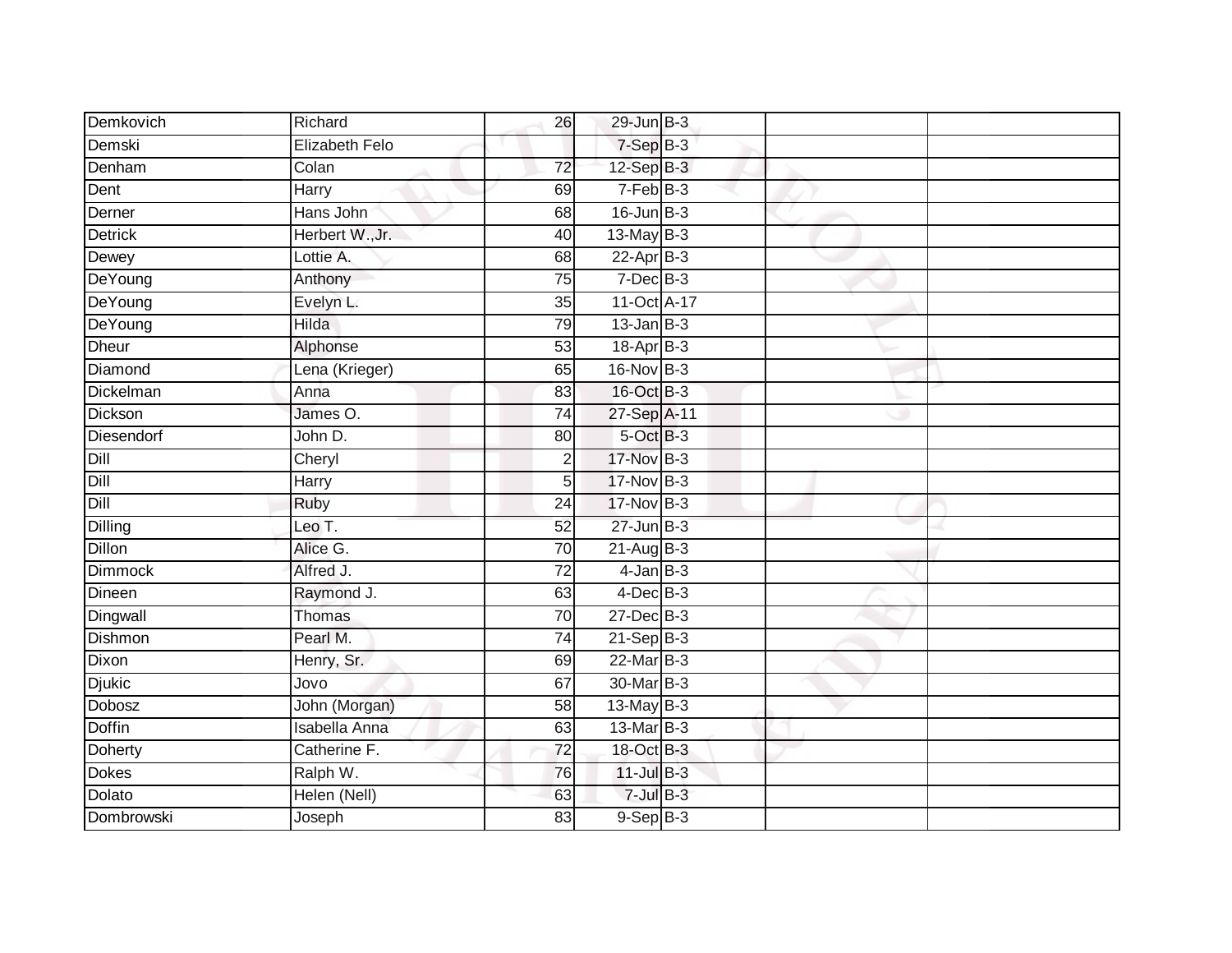| | | | | | | |
|---|---|---|---|---|---|---|
| Demkovich | Richard | 26 | 29-Jun | B-3 | | |
| Demski | Elizabeth Felo | | 7-Sep | B-3 | | |
| Denham | Colan | 72 | 12-Sep | B-3 | | |
| Dent | Harry | 69 | 7-Feb | B-3 | | |
| Derner | Hans John | 68 | 16-Jun | B-3 | | |
| Detrick | Herbert W.,Jr. | 40 | 13-May | B-3 | | |
| Dewey | Lottie A. | 68 | 22-Apr | B-3 | | |
| DeYoung | Anthony | 75 | 7-Dec | B-3 | | |
| DeYoung | Evelyn L. | 35 | 11-Oct | A-17 | | |
| DeYoung | Hilda | 79 | 13-Jan | B-3 | | |
| Dheur | Alphonse | 53 | 18-Apr | B-3 | | |
| Diamond | Lena (Krieger) | 65 | 16-Nov | B-3 | | |
| Dickelman | Anna | 83 | 16-Oct | B-3 | | |
| Dickson | James O. | 74 | 27-Sep | A-11 | | |
| Diesendorf | John D. | 80 | 5-Oct | B-3 | | |
| Dill | Cheryl | 2 | 17-Nov | B-3 | | |
| Dill | Harry | 5 | 17-Nov | B-3 | | |
| Dill | Ruby | 24 | 17-Nov | B-3 | | |
| Dilling | Leo T. | 52 | 27-Jun | B-3 | | |
| Dillon | Alice G. | 70 | 21-Aug | B-3 | | |
| Dimmock | Alfred J. | 72 | 4-Jan | B-3 | | |
| Dineen | Raymond J. | 63 | 4-Dec | B-3 | | |
| Dingwall | Thomas | 70 | 27-Dec | B-3 | | |
| Dishmon | Pearl M. | 74 | 21-Sep | B-3 | | |
| Dixon | Henry, Sr. | 69 | 22-Mar | B-3 | | |
| Djukic | Jovo | 67 | 30-Mar | B-3 | | |
| Dobosz | John (Morgan) | 58 | 13-May | B-3 | | |
| Doffin | Isabella Anna | 63 | 13-Mar | B-3 | | |
| Doherty | Catherine F. | 72 | 18-Oct | B-3 | | |
| Dokes | Ralph W. | 76 | 11-Jul | B-3 | | |
| Dolato | Helen (Nell) | 63 | 7-Jul | B-3 | | |
| Dombrowski | Joseph | 83 | 9-Sep | B-3 | | |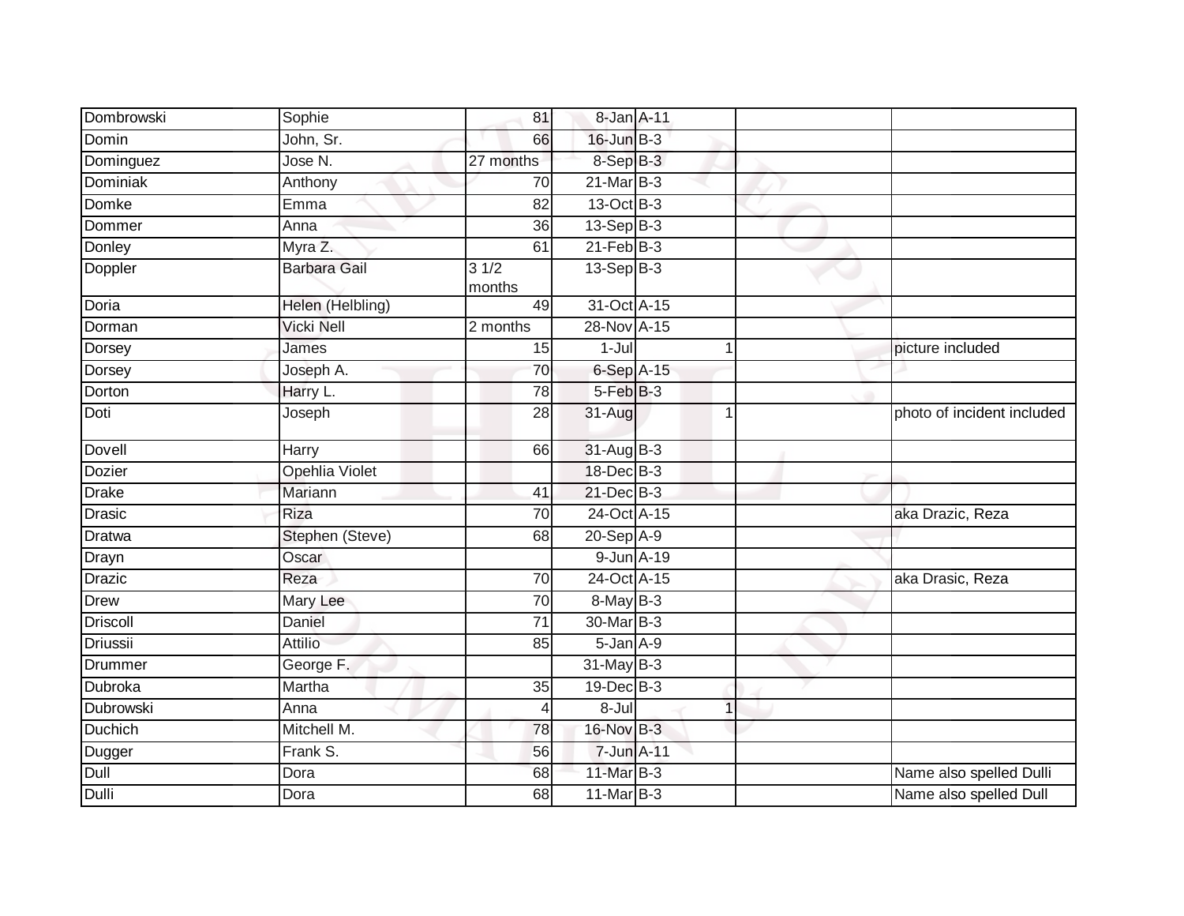| | | | | | | | |
|---|---|---|---|---|---|---|---|
| Dombrowski | Sophie | 81 | 8-Jan | A-11 | | | |
| Domin | John, Sr. | 66 | 16-Jun | B-3 | | | |
| Dominguez | Jose N. | 27 months | 8-Sep | B-3 | | | |
| Dominiak | Anthony | 70 | 21-Mar | B-3 | | | |
| Domke | Emma | 82 | 13-Oct | B-3 | | | |
| Dommer | Anna | 36 | 13-Sep | B-3 | | | |
| Donley | Myra Z. | 61 | 21-Feb | B-3 | | | |
| Doppler | Barbara Gail | 3 1/2 months | 13-Sep | B-3 | | | |
| Doria | Helen (Helbling) | 49 | 31-Oct | A-15 | | | |
| Dorman | Vicki Nell | 2 months | 28-Nov | A-15 | | | |
| Dorsey | James | 15 | 1-Jul | | 1 | | picture included |
| Dorsey | Joseph A. | 70 | 6-Sep | A-15 | | | |
| Dorton | Harry L. | 78 | 5-Feb | B-3 | | | |
| Doti | Joseph | 28 | 31-Aug | | 1 | | photo of incident included |
| Dovell | Harry | 66 | 31-Aug | B-3 | | | |
| Dozier | Opehlia Violet | | 18-Dec | B-3 | | | |
| Drake | Mariann | 41 | 21-Dec | B-3 | | | |
| Drasic | Riza | 70 | 24-Oct | A-15 | | | aka Drazic, Reza |
| Dratwa | Stephen (Steve) | 68 | 20-Sep | A-9 | | | |
| Drayn | Oscar | | 9-Jun | A-19 | | | |
| Drazic | Reza | 70 | 24-Oct | A-15 | | | aka Drasic, Reza |
| Drew | Mary Lee | 70 | 8-May | B-3 | | | |
| Driscoll | Daniel | 71 | 30-Mar | B-3 | | | |
| Driussii | Attilio | 85 | 5-Jan | A-9 | | | |
| Drummer | George F. | | 31-May | B-3 | | | |
| Dubroka | Martha | 35 | 19-Dec | B-3 | | | |
| Dubrowski | Anna | 4 | 8-Jul | | 1 | | |
| Duchich | Mitchell M. | 78 | 16-Nov | B-3 | | | |
| Dugger | Frank S. | 56 | 7-Jun | A-11 | | | |
| Dull | Dora | 68 | 11-Mar | B-3 | | | Name also spelled Dulli |
| Dulli | Dora | 68 | 11-Mar | B-3 | | | Name also spelled Dull |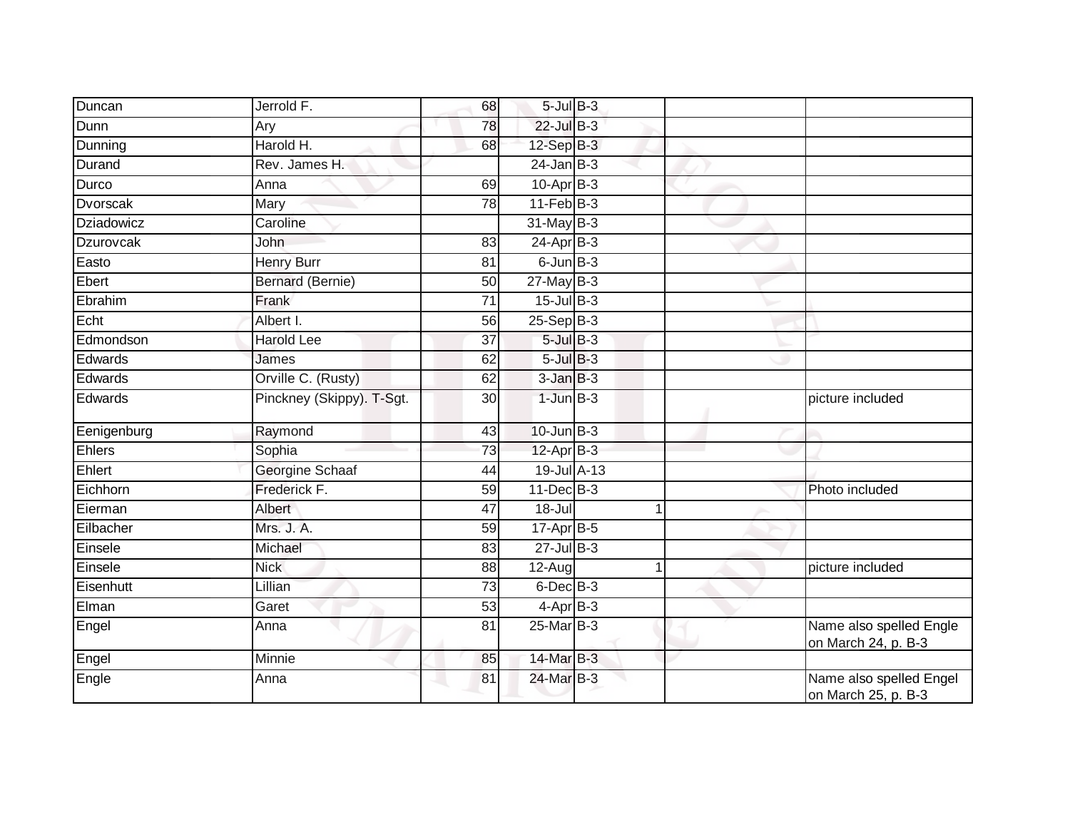| | | | | | | |
|---|---|---|---|---|---|---|
| Duncan | Jerrold F. | 68 | 5-Jul | B-3 | | |
| Dunn | Ary | 78 | 22-Jul | B-3 | | |
| Dunning | Harold H. | 68 | 12-Sep | B-3 | | |
| Durand | Rev. James H. | | 24-Jan | B-3 | | |
| Durco | Anna | 69 | 10-Apr | B-3 | | |
| Dvorscak | Mary | 78 | 11-Feb | B-3 | | |
| Dziadowicz | Caroline | | 31-May | B-3 | | |
| Dzurovcak | John | 83 | 24-Apr | B-3 | | |
| Easto | Henry Burr | 81 | 6-Jun | B-3 | | |
| Ebert | Bernard (Bernie) | 50 | 27-May | B-3 | | |
| Ebrahim | Frank | 71 | 15-Jul | B-3 | | |
| Echt | Albert I. | 56 | 25-Sep | B-3 | | |
| Edmondson | Harold Lee | 37 | 5-Jul | B-3 | | |
| Edwards | James | 62 | 5-Jul | B-3 | | |
| Edwards | Orville C. (Rusty) | 62 | 3-Jan | B-3 | | |
| Edwards | Pinckney (Skippy). T-Sgt. | 30 | 1-Jun | B-3 | | picture included |
| Eenigenburg | Raymond | 43 | 10-Jun | B-3 | | |
| Ehlers | Sophia | 73 | 12-Apr | B-3 | | |
| Ehlert | Georgine Schaaf | 44 | 19-Jul | A-13 | | |
| Eichhorn | Frederick F. | 59 | 11-Dec | B-3 | | Photo included |
| Eierman | Albert | 47 | 18-Jul | 1 | | |
| Eilbacher | Mrs. J. A. | 59 | 17-Apr | B-5 | | |
| Einsele | Michael | 83 | 27-Jul | B-3 | | |
| Einsele | Nick | 88 | 12-Aug | 1 | | picture included |
| Eisenhutt | Lillian | 73 | 6-Dec | B-3 | | |
| Elman | Garet | 53 | 4-Apr | B-3 | | |
| Engel | Anna | 81 | 25-Mar | B-3 | | Name also spelled Engle on March 24, p. B-3 |
| Engel | Minnie | 85 | 14-Mar | B-3 | | |
| Engle | Anna | 81 | 24-Mar | B-3 | | Name also spelled Engel on March 25, p. B-3 |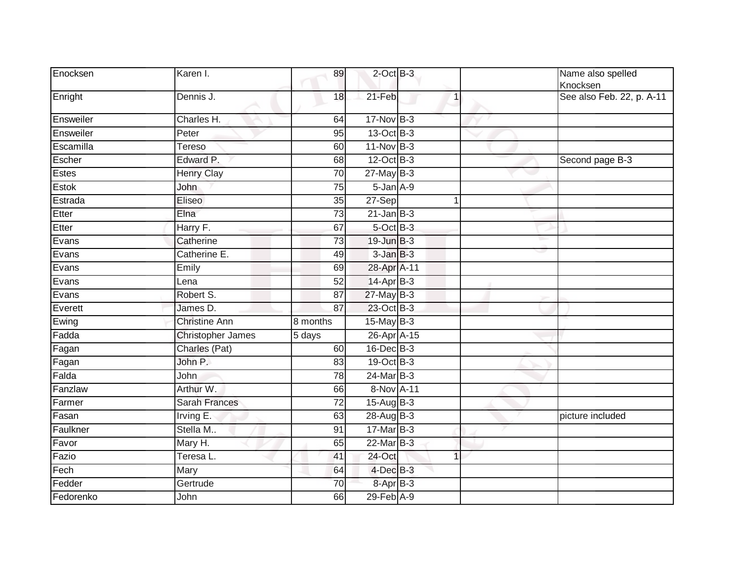| | | | | | | | |
|---|---|---|---|---|---|---|---|
| Enocksen | Karen I. | 89 | 2-Oct | B-3 | | | Name also spelled Knocksen |
| Enright | Dennis J. | 18 | 21-Feb | | 1 | | See also Feb. 22, p. A-11 |
| Ensweiler | Charles H. | 64 | 17-Nov | B-3 | | | |
| Ensweiler | Peter | 95 | 13-Oct | B-3 | | | |
| Escamilla | Tereso | 60 | 11-Nov | B-3 | | | |
| Escher | Edward P. | 68 | 12-Oct | B-3 | | | Second page B-3 |
| Estes | Henry Clay | 70 | 27-May | B-3 | | | |
| Estok | John | 75 | 5-Jan | A-9 | | | |
| Estrada | Eliseo | 35 | 27-Sep | | 1 | | |
| Etter | Elna | 73 | 21-Jan | B-3 | | | |
| Etter | Harry F. | 67 | 5-Oct | B-3 | | | |
| Evans | Catherine | 73 | 19-Jun | B-3 | | | |
| Evans | Catherine E. | 49 | 3-Jan | B-3 | | | |
| Evans | Emily | 69 | 28-Apr | A-11 | | | |
| Evans | Lena | 52 | 14-Apr | B-3 | | | |
| Evans | Robert S. | 87 | 27-May | B-3 | | | |
| Everett | James D. | 87 | 23-Oct | B-3 | | | |
| Ewing | Christine Ann | 8 months | 15-May | B-3 | | | |
| Fadda | Christopher James | 5 days | 26-Apr | A-15 | | | |
| Fagan | Charles (Pat) | 60 | 16-Dec | B-3 | | | |
| Fagan | John P. | 83 | 19-Oct | B-3 | | | |
| Falda | John | 78 | 24-Mar | B-3 | | | |
| Fanzlaw | Arthur W. | 66 | 8-Nov | A-11 | | | |
| Farmer | Sarah Frances | 72 | 15-Aug | B-3 | | | |
| Fasan | Irving E. | 63 | 28-Aug | B-3 | | | picture included |
| Faulkner | Stella M.. | 91 | 17-Mar | B-3 | | | |
| Favor | Mary H. | 65 | 22-Mar | B-3 | | | |
| Fazio | Teresa L. | 41 | 24-Oct | | 1 | | |
| Fech | Mary | 64 | 4-Dec | B-3 | | | |
| Fedder | Gertrude | 70 | 8-Apr | B-3 | | | |
| Fedorenko | John | 66 | 29-Feb | A-9 | | | |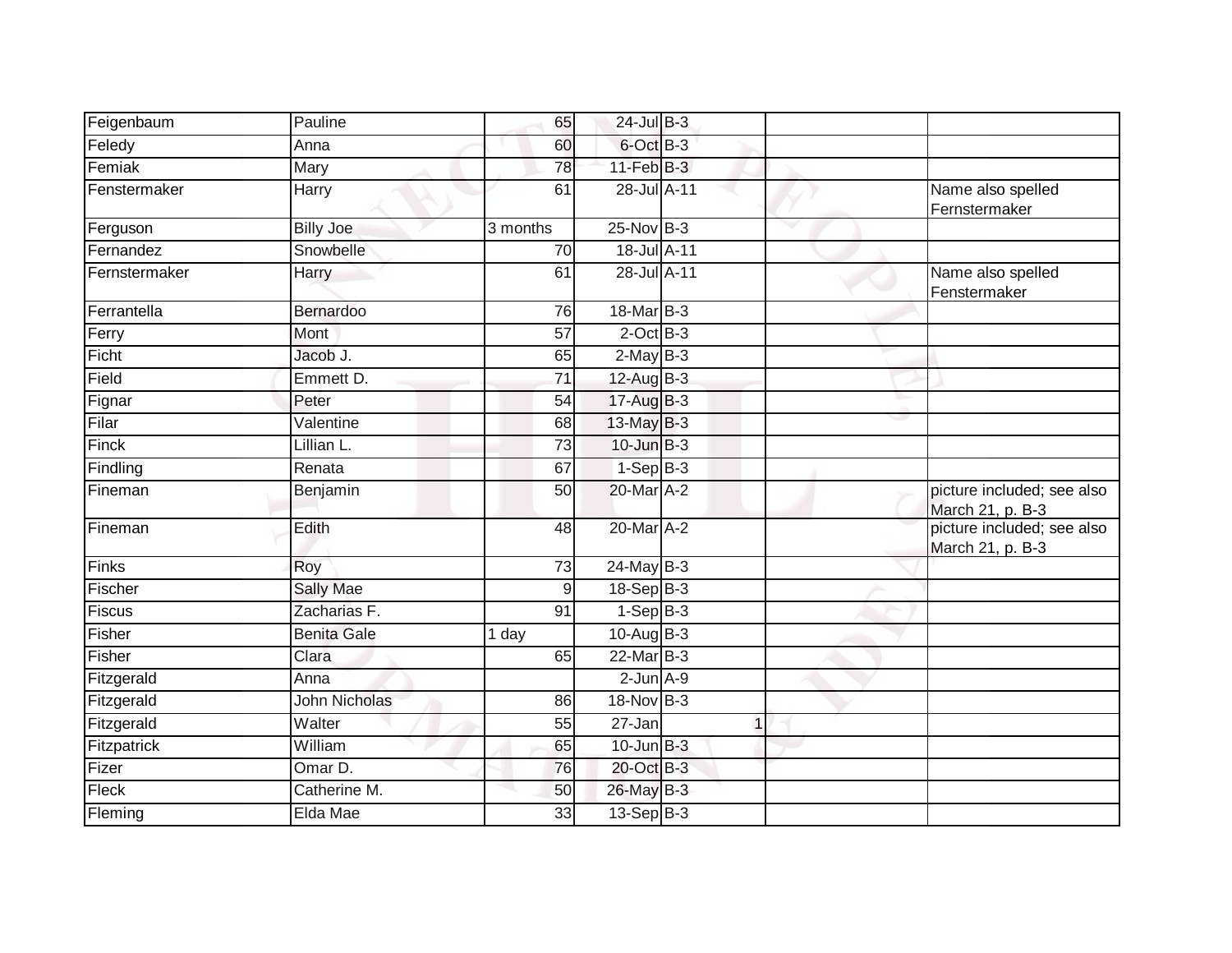| | | | | | | | |
|---|---|---|---|---|---|---|---|
| Feigenbaum | Pauline | 65 | 24-Jul | B-3 | | | |
| Feledy | Anna | 60 | 6-Oct | B-3 | | | |
| Femiak | Mary | 78 | 11-Feb | B-3 | | | |
| Fenstermaker | Harry | 61 | 28-Jul | A-11 | | | Name also spelled Fernstermaker |
| Ferguson | Billy Joe | 3 months | 25-Nov | B-3 | | | |
| Fernandez | Snowbelle | 70 | 18-Jul | A-11 | | | |
| Fernstermaker | Harry | 61 | 28-Jul | A-11 | | | Name also spelled Fenstermaker |
| Ferrantella | Bernardoo | 76 | 18-Mar | B-3 | | | |
| Ferry | Mont | 57 | 2-Oct | B-3 | | | |
| Ficht | Jacob J. | 65 | 2-May | B-3 | | | |
| Field | Emmett D. | 71 | 12-Aug | B-3 | | | |
| Fignar | Peter | 54 | 17-Aug | B-3 | | | |
| Filar | Valentine | 68 | 13-May | B-3 | | | |
| Finck | Lillian L. | 73 | 10-Jun | B-3 | | | |
| Findling | Renata | 67 | 1-Sep | B-3 | | | |
| Fineman | Benjamin | 50 | 20-Mar | A-2 | | | picture included; see also March 21, p. B-3 |
| Fineman | Edith | 48 | 20-Mar | A-2 | | | picture included; see also March 21, p. B-3 |
| Finks | Roy | 73 | 24-May | B-3 | | | |
| Fischer | Sally Mae | 9 | 18-Sep | B-3 | | | |
| Fiscus | Zacharias F. | 91 | 1-Sep | B-3 | | | |
| Fisher | Benita Gale | 1 day | 10-Aug | B-3 | | | |
| Fisher | Clara | 65 | 22-Mar | B-3 | | | |
| Fitzgerald | Anna | | 2-Jun | A-9 | | | |
| Fitzgerald | John Nicholas | 86 | 18-Nov | B-3 | | | |
| Fitzgerald | Walter | 55 | 27-Jan | | 1 | | |
| Fitzpatrick | William | 65 | 10-Jun | B-3 | | | |
| Fizer | Omar D. | 76 | 20-Oct | B-3 | | | |
| Fleck | Catherine M. | 50 | 26-May | B-3 | | | |
| Fleming | Elda Mae | 33 | 13-Sep | B-3 | | | |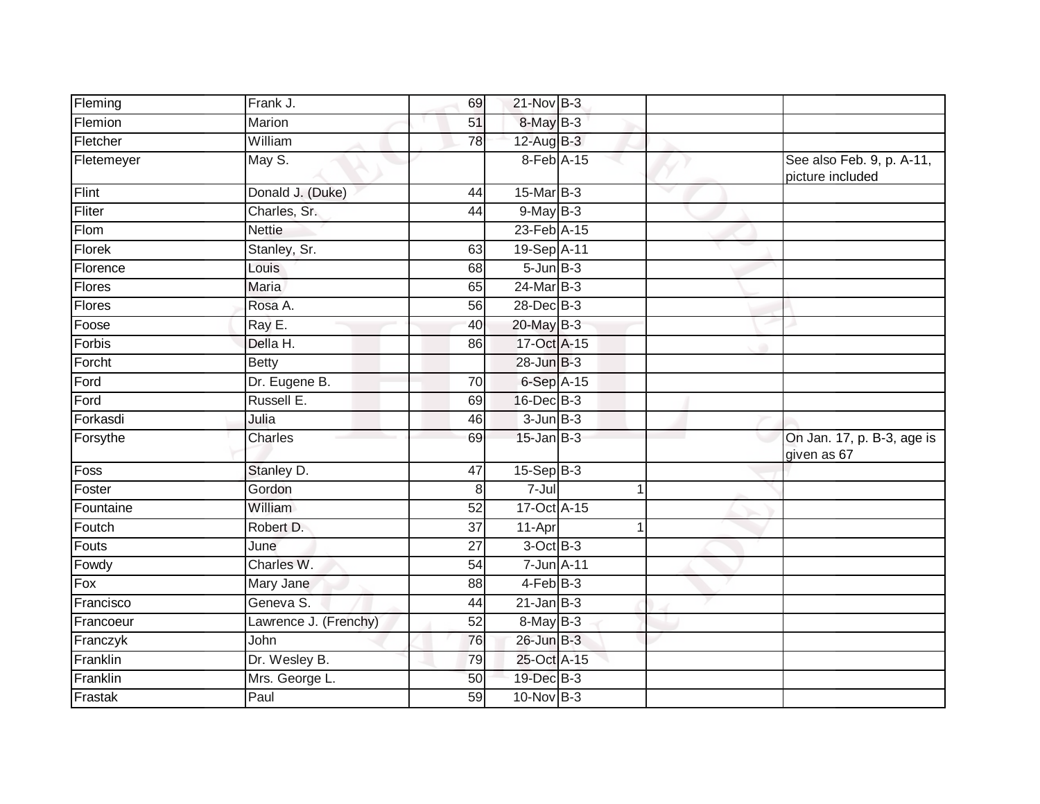| | | | | | | |
|---|---|---|---|---|---|---|
| Fleming | Frank J. | 69 | 21-Nov | B-3 | | |
| Flemion | Marion | 51 | 8-May | B-3 | | |
| Fletcher | William | 78 | 12-Aug | B-3 | | |
| Fletemeyer | May S. | | 8-Feb | A-15 | | See also Feb. 9, p. A-11, picture included |
| Flint | Donald J. (Duke) | 44 | 15-Mar | B-3 | | |
| Fliter | Charles, Sr. | 44 | 9-May | B-3 | | |
| Flom | Nettie | | 23-Feb | A-15 | | |
| Florek | Stanley, Sr. | 63 | 19-Sep | A-11 | | |
| Florence | Louis | 68 | 5-Jun | B-3 | | |
| Flores | Maria | 65 | 24-Mar | B-3 | | |
| Flores | Rosa A. | 56 | 28-Dec | B-3 | | |
| Foose | Ray E. | 40 | 20-May | B-3 | | |
| Forbis | Della H. | 86 | 17-Oct | A-15 | | |
| Forcht | Betty | | 28-Jun | B-3 | | |
| Ford | Dr. Eugene B. | 70 | 6-Sep | A-15 | | |
| Ford | Russell E. | 69 | 16-Dec | B-3 | | |
| Forkasdi | Julia | 46 | 3-Jun | B-3 | | |
| Forsythe | Charles | 69 | 15-Jan | B-3 | | On Jan. 17, p. B-3, age is given as 67 |
| Foss | Stanley D. | 47 | 15-Sep | B-3 | | |
| Foster | Gordon | 8 | 7-Jul | 1 | | |
| Fountaine | William | 52 | 17-Oct | A-15 | | |
| Foutch | Robert D. | 37 | 11-Apr | 1 | | |
| Fouts | June | 27 | 3-Oct | B-3 | | |
| Fowdy | Charles W. | 54 | 7-Jun | A-11 | | |
| Fox | Mary Jane | 88 | 4-Feb | B-3 | | |
| Francisco | Geneva S. | 44 | 21-Jan | B-3 | | |
| Francoeur | Lawrence J. (Frenchy) | 52 | 8-May | B-3 | | |
| Franczyk | John | 76 | 26-Jun | B-3 | | |
| Franklin | Dr. Wesley B. | 79 | 25-Oct | A-15 | | |
| Franklin | Mrs. George L. | 50 | 19-Dec | B-3 | | |
| Frastak | Paul | 59 | 10-Nov | B-3 | | |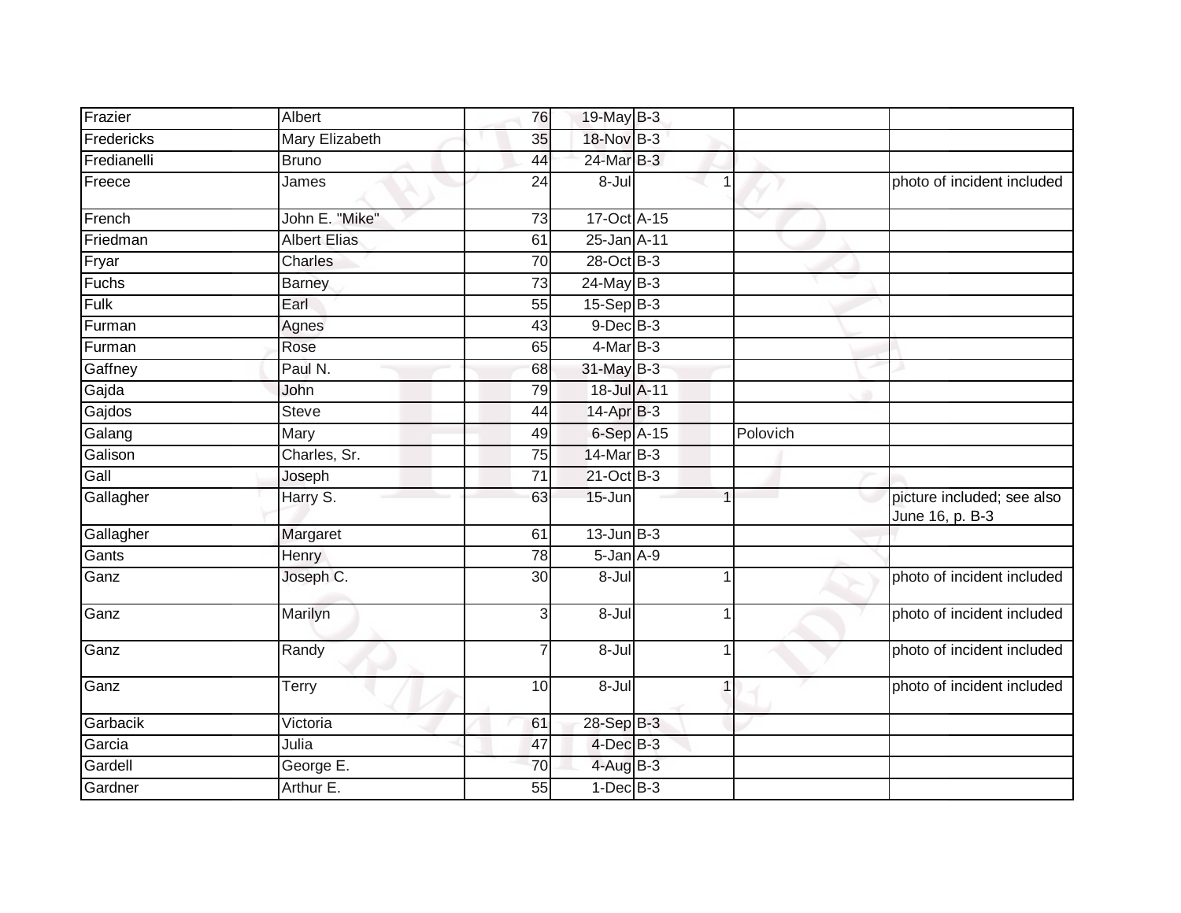| | | | | | | |
|---|---|---|---|---|---|---|
| Frazier | Albert | 76 | 19-May | B-3 | | |
| Fredericks | Mary Elizabeth | 35 | 18-Nov | B-3 | | |
| Fredianelli | Bruno | 44 | 24-Mar | B-3 | | |
| Freece | James | 24 | 8-Jul | 1 | | photo of incident included |
| French | John E. "Mike" | 73 | 17-Oct | A-15 | | |
| Friedman | Albert Elias | 61 | 25-Jan | A-11 | | |
| Fryar | Charles | 70 | 28-Oct | B-3 | | |
| Fuchs | Barney | 73 | 24-May | B-3 | | |
| Fulk | Earl | 55 | 15-Sep | B-3 | | |
| Furman | Agnes | 43 | 9-Dec | B-3 | | |
| Furman | Rose | 65 | 4-Mar | B-3 | | |
| Gaffney | Paul N. | 68 | 31-May | B-3 | | |
| Gajda | John | 79 | 18-Jul | A-11 | | |
| Gajdos | Steve | 44 | 14-Apr | B-3 | | |
| Galang | Mary | 49 | 6-Sep | A-15 | Polovich | |
| Galison | Charles, Sr. | 75 | 14-Mar | B-3 | | |
| Gall | Joseph | 71 | 21-Oct | B-3 | | |
| Gallagher | Harry S. | 63 | 15-Jun | 1 | | picture included; see also June 16, p. B-3 |
| Gallagher | Margaret | 61 | 13-Jun | B-3 | | |
| Gants | Henry | 78 | 5-Jan | A-9 | | |
| Ganz | Joseph C. | 30 | 8-Jul | 1 | | photo of incident included |
| Ganz | Marilyn | 3 | 8-Jul | 1 | | photo of incident included |
| Ganz | Randy | 7 | 8-Jul | 1 | | photo of incident included |
| Ganz | Terry | 10 | 8-Jul | 1 | | photo of incident included |
| Garbacik | Victoria | 61 | 28-Sep | B-3 | | |
| Garcia | Julia | 47 | 4-Dec | B-3 | | |
| Gardell | George E. | 70 | 4-Aug | B-3 | | |
| Gardner | Arthur E. | 55 | 1-Dec | B-3 | | |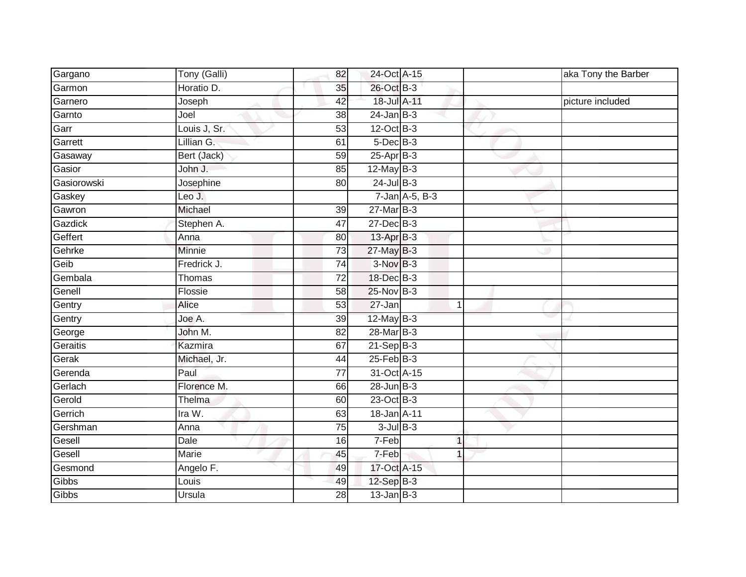| Gargano | Tony (Galli) | 82 | 24-Oct | A-15 | | | aka Tony the Barber |
|---|---|---|---|---|---|---|---|
| Garmon | Horatio D. | 35 | 26-Oct | B-3 | | | |
| Garnero | Joseph | 42 | 18-Jul | A-11 | | | picture included |
| Garnto | Joel | 38 | 24-Jan | B-3 | | | |
| Garr | Louis J, Sr. | 53 | 12-Oct | B-3 | | | |
| Garrett | Lillian G. | 61 | 5-Dec | B-3 | | | |
| Gasaway | Bert (Jack) | 59 | 25-Apr | B-3 | | | |
| Gasior | John J. | 85 | 12-May | B-3 | | | |
| Gasiorowski | Josephine | 80 | 24-Jul | B-3 | | | |
| Gaskey | Leo J. | | 7-Jan | A-5, B-3 | | | |
| Gawron | Michael | 39 | 27-Mar | B-3 | | | |
| Gazdick | Stephen A. | 47 | 27-Dec | B-3 | | | |
| Geffert | Anna | 80 | 13-Apr | B-3 | | | |
| Gehrke | Minnie | 73 | 27-May | B-3 | | | |
| Geib | Fredrick J. | 74 | 3-Nov | B-3 | | | |
| Gembala | Thomas | 72 | 18-Dec | B-3 | | | |
| Genell | Flossie | 58 | 25-Nov | B-3 | | | |
| Gentry | Alice | 53 | 27-Jan | | 1 | | |
| Gentry | Joe A. | 39 | 12-May | B-3 | | | |
| George | John M. | 82 | 28-Mar | B-3 | | | |
| Geraitis | Kazmira | 67 | 21-Sep | B-3 | | | |
| Gerak | Michael, Jr. | 44 | 25-Feb | B-3 | | | |
| Gerenda | Paul | 77 | 31-Oct | A-15 | | | |
| Gerlach | Florence M. | 66 | 28-Jun | B-3 | | | |
| Gerold | Thelma | 60 | 23-Oct | B-3 | | | |
| Gerrich | Ira W. | 63 | 18-Jan | A-11 | | | |
| Gershman | Anna | 75 | 3-Jul | B-3 | | | |
| Gesell | Dale | 16 | 7-Feb | | 1 | | |
| Gesell | Marie | 45 | 7-Feb | | 1 | | |
| Gesmond | Angelo F. | 49 | 17-Oct | A-15 | | | |
| Gibbs | Louis | 49 | 12-Sep | B-3 | | | |
| Gibbs | Ursula | 28 | 13-Jan | B-3 | | | |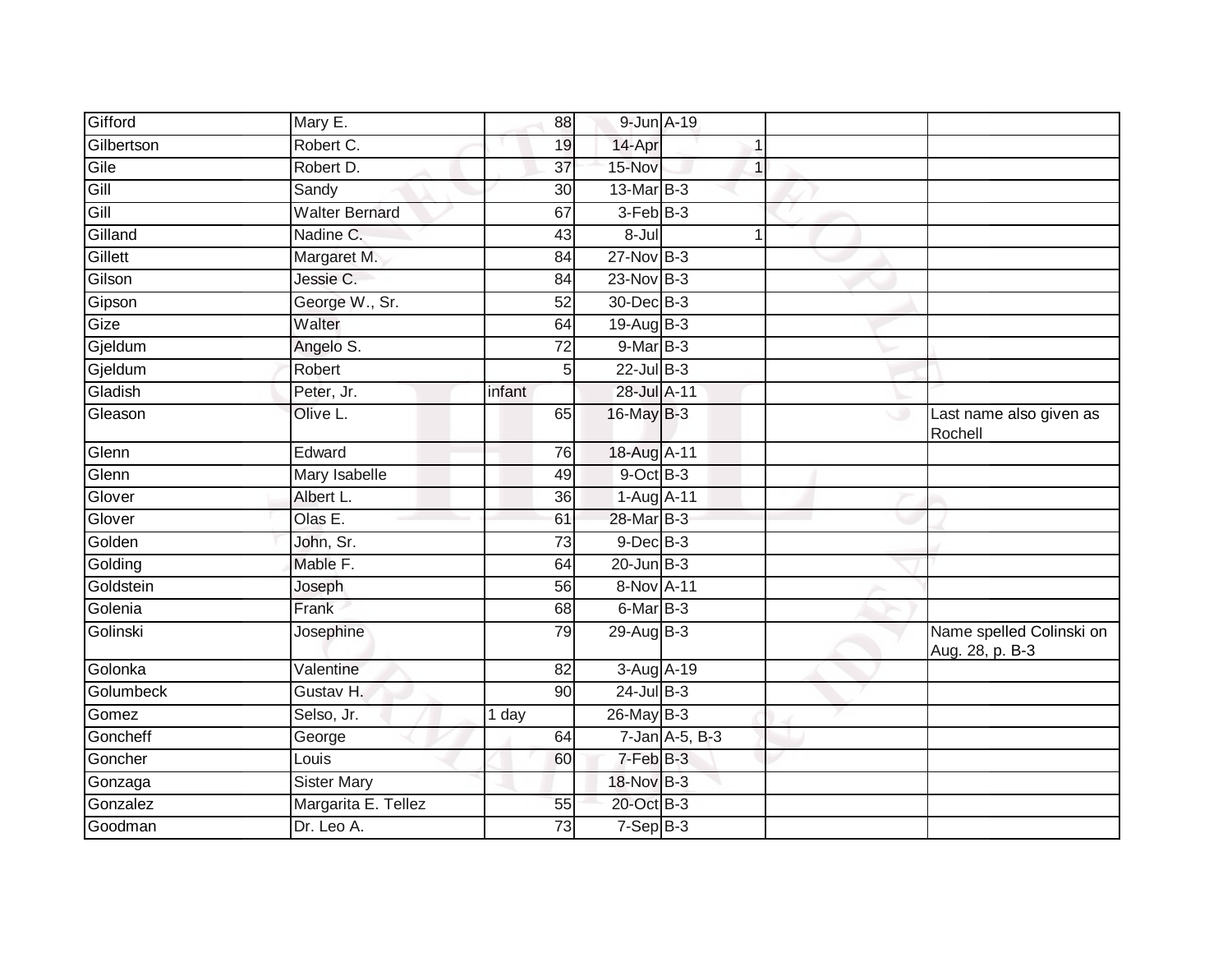| | | | | | | |
|---|---|---|---|---|---|---|
| Gifford | Mary E. | 88 | 9-Jun | A-19 | | |
| Gilbertson | Robert C. | 19 | 14-Apr | 1 | | |
| Gile | Robert D. | 37 | 15-Nov | 1 | | |
| Gill | Sandy | 30 | 13-Mar | B-3 | | |
| Gill | Walter Bernard | 67 | 3-Feb | B-3 | | |
| Gilland | Nadine C. | 43 | 8-Jul | 1 | | |
| Gillett | Margaret M. | 84 | 27-Nov | B-3 | | |
| Gilson | Jessie C. | 84 | 23-Nov | B-3 | | |
| Gipson | George W., Sr. | 52 | 30-Dec | B-3 | | |
| Gize | Walter | 64 | 19-Aug | B-3 | | |
| Gjeldum | Angelo S. | 72 | 9-Mar | B-3 | | |
| Gjeldum | Robert | 5 | 22-Jul | B-3 | | |
| Gladish | Peter, Jr. | infant | 28-Jul | A-11 | | |
| Gleason | Olive L. | 65 | 16-May | B-3 | | Last name also given as Rochell |
| Glenn | Edward | 76 | 18-Aug | A-11 | | |
| Glenn | Mary Isabelle | 49 | 9-Oct | B-3 | | |
| Glover | Albert L. | 36 | 1-Aug | A-11 | | |
| Glover | Olas E. | 61 | 28-Mar | B-3 | | |
| Golden | John, Sr. | 73 | 9-Dec | B-3 | | |
| Golding | Mable F. | 64 | 20-Jun | B-3 | | |
| Goldstein | Joseph | 56 | 8-Nov | A-11 | | |
| Golenia | Frank | 68 | 6-Mar | B-3 | | |
| Golinski | Josephine | 79 | 29-Aug | B-3 | | Name spelled Colinski on Aug. 28, p. B-3 |
| Golonka | Valentine | 82 | 3-Aug | A-19 | | |
| Golumbeck | Gustav H. | 90 | 24-Jul | B-3 | | |
| Gomez | Selso, Jr. | 1 day | 26-May | B-3 | | |
| Goncheff | George | 64 | 7-Jan | A-5, B-3 | | |
| Goncher | Louis | 60 | 7-Feb | B-3 | | |
| Gonzaga | Sister Mary | | 18-Nov | B-3 | | |
| Gonzalez | Margarita E. Tellez | 55 | 20-Oct | B-3 | | |
| Goodman | Dr. Leo A. | 73 | 7-Sep | B-3 | | |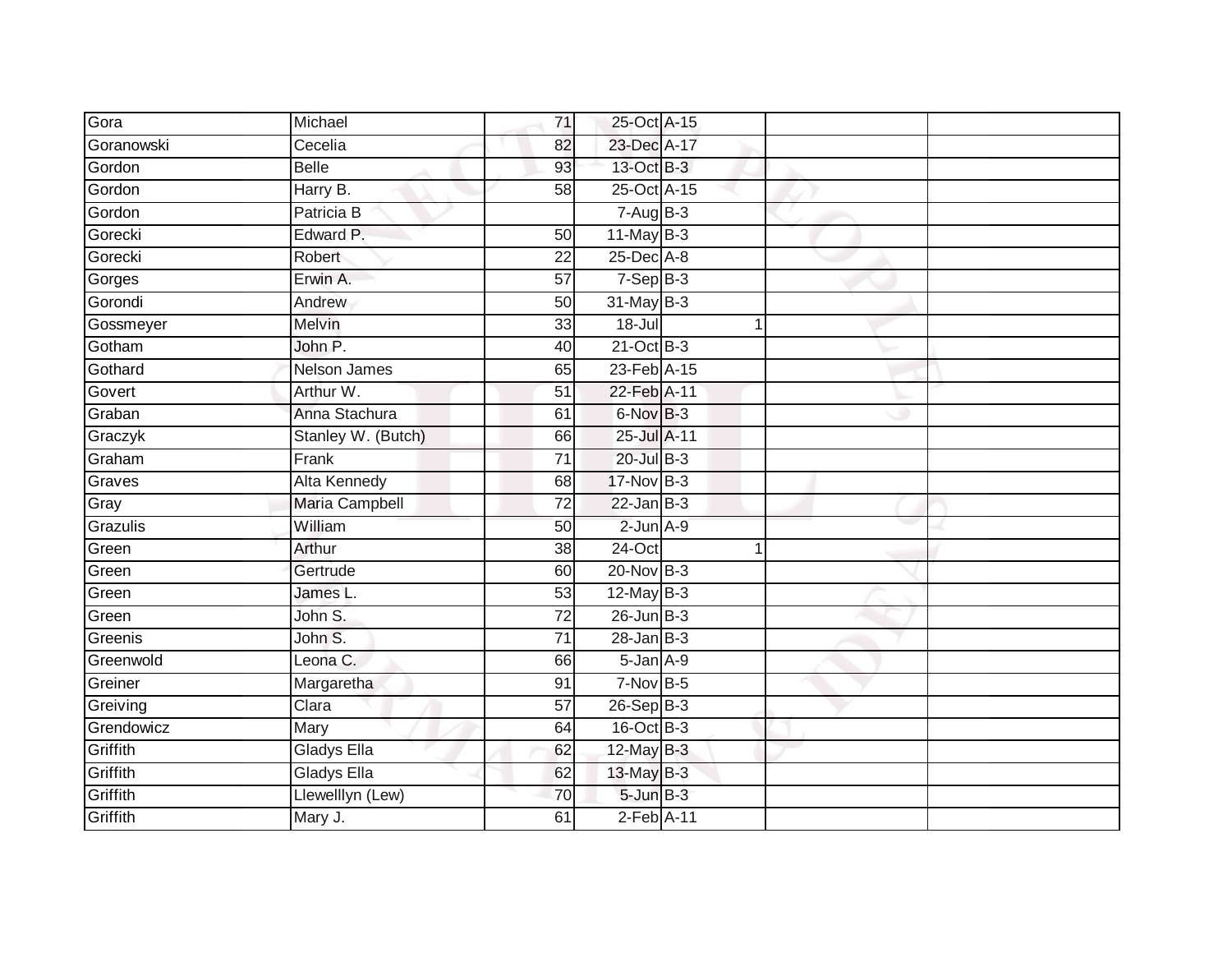| | | | | | | | |
|---|---|---|---|---|---|---|---|
| Gora | Michael | 71 | 25-Oct | A-15 | | | |
| Goranowski | Cecelia | 82 | 23-Dec | A-17 | | | |
| Gordon | Belle | 93 | 13-Oct | B-3 | | | |
| Gordon | Harry B. | 58 | 25-Oct | A-15 | | | |
| Gordon | Patricia B | | 7-Aug | B-3 | | | |
| Gorecki | Edward P. | 50 | 11-May | B-3 | | | |
| Gorecki | Robert | 22 | 25-Dec | A-8 | | | |
| Gorges | Erwin A. | 57 | 7-Sep | B-3 | | | |
| Gorondi | Andrew | 50 | 31-May | B-3 | | | |
| Gossmeyer | Melvin | 33 | 18-Jul | | 1 | | |
| Gotham | John P. | 40 | 21-Oct | B-3 | | | |
| Gothard | Nelson James | 65 | 23-Feb | A-15 | | | |
| Govert | Arthur W. | 51 | 22-Feb | A-11 | | | |
| Graban | Anna Stachura | 61 | 6-Nov | B-3 | | | |
| Graczyk | Stanley W. (Butch) | 66 | 25-Jul | A-11 | | | |
| Graham | Frank | 71 | 20-Jul | B-3 | | | |
| Graves | Alta Kennedy | 68 | 17-Nov | B-3 | | | |
| Gray | Maria Campbell | 72 | 22-Jan | B-3 | | | |
| Grazulis | William | 50 | 2-Jun | A-9 | | | |
| Green | Arthur | 38 | 24-Oct | | 1 | | |
| Green | Gertrude | 60 | 20-Nov | B-3 | | | |
| Green | James L. | 53 | 12-May | B-3 | | | |
| Green | John S. | 72 | 26-Jun | B-3 | | | |
| Greenis | John S. | 71 | 28-Jan | B-3 | | | |
| Greenwold | Leona C. | 66 | 5-Jan | A-9 | | | |
| Greiner | Margaretha | 91 | 7-Nov | B-5 | | | |
| Greiving | Clara | 57 | 26-Sep | B-3 | | | |
| Grendowicz | Mary | 64 | 16-Oct | B-3 | | | |
| Griffith | Gladys Ella | 62 | 12-May | B-3 | | | |
| Griffith | Gladys Ella | 62 | 13-May | B-3 | | | |
| Griffith | Llewelllyn (Lew) | 70 | 5-Jun | B-3 | | | |
| Griffith | Mary J. | 61 | 2-Feb | A-11 | | | |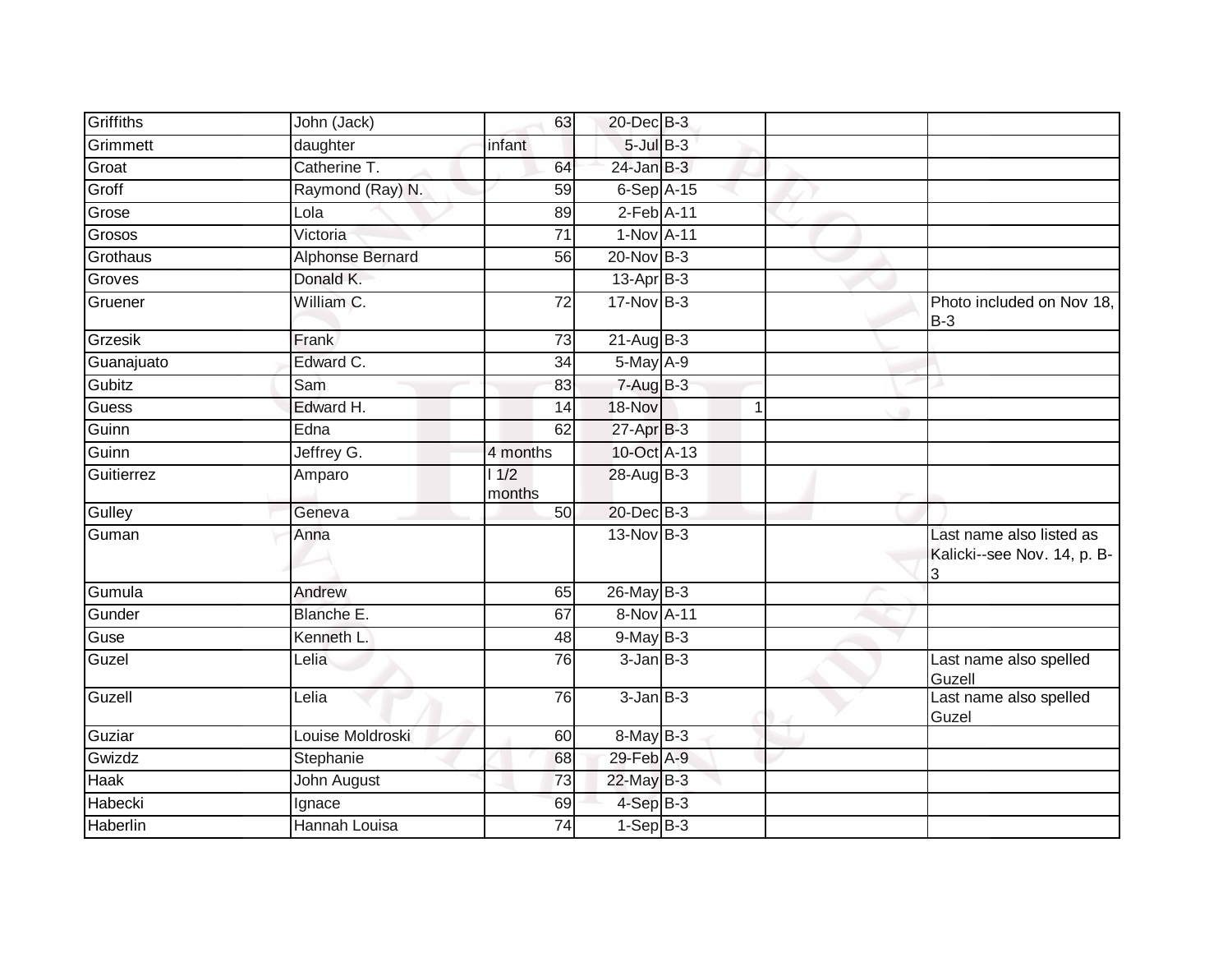| Griffiths | John (Jack) | 63 | 20-Dec | B-3 | | | |
|---|---|---|---|---|---|---|---|
| Grimmett | daughter | infant | 5-Jul | B-3 | | | |
| Groat | Catherine T. | 64 | 24-Jan | B-3 | | | |
| Groff | Raymond (Ray) N. | 59 | 6-Sep | A-15 | | | |
| Grose | Lola | 89 | 2-Feb | A-11 | | | |
| Grosos | Victoria | 71 | 1-Nov | A-11 | | | |
| Grothaus | Alphonse Bernard | 56 | 20-Nov | B-3 | | | |
| Groves | Donald K. | | 13-Apr | B-3 | | | |
| Gruener | William C. | 72 | 17-Nov | B-3 | | | Photo included on Nov 18, B-3 |
| Grzesik | Frank | 73 | 21-Aug | B-3 | | | |
| Guanajuato | Edward C. | 34 | 5-May | A-9 | | | |
| Gubitz | Sam | 83 | 7-Aug | B-3 | | | |
| Guess | Edward H. | 14 | 18-Nov | | 1 | | |
| Guinn | Edna | 62 | 27-Apr | B-3 | | | |
| Guinn | Jeffrey G. | 4 months | 10-Oct | A-13 | | | |
| Guitierrez | Amparo | l 1/2 months | 28-Aug | B-3 | | | |
| Gulley | Geneva | 50 | 20-Dec | B-3 | | | |
| Guman | Anna | | 13-Nov | B-3 | | | Last name also listed as Kalicki--see Nov. 14, p. B-3 |
| Gumula | Andrew | 65 | 26-May | B-3 | | | |
| Gunder | Blanche E. | 67 | 8-Nov | A-11 | | | |
| Guse | Kenneth L. | 48 | 9-May | B-3 | | | |
| Guzel | Lelia | 76 | 3-Jan | B-3 | | | Last name also spelled Guzell |
| Guzell | Lelia | 76 | 3-Jan | B-3 | | | Last name also spelled Guzel |
| Guziar | Louise Moldroski | 60 | 8-May | B-3 | | | |
| Gwizdz | Stephanie | 68 | 29-Feb | A-9 | | | |
| Haak | John August | 73 | 22-May | B-3 | | | |
| Habecki | Ignace | 69 | 4-Sep | B-3 | | | |
| Haberlin | Hannah Louisa | 74 | 1-Sep | B-3 | | | |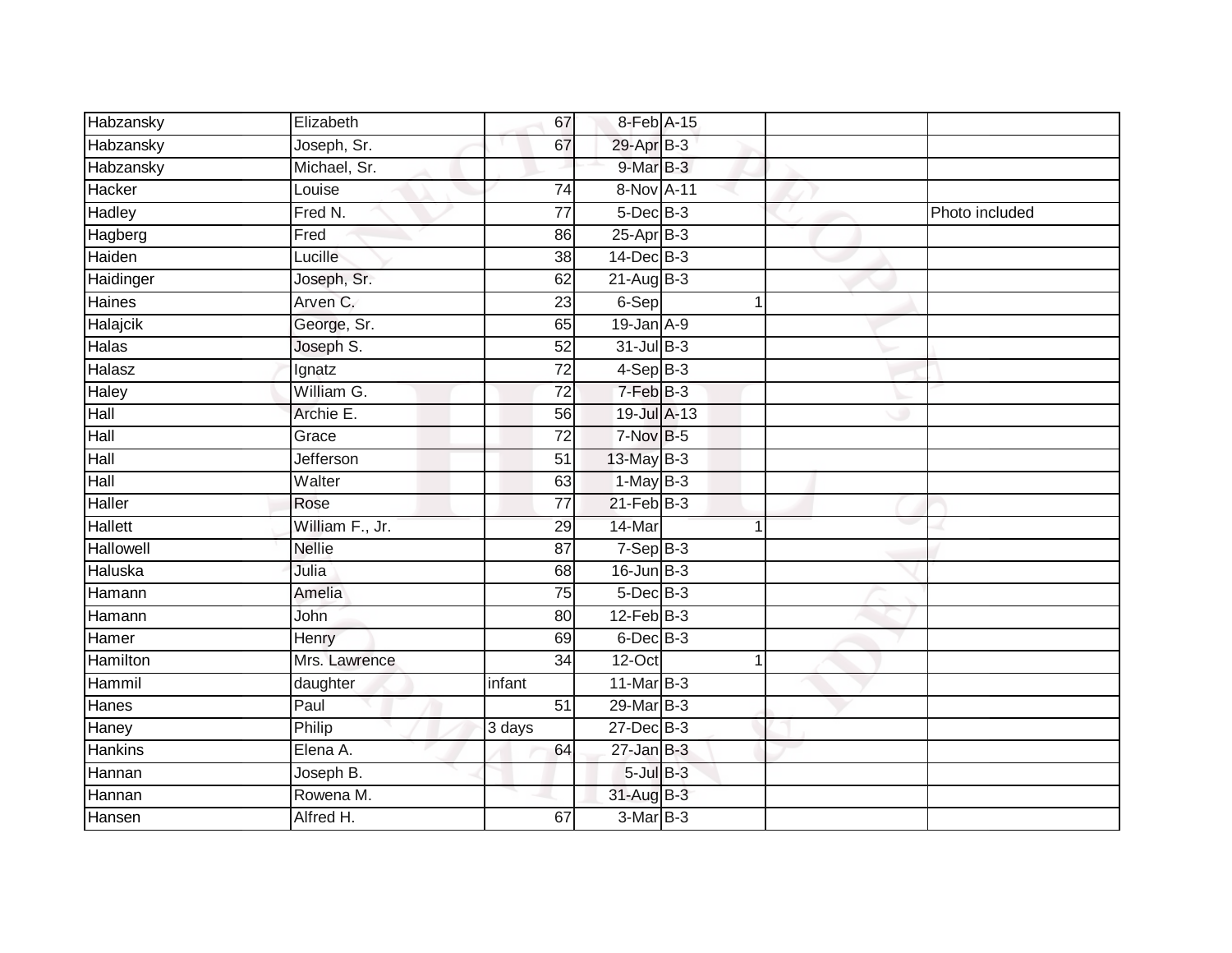| | | | | | | |
|---|---|---|---|---|---|---|
| Habzansky | Elizabeth | 67 | 8-Feb | A-15 | | |
| Habzansky | Joseph, Sr. | 67 | 29-Apr | B-3 | | |
| Habzansky | Michael, Sr. | | 9-Mar | B-3 | | |
| Hacker | Louise | 74 | 8-Nov | A-11 | | |
| Hadley | Fred N. | 77 | 5-Dec | B-3 | | Photo included |
| Hagberg | Fred | 86 | 25-Apr | B-3 | | |
| Haiden | Lucille | 38 | 14-Dec | B-3 | | |
| Haidinger | Joseph, Sr. | 62 | 21-Aug | B-3 | | |
| Haines | Arven C. | 23 | 6-Sep | 1 | | |
| Halajcik | George, Sr. | 65 | 19-Jan | A-9 | | |
| Halas | Joseph S. | 52 | 31-Jul | B-3 | | |
| Halasz | Ignatz | 72 | 4-Sep | B-3 | | |
| Haley | William G. | 72 | 7-Feb | B-3 | | |
| Hall | Archie E. | 56 | 19-Jul | A-13 | | |
| Hall | Grace | 72 | 7-Nov | B-5 | | |
| Hall | Jefferson | 51 | 13-May | B-3 | | |
| Hall | Walter | 63 | 1-May | B-3 | | |
| Haller | Rose | 77 | 21-Feb | B-3 | | |
| Hallett | William F., Jr. | 29 | 14-Mar | 1 | | |
| Hallowell | Nellie | 87 | 7-Sep | B-3 | | |
| Haluska | Julia | 68 | 16-Jun | B-3 | | |
| Hamann | Amelia | 75 | 5-Dec | B-3 | | |
| Hamann | John | 80 | 12-Feb | B-3 | | |
| Hamer | Henry | 69 | 6-Dec | B-3 | | |
| Hamilton | Mrs. Lawrence | 34 | 12-Oct | 1 | | |
| Hammil | daughter | infant | 11-Mar | B-3 | | |
| Hanes | Paul | 51 | 29-Mar | B-3 | | |
| Haney | Philip | 3 days | 27-Dec | B-3 | | |
| Hankins | Elena A. | 64 | 27-Jan | B-3 | | |
| Hannan | Joseph B. | | 5-Jul | B-3 | | |
| Hannan | Rowena M. | | 31-Aug | B-3 | | |
| Hansen | Alfred H. | 67 | 3-Mar | B-3 | | |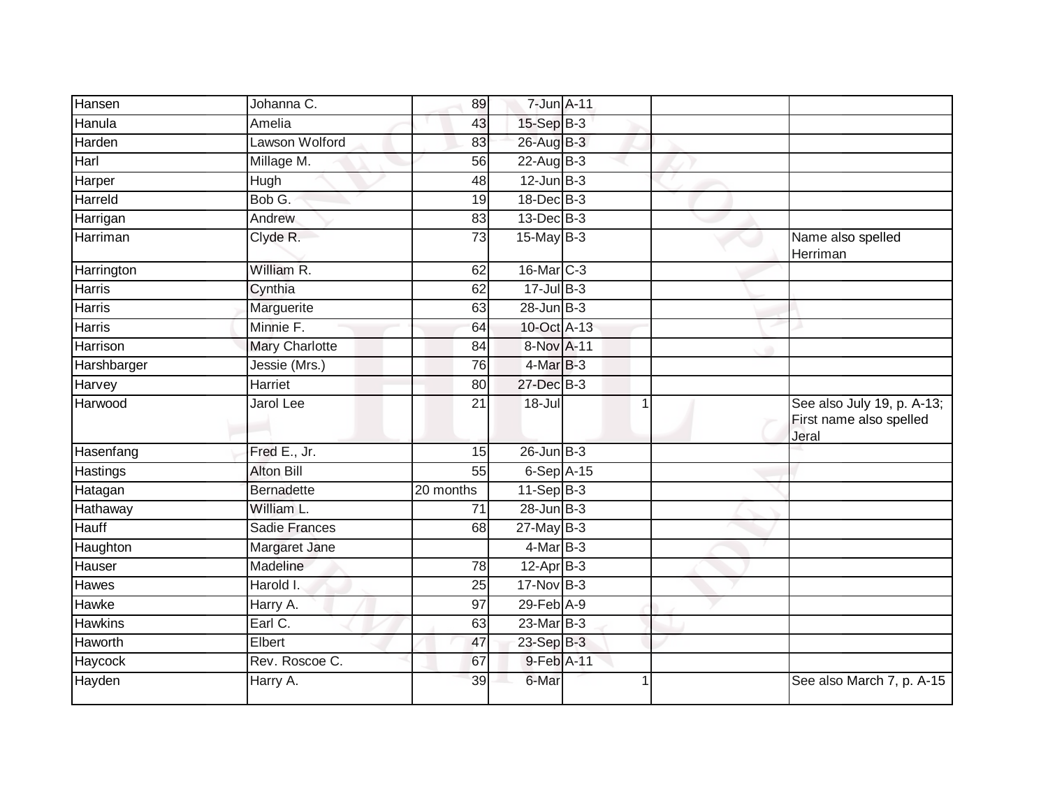| | | | | | | | |
|---|---|---|---|---|---|---|---|
| Hansen | Johanna C. | 89 | 7-Jun | A-11 | | | |
| Hanula | Amelia | 43 | 15-Sep | B-3 | | | |
| Harden | Lawson Wolford | 83 | 26-Aug | B-3 | | | |
| Harl | Millage M. | 56 | 22-Aug | B-3 | | | |
| Harper | Hugh | 48 | 12-Jun | B-3 | | | |
| Harreld | Bob G. | 19 | 18-Dec | B-3 | | | |
| Harrigan | Andrew | 83 | 13-Dec | B-3 | | | |
| Harriman | Clyde R. | 73 | 15-May | B-3 | | | Name also spelled Herriman |
| Harrington | William R. | 62 | 16-Mar | C-3 | | | |
| Harris | Cynthia | 62 | 17-Jul | B-3 | | | |
| Harris | Marguerite | 63 | 28-Jun | B-3 | | | |
| Harris | Minnie F. | 64 | 10-Oct | A-13 | | | |
| Harrison | Mary Charlotte | 84 | 8-Nov | A-11 | | | |
| Harshbarger | Jessie (Mrs.) | 76 | 4-Mar | B-3 | | | |
| Harvey | Harriet | 80 | 27-Dec | B-3 | | | |
| Harwood | Jarol Lee | 21 | 18-Jul | | 1 | | See also July 19, p. A-13; First name also spelled Jeral |
| Hasenfang | Fred E., Jr. | 15 | 26-Jun | B-3 | | | |
| Hastings | Alton Bill | 55 | 6-Sep | A-15 | | | |
| Hatagan | Bernadette | 20 months | 11-Sep | B-3 | | | |
| Hathaway | William L. | 71 | 28-Jun | B-3 | | | |
| Hauff | Sadie Frances | 68 | 27-May | B-3 | | | |
| Haughton | Margaret Jane | | 4-Mar | B-3 | | | |
| Hauser | Madeline | 78 | 12-Apr | B-3 | | | |
| Hawes | Harold I. | 25 | 17-Nov | B-3 | | | |
| Hawke | Harry A. | 97 | 29-Feb | A-9 | | | |
| Hawkins | Earl C. | 63 | 23-Mar | B-3 | | | |
| Haworth | Elbert | 47 | 23-Sep | B-3 | | | |
| Haycock | Rev. Roscoe C. | 67 | 9-Feb | A-11 | | | |
| Hayden | Harry A. | 39 | 6-Mar | | 1 | | See also March 7, p. A-15 |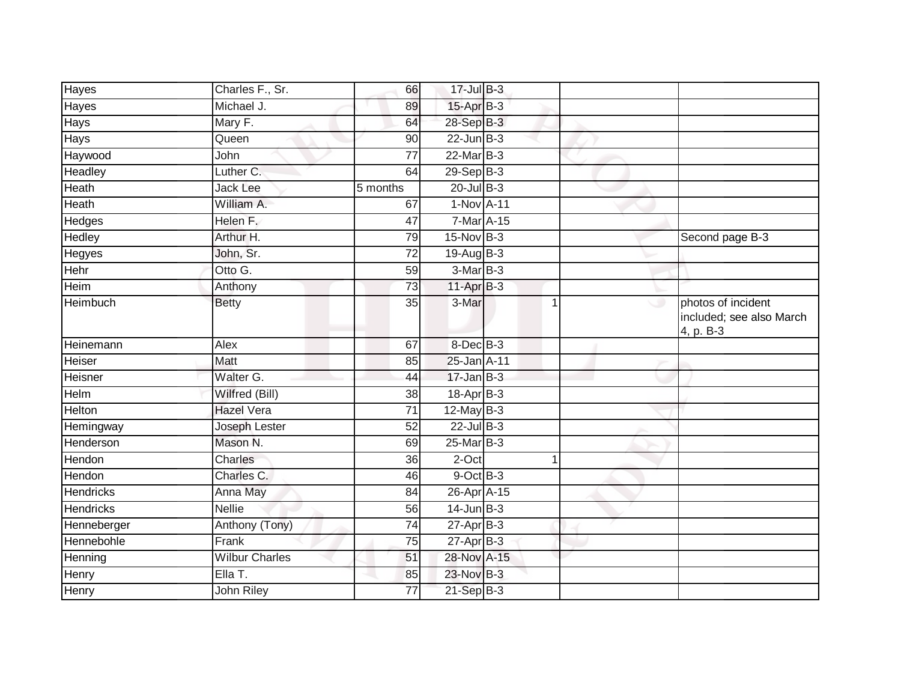| | | | | | | | |
|---|---|---|---|---|---|---|---|
| Hayes | Charles F., Sr. | 66 | 17-Jul | B-3 | | | |
| Hayes | Michael J. | 89 | 15-Apr | B-3 | | | |
| Hays | Mary F. | 64 | 28-Sep | B-3 | | | |
| Hays | Queen | 90 | 22-Jun | B-3 | | | |
| Haywood | John | 77 | 22-Mar | B-3 | | | |
| Headley | Luther C. | 64 | 29-Sep | B-3 | | | |
| Heath | Jack Lee | 5 months | 20-Jul | B-3 | | | |
| Heath | William A. | 67 | 1-Nov | A-11 | | | |
| Hedges | Helen F. | 47 | 7-Mar | A-15 | | | |
| Hedley | Arthur H. | 79 | 15-Nov | B-3 | | | Second page B-3 |
| Hegyes | John, Sr. | 72 | 19-Aug | B-3 | | | |
| Hehr | Otto G. | 59 | 3-Mar | B-3 | | | |
| Heim | Anthony | 73 | 11-Apr | B-3 | | | |
| Heimbuch | Betty | 35 | 3-Mar | | 1 | | photos of incident included; see also March 4, p. B-3 |
| Heinemann | Alex | 67 | 8-Dec | B-3 | | | |
| Heiser | Matt | 85 | 25-Jan | A-11 | | | |
| Heisner | Walter G. | 44 | 17-Jan | B-3 | | | |
| Helm | Wilfred (Bill) | 38 | 18-Apr | B-3 | | | |
| Helton | Hazel Vera | 71 | 12-May | B-3 | | | |
| Hemingway | Joseph Lester | 52 | 22-Jul | B-3 | | | |
| Henderson | Mason N. | 69 | 25-Mar | B-3 | | | |
| Hendon | Charles | 36 | 2-Oct | | 1 | | |
| Hendon | Charles C. | 46 | 9-Oct | B-3 | | | |
| Hendricks | Anna May | 84 | 26-Apr | A-15 | | | |
| Hendricks | Nellie | 56 | 14-Jun | B-3 | | | |
| Henneberger | Anthony (Tony) | 74 | 27-Apr | B-3 | | | |
| Hennebohle | Frank | 75 | 27-Apr | B-3 | | | |
| Henning | Wilbur Charles | 51 | 28-Nov | A-15 | | | |
| Henry | Ella T. | 85 | 23-Nov | B-3 | | | |
| Henry | John Riley | 77 | 21-Sep | B-3 | | | |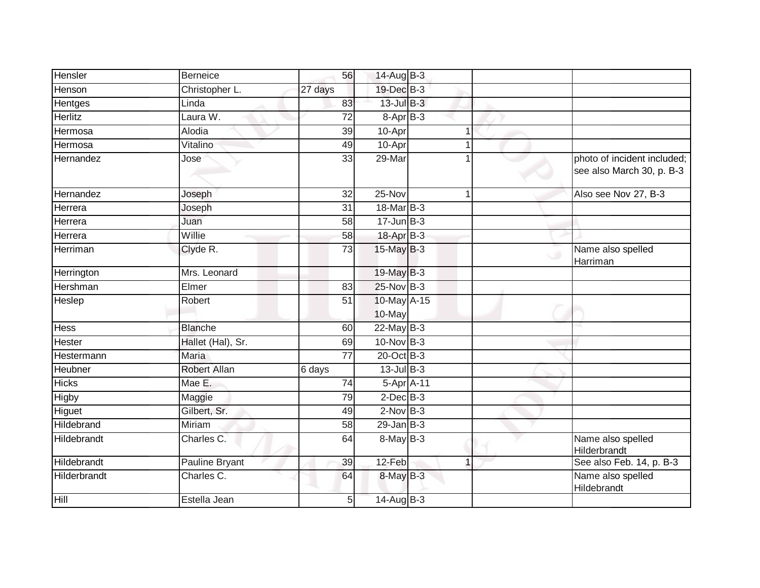| | | | | | | | |
|---|---|---|---|---|---|---|---|
| Hensler | Berneice | 56 | 14-Aug | B-3 | | | |
| Henson | Christopher L. | 27 days | 19-Dec | B-3 | | | |
| Hentges | Linda | 83 | 13-Jul | B-3 | | | |
| Herlitz | Laura W. | 72 | 8-Apr | B-3 | | | |
| Hermosa | Alodia | 39 | 10-Apr | | 1 | | |
| Hermosa | Vitalino | 49 | 10-Apr | | 1 | | |
| Hernandez | Jose | 33 | 29-Mar | | 1 | | photo of incident included; see also March 30, p. B-3 |
| Hernandez | Joseph | 32 | 25-Nov | | 1 | | Also see Nov 27, B-3 |
| Herrera | Joseph | 31 | 18-Mar | B-3 | | | |
| Herrera | Juan | 58 | 17-Jun | B-3 | | | |
| Herrera | Willie | 58 | 18-Apr | B-3 | | | |
| Herriman | Clyde R. | 73 | 15-May | B-3 | | | Name also spelled Harriman |
| Herrington | Mrs. Leonard | | 19-May | B-3 | | | |
| Hershman | Elmer | 83 | 25-Nov | B-3 | | | |
| Heslep | Robert | 51 | 10-May 10-May | A-15 | | | |
| Hess | Blanche | 60 | 22-May | B-3 | | | |
| Hester | Hallet (Hal), Sr. | 69 | 10-Nov | B-3 | | | |
| Hestermann | Maria | 77 | 20-Oct | B-3 | | | |
| Heubner | Robert Allan | 6 days | 13-Jul | B-3 | | | |
| Hicks | Mae E. | 74 | 5-Apr | A-11 | | | |
| Higby | Maggie | 79 | 2-Dec | B-3 | | | |
| Higuet | Gilbert, Sr. | 49 | 2-Nov | B-3 | | | |
| Hildebrand | Miriam | 58 | 29-Jan | B-3 | | | |
| Hildebrandt | Charles C. | 64 | 8-May | B-3 | | | Name also spelled Hilderbrandt |
| Hildebrandt | Pauline Bryant | 39 | 12-Feb | | 1 | | See also Feb. 14, p. B-3 |
| Hilderbrandt | Charles C. | 64 | 8-May | B-3 | | | Name also spelled Hildebrandt |
| Hill | Estella Jean | 5 | 14-Aug | B-3 | | | |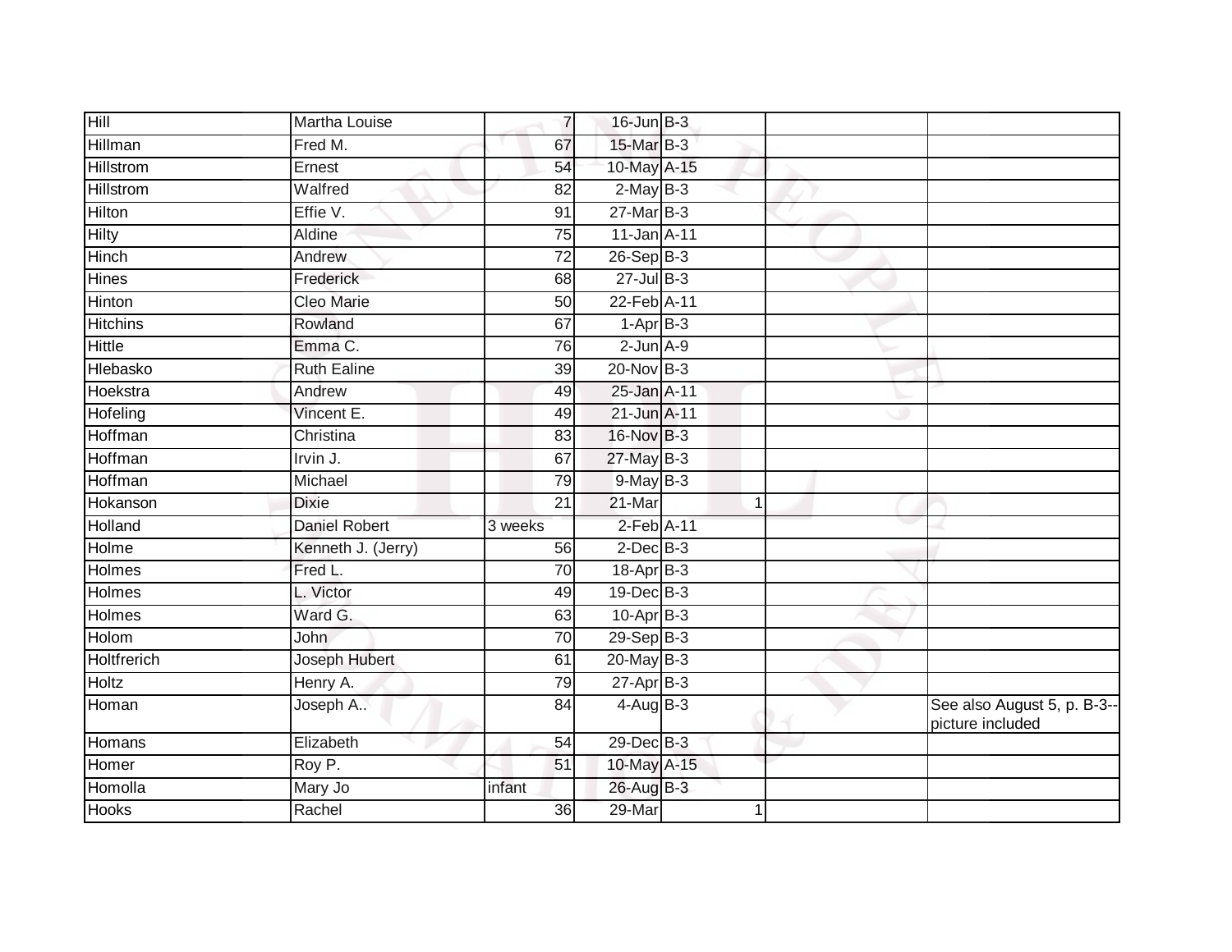| | | | | | | | |
|---|---|---|---|---|---|---|---|
| Hill | Martha Louise | 7 | 16-Jun | B-3 | | | |
| Hillman | Fred M. | 67 | 15-Mar | B-3 | | | |
| Hillstrom | Ernest | 54 | 10-May | A-15 | | | |
| Hillstrom | Walfred | 82 | 2-May | B-3 | | | |
| Hilton | Effie V. | 91 | 27-Mar | B-3 | | | |
| Hilty | Aldine | 75 | 11-Jan | A-11 | | | |
| Hinch | Andrew | 72 | 26-Sep | B-3 | | | |
| Hines | Frederick | 68 | 27-Jul | B-3 | | | |
| Hinton | Cleo Marie | 50 | 22-Feb | A-11 | | | |
| Hitchins | Rowland | 67 | 1-Apr | B-3 | | | |
| Hittle | Emma C. | 76 | 2-Jun | A-9 | | | |
| Hlebasko | Ruth Ealine | 39 | 20-Nov | B-3 | | | |
| Hoekstra | Andrew | 49 | 25-Jan | A-11 | | | |
| Hofeling | Vincent E. | 49 | 21-Jun | A-11 | | | |
| Hoffman | Christina | 83 | 16-Nov | B-3 | | | |
| Hoffman | Irvin J. | 67 | 27-May | B-3 | | | |
| Hoffman | Michael | 79 | 9-May | B-3 | | | |
| Hokanson | Dixie | 21 | 21-Mar | | 1 | | |
| Holland | Daniel Robert | 3 weeks | 2-Feb | A-11 | | | |
| Holme | Kenneth J. (Jerry) | 56 | 2-Dec | B-3 | | | |
| Holmes | Fred L. | 70 | 18-Apr | B-3 | | | |
| Holmes | L. Victor | 49 | 19-Dec | B-3 | | | |
| Holmes | Ward G. | 63 | 10-Apr | B-3 | | | |
| Holom | John | 70 | 29-Sep | B-3 | | | |
| Holtfrerich | Joseph Hubert | 61 | 20-May | B-3 | | | |
| Holtz | Henry A. | 79 | 27-Apr | B-3 | | | |
| Homan | Joseph A.. | 84 | 4-Aug | B-3 | | | See also August 5, p. B-3--picture included |
| Homans | Elizabeth | 54 | 29-Dec | B-3 | | | |
| Homer | Roy P. | 51 | 10-May | A-15 | | | |
| Homolla | Mary Jo | infant | 26-Aug | B-3 | | | |
| Hooks | Rachel | 36 | 29-Mar | | 1 | | |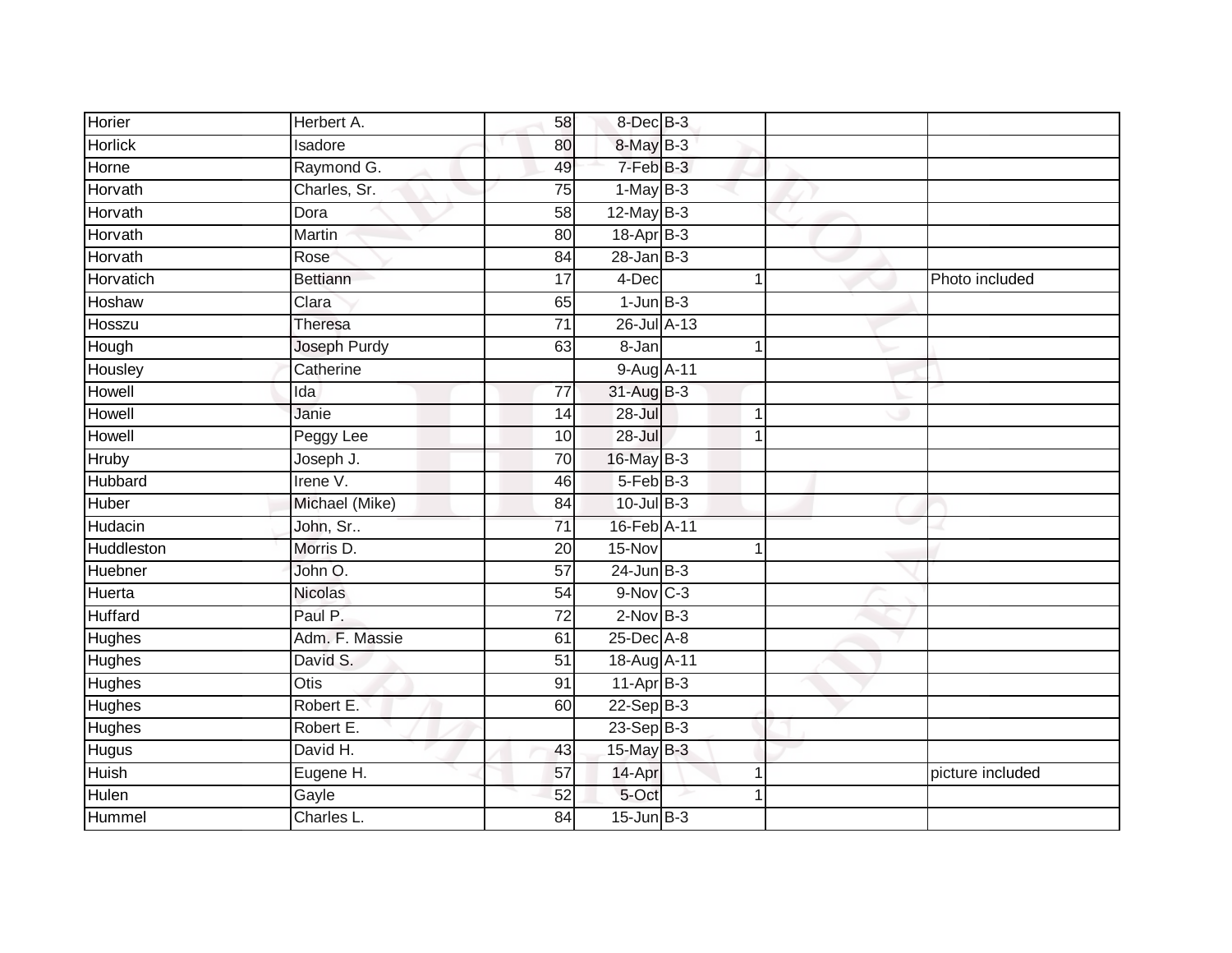| | | | | | | |
|---|---|---|---|---|---|---|
| Horier | Herbert A. | 58 | 8-Dec | B-3 | | |
| Horlick | Isadore | 80 | 8-May | B-3 | | |
| Horne | Raymond G. | 49 | 7-Feb | B-3 | | |
| Horvath | Charles, Sr. | 75 | 1-May | B-3 | | |
| Horvath | Dora | 58 | 12-May | B-3 | | |
| Horvath | Martin | 80 | 18-Apr | B-3 | | |
| Horvath | Rose | 84 | 28-Jan | B-3 | | |
| Horvatich | Bettiann | 17 | 4-Dec | 1 | | Photo included |
| Hoshaw | Clara | 65 | 1-Jun | B-3 | | |
| Hosszu | Theresa | 71 | 26-Jul | A-13 | | |
| Hough | Joseph Purdy | 63 | 8-Jan | 1 | | |
| Housley | Catherine | | 9-Aug | A-11 | | |
| Howell | Ida | 77 | 31-Aug | B-3 | | |
| Howell | Janie | 14 | 28-Jul | 1 | | |
| Howell | Peggy Lee | 10 | 28-Jul | 1 | | |
| Hruby | Joseph J. | 70 | 16-May | B-3 | | |
| Hubbard | Irene V. | 46 | 5-Feb | B-3 | | |
| Huber | Michael (Mike) | 84 | 10-Jul | B-3 | | |
| Hudacin | John, Sr.. | 71 | 16-Feb | A-11 | | |
| Huddleston | Morris D. | 20 | 15-Nov | 1 | | |
| Huebner | John O. | 57 | 24-Jun | B-3 | | |
| Huerta | Nicolas | 54 | 9-Nov | C-3 | | |
| Huffard | Paul P. | 72 | 2-Nov | B-3 | | |
| Hughes | Adm. F. Massie | 61 | 25-Dec | A-8 | | |
| Hughes | David S. | 51 | 18-Aug | A-11 | | |
| Hughes | Otis | 91 | 11-Apr | B-3 | | |
| Hughes | Robert E. | 60 | 22-Sep | B-3 | | |
| Hughes | Robert E. | | 23-Sep | B-3 | | |
| Hugus | David H. | 43 | 15-May | B-3 | | |
| Huish | Eugene H. | 57 | 14-Apr | 1 | | picture included |
| Hulen | Gayle | 52 | 5-Oct | 1 | | |
| Hummel | Charles L. | 84 | 15-Jun | B-3 | | |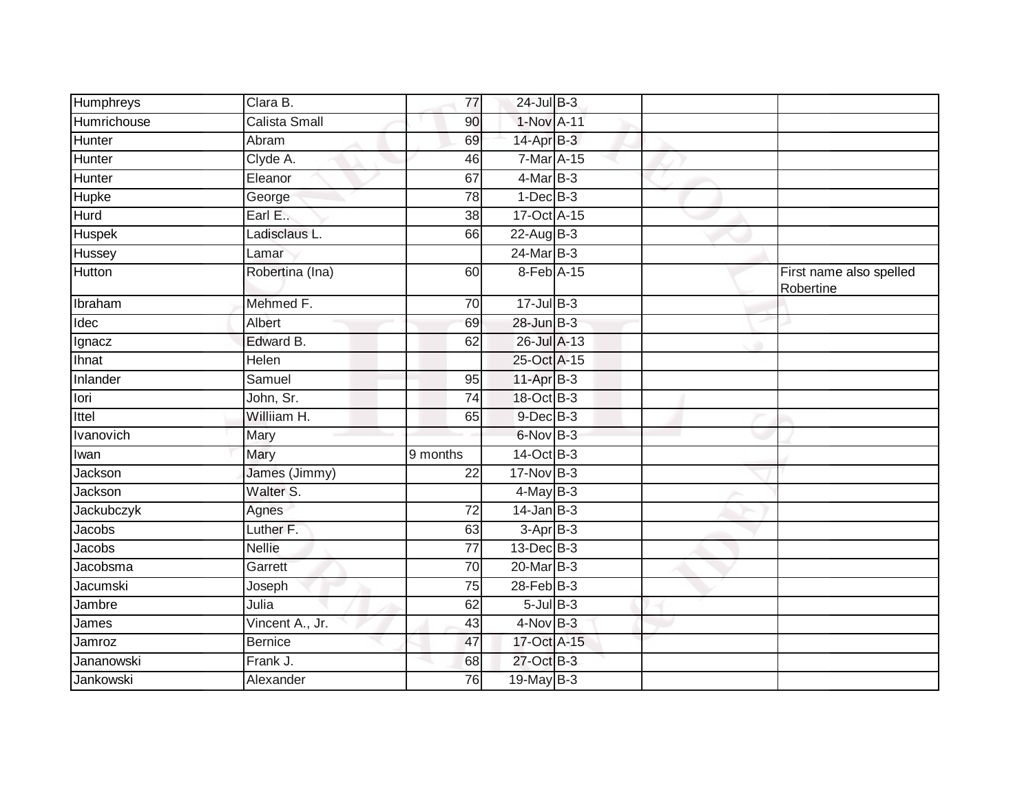| | | | | | | |
|---|---|---|---|---|---|---|
| Humphreys | Clara B. | 77 | 24-Jul | B-3 | | |
| Humrichouse | Calista Small | 90 | 1-Nov | A-11 | | |
| Hunter | Abram | 69 | 14-Apr | B-3 | | |
| Hunter | Clyde A. | 46 | 7-Mar | A-15 | | |
| Hunter | Eleanor | 67 | 4-Mar | B-3 | | |
| Hupke | George | 78 | 1-Dec | B-3 | | |
| Hurd | Earl E.. | 38 | 17-Oct | A-15 | | |
| Huspek | Ladisclaus L. | 66 | 22-Aug | B-3 | | |
| Hussey | Lamar | | 24-Mar | B-3 | | |
| Hutton | Robertina (Ina) | 60 | 8-Feb | A-15 | | First name also spelled Robertine |
| Ibraham | Mehmed F. | 70 | 17-Jul | B-3 | | |
| Idec | Albert | 69 | 28-Jun | B-3 | | |
| Ignacz | Edward B. | 62 | 26-Jul | A-13 | | |
| Ihnat | Helen | | 25-Oct | A-15 | | |
| Inlander | Samuel | 95 | 11-Apr | B-3 | | |
| Iori | John, Sr. | 74 | 18-Oct | B-3 | | |
| Ittel | Williiam H. | 65 | 9-Dec | B-3 | | |
| Ivanovich | Mary | | 6-Nov | B-3 | | |
| Iwan | Mary | 9 months | 14-Oct | B-3 | | |
| Jackson | James (Jimmy) | 22 | 17-Nov | B-3 | | |
| Jackson | Walter S. | | 4-May | B-3 | | |
| Jackubczyk | Agnes | 72 | 14-Jan | B-3 | | |
| Jacobs | Luther F. | 63 | 3-Apr | B-3 | | |
| Jacobs | Nellie | 77 | 13-Dec | B-3 | | |
| Jacobsma | Garrett | 70 | 20-Mar | B-3 | | |
| Jacumski | Joseph | 75 | 28-Feb | B-3 | | |
| Jambre | Julia | 62 | 5-Jul | B-3 | | |
| James | Vincent A., Jr. | 43 | 4-Nov | B-3 | | |
| Jamroz | Bernice | 47 | 17-Oct | A-15 | | |
| Jananowski | Frank J. | 68 | 27-Oct | B-3 | | |
| Jankowski | Alexander | 76 | 19-May | B-3 | | |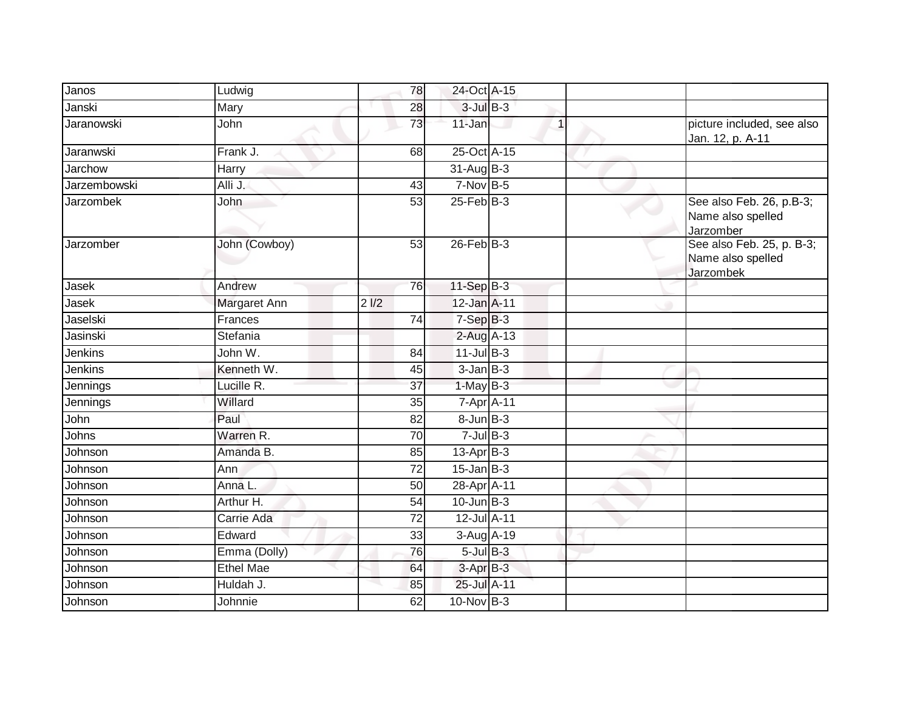| Janos | Ludwig | 78 | 24-Oct | A-15 | | | |
|---|---|---|---|---|---|---|---|
| Janski | Mary | 28 | 3-Jul | B-3 | | | |
| Jaranowski | John | 73 | 11-Jan | | 1 | | picture included, see also Jan. 12, p. A-11 |
| Jaranwski | Frank J. | 68 | 25-Oct | A-15 | | | |
| Jarchow | Harry | | 31-Aug | B-3 | | | |
| Jarzembowski | Alli J. | 43 | 7-Nov | B-5 | | | |
| Jarzombek | John | 53 | 25-Feb | B-3 | | | See also Feb. 26, p.B-3; Name also spelled Jarzomber |
| Jarzomber | John (Cowboy) | 53 | 26-Feb | B-3 | | | See also Feb. 25, p. B-3; Name also spelled Jarzombek |
| Jasek | Andrew | 76 | 11-Sep | B-3 | | | |
| Jasek | Margaret Ann | 2 l/2 | 12-Jan | A-11 | | | |
| Jaselski | Frances | 74 | 7-Sep | B-3 | | | |
| Jasinski | Stefania | | 2-Aug | A-13 | | | |
| Jenkins | John W. | 84 | 11-Jul | B-3 | | | |
| Jenkins | Kenneth W. | 45 | 3-Jan | B-3 | | | |
| Jennings | Lucille R. | 37 | 1-May | B-3 | | | |
| Jennings | Willard | 35 | 7-Apr | A-11 | | | |
| John | Paul | 82 | 8-Jun | B-3 | | | |
| Johns | Warren R. | 70 | 7-Jul | B-3 | | | |
| Johnson | Amanda B. | 85 | 13-Apr | B-3 | | | |
| Johnson | Ann | 72 | 15-Jan | B-3 | | | |
| Johnson | Anna L. | 50 | 28-Apr | A-11 | | | |
| Johnson | Arthur H. | 54 | 10-Jun | B-3 | | | |
| Johnson | Carrie Ada | 72 | 12-Jul | A-11 | | | |
| Johnson | Edward | 33 | 3-Aug | A-19 | | | |
| Johnson | Emma (Dolly) | 76 | 5-Jul | B-3 | | | |
| Johnson | Ethel Mae | 64 | 3-Apr | B-3 | | | |
| Johnson | Huldah J. | 85 | 25-Jul | A-11 | | | |
| Johnson | Johnnie | 62 | 10-Nov | B-3 | | | |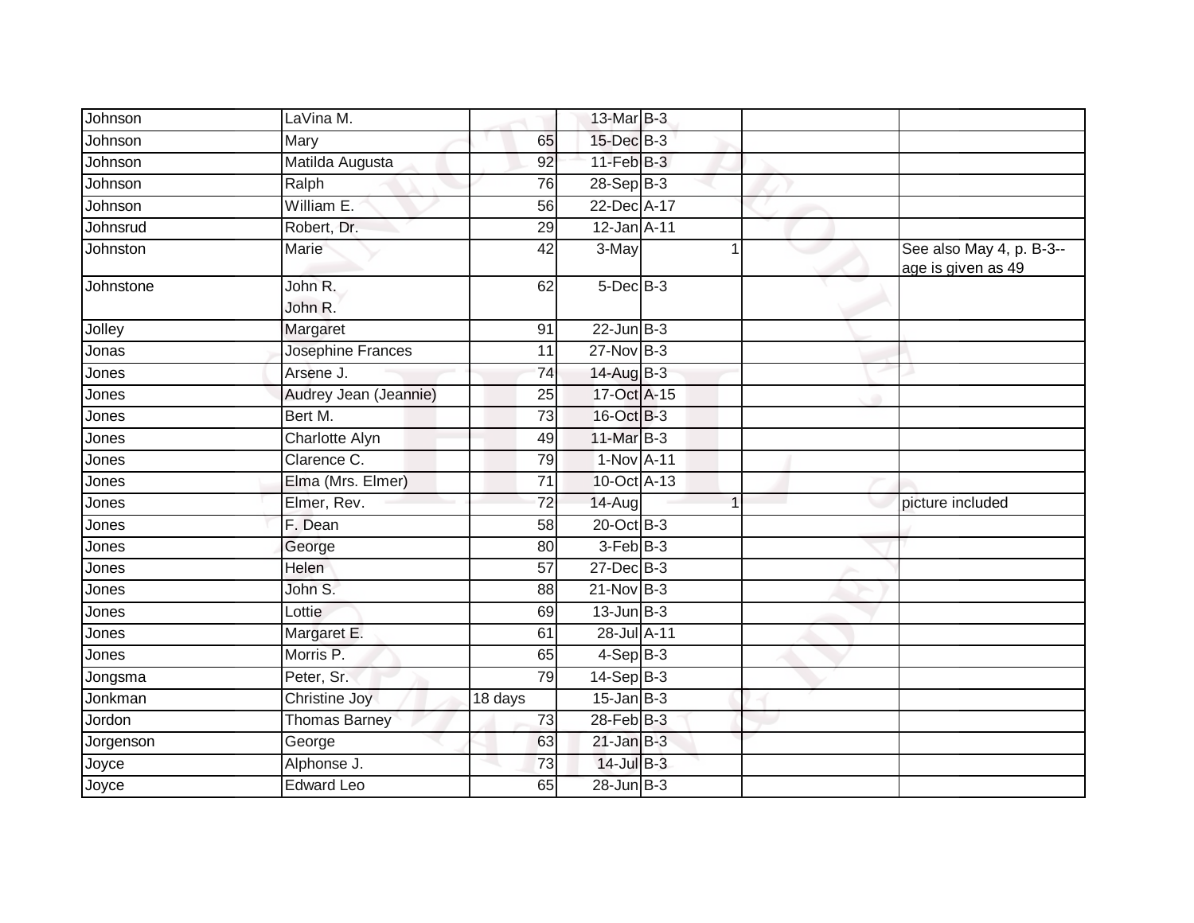| | | | | | | | |
|---|---|---|---|---|---|---|---|
| Johnson | LaVina M. | | 13-Mar | B-3 | | | |
| Johnson | Mary | 65 | 15-Dec | B-3 | | | |
| Johnson | Matilda Augusta | 92 | 11-Feb | B-3 | | | |
| Johnson | Ralph | 76 | 28-Sep | B-3 | | | |
| Johnson | William E. | 56 | 22-Dec | A-17 | | | |
| Johnsrud | Robert, Dr. | 29 | 12-Jan | A-11 | | | |
| Johnston | Marie | 42 | 3-May | | 1 | | See also May 4, p. B-3--age is given as 49 |
| Johnstone | John R. John R. | 62 | 5-Dec | B-3 | | | |
| Jolley | Margaret | 91 | 22-Jun | B-3 | | | |
| Jonas | Josephine Frances | 11 | 27-Nov | B-3 | | | |
| Jones | Arsene J. | 74 | 14-Aug | B-3 | | | |
| Jones | Audrey Jean (Jeannie) | 25 | 17-Oct | A-15 | | | |
| Jones | Bert M. | 73 | 16-Oct | B-3 | | | |
| Jones | Charlotte Alyn | 49 | 11-Mar | B-3 | | | |
| Jones | Clarence C. | 79 | 1-Nov | A-11 | | | |
| Jones | Elma (Mrs. Elmer) | 71 | 10-Oct | A-13 | | | |
| Jones | Elmer, Rev. | 72 | 14-Aug | | 1 | | picture included |
| Jones | F. Dean | 58 | 20-Oct | B-3 | | | |
| Jones | George | 80 | 3-Feb | B-3 | | | |
| Jones | Helen | 57 | 27-Dec | B-3 | | | |
| Jones | John S. | 88 | 21-Nov | B-3 | | | |
| Jones | Lottie | 69 | 13-Jun | B-3 | | | |
| Jones | Margaret E. | 61 | 28-Jul | A-11 | | | |
| Jones | Morris P. | 65 | 4-Sep | B-3 | | | |
| Jongsma | Peter, Sr. | 79 | 14-Sep | B-3 | | | |
| Jonkman | Christine Joy | 18 days | 15-Jan | B-3 | | | |
| Jordon | Thomas Barney | 73 | 28-Feb | B-3 | | | |
| Jorgenson | George | 63 | 21-Jan | B-3 | | | |
| Joyce | Alphonse J. | 73 | 14-Jul | B-3 | | | |
| Joyce | Edward Leo | 65 | 28-Jun | B-3 | | | |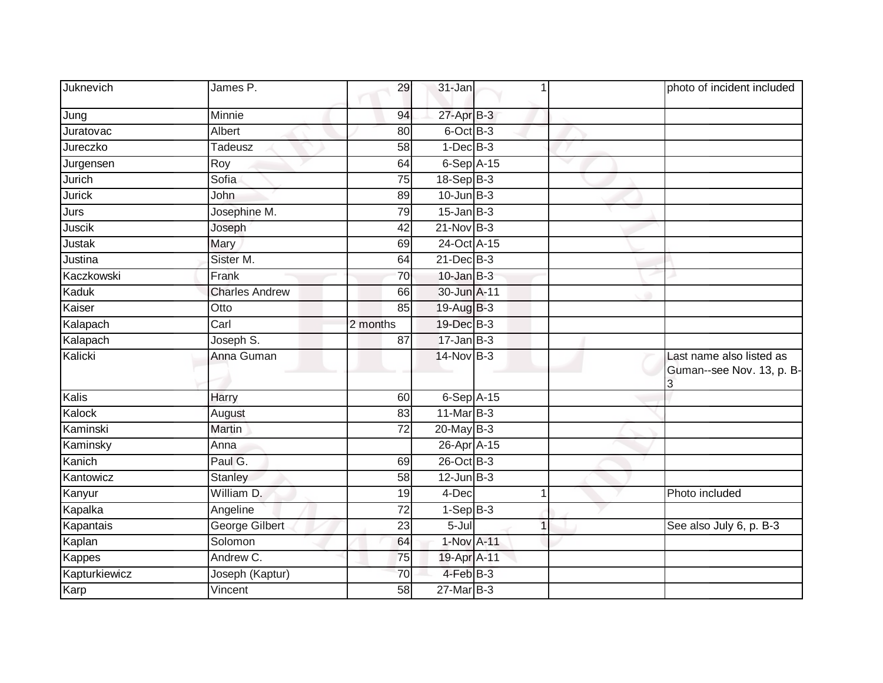| | | | | | | |
|---|---|---|---|---|---|---|
| Juknevich | James P. | 29 | 31-Jan | 1 | | photo of incident included |
| Jung | Minnie | 94 | 27-Apr | B-3 | | |
| Juratovac | Albert | 80 | 6-Oct | B-3 | | |
| Jureczko | Tadeusz | 58 | 1-Dec | B-3 | | |
| Jurgensen | Roy | 64 | 6-Sep | A-15 | | |
| Jurich | Sofia | 75 | 18-Sep | B-3 | | |
| Jurick | John | 89 | 10-Jun | B-3 | | |
| Jurs | Josephine M. | 79 | 15-Jan | B-3 | | |
| Juscik | Joseph | 42 | 21-Nov | B-3 | | |
| Justak | Mary | 69 | 24-Oct | A-15 | | |
| Justina | Sister M. | 64 | 21-Dec | B-3 | | |
| Kaczkowski | Frank | 70 | 10-Jan | B-3 | | |
| Kaduk | Charles Andrew | 66 | 30-Jun | A-11 | | |
| Kaiser | Otto | 85 | 19-Aug | B-3 | | |
| Kalapach | Carl | 2 months | 19-Dec | B-3 | | |
| Kalapach | Joseph S. | 87 | 17-Jan | B-3 | | |
| Kalicki | Anna Guman | | 14-Nov | B-3 | | Last name also listed as Guman--see Nov. 13, p. B-3 |
| Kalis | Harry | 60 | 6-Sep | A-15 | | |
| Kalock | August | 83 | 11-Mar | B-3 | | |
| Kaminski | Martin | 72 | 20-May | B-3 | | |
| Kaminsky | Anna | | 26-Apr | A-15 | | |
| Kanich | Paul G. | 69 | 26-Oct | B-3 | | |
| Kantowicz | Stanley | 58 | 12-Jun | B-3 | | |
| Kanyur | William D. | 19 | 4-Dec | 1 | | Photo included |
| Kapalka | Angeline | 72 | 1-Sep | B-3 | | |
| Kapantais | George Gilbert | 23 | 5-Jul | 1 | | See also July 6, p. B-3 |
| Kaplan | Solomon | 64 | 1-Nov | A-11 | | |
| Kappes | Andrew C. | 75 | 19-Apr | A-11 | | |
| Kapturkiewicz | Joseph (Kaptur) | 70 | 4-Feb | B-3 | | |
| Karp | Vincent | 58 | 27-Mar | B-3 | | |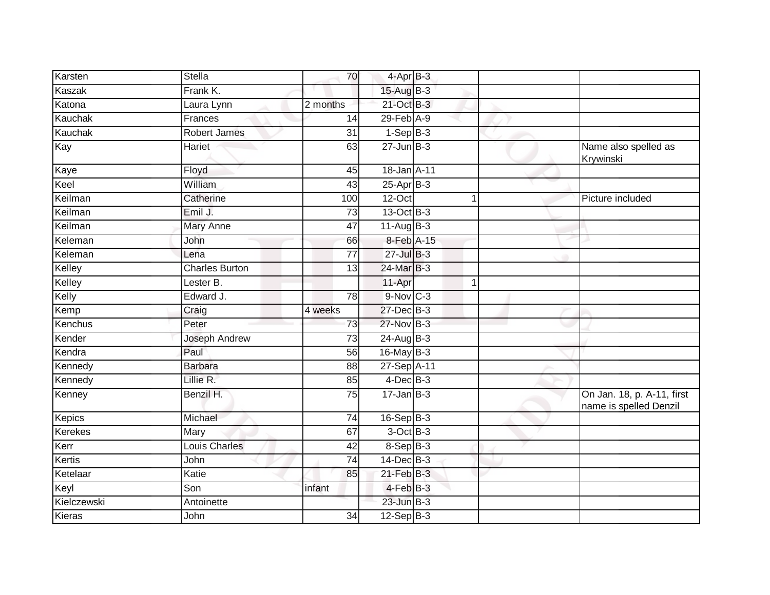| | | | | | | |
|---|---|---|---|---|---|---|
| Karsten | Stella | 70 | 4-Apr | B-3 | | |
| Kaszak | Frank K. | | 15-Aug | B-3 | | |
| Katona | Laura Lynn | 2 months | 21-Oct | B-3 | | |
| Kauchak | Frances | 14 | 29-Feb | A-9 | | |
| Kauchak | Robert James | 31 | 1-Sep | B-3 | | |
| Kay | Hariet | 63 | 27-Jun | B-3 | | Name also spelled as Krywinski |
| Kaye | Floyd | 45 | 18-Jan | A-11 | | |
| Keel | William | 43 | 25-Apr | B-3 | | |
| Keilman | Catherine | 100 | 12-Oct | 1 | | Picture included |
| Keilman | Emil J. | 73 | 13-Oct | B-3 | | |
| Keilman | Mary Anne | 47 | 11-Aug | B-3 | | |
| Keleman | John | 66 | 8-Feb | A-15 | | |
| Keleman | Lena | 77 | 27-Jul | B-3 | | |
| Kelley | Charles Burton | 13 | 24-Mar | B-3 | | |
| Kelley | Lester B. | | 11-Apr | 1 | | |
| Kelly | Edward J. | 78 | 9-Nov | C-3 | | |
| Kemp | Craig | 4 weeks | 27-Dec | B-3 | | |
| Kenchus | Peter | 73 | 27-Nov | B-3 | | |
| Kender | Joseph Andrew | 73 | 24-Aug | B-3 | | |
| Kendra | Paul | 56 | 16-May | B-3 | | |
| Kennedy | Barbara | 88 | 27-Sep | A-11 | | |
| Kennedy | Lillie R. | 85 | 4-Dec | B-3 | | |
| Kenney | Benzil H. | 75 | 17-Jan | B-3 | | On Jan. 18, p. A-11, first name is spelled Denzil |
| Kepics | Michael | 74 | 16-Sep | B-3 | | |
| Kerekes | Mary | 67 | 3-Oct | B-3 | | |
| Kerr | Louis Charles | 42 | 8-Sep | B-3 | | |
| Kertis | John | 74 | 14-Dec | B-3 | | |
| Ketelaar | Katie | 85 | 21-Feb | B-3 | | |
| Keyl | Son | infant | 4-Feb | B-3 | | |
| Kielczewski | Antoinette | | 23-Jun | B-3 | | |
| Kieras | John | 34 | 12-Sep | B-3 | | |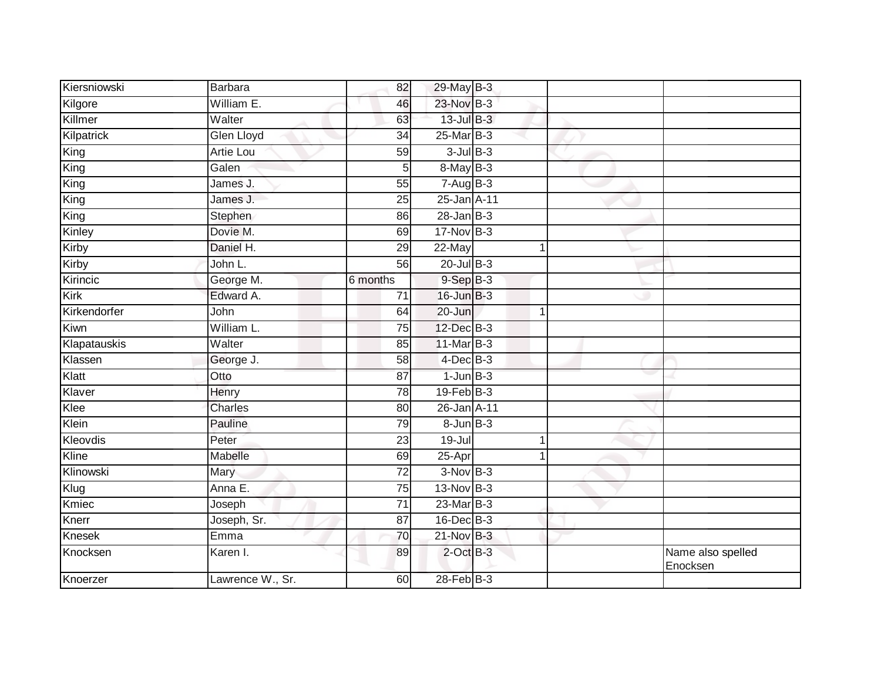| | | | | | | | |
|---|---|---|---|---|---|---|---|
| Kiersniowski | Barbara | 82 | 29-May | B-3 | | | |
| Kilgore | William E. | 46 | 23-Nov | B-3 | | | |
| Killmer | Walter | 63 | 13-Jul | B-3 | | | |
| Kilpatrick | Glen Lloyd | 34 | 25-Mar | B-3 | | | |
| King | Artie Lou | 59 | 3-Jul | B-3 | | | |
| King | Galen | 5 | 8-May | B-3 | | | |
| King | James J. | 55 | 7-Aug | B-3 | | | |
| King | James J. | 25 | 25-Jan | A-11 | | | |
| King | Stephen | 86 | 28-Jan | B-3 | | | |
| Kinley | Dovie M. | 69 | 17-Nov | B-3 | | | |
| Kirby | Daniel H. | 29 | 22-May | | 1 | | |
| Kirby | John L. | 56 | 20-Jul | B-3 | | | |
| Kirincic | George M. | 6 months | 9-Sep | B-3 | | | |
| Kirk | Edward A. | 71 | 16-Jun | B-3 | | | |
| Kirkendorfer | John | 64 | 20-Jun | | 1 | | |
| Kiwn | William L. | 75 | 12-Dec | B-3 | | | |
| Klapatauskis | Walter | 85 | 11-Mar | B-3 | | | |
| Klassen | George J. | 58 | 4-Dec | B-3 | | | |
| Klatt | Otto | 87 | 1-Jun | B-3 | | | |
| Klaver | Henry | 78 | 19-Feb | B-3 | | | |
| Klee | Charles | 80 | 26-Jan | A-11 | | | |
| Klein | Pauline | 79 | 8-Jun | B-3 | | | |
| Kleovdis | Peter | 23 | 19-Jul | | 1 | | |
| Kline | Mabelle | 69 | 25-Apr | | 1 | | |
| Klinowski | Mary | 72 | 3-Nov | B-3 | | | |
| Klug | Anna E. | 75 | 13-Nov | B-3 | | | |
| Kmiec | Joseph | 71 | 23-Mar | B-3 | | | |
| Knerr | Joseph, Sr. | 87 | 16-Dec | B-3 | | | |
| Knesek | Emma | 70 | 21-Nov | B-3 | | | |
| Knocksen | Karen I. | 89 | 2-Oct | B-3 | | | Name also spelled Enocksen |
| Knoerzer | Lawrence W., Sr. | 60 | 28-Feb | B-3 | | | |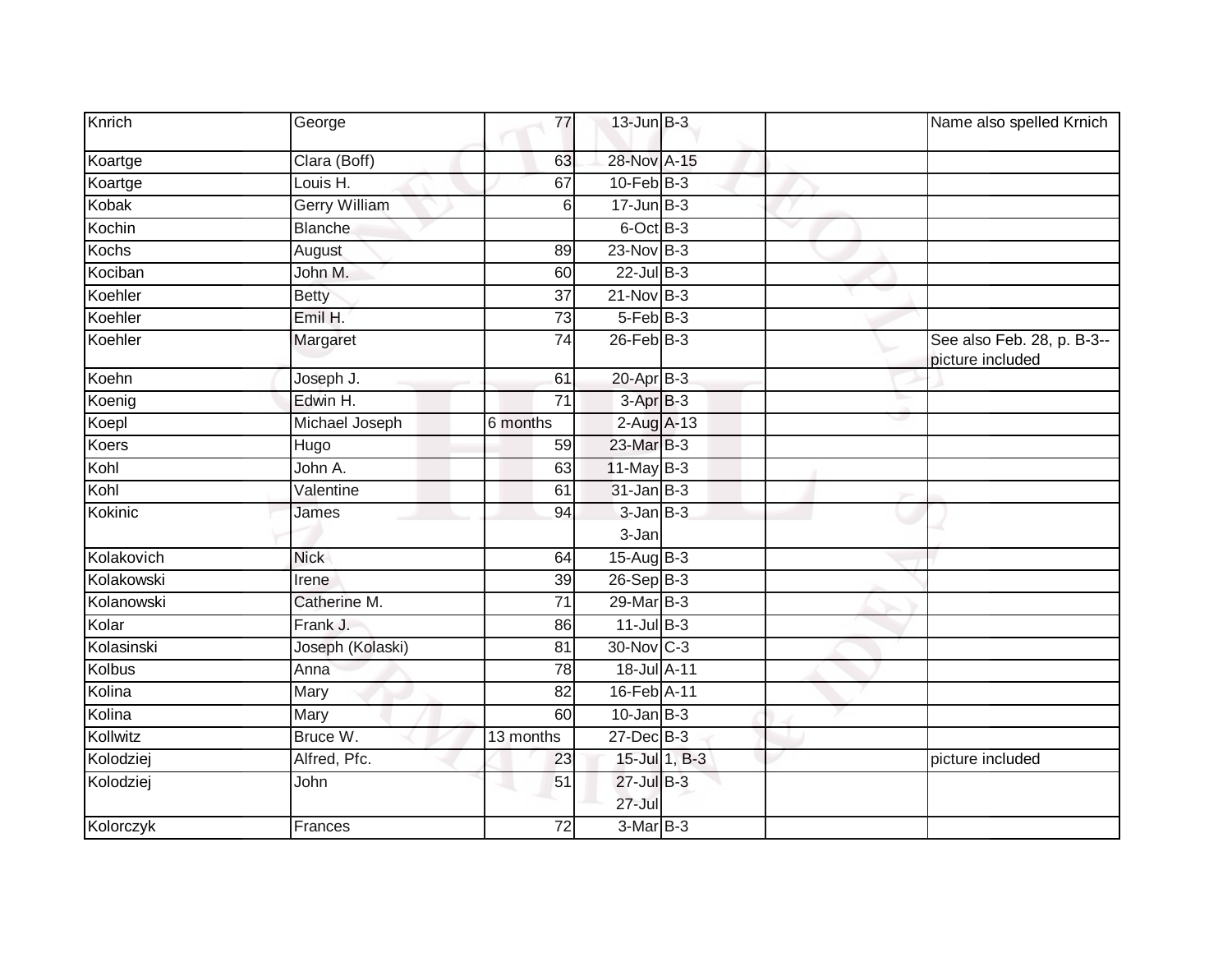| | | | | | | |
|---|---|---|---|---|---|---|
| Knrich | George | 77 | 13-Jun | B-3 | | Name also spelled Krnich |
| Koartge | Clara (Boff) | 63 | 28-Nov | A-15 | | |
| Koartge | Louis H. | 67 | 10-Feb | B-3 | | |
| Kobak | Gerry William | 6 | 17-Jun | B-3 | | |
| Kochin | Blanche | | 6-Oct | B-3 | | |
| Kochs | August | 89 | 23-Nov | B-3 | | |
| Kociban | John M. | 60 | 22-Jul | B-3 | | |
| Koehler | Betty | 37 | 21-Nov | B-3 | | |
| Koehler | Emil H. | 73 | 5-Feb | B-3 | | |
| Koehler | Margaret | 74 | 26-Feb | B-3 | | See also Feb. 28, p. B-3--picture included |
| Koehn | Joseph J. | 61 | 20-Apr | B-3 | | |
| Koenig | Edwin H. | 71 | 3-Apr | B-3 | | |
| Koepl | Michael Joseph | 6 months | 2-Aug | A-13 | | |
| Koers | Hugo | 59 | 23-Mar | B-3 | | |
| Kohl | John A. | 63 | 11-May | B-3 | | |
| Kohl | Valentine | 61 | 31-Jan | B-3 | | |
| Kokinic | James | 94 | 3-Jan<br>3-Jan | B-3 | | |
| Kolakovich | Nick | 64 | 15-Aug | B-3 | | |
| Kolakowski | Irene | 39 | 26-Sep | B-3 | | |
| Kolanowski | Catherine M. | 71 | 29-Mar | B-3 | | |
| Kolar | Frank J. | 86 | 11-Jul | B-3 | | |
| Kolasinski | Joseph (Kolaski) | 81 | 30-Nov | C-3 | | |
| Kolbus | Anna | 78 | 18-Jul | A-11 | | |
| Kolina | Mary | 82 | 16-Feb | A-11 | | |
| Kolina | Mary | 60 | 10-Jan | B-3 | | |
| Kollwitz | Bruce W. | 13 months | 27-Dec | B-3 | | |
| Kolodziej | Alfred, Pfc. | 23 | 15-Jul | 1, B-3 | | picture included |
| Kolodziej | John | 51 | 27-Jul<br>27-Jul | B-3 | | |
| Kolorczyk | Frances | 72 | 3-Mar | B-3 | | |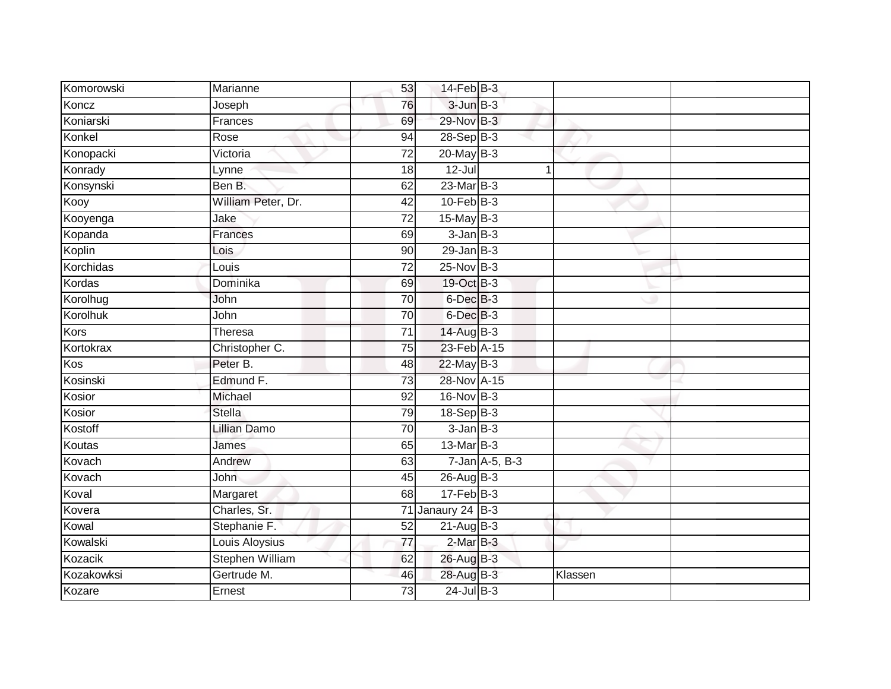| | | | | | | |
|---|---|---|---|---|---|---|
| Komorowski | Marianne | 53 | 14-Feb | B-3 | | |
| Koncz | Joseph | 76 | 3-Jun | B-3 | | |
| Koniarski | Frances | 69 | 29-Nov | B-3 | | |
| Konkel | Rose | 94 | 28-Sep | B-3 | | |
| Konopacki | Victoria | 72 | 20-May | B-3 | | |
| Konrady | Lynne | 18 | 12-Jul | 1 | | |
| Konsynski | Ben B. | 62 | 23-Mar | B-3 | | |
| Kooy | William Peter, Dr. | 42 | 10-Feb | B-3 | | |
| Kooyenga | Jake | 72 | 15-May | B-3 | | |
| Kopanda | Frances | 69 | 3-Jan | B-3 | | |
| Koplin | Lois | 90 | 29-Jan | B-3 | | |
| Korchidas | Louis | 72 | 25-Nov | B-3 | | |
| Kordas | Dominika | 69 | 19-Oct | B-3 | | |
| Korolhug | John | 70 | 6-Dec | B-3 | | |
| Korolhuk | John | 70 | 6-Dec | B-3 | | |
| Kors | Theresa | 71 | 14-Aug | B-3 | | |
| Kortokrax | Christopher C. | 75 | 23-Feb | A-15 | | |
| Kos | Peter B. | 48 | 22-May | B-3 | | |
| Kosinski | Edmund F. | 73 | 28-Nov | A-15 | | |
| Kosior | Michael | 92 | 16-Nov | B-3 | | |
| Kosior | Stella | 79 | 18-Sep | B-3 | | |
| Kostoff | Lillian Damo | 70 | 3-Jan | B-3 | | |
| Koutas | James | 65 | 13-Mar | B-3 | | |
| Kovach | Andrew | 63 | 7-Jan | A-5, B-3 | | |
| Kovach | John | 45 | 26-Aug | B-3 | | |
| Koval | Margaret | 68 | 17-Feb | B-3 | | |
| Kovera | Charles, Sr. | 71 | Janaury 24 | B-3 | | |
| Kowal | Stephanie F. | 52 | 21-Aug | B-3 | | |
| Kowalski | Louis Aloysius | 77 | 2-Mar | B-3 | | |
| Kozacik | Stephen William | 62 | 26-Aug | B-3 | | |
| Kozakowksi | Gertrude M. | 46 | 28-Aug | B-3 | Klassen | |
| Kozare | Ernest | 73 | 24-Jul | B-3 | | |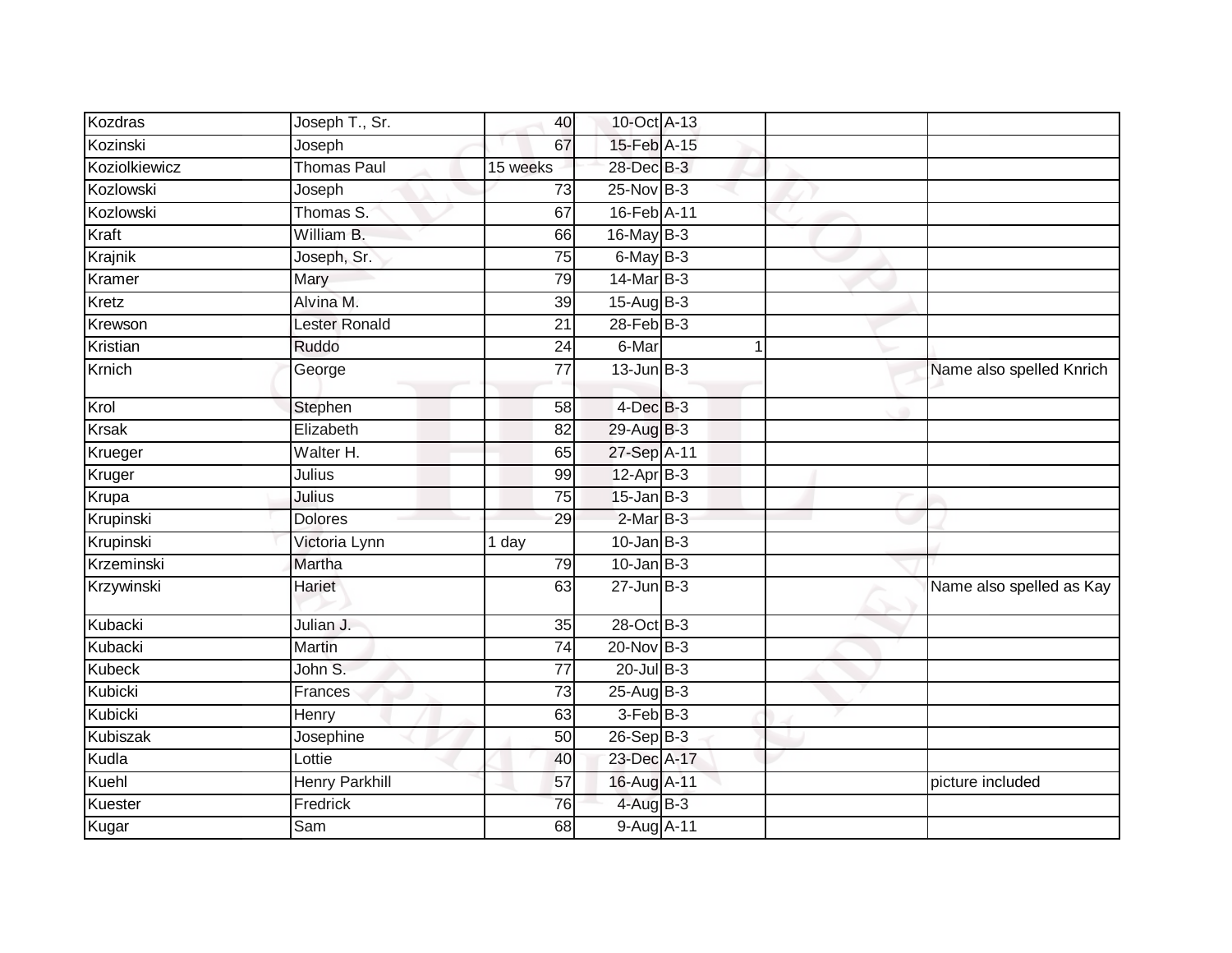| Kozdras | Joseph T., Sr. | 40 | 10-Oct | A-13 | | |
|---|---|---|---|---|---|---|
| Kozinski | Joseph | 67 | 15-Feb | A-15 | | |
| Koziolkiewicz | Thomas Paul | 15 weeks | 28-Dec | B-3 | | |
| Kozlowski | Joseph | 73 | 25-Nov | B-3 | | |
| Kozlowski | Thomas S. | 67 | 16-Feb | A-11 | | |
| Kraft | William B. | 66 | 16-May | B-3 | | |
| Krajnik | Joseph, Sr. | 75 | 6-May | B-3 | | |
| Kramer | Mary | 79 | 14-Mar | B-3 | | |
| Kretz | Alvina M. | 39 | 15-Aug | B-3 | | |
| Krewson | Lester Ronald | 21 | 28-Feb | B-3 | | |
| Kristian | Ruddo | 24 | 6-Mar | 1 | | |
| Krnich | George | 77 | 13-Jun | B-3 | | Name also spelled Knrich |
| Krol | Stephen | 58 | 4-Dec | B-3 | | |
| Krsak | Elizabeth | 82 | 29-Aug | B-3 | | |
| Krueger | Walter H. | 65 | 27-Sep | A-11 | | |
| Kruger | Julius | 99 | 12-Apr | B-3 | | |
| Krupa | Julius | 75 | 15-Jan | B-3 | | |
| Krupinski | Dolores | 29 | 2-Mar | B-3 | | |
| Krupinski | Victoria Lynn | 1 day | 10-Jan | B-3 | | |
| Krzeminski | Martha | 79 | 10-Jan | B-3 | | |
| Krzywinski | Hariet | 63 | 27-Jun | B-3 | | Name also spelled as Kay |
| Kubacki | Julian J. | 35 | 28-Oct | B-3 | | |
| Kubacki | Martin | 74 | 20-Nov | B-3 | | |
| Kubeck | John S. | 77 | 20-Jul | B-3 | | |
| Kubicki | Frances | 73 | 25-Aug | B-3 | | |
| Kubicki | Henry | 63 | 3-Feb | B-3 | | |
| Kubiszak | Josephine | 50 | 26-Sep | B-3 | | |
| Kudla | Lottie | 40 | 23-Dec | A-17 | | |
| Kuehl | Henry Parkhill | 57 | 16-Aug | A-11 | | picture included |
| Kuester | Fredrick | 76 | 4-Aug | B-3 | | |
| Kugar | Sam | 68 | 9-Aug | A-11 | | |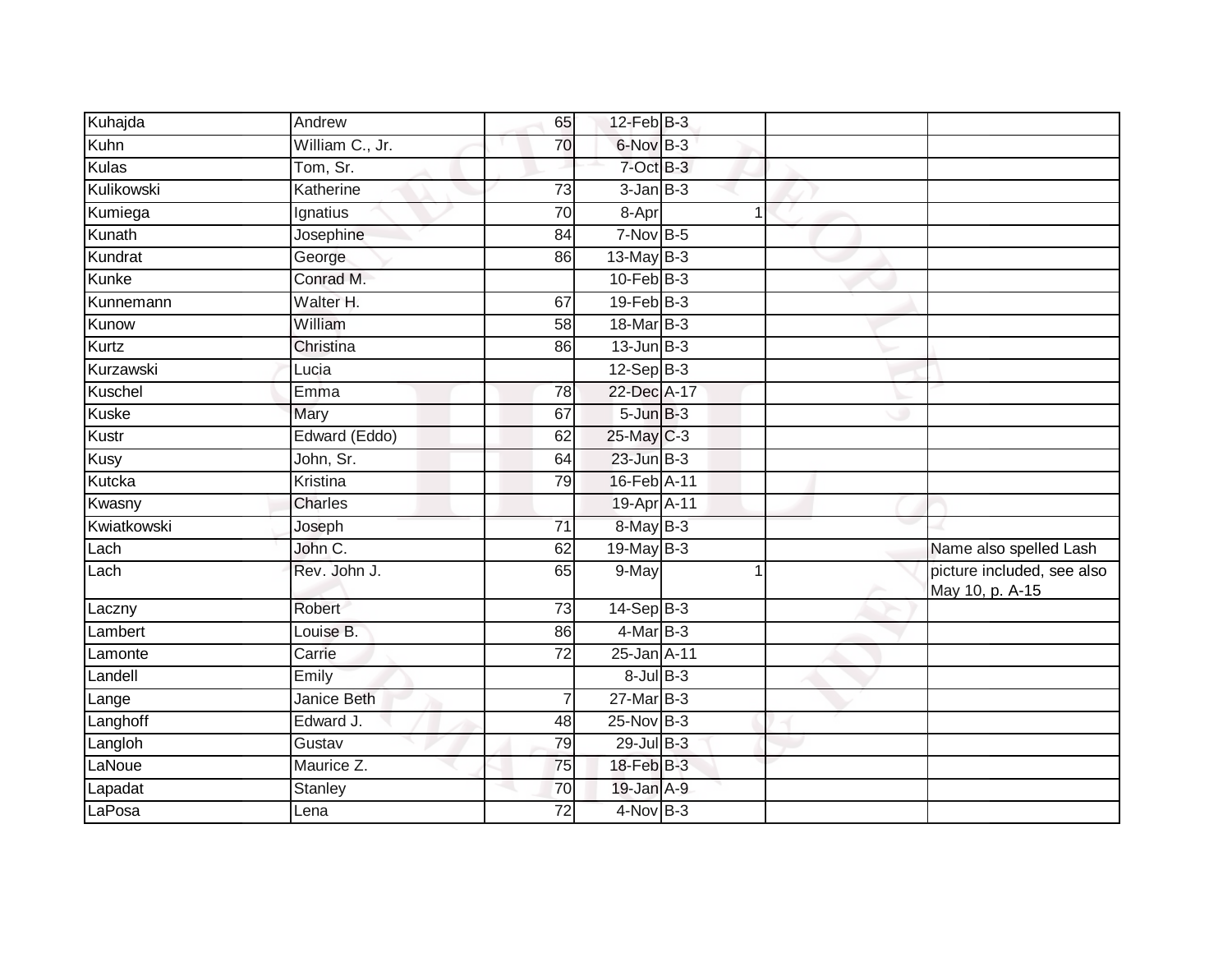| | | | | | | |
|---|---|---|---|---|---|---|
| Kuhajda | Andrew | 65 | 12-Feb | B-3 | | |
| Kuhn | William C., Jr. | 70 | 6-Nov | B-3 | | |
| Kulas | Tom, Sr. | | 7-Oct | B-3 | | |
| Kulikowski | Katherine | 73 | 3-Jan | B-3 | | |
| Kumiega | Ignatius | 70 | 8-Apr | 1 | | |
| Kunath | Josephine | 84 | 7-Nov | B-5 | | |
| Kundrat | George | 86 | 13-May | B-3 | | |
| Kunke | Conrad M. | | 10-Feb | B-3 | | |
| Kunnemann | Walter H. | 67 | 19-Feb | B-3 | | |
| Kunow | William | 58 | 18-Mar | B-3 | | |
| Kurtz | Christina | 86 | 13-Jun | B-3 | | |
| Kurzawski | Lucia | | 12-Sep | B-3 | | |
| Kuschel | Emma | 78 | 22-Dec | A-17 | | |
| Kuske | Mary | 67 | 5-Jun | B-3 | | |
| Kustr | Edward (Eddo) | 62 | 25-May | C-3 | | |
| Kusy | John, Sr. | 64 | 23-Jun | B-3 | | |
| Kutcka | Kristina | 79 | 16-Feb | A-11 | | |
| Kwasny | Charles | | 19-Apr | A-11 | | |
| Kwiatkowski | Joseph | 71 | 8-May | B-3 | | |
| Lach | John C. | 62 | 19-May | B-3 | | Name also spelled Lash |
| Lach | Rev. John J. | 65 | 9-May | 1 | | picture included, see also May 10, p. A-15 |
| Laczny | Robert | 73 | 14-Sep | B-3 | | |
| Lambert | Louise B. | 86 | 4-Mar | B-3 | | |
| Lamonte | Carrie | 72 | 25-Jan | A-11 | | |
| Landell | Emily | | 8-Jul | B-3 | | |
| Lange | Janice Beth | 7 | 27-Mar | B-3 | | |
| Langhoff | Edward J. | 48 | 25-Nov | B-3 | | |
| Langloh | Gustav | 79 | 29-Jul | B-3 | | |
| LaNoue | Maurice Z. | 75 | 18-Feb | B-3 | | |
| Lapadat | Stanley | 70 | 19-Jan | A-9 | | |
| LaPosa | Lena | 72 | 4-Nov | B-3 | | |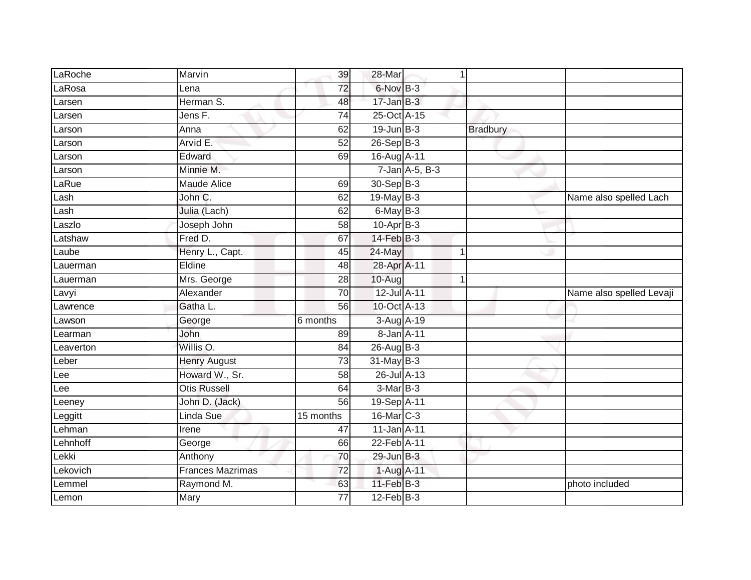| | | | | | | |
|---|---|---|---|---|---|---|
| LaRoche | Marvin | 39 | 28-Mar | 1 | | |
| LaRosa | Lena | 72 | 6-Nov | B-3 | | |
| Larsen | Herman S. | 48 | 17-Jan | B-3 | | |
| Larsen | Jens F. | 74 | 25-Oct | A-15 | | |
| Larson | Anna | 62 | 19-Jun | B-3 | Bradbury | |
| Larson | Arvid E. | 52 | 26-Sep | B-3 | | |
| Larson | Edward | 69 | 16-Aug | A-11 | | |
| Larson | Minnie M. | | 7-Jan | A-5, B-3 | | |
| LaRue | Maude Alice | 69 | 30-Sep | B-3 | | |
| Lash | John C. | 62 | 19-May | B-3 | | Name also spelled Lach |
| Lash | Julia (Lach) | 62 | 6-May | B-3 | | |
| Laszlo | Joseph John | 58 | 10-Apr | B-3 | | |
| Latshaw | Fred D. | 67 | 14-Feb | B-3 | | |
| Laube | Henry L., Capt. | 45 | 24-May | 1 | | |
| Lauerman | Eldine | 48 | 28-Apr | A-11 | | |
| Lauerman | Mrs. George | 28 | 10-Aug | 1 | | |
| Lavyi | Alexander | 70 | 12-Jul | A-11 | | Name also spelled Levaji |
| Lawrence | Gatha L. | 56 | 10-Oct | A-13 | | |
| Lawson | George | 6 months | 3-Aug | A-19 | | |
| Learman | John | 89 | 8-Jan | A-11 | | |
| Leaverton | Willis O. | 84 | 26-Aug | B-3 | | |
| Leber | Henry August | 73 | 31-May | B-3 | | |
| Lee | Howard W., Sr. | 58 | 26-Jul | A-13 | | |
| Lee | Otis Russell | 64 | 3-Mar | B-3 | | |
| Leeney | John D. (Jack) | 56 | 19-Sep | A-11 | | |
| Leggitt | Linda Sue | 15 months | 16-Mar | C-3 | | |
| Lehman | Irene | 47 | 11-Jan | A-11 | | |
| Lehnhoff | George | 66 | 22-Feb | A-11 | | |
| Lekki | Anthony | 70 | 29-Jun | B-3 | | |
| Lekovich | Frances Mazrimas | 72 | 1-Aug | A-11 | | |
| Lemmel | Raymond M. | 63 | 11-Feb | B-3 | | photo included |
| Lemon | Mary | 77 | 12-Feb | B-3 | | |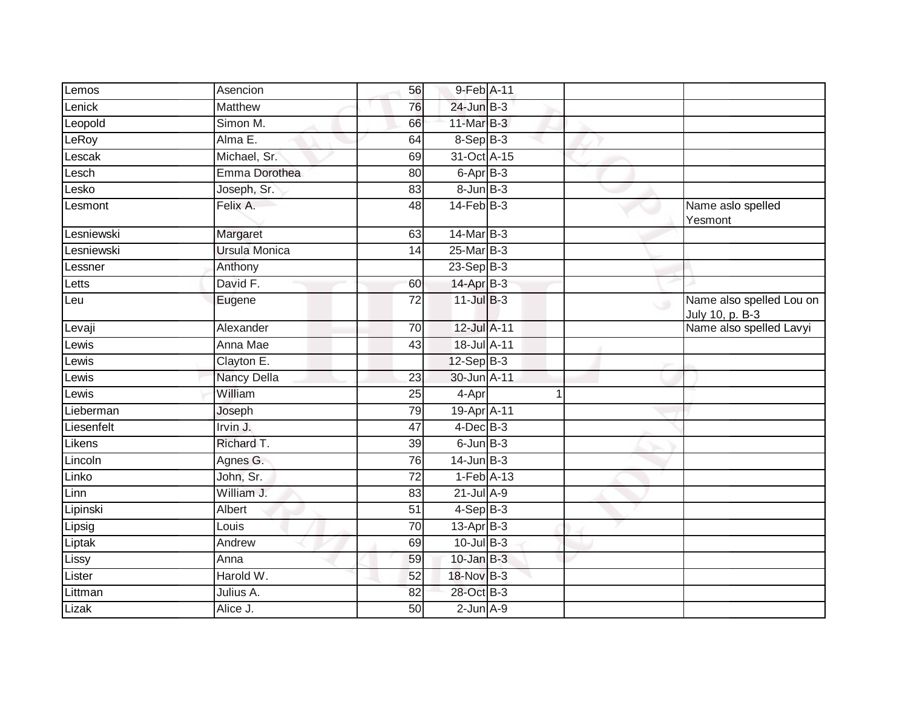| | | | | | | |
|---|---|---|---|---|---|---|
| Lemos | Asencion | 56 | 9-Feb | A-11 | | |
| Lenick | Matthew | 76 | 24-Jun | B-3 | | |
| Leopold | Simon M. | 66 | 11-Mar | B-3 | | |
| LeRoy | Alma E. | 64 | 8-Sep | B-3 | | |
| Lescak | Michael, Sr. | 69 | 31-Oct | A-15 | | |
| Lesch | Emma Dorothea | 80 | 6-Apr | B-3 | | |
| Lesko | Joseph, Sr. | 83 | 8-Jun | B-3 | | |
| Lesmont | Felix A. | 48 | 14-Feb | B-3 | | Name aslo spelled Yesmont |
| Lesniewski | Margaret | 63 | 14-Mar | B-3 | | |
| Lesniewski | Ursula Monica | 14 | 25-Mar | B-3 | | |
| Lessner | Anthony | | 23-Sep | B-3 | | |
| Letts | David F. | 60 | 14-Apr | B-3 | | |
| Leu | Eugene | 72 | 11-Jul | B-3 | | Name also spelled Lou on July 10, p. B-3 |
| Levaji | Alexander | 70 | 12-Jul | A-11 | | Name also spelled Lavyi |
| Lewis | Anna Mae | 43 | 18-Jul | A-11 | | |
| Lewis | Clayton E. | | 12-Sep | B-3 | | |
| Lewis | Nancy Della | 23 | 30-Jun | A-11 | | |
| Lewis | William | 25 | 4-Apr | 1 | | |
| Lieberman | Joseph | 79 | 19-Apr | A-11 | | |
| Liesenfelt | Irvin J. | 47 | 4-Dec | B-3 | | |
| Likens | Richard T. | 39 | 6-Jun | B-3 | | |
| Lincoln | Agnes G. | 76 | 14-Jun | B-3 | | |
| Linko | John, Sr. | 72 | 1-Feb | A-13 | | |
| Linn | William J. | 83 | 21-Jul | A-9 | | |
| Lipinski | Albert | 51 | 4-Sep | B-3 | | |
| Lipsig | Louis | 70 | 13-Apr | B-3 | | |
| Liptak | Andrew | 69 | 10-Jul | B-3 | | |
| Lissy | Anna | 59 | 10-Jan | B-3 | | |
| Lister | Harold W. | 52 | 18-Nov | B-3 | | |
| Littman | Julius A. | 82 | 28-Oct | B-3 | | |
| Lizak | Alice J. | 50 | 2-Jun | A-9 | | |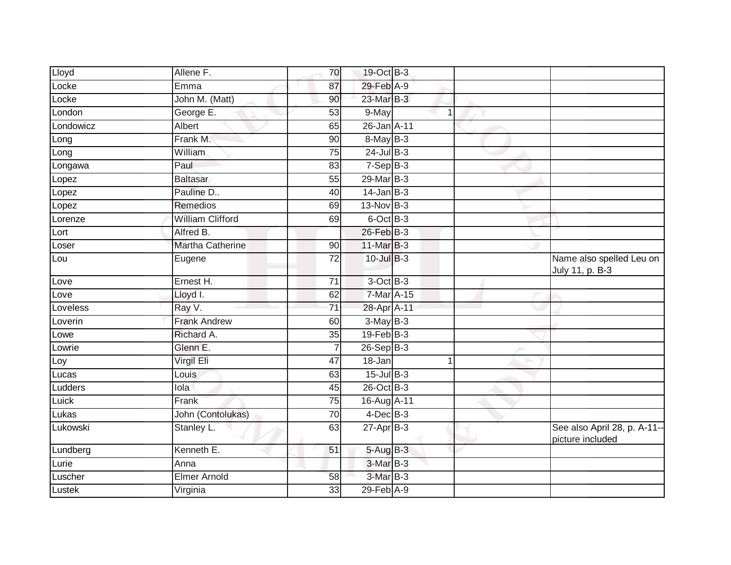| Lloyd | Allene F. | 70 | 19-Oct | B-3 | | | |
|---|---|---|---|---|---|---|---|
| Locke | Emma | 87 | 29-Feb | A-9 | | | |
| Locke | John M. (Matt) | 90 | 23-Mar | B-3 | | | |
| London | George E. | 53 | 9-May | | 1 | | |
| Londowicz | Albert | 65 | 26-Jan | A-11 | | | |
| Long | Frank M. | 90 | 8-May | B-3 | | | |
| Long | William | 75 | 24-Jul | B-3 | | | |
| Longawa | Paul | 83 | 7-Sep | B-3 | | | |
| Lopez | Baltasar | 55 | 29-Mar | B-3 | | | |
| Lopez | Pauline D.. | 40 | 14-Jan | B-3 | | | |
| Lopez | Remedios | 69 | 13-Nov | B-3 | | | |
| Lorenze | William Clifford | 69 | 6-Oct | B-3 | | | |
| Lort | Alfred B. | | 26-Feb | B-3 | | | |
| Loser | Martha Catherine | 90 | 11-Mar | B-3 | | | |
| Lou | Eugene | 72 | 10-Jul | B-3 | | | Name also spelled Leu on July 11, p. B-3 |
| Love | Ernest H. | 71 | 3-Oct | B-3 | | | |
| Love | Lloyd I. | 62 | 7-Mar | A-15 | | | |
| Loveless | Ray V. | 71 | 28-Apr | A-11 | | | |
| Loverin | Frank Andrew | 60 | 3-May | B-3 | | | |
| Lowe | Richard A. | 35 | 19-Feb | B-3 | | | |
| Lowrie | Glenn E. | 7 | 26-Sep | B-3 | | | |
| Loy | Virgil Eli | 47 | 18-Jan | | 1 | | |
| Lucas | Louis | 63 | 15-Jul | B-3 | | | |
| Ludders | Iola | 45 | 26-Oct | B-3 | | | |
| Luick | Frank | 75 | 16-Aug | A-11 | | | |
| Lukas | John (Contolukas) | 70 | 4-Dec | B-3 | | | |
| Lukowski | Stanley L. | 63 | 27-Apr | B-3 | | | See also April 28, p. A-11--picture included |
| Lundberg | Kenneth E. | 51 | 5-Aug | B-3 | | | |
| Lurie | Anna | | 3-Mar | B-3 | | | |
| Luscher | Elmer Arnold | 58 | 3-Mar | B-3 | | | |
| Lustek | Virginia | 33 | 29-Feb | A-9 | | | |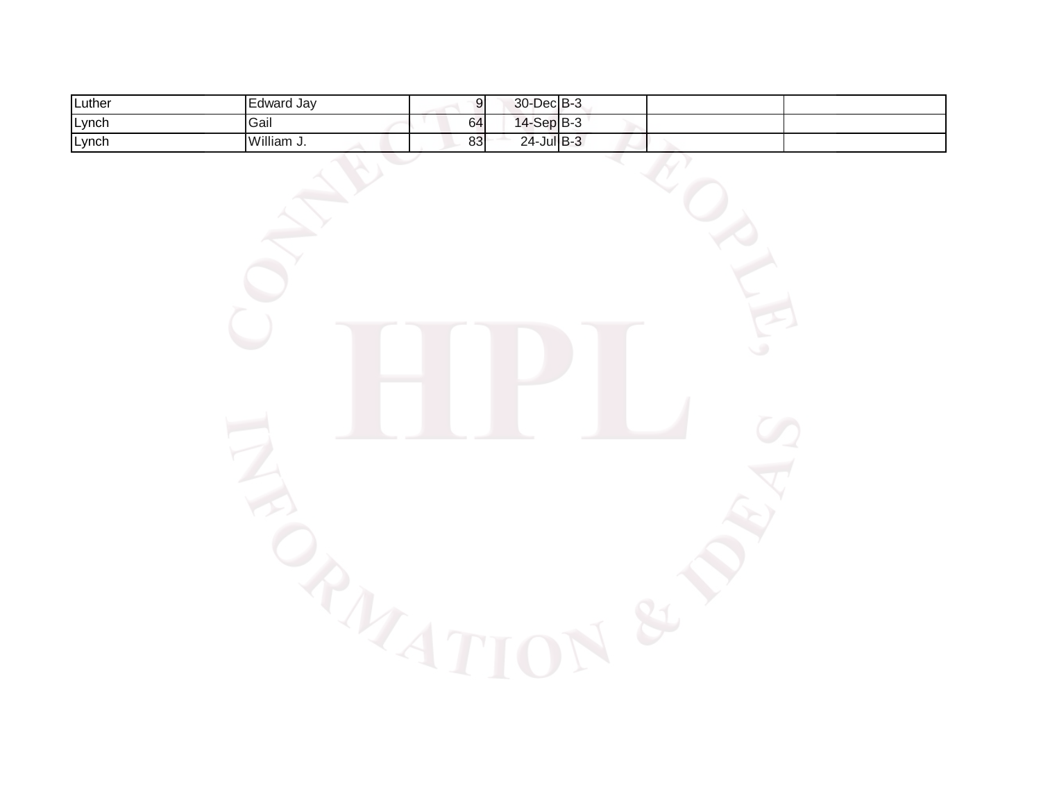| | | | | | | |
|---|---|---|---|---|---|---|
| Luther | Edward Jay | 9 | 30-Dec | B-3 | | |
| Lynch | Gail | 64 | 14-Sep | B-3 | | |
| Lynch | William J. | 83 | 24-Jul | B-3 | | |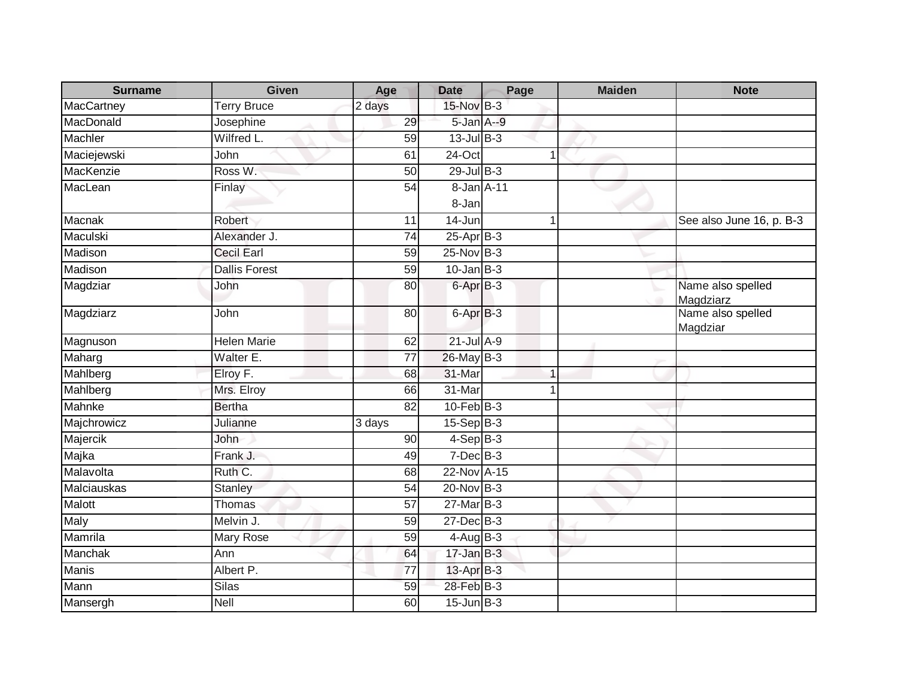| Surname | Given | Age | Date | Page | Maiden | Note |
| --- | --- | --- | --- | --- | --- | --- |
| MacCartney | Terry Bruce | 2 days | 15-Nov | B-3 | | |
| MacDonald | Josephine | 29 | 5-Jan | A--9 | | |
| Machler | Wilfred L. | 59 | 13-Jul | B-3 | | |
| Maciejewski | John | 61 | 24-Oct | 1 | | |
| MacKenzie | Ross W. | 50 | 29-Jul | B-3 | | |
| MacLean | Finlay | 54 | 8-Jan<br>8-Jan | A-11 | | |
| Macnak | Robert | 11 | 14-Jun | 1 | | See also June 16, p. B-3 |
| Maculski | Alexander J. | 74 | 25-Apr | B-3 | | |
| Madison | Cecil Earl | 59 | 25-Nov | B-3 | | |
| Madison | Dallis Forest | 59 | 10-Jan | B-3 | | |
| Magdziar | John | 80 | 6-Apr | B-3 | | Name also spelled Magdziarz |
| Magdziarz | John | 80 | 6-Apr | B-3 | | Name also spelled Magdziar |
| Magnuson | Helen Marie | 62 | 21-Jul | A-9 | | |
| Maharg | Walter E. | 77 | 26-May | B-3 | | |
| Mahlberg | Elroy F. | 68 | 31-Mar | 1 | | |
| Mahlberg | Mrs. Elroy | 66 | 31-Mar | 1 | | |
| Mahnke | Bertha | 82 | 10-Feb | B-3 | | |
| Majchrowicz | Julianne | 3 days | 15-Sep | B-3 | | |
| Majercik | John | 90 | 4-Sep | B-3 | | |
| Majka | Frank J. | 49 | 7-Dec | B-3 | | |
| Malavolta | Ruth C. | 68 | 22-Nov | A-15 | | |
| Malciauskas | Stanley | 54 | 20-Nov | B-3 | | |
| Malott | Thomas | 57 | 27-Mar | B-3 | | |
| Maly | Melvin J. | 59 | 27-Dec | B-3 | | |
| Mamrila | Mary Rose | 59 | 4-Aug | B-3 | | |
| Manchak | Ann | 64 | 17-Jan | B-3 | | |
| Manis | Albert P. | 77 | 13-Apr | B-3 | | |
| Mann | Silas | 59 | 28-Feb | B-3 | | |
| Mansergh | Nell | 60 | 15-Jun | B-3 | | |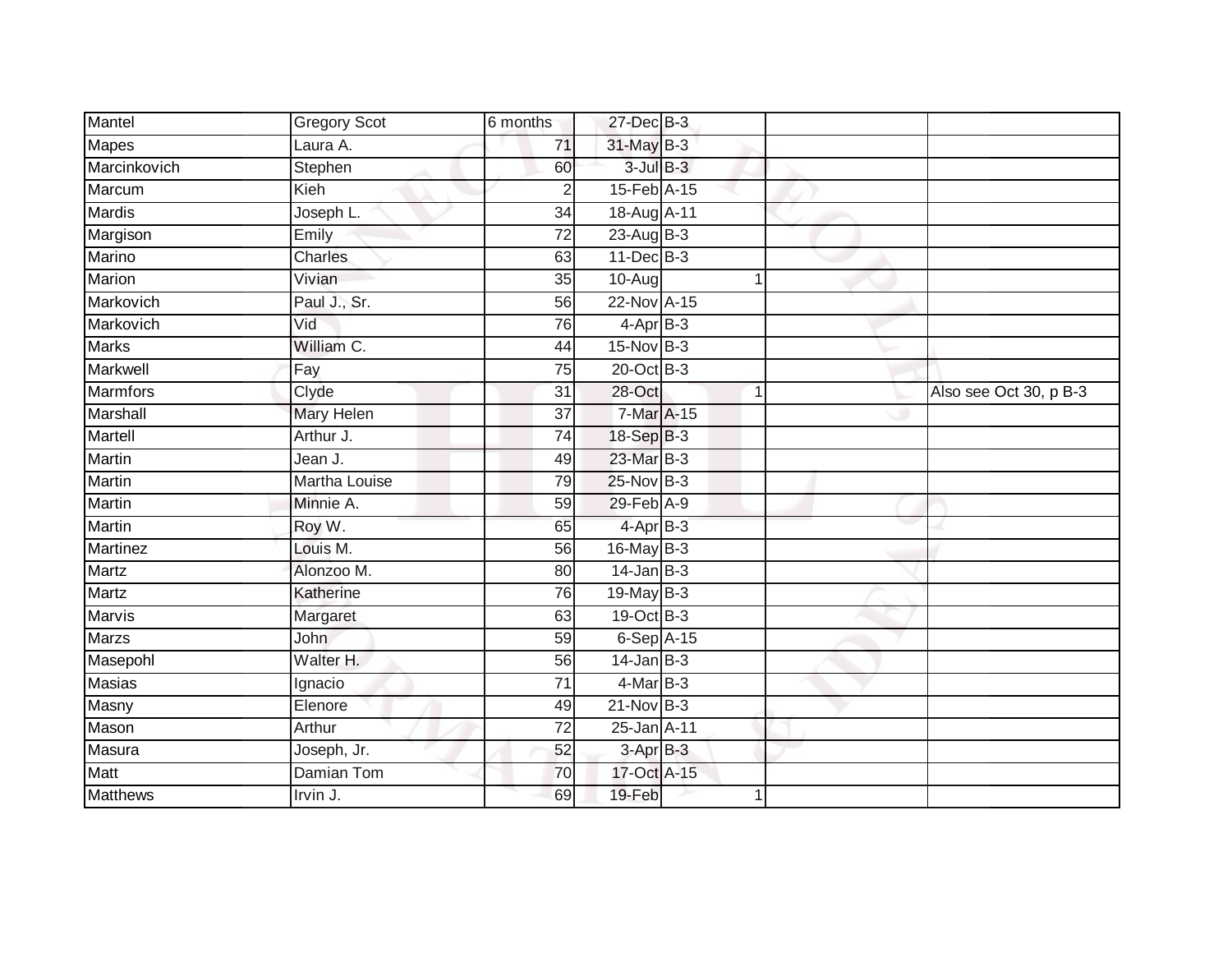| | | | | | | | |
|---|---|---|---|---|---|---|---|
| Mantel | Gregory Scot | 6 months | 27-Dec | B-3 | | | |
| Mapes | Laura A. | 71 | 31-May | B-3 | | | |
| Marcinkovich | Stephen | 60 | 3-Jul | B-3 | | | |
| Marcum | Kieh | 2 | 15-Feb | A-15 | | | |
| Mardis | Joseph L. | 34 | 18-Aug | A-11 | | | |
| Margison | Emily | 72 | 23-Aug | B-3 | | | |
| Marino | Charles | 63 | 11-Dec | B-3 | | | |
| Marion | Vivian | 35 | 10-Aug | | 1 | | |
| Markovich | Paul J., Sr. | 56 | 22-Nov | A-15 | | | |
| Markovich | Vid | 76 | 4-Apr | B-3 | | | |
| Marks | William C. | 44 | 15-Nov | B-3 | | | |
| Markwell | Fay | 75 | 20-Oct | B-3 | | | |
| Marmfors | Clyde | 31 | 28-Oct | | 1 | | Also see Oct 30, p B-3 |
| Marshall | Mary Helen | 37 | 7-Mar | A-15 | | | |
| Martell | Arthur J. | 74 | 18-Sep | B-3 | | | |
| Martin | Jean J. | 49 | 23-Mar | B-3 | | | |
| Martin | Martha Louise | 79 | 25-Nov | B-3 | | | |
| Martin | Minnie A. | 59 | 29-Feb | A-9 | | | |
| Martin | Roy W. | 65 | 4-Apr | B-3 | | | |
| Martinez | Louis M. | 56 | 16-May | B-3 | | | |
| Martz | Alonzoo M. | 80 | 14-Jan | B-3 | | | |
| Martz | Katherine | 76 | 19-May | B-3 | | | |
| Marvis | Margaret | 63 | 19-Oct | B-3 | | | |
| Marzs | John | 59 | 6-Sep | A-15 | | | |
| Masepohl | Walter H. | 56 | 14-Jan | B-3 | | | |
| Masias | Ignacio | 71 | 4-Mar | B-3 | | | |
| Masny | Elenore | 49 | 21-Nov | B-3 | | | |
| Mason | Arthur | 72 | 25-Jan | A-11 | | | |
| Masura | Joseph, Jr. | 52 | 3-Apr | B-3 | | | |
| Matt | Damian Tom | 70 | 17-Oct | A-15 | | | |
| Matthews | Irvin J. | 69 | 19-Feb | | 1 | | |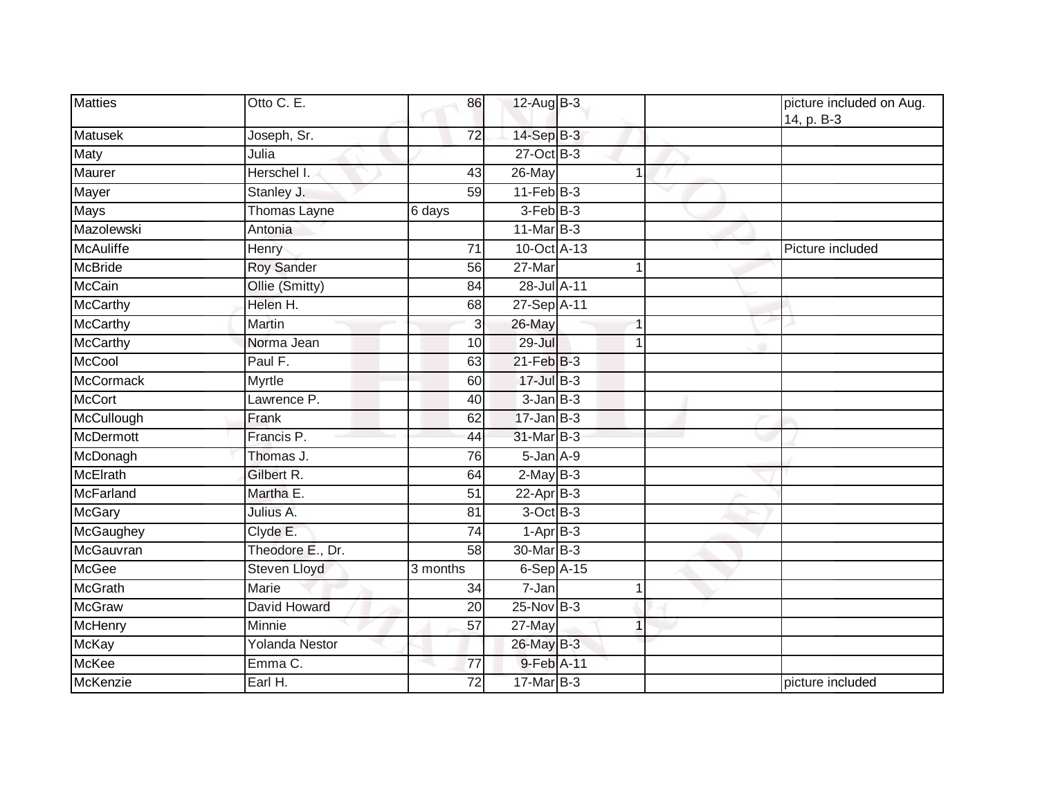| | | | | | | | |
|---|---|---|---|---|---|---|---|
| Matties | Otto C. E. | 86 | 12-Aug | B-3 | | | picture included on Aug. 14, p. B-3 |
| Matusek | Joseph, Sr. | 72 | 14-Sep | B-3 | | | |
| Maty | Julia | | 27-Oct | B-3 | | | |
| Maurer | Herschel I. | 43 | 26-May | | 1 | | |
| Mayer | Stanley J. | 59 | 11-Feb | B-3 | | | |
| Mays | Thomas Layne | 6 days | 3-Feb | B-3 | | | |
| Mazolewski | Antonia | | 11-Mar | B-3 | | | |
| McAuliffe | Henry | 71 | 10-Oct | A-13 | | | Picture included |
| McBride | Roy Sander | 56 | 27-Mar | | 1 | | |
| McCain | Ollie (Smitty) | 84 | 28-Jul | A-11 | | | |
| McCarthy | Helen H. | 68 | 27-Sep | A-11 | | | |
| McCarthy | Martin | 3 | 26-May | | 1 | | |
| McCarthy | Norma Jean | 10 | 29-Jul | | 1 | | |
| McCool | Paul F. | 63 | 21-Feb | B-3 | | | |
| McCormack | Myrtle | 60 | 17-Jul | B-3 | | | |
| McCort | Lawrence P. | 40 | 3-Jan | B-3 | | | |
| McCullough | Frank | 62 | 17-Jan | B-3 | | | |
| McDermott | Francis P. | 44 | 31-Mar | B-3 | | | |
| McDonagh | Thomas J. | 76 | 5-Jan | A-9 | | | |
| McElrath | Gilbert R. | 64 | 2-May | B-3 | | | |
| McFarland | Martha E. | 51 | 22-Apr | B-3 | | | |
| McGary | Julius A. | 81 | 3-Oct | B-3 | | | |
| McGaughey | Clyde E. | 74 | 1-Apr | B-3 | | | |
| McGauvran | Theodore E., Dr. | 58 | 30-Mar | B-3 | | | |
| McGee | Steven Lloyd | 3 months | 6-Sep | A-15 | | | |
| McGrath | Marie | 34 | 7-Jan | | 1 | | |
| McGraw | David Howard | 20 | 25-Nov | B-3 | | | |
| McHenry | Minnie | 57 | 27-May | | 1 | | |
| McKay | Yolanda Nestor | | 26-May | B-3 | | | |
| McKee | Emma C. | 77 | 9-Feb | A-11 | | | |
| McKenzie | Earl H. | 72 | 17-Mar | B-3 | | | picture included |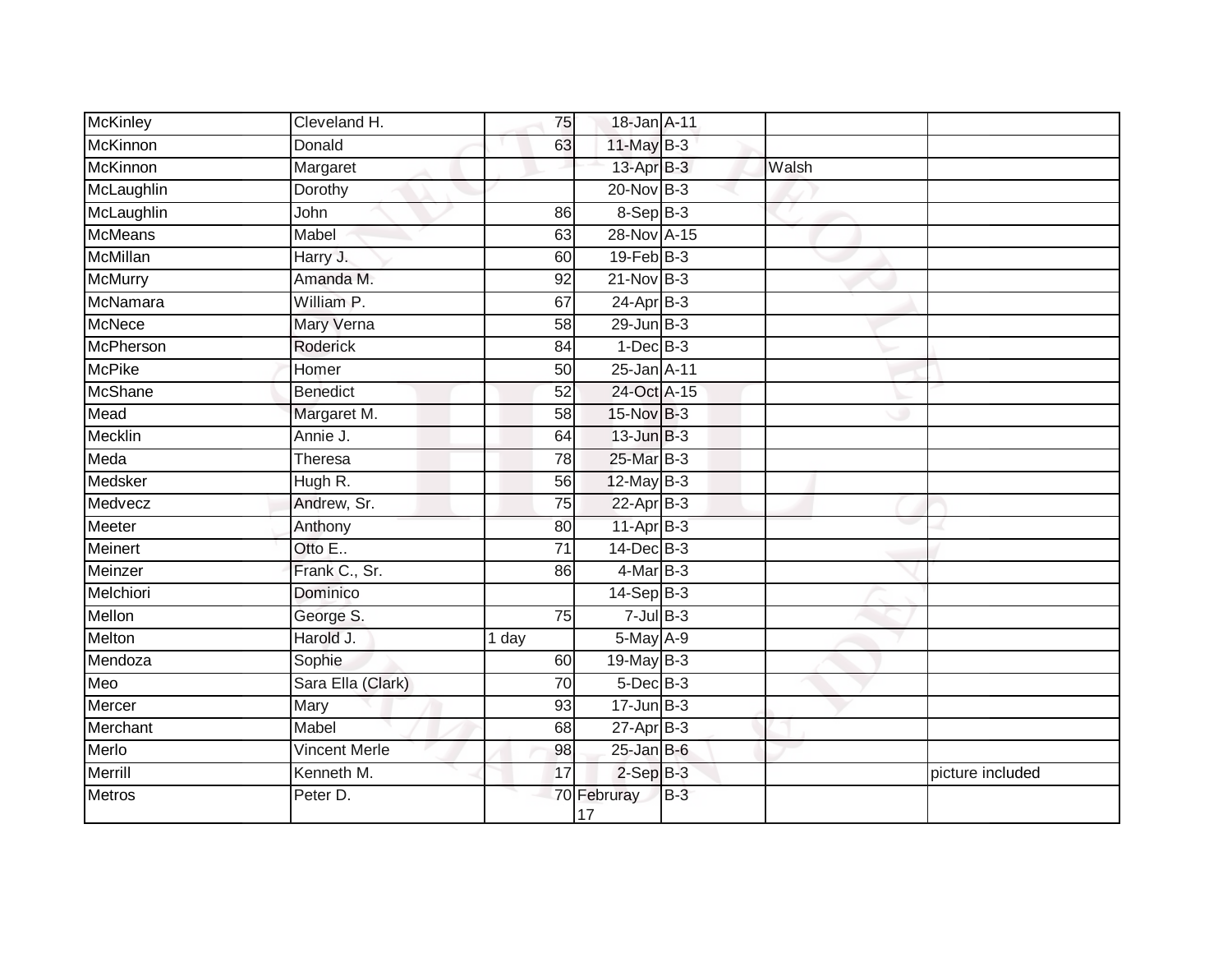| | | | | | | |
|---|---|---|---|---|---|---|
| McKinley | Cleveland H. | 75 | 18-Jan | A-11 | | |
| McKinnon | Donald | 63 | 11-May | B-3 | | |
| McKinnon | Margaret | | 13-Apr | B-3 | Walsh | |
| McLaughlin | Dorothy | | 20-Nov | B-3 | | |
| McLaughlin | John | 86 | 8-Sep | B-3 | | |
| McMeans | Mabel | 63 | 28-Nov | A-15 | | |
| McMillan | Harry J. | 60 | 19-Feb | B-3 | | |
| McMurry | Amanda M. | 92 | 21-Nov | B-3 | | |
| McNamara | William P. | 67 | 24-Apr | B-3 | | |
| McNece | Mary Verna | 58 | 29-Jun | B-3 | | |
| McPherson | Roderick | 84 | 1-Dec | B-3 | | |
| McPike | Homer | 50 | 25-Jan | A-11 | | |
| McShane | Benedict | 52 | 24-Oct | A-15 | | |
| Mead | Margaret M. | 58 | 15-Nov | B-3 | | |
| Mecklin | Annie J. | 64 | 13-Jun | B-3 | | |
| Meda | Theresa | 78 | 25-Mar | B-3 | | |
| Medsker | Hugh R. | 56 | 12-May | B-3 | | |
| Medvecz | Andrew, Sr. | 75 | 22-Apr | B-3 | | |
| Meeter | Anthony | 80 | 11-Apr | B-3 | | |
| Meinert | Otto E.. | 71 | 14-Dec | B-3 | | |
| Meinzer | Frank C., Sr. | 86 | 4-Mar | B-3 | | |
| Melchiori | Dominico | | 14-Sep | B-3 | | |
| Mellon | George S. | 75 | 7-Jul | B-3 | | |
| Melton | Harold J. | 1 day | 5-May | A-9 | | |
| Mendoza | Sophie | 60 | 19-May | B-3 | | |
| Meo | Sara Ella (Clark) | 70 | 5-Dec | B-3 | | |
| Mercer | Mary | 93 | 17-Jun | B-3 | | |
| Merchant | Mabel | 68 | 27-Apr | B-3 | | |
| Merlo | Vincent Merle | 98 | 25-Jan | B-6 | | |
| Merrill | Kenneth M. | 17 | 2-Sep | B-3 | | picture included |
| Metros | Peter D. | 70 | Februray 17 | B-3 | | |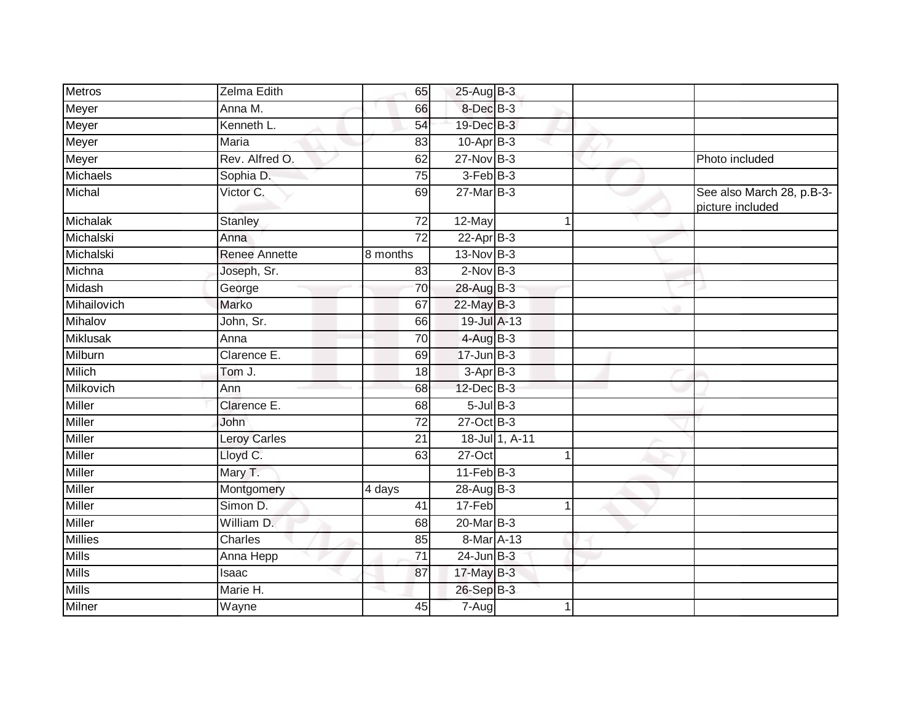| | | | | | | |
|---|---|---|---|---|---|---|
| Metros | Zelma Edith | 65 | 25-Aug | B-3 | | |
| Meyer | Anna M. | 66 | 8-Dec | B-3 | | |
| Meyer | Kenneth L. | 54 | 19-Dec | B-3 | | |
| Meyer | Maria | 83 | 10-Apr | B-3 | | |
| Meyer | Rev. Alfred O. | 62 | 27-Nov | B-3 | | Photo included |
| Michaels | Sophia D. | 75 | 3-Feb | B-3 | | |
| Michal | Victor C. | 69 | 27-Mar | B-3 | | See also March 28, p.B-3-picture included |
| Michalak | Stanley | 72 | 12-May | 1 | | |
| Michalski | Anna | 72 | 22-Apr | B-3 | | |
| Michalski | Renee Annette | 8 months | 13-Nov | B-3 | | |
| Michna | Joseph, Sr. | 83 | 2-Nov | B-3 | | |
| Midash | George | 70 | 28-Aug | B-3 | | |
| Mihailovich | Marko | 67 | 22-May | B-3 | | |
| Mihalov | John, Sr. | 66 | 19-Jul | A-13 | | |
| Miklusak | Anna | 70 | 4-Aug | B-3 | | |
| Milburn | Clarence E. | 69 | 17-Jun | B-3 | | |
| Milich | Tom J. | 18 | 3-Apr | B-3 | | |
| Milkovich | Ann | 68 | 12-Dec | B-3 | | |
| Miller | Clarence E. | 68 | 5-Jul | B-3 | | |
| Miller | John | 72 | 27-Oct | B-3 | | |
| Miller | Leroy Carles | 21 | 18-Jul | 1, A-11 | | |
| Miller | Lloyd C. | 63 | 27-Oct | 1 | | |
| Miller | Mary T. | | 11-Feb | B-3 | | |
| Miller | Montgomery | 4 days | 28-Aug | B-3 | | |
| Miller | Simon D. | 41 | 17-Feb | 1 | | |
| Miller | William D. | 68 | 20-Mar | B-3 | | |
| Millies | Charles | 85 | 8-Mar | A-13 | | |
| Mills | Anna Hepp | 71 | 24-Jun | B-3 | | |
| Mills | Isaac | 87 | 17-May | B-3 | | |
| Mills | Marie H. | | 26-Sep | B-3 | | |
| Milner | Wayne | 45 | 7-Aug | 1 | | |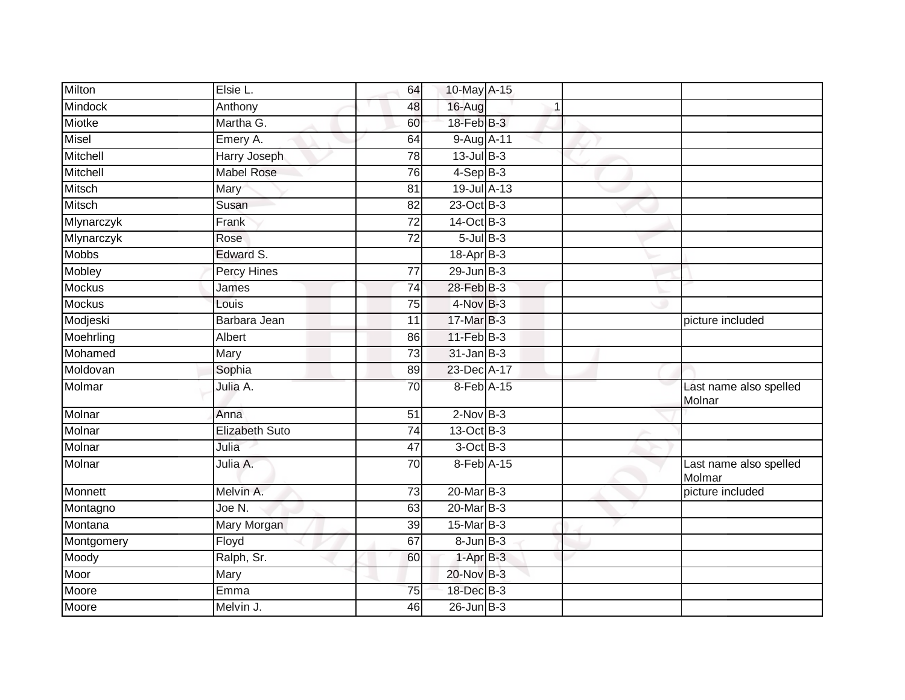| | | | | | | |
|---|---|---|---|---|---|---|
| Milton | Elsie L. | 64 | 10-May | A-15 | | |
| Mindock | Anthony | 48 | 16-Aug | 1 | | |
| Miotke | Martha G. | 60 | 18-Feb | B-3 | | |
| Misel | Emery A. | 64 | 9-Aug | A-11 | | |
| Mitchell | Harry Joseph | 78 | 13-Jul | B-3 | | |
| Mitchell | Mabel Rose | 76 | 4-Sep | B-3 | | |
| Mitsch | Mary | 81 | 19-Jul | A-13 | | |
| Mitsch | Susan | 82 | 23-Oct | B-3 | | |
| Mlynarczyk | Frank | 72 | 14-Oct | B-3 | | |
| Mlynarczyk | Rose | 72 | 5-Jul | B-3 | | |
| Mobbs | Edward S. | | 18-Apr | B-3 | | |
| Mobley | Percy Hines | 77 | 29-Jun | B-3 | | |
| Mockus | James | 74 | 28-Feb | B-3 | | |
| Mockus | Louis | 75 | 4-Nov | B-3 | | |
| Modjeski | Barbara Jean | 11 | 17-Mar | B-3 | | picture included |
| Moehrling | Albert | 86 | 11-Feb | B-3 | | |
| Mohamed | Mary | 73 | 31-Jan | B-3 | | |
| Moldovan | Sophia | 89 | 23-Dec | A-17 | | |
| Molmar | Julia A. | 70 | 8-Feb | A-15 | | Last name also spelled Molnar |
| Molnar | Anna | 51 | 2-Nov | B-3 | | |
| Molnar | Elizabeth Suto | 74 | 13-Oct | B-3 | | |
| Molnar | Julia | 47 | 3-Oct | B-3 | | |
| Molnar | Julia A. | 70 | 8-Feb | A-15 | | Last name also spelled Molmar |
| Monnett | Melvin A. | 73 | 20-Mar | B-3 | | picture included |
| Montagno | Joe N. | 63 | 20-Mar | B-3 | | |
| Montana | Mary Morgan | 39 | 15-Mar | B-3 | | |
| Montgomery | Floyd | 67 | 8-Jun | B-3 | | |
| Moody | Ralph, Sr. | 60 | 1-Apr | B-3 | | |
| Moor | Mary | | 20-Nov | B-3 | | |
| Moore | Emma | 75 | 18-Dec | B-3 | | |
| Moore | Melvin J. | 46 | 26-Jun | B-3 | | |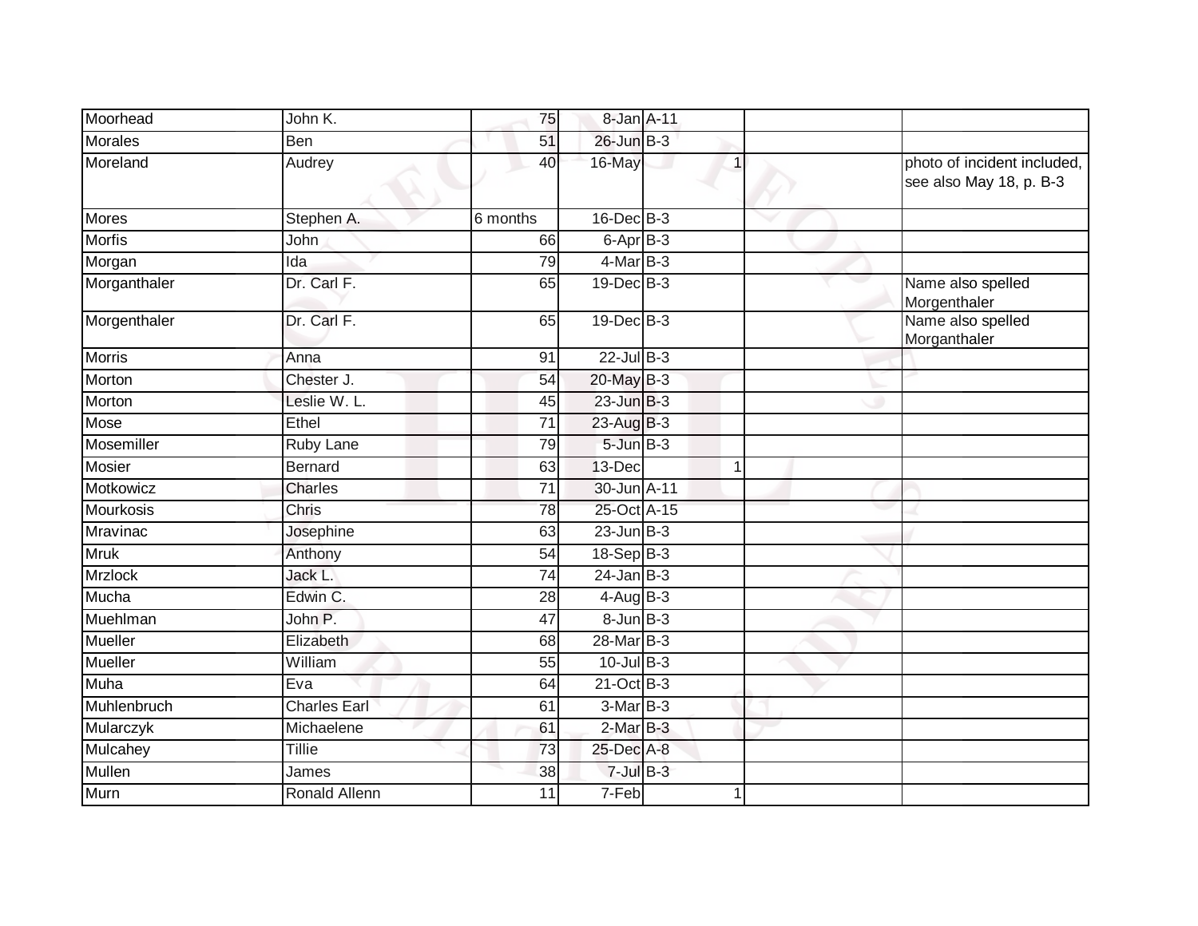| | | | | | | | |
|---|---|---|---|---|---|---|---|
| Moorhead | John K. | 75 | 8-Jan | A-11 | | | |
| Morales | Ben | 51 | 26-Jun | B-3 | | | |
| Moreland | Audrey | 40 | 16-May | | 1 | | photo of incident included, see also May 18, p. B-3 |
| Mores | Stephen A. | 6 months | 16-Dec | B-3 | | | |
| Morfis | John | 66 | 6-Apr | B-3 | | | |
| Morgan | Ida | 79 | 4-Mar | B-3 | | | |
| Morganthaler | Dr. Carl F. | 65 | 19-Dec | B-3 | | | Name also spelled Morgenthaler |
| Morgenthaler | Dr. Carl F. | 65 | 19-Dec | B-3 | | | Name also spelled Morganthaler |
| Morris | Anna | 91 | 22-Jul | B-3 | | | |
| Morton | Chester J. | 54 | 20-May | B-3 | | | |
| Morton | Leslie W. L. | 45 | 23-Jun | B-3 | | | |
| Mose | Ethel | 71 | 23-Aug | B-3 | | | |
| Mosemiller | Ruby Lane | 79 | 5-Jun | B-3 | | | |
| Mosier | Bernard | 63 | 13-Dec | | 1 | | |
| Motkowicz | Charles | 71 | 30-Jun | A-11 | | | |
| Mourkosis | Chris | 78 | 25-Oct | A-15 | | | |
| Mravinac | Josephine | 63 | 23-Jun | B-3 | | | |
| Mruk | Anthony | 54 | 18-Sep | B-3 | | | |
| Mrzlock | Jack L. | 74 | 24-Jan | B-3 | | | |
| Mucha | Edwin C. | 28 | 4-Aug | B-3 | | | |
| Muehlman | John P. | 47 | 8-Jun | B-3 | | | |
| Mueller | Elizabeth | 68 | 28-Mar | B-3 | | | |
| Mueller | William | 55 | 10-Jul | B-3 | | | |
| Muha | Eva | 64 | 21-Oct | B-3 | | | |
| Muhlenbruch | Charles Earl | 61 | 3-Mar | B-3 | | | |
| Mularczyk | Michaelene | 61 | 2-Mar | B-3 | | | |
| Mulcahey | Tillie | 73 | 25-Dec | A-8 | | | |
| Mullen | James | 38 | 7-Jul | B-3 | | | |
| Murn | Ronald Allenn | 11 | 7-Feb | | 1 | | |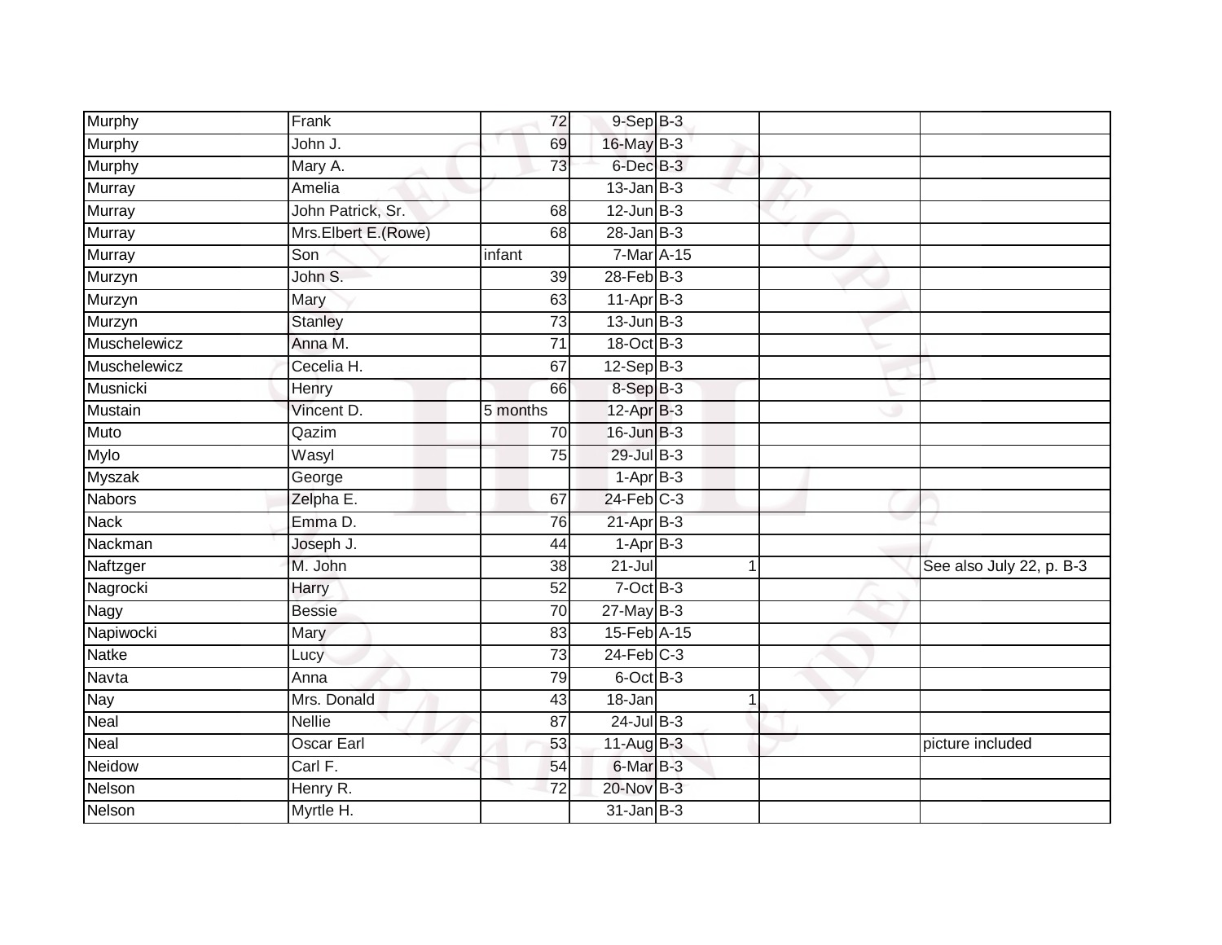| | | | | | | |
|---|---|---|---|---|---|---|
| Murphy | Frank | 72 | 9-Sep | B-3 | | |
| Murphy | John J. | 69 | 16-May | B-3 | | |
| Murphy | Mary A. | 73 | 6-Dec | B-3 | | |
| Murray | Amelia | | 13-Jan | B-3 | | |
| Murray | John Patrick, Sr. | 68 | 12-Jun | B-3 | | |
| Murray | Mrs.Elbert E.(Rowe) | 68 | 28-Jan | B-3 | | |
| Murray | Son | infant | 7-Mar | A-15 | | |
| Murzyn | John S. | 39 | 28-Feb | B-3 | | |
| Murzyn | Mary | 63 | 11-Apr | B-3 | | |
| Murzyn | Stanley | 73 | 13-Jun | B-3 | | |
| Muschelewicz | Anna M. | 71 | 18-Oct | B-3 | | |
| Muschelewicz | Cecelia H. | 67 | 12-Sep | B-3 | | |
| Musnicki | Henry | 66 | 8-Sep | B-3 | | |
| Mustain | Vincent D. | 5 months | 12-Apr | B-3 | | |
| Muto | Qazim | 70 | 16-Jun | B-3 | | |
| Mylo | Wasyl | 75 | 29-Jul | B-3 | | |
| Myszak | George | | 1-Apr | B-3 | | |
| Nabors | Zelpha E. | 67 | 24-Feb | C-3 | | |
| Nack | Emma D. | 76 | 21-Apr | B-3 | | |
| Nackman | Joseph J. | 44 | 1-Apr | B-3 | | |
| Naftzger | M. John | 38 | 21-Jul | 1 | | See also July 22, p. B-3 |
| Nagrocki | Harry | 52 | 7-Oct | B-3 | | |
| Nagy | Bessie | 70 | 27-May | B-3 | | |
| Napiwocki | Mary | 83 | 15-Feb | A-15 | | |
| Natke | Lucy | 73 | 24-Feb | C-3 | | |
| Navta | Anna | 79 | 6-Oct | B-3 | | |
| Nay | Mrs. Donald | 43 | 18-Jan | 1 | | |
| Neal | Nellie | 87 | 24-Jul | B-3 | | |
| Neal | Oscar Earl | 53 | 11-Aug | B-3 | | picture included |
| Neidow | Carl F. | 54 | 6-Mar | B-3 | | |
| Nelson | Henry R. | 72 | 20-Nov | B-3 | | |
| Nelson | Myrtle H. | | 31-Jan | B-3 | | |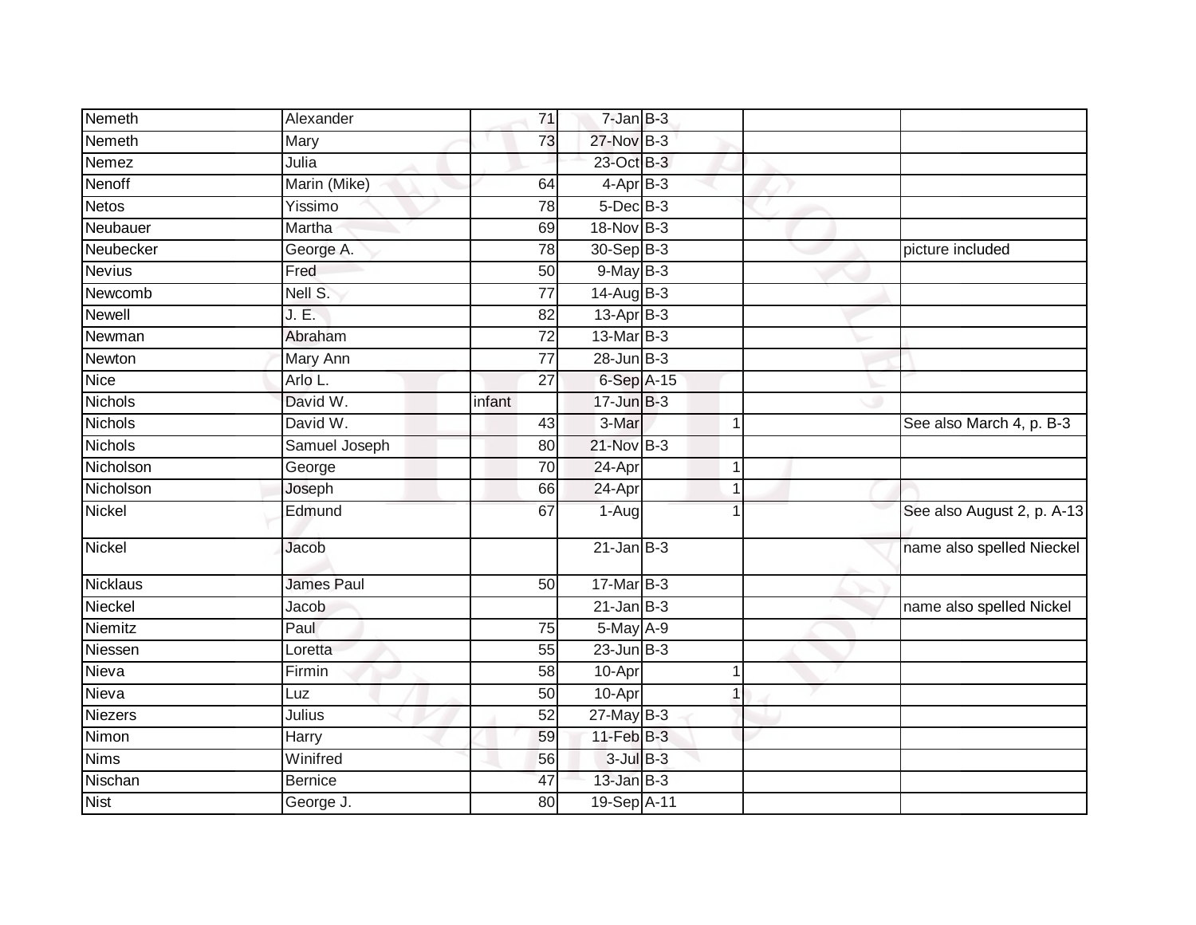| | | | | | | | |
|---|---|---|---|---|---|---|---|
| Nemeth | Alexander | 71 | 7-Jan | B-3 | | | |
| Nemeth | Mary | 73 | 27-Nov | B-3 | | | |
| Nemez | Julia | | 23-Oct | B-3 | | | |
| Nenoff | Marin (Mike) | 64 | 4-Apr | B-3 | | | |
| Netos | Yissimo | 78 | 5-Dec | B-3 | | | |
| Neubauer | Martha | 69 | 18-Nov | B-3 | | | |
| Neubecker | George A. | 78 | 30-Sep | B-3 | | | picture included |
| Nevius | Fred | 50 | 9-May | B-3 | | | |
| Newcomb | Nell S. | 77 | 14-Aug | B-3 | | | |
| Newell | J. E. | 82 | 13-Apr | B-3 | | | |
| Newman | Abraham | 72 | 13-Mar | B-3 | | | |
| Newton | Mary Ann | 77 | 28-Jun | B-3 | | | |
| Nice | Arlo L. | 27 | 6-Sep | A-15 | | | |
| Nichols | David W. | infant | 17-Jun | B-3 | | | |
| Nichols | David W. | 43 | 3-Mar | | 1 | | See also March 4, p. B-3 |
| Nichols | Samuel Joseph | 80 | 21-Nov | B-3 | | | |
| Nicholson | George | 70 | 24-Apr | | 1 | | |
| Nicholson | Joseph | 66 | 24-Apr | | 1 | | |
| Nickel | Edmund | 67 | 1-Aug | | 1 | | See also August 2, p. A-13 |
| Nickel | Jacob | | 21-Jan | B-3 | | | name also spelled Nieckel |
| Nicklaus | James Paul | 50 | 17-Mar | B-3 | | | |
| Nieckel | Jacob | | 21-Jan | B-3 | | | name also spelled Nickel |
| Niemitz | Paul | 75 | 5-May | A-9 | | | |
| Niessen | Loretta | 55 | 23-Jun | B-3 | | | |
| Nieva | Firmin | 58 | 10-Apr | | 1 | | |
| Nieva | Luz | 50 | 10-Apr | | 1 | | |
| Niezers | Julius | 52 | 27-May | B-3 | | | |
| Nimon | Harry | 59 | 11-Feb | B-3 | | | |
| Nims | Winifred | 56 | 3-Jul | B-3 | | | |
| Nischan | Bernice | 47 | 13-Jan | B-3 | | | |
| Nist | George J. | 80 | 19-Sep | A-11 | | | |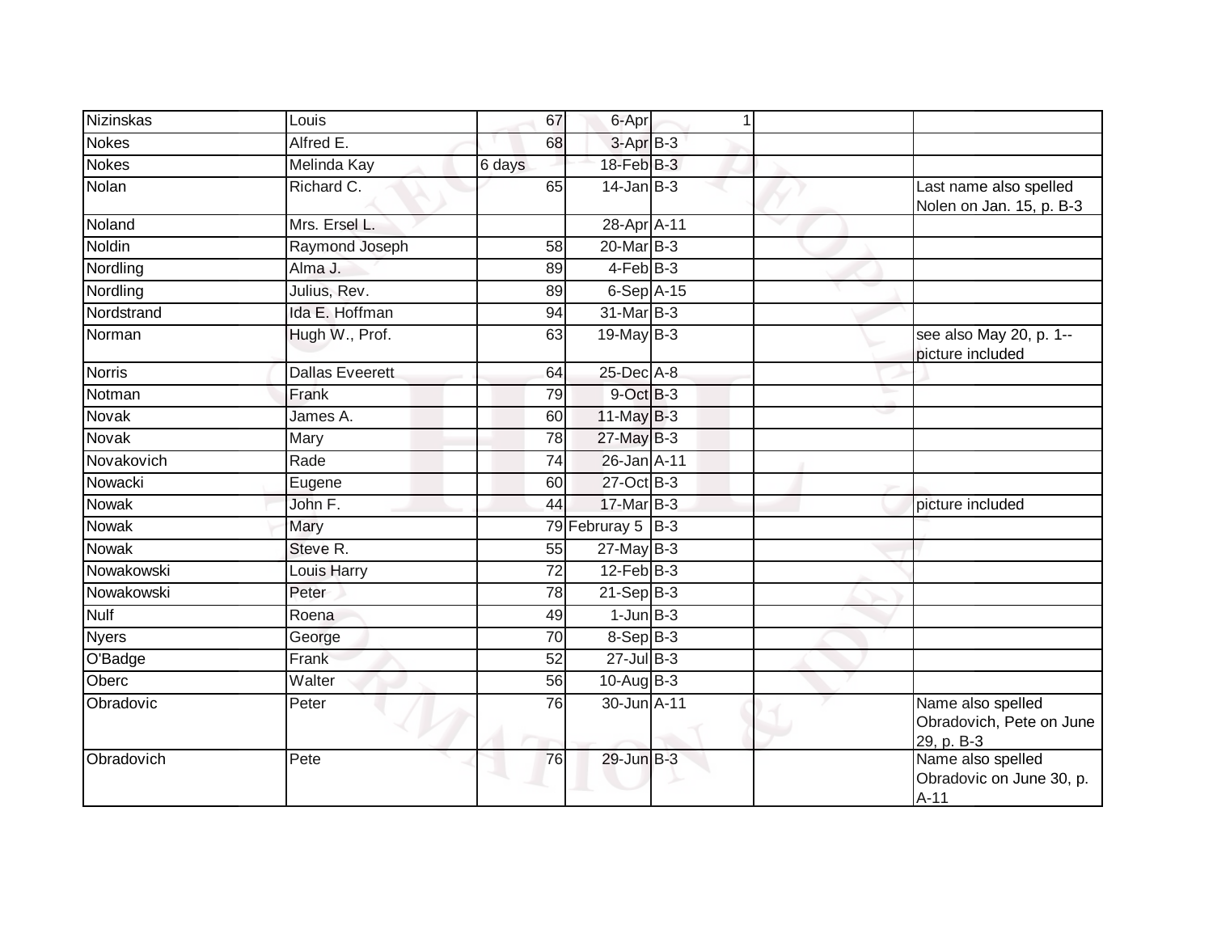| | | | | | | |
|---|---|---|---|---|---|---|
| Nizinskas | Louis | 67 | 6-Apr | 1 | | |
| Nokes | Alfred E. | 68 | 3-Apr | B-3 | | |
| Nokes | Melinda Kay | 6 days | 18-Feb | B-3 | | |
| Nolan | Richard C. | 65 | 14-Jan | B-3 | | Last name also spelled Nolen on Jan. 15, p. B-3 |
| Noland | Mrs. Ersel L. | | 28-Apr | A-11 | | |
| Noldin | Raymond Joseph | 58 | 20-Mar | B-3 | | |
| Nordling | Alma J. | 89 | 4-Feb | B-3 | | |
| Nordling | Julius, Rev. | 89 | 6-Sep | A-15 | | |
| Nordstrand | Ida E. Hoffman | 94 | 31-Mar | B-3 | | |
| Norman | Hugh W., Prof. | 63 | 19-May | B-3 | | see also May 20, p. 1--picture included |
| Norris | Dallas Eveerett | 64 | 25-Dec | A-8 | | |
| Notman | Frank | 79 | 9-Oct | B-3 | | |
| Novak | James A. | 60 | 11-May | B-3 | | |
| Novak | Mary | 78 | 27-May | B-3 | | |
| Novakovich | Rade | 74 | 26-Jan | A-11 | | |
| Nowacki | Eugene | 60 | 27-Oct | B-3 | | |
| Nowak | John F. | 44 | 17-Mar | B-3 | | picture included |
| Nowak | Mary | 79 | Februray 5 | B-3 | | |
| Nowak | Steve R. | 55 | 27-May | B-3 | | |
| Nowakowski | Louis Harry | 72 | 12-Feb | B-3 | | |
| Nowakowski | Peter | 78 | 21-Sep | B-3 | | |
| Nulf | Roena | 49 | 1-Jun | B-3 | | |
| Nyers | George | 70 | 8-Sep | B-3 | | |
| O'Badge | Frank | 52 | 27-Jul | B-3 | | |
| Oberc | Walter | 56 | 10-Aug | B-3 | | |
| Obradovic | Peter | 76 | 30-Jun | A-11 | | Name also spelled Obradovich, Pete on June 29, p. B-3 |
| Obradovich | Pete | 76 | 29-Jun | B-3 | | Name also spelled Obradovic on June 30, p. A-11 |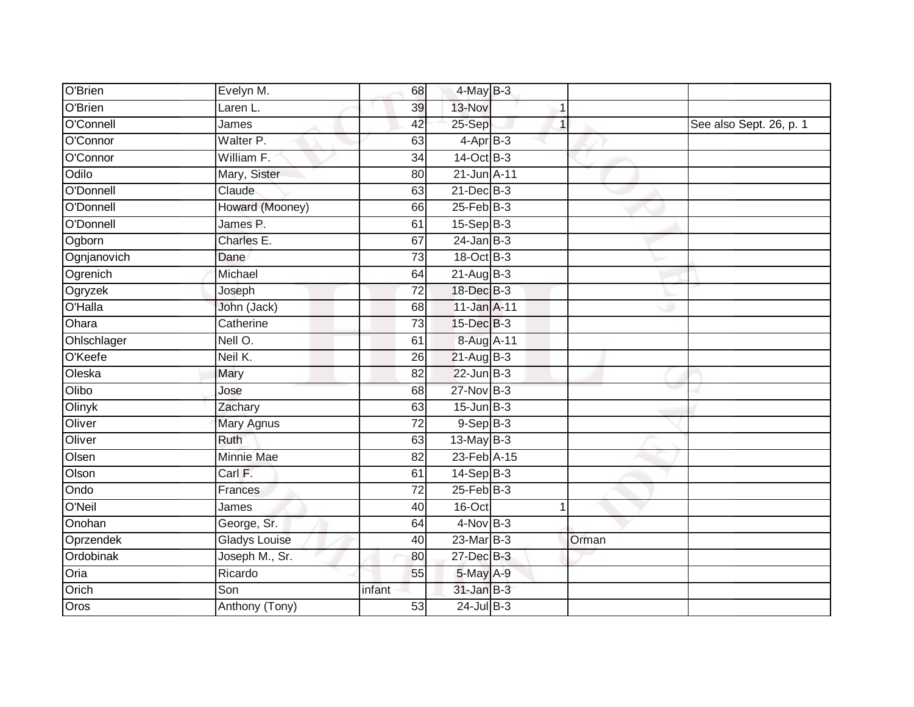| | | | | | | | |
|---|---|---|---|---|---|---|---|
| O'Brien | Evelyn M. | 68 | 4-May | B-3 | | | |
| O'Brien | Laren L. | 39 | 13-Nov | | 1 | | |
| O'Connell | James | 42 | 25-Sep | | 1 | | See also Sept. 26, p. 1 |
| O'Connor | Walter P. | 63 | 4-Apr | B-3 | | | |
| O'Connor | William F. | 34 | 14-Oct | B-3 | | | |
| Odilo | Mary, Sister | 80 | 21-Jun | A-11 | | | |
| O'Donnell | Claude | 63 | 21-Dec | B-3 | | | |
| O'Donnell | Howard (Mooney) | 66 | 25-Feb | B-3 | | | |
| O'Donnell | James P. | 61 | 15-Sep | B-3 | | | |
| Ogborn | Charles E. | 67 | 24-Jan | B-3 | | | |
| Ognjanovich | Dane | 73 | 18-Oct | B-3 | | | |
| Ogrenich | Michael | 64 | 21-Aug | B-3 | | | |
| Ogryzek | Joseph | 72 | 18-Dec | B-3 | | | |
| O'Halla | John (Jack) | 68 | 11-Jan | A-11 | | | |
| Ohara | Catherine | 73 | 15-Dec | B-3 | | | |
| Ohlschlager | Nell O. | 61 | 8-Aug | A-11 | | | |
| O'Keefe | Neil K. | 26 | 21-Aug | B-3 | | | |
| Oleska | Mary | 82 | 22-Jun | B-3 | | | |
| Olibo | Jose | 68 | 27-Nov | B-3 | | | |
| Olinyk | Zachary | 63 | 15-Jun | B-3 | | | |
| Oliver | Mary Agnus | 72 | 9-Sep | B-3 | | | |
| Oliver | Ruth | 63 | 13-May | B-3 | | | |
| Olsen | Minnie Mae | 82 | 23-Feb | A-15 | | | |
| Olson | Carl F. | 61 | 14-Sep | B-3 | | | |
| Ondo | Frances | 72 | 25-Feb | B-3 | | | |
| O'Neil | James | 40 | 16-Oct | | 1 | | |
| Onohan | George, Sr. | 64 | 4-Nov | B-3 | | | |
| Oprzendek | Gladys Louise | 40 | 23-Mar | B-3 | | Orman | |
| Ordobinak | Joseph M., Sr. | 80 | 27-Dec | B-3 | | | |
| Oria | Ricardo | 55 | 5-May | A-9 | | | |
| Orich | Son | infant | 31-Jan | B-3 | | | |
| Oros | Anthony (Tony) | 53 | 24-Jul | B-3 | | | |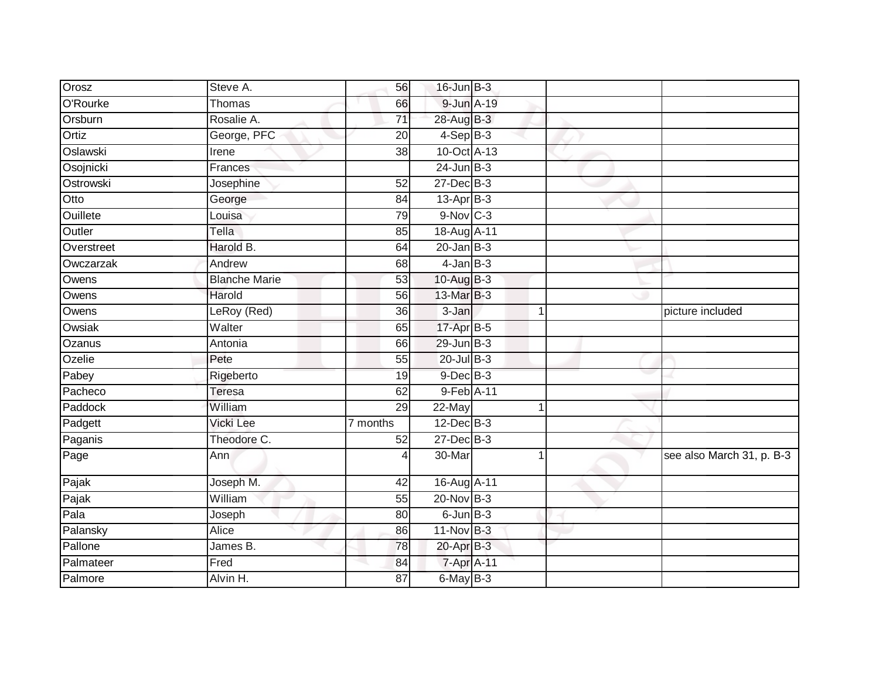| | | | | | | |
|---|---|---|---|---|---|---|
| Orosz | Steve A. | 56 | 16-Jun | B-3 | | |
| O'Rourke | Thomas | 66 | 9-Jun | A-19 | | |
| Orsburn | Rosalie A. | 71 | 28-Aug | B-3 | | |
| Ortiz | George, PFC | 20 | 4-Sep | B-3 | | |
| Oslawski | Irene | 38 | 10-Oct | A-13 | | |
| Osojnicki | Frances | | 24-Jun | B-3 | | |
| Ostrowski | Josephine | 52 | 27-Dec | B-3 | | |
| Otto | George | 84 | 13-Apr | B-3 | | |
| Ouillete | Louisa | 79 | 9-Nov | C-3 | | |
| Outler | Tella | 85 | 18-Aug | A-11 | | |
| Overstreet | Harold B. | 64 | 20-Jan | B-3 | | |
| Owczarzak | Andrew | 68 | 4-Jan | B-3 | | |
| Owens | Blanche Marie | 53 | 10-Aug | B-3 | | |
| Owens | Harold | 56 | 13-Mar | B-3 | | |
| Owens | LeRoy (Red) | 36 | 3-Jan | 1 | | picture included |
| Owsiak | Walter | 65 | 17-Apr | B-5 | | |
| Ozanus | Antonia | 66 | 29-Jun | B-3 | | |
| Ozelie | Pete | 55 | 20-Jul | B-3 | | |
| Pabey | Rigeberto | 19 | 9-Dec | B-3 | | |
| Pacheco | Teresa | 62 | 9-Feb | A-11 | | |
| Paddock | William | 29 | 22-May | 1 | | |
| Padgett | Vicki Lee | 7 months | 12-Dec | B-3 | | |
| Paganis | Theodore C. | 52 | 27-Dec | B-3 | | |
| Page | Ann | 4 | 30-Mar | 1 | | see also March 31, p. B-3 |
| Pajak | Joseph M. | 42 | 16-Aug | A-11 | | |
| Pajak | William | 55 | 20-Nov | B-3 | | |
| Pala | Joseph | 80 | 6-Jun | B-3 | | |
| Palansky | Alice | 86 | 11-Nov | B-3 | | |
| Pallone | James B. | 78 | 20-Apr | B-3 | | |
| Palmateer | Fred | 84 | 7-Apr | A-11 | | |
| Palmore | Alvin H. | 87 | 6-May | B-3 | | |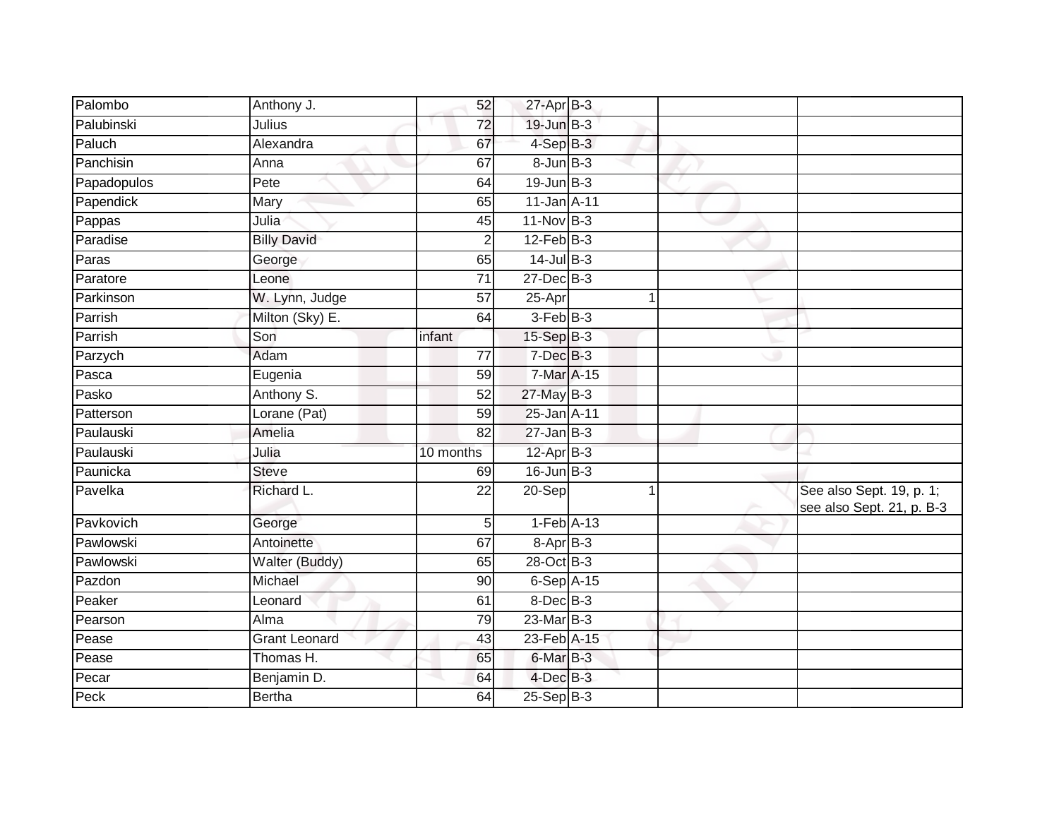| | | | | | | |
|---|---|---|---|---|---|---|
| Palombo | Anthony J. | 52 | 27-Apr | B-3 | | |
| Palubinski | Julius | 72 | 19-Jun | B-3 | | |
| Paluch | Alexandra | 67 | 4-Sep | B-3 | | |
| Panchisin | Anna | 67 | 8-Jun | B-3 | | |
| Papadopulos | Pete | 64 | 19-Jun | B-3 | | |
| Papendick | Mary | 65 | 11-Jan | A-11 | | |
| Pappas | Julia | 45 | 11-Nov | B-3 | | |
| Paradise | Billy David | 2 | 12-Feb | B-3 | | |
| Paras | George | 65 | 14-Jul | B-3 | | |
| Paratore | Leone | 71 | 27-Dec | B-3 | | |
| Parkinson | W. Lynn, Judge | 57 | 25-Apr | 1 | | |
| Parrish | Milton (Sky) E. | 64 | 3-Feb | B-3 | | |
| Parrish | Son | infant | 15-Sep | B-3 | | |
| Parzych | Adam | 77 | 7-Dec | B-3 | | |
| Pasca | Eugenia | 59 | 7-Mar | A-15 | | |
| Pasko | Anthony S. | 52 | 27-May | B-3 | | |
| Patterson | Lorane (Pat) | 59 | 25-Jan | A-11 | | |
| Paulauski | Amelia | 82 | 27-Jan | B-3 | | |
| Paulauski | Julia | 10 months | 12-Apr | B-3 | | |
| Paunicka | Steve | 69 | 16-Jun | B-3 | | |
| Pavelka | Richard L. | 22 | 20-Sep | 1 | | See also Sept. 19, p. 1; see also Sept. 21, p. B-3 |
| Pavkovich | George | 5 | 1-Feb | A-13 | | |
| Pawlowski | Antoinette | 67 | 8-Apr | B-3 | | |
| Pawlowski | Walter (Buddy) | 65 | 28-Oct | B-3 | | |
| Pazdon | Michael | 90 | 6-Sep | A-15 | | |
| Peaker | Leonard | 61 | 8-Dec | B-3 | | |
| Pearson | Alma | 79 | 23-Mar | B-3 | | |
| Pease | Grant Leonard | 43 | 23-Feb | A-15 | | |
| Pease | Thomas H. | 65 | 6-Mar | B-3 | | |
| Pecar | Benjamin D. | 64 | 4-Dec | B-3 | | |
| Peck | Bertha | 64 | 25-Sep | B-3 | | |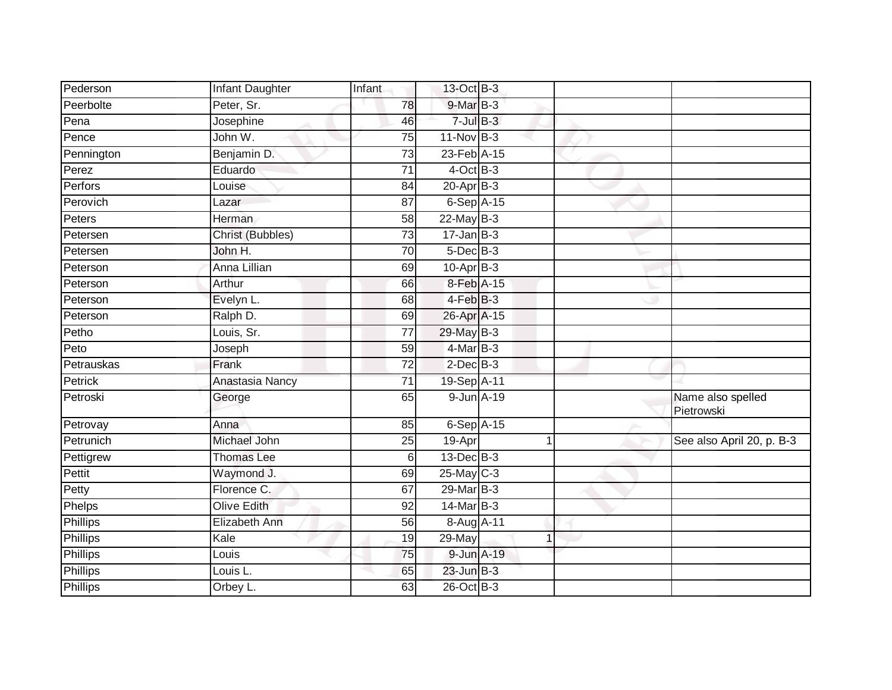| | | | | | | |
|---|---|---|---|---|---|---|
| Pederson | Infant Daughter | Infant | 13-Oct | B-3 | | |
| Peerbolte | Peter, Sr. | 78 | 9-Mar | B-3 | | |
| Pena | Josephine | 46 | 7-Jul | B-3 | | |
| Pence | John W. | 75 | 11-Nov | B-3 | | |
| Pennington | Benjamin D. | 73 | 23-Feb | A-15 | | |
| Perez | Eduardo | 71 | 4-Oct | B-3 | | |
| Perfors | Louise | 84 | 20-Apr | B-3 | | |
| Perovich | Lazar | 87 | 6-Sep | A-15 | | |
| Peters | Herman | 58 | 22-May | B-3 | | |
| Petersen | Christ (Bubbles) | 73 | 17-Jan | B-3 | | |
| Petersen | John H. | 70 | 5-Dec | B-3 | | |
| Peterson | Anna Lillian | 69 | 10-Apr | B-3 | | |
| Peterson | Arthur | 66 | 8-Feb | A-15 | | |
| Peterson | Evelyn L. | 68 | 4-Feb | B-3 | | |
| Peterson | Ralph D. | 69 | 26-Apr | A-15 | | |
| Petho | Louis, Sr. | 77 | 29-May | B-3 | | |
| Peto | Joseph | 59 | 4-Mar | B-3 | | |
| Petrauskas | Frank | 72 | 2-Dec | B-3 | | |
| Petrick | Anastasia Nancy | 71 | 19-Sep | A-11 | | |
| Petroski | George | 65 | 9-Jun | A-19 | | Name also spelled Pietrowski |
| Petrovay | Anna | 85 | 6-Sep | A-15 | | |
| Petrunich | Michael John | 25 | 19-Apr | 1 | | See also April 20, p. B-3 |
| Pettigrew | Thomas Lee | 6 | 13-Dec | B-3 | | |
| Pettit | Waymond J. | 69 | 25-May | C-3 | | |
| Petty | Florence C. | 67 | 29-Mar | B-3 | | |
| Phelps | Olive Edith | 92 | 14-Mar | B-3 | | |
| Phillips | Elizabeth Ann | 56 | 8-Aug | A-11 | | |
| Phillips | Kale | 19 | 29-May | 1 | | |
| Phillips | Louis | 75 | 9-Jun | A-19 | | |
| Phillips | Louis L. | 65 | 23-Jun | B-3 | | |
| Phillips | Orbey L. | 63 | 26-Oct | B-3 | | |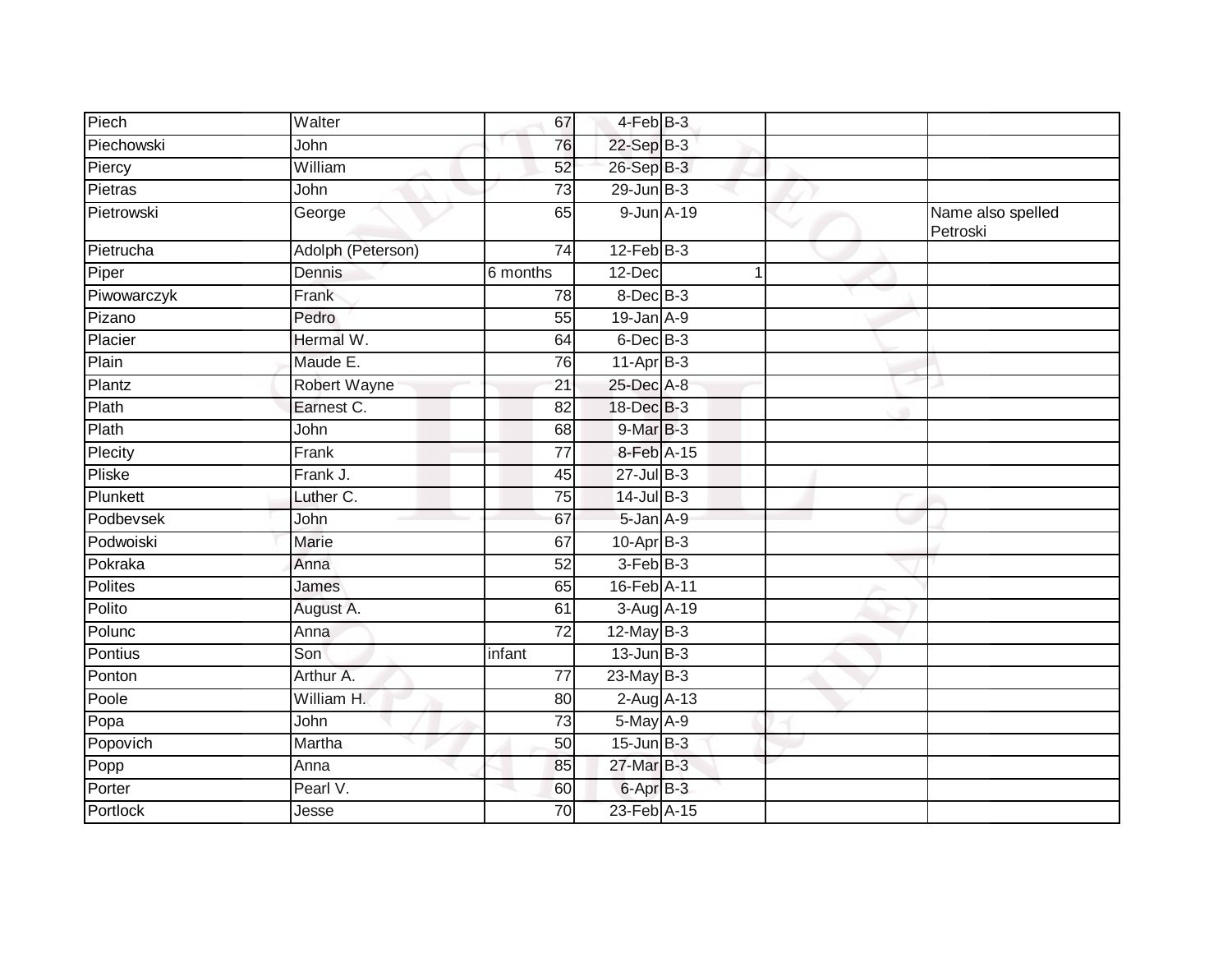| | | | | | | |
|---|---|---|---|---|---|---|
| Piech | Walter | 67 | 4-Feb | B-3 | | |
| Piechowski | John | 76 | 22-Sep | B-3 | | |
| Piercy | William | 52 | 26-Sep | B-3 | | |
| Pietras | John | 73 | 29-Jun | B-3 | | |
| Pietrowski | George | 65 | 9-Jun | A-19 | | Name also spelled Petroski |
| Pietrucha | Adolph (Peterson) | 74 | 12-Feb | B-3 | | |
| Piper | Dennis | 6 months | 12-Dec | 1 | | |
| Piwowarczyk | Frank | 78 | 8-Dec | B-3 | | |
| Pizano | Pedro | 55 | 19-Jan | A-9 | | |
| Placier | Hermal W. | 64 | 6-Dec | B-3 | | |
| Plain | Maude E. | 76 | 11-Apr | B-3 | | |
| Plantz | Robert Wayne | 21 | 25-Dec | A-8 | | |
| Plath | Earnest C. | 82 | 18-Dec | B-3 | | |
| Plath | John | 68 | 9-Mar | B-3 | | |
| Plecity | Frank | 77 | 8-Feb | A-15 | | |
| Pliske | Frank J. | 45 | 27-Jul | B-3 | | |
| Plunkett | Luther C. | 75 | 14-Jul | B-3 | | |
| Podbevsek | John | 67 | 5-Jan | A-9 | | |
| Podwoiski | Marie | 67 | 10-Apr | B-3 | | |
| Pokraka | Anna | 52 | 3-Feb | B-3 | | |
| Polites | James | 65 | 16-Feb | A-11 | | |
| Polito | August A. | 61 | 3-Aug | A-19 | | |
| Polunc | Anna | 72 | 12-May | B-3 | | |
| Pontius | Son | infant | 13-Jun | B-3 | | |
| Ponton | Arthur A. | 77 | 23-May | B-3 | | |
| Poole | William H. | 80 | 2-Aug | A-13 | | |
| Popa | John | 73 | 5-May | A-9 | | |
| Popovich | Martha | 50 | 15-Jun | B-3 | | |
| Popp | Anna | 85 | 27-Mar | B-3 | | |
| Porter | Pearl V. | 60 | 6-Apr | B-3 | | |
| Portlock | Jesse | 70 | 23-Feb | A-15 | | |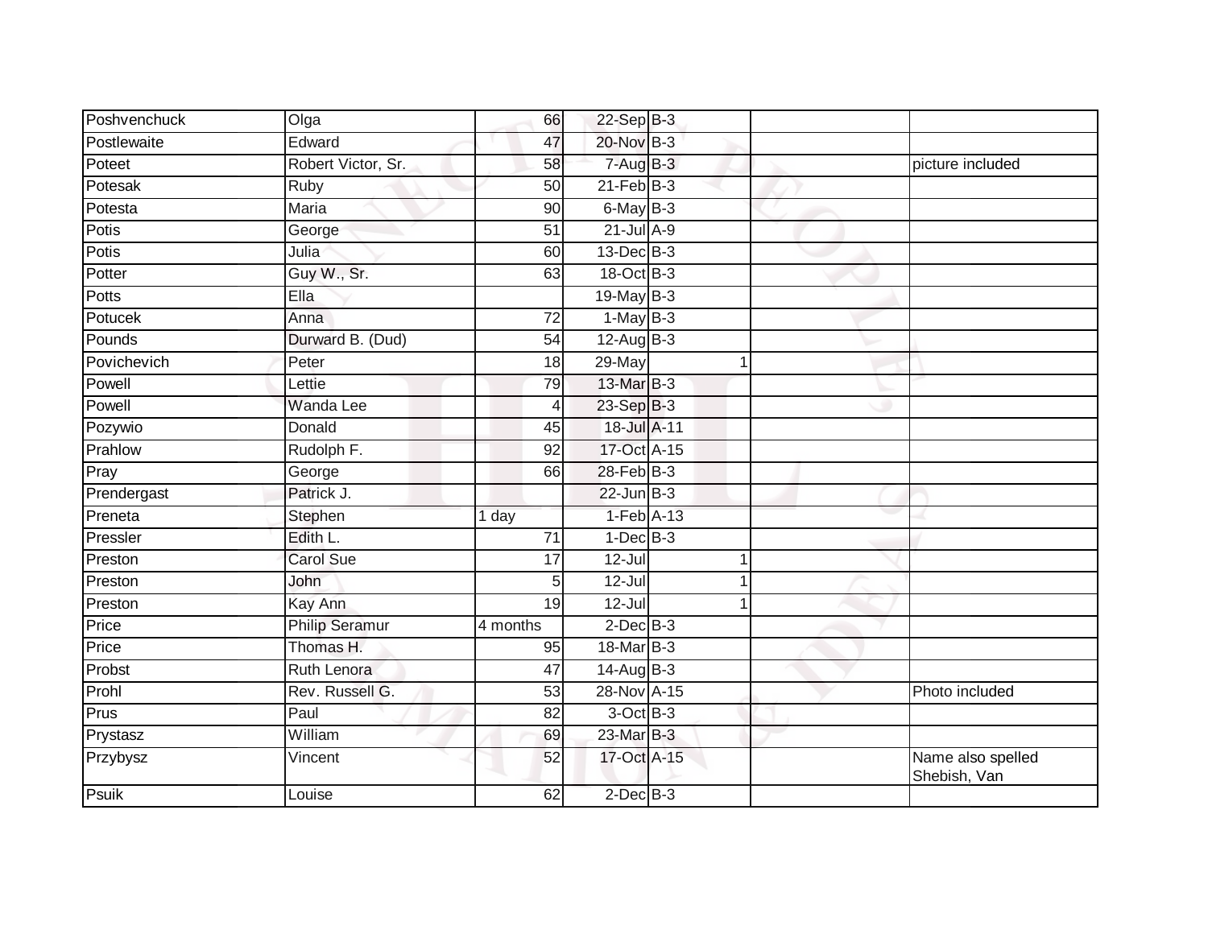| Poshvenchuck | Olga | 66 | 22-Sep | B-3 | | | |
|---|---|---|---|---|---|---|---|
| Postlewaite | Edward | 47 | 20-Nov | B-3 | | | |
| Poteet | Robert Victor, Sr. | 58 | 7-Aug | B-3 | | | picture included |
| Potesak | Ruby | 50 | 21-Feb | B-3 | | | |
| Potesta | Maria | 90 | 6-May | B-3 | | | |
| Potis | George | 51 | 21-Jul | A-9 | | | |
| Potis | Julia | 60 | 13-Dec | B-3 | | | |
| Potter | Guy W., Sr. | 63 | 18-Oct | B-3 | | | |
| Potts | Ella | | 19-May | B-3 | | | |
| Potucek | Anna | 72 | 1-May | B-3 | | | |
| Pounds | Durward B. (Dud) | 54 | 12-Aug | B-3 | | | |
| Povichevich | Peter | 18 | 29-May | | 1 | | |
| Powell | Lettie | 79 | 13-Mar | B-3 | | | |
| Powell | Wanda Lee | 4 | 23-Sep | B-3 | | | |
| Pozywio | Donald | 45 | 18-Jul | A-11 | | | |
| Prahlow | Rudolph F. | 92 | 17-Oct | A-15 | | | |
| Pray | George | 66 | 28-Feb | B-3 | | | |
| Prendergast | Patrick J. | | 22-Jun | B-3 | | | |
| Preneta | Stephen | 1 day | 1-Feb | A-13 | | | |
| Pressler | Edith L. | 71 | 1-Dec | B-3 | | | |
| Preston | Carol Sue | 17 | 12-Jul | | 1 | | |
| Preston | John | 5 | 12-Jul | | 1 | | |
| Preston | Kay Ann | 19 | 12-Jul | | 1 | | |
| Price | Philip Seramur | 4 months | 2-Dec | B-3 | | | |
| Price | Thomas H. | 95 | 18-Mar | B-3 | | | |
| Probst | Ruth Lenora | 47 | 14-Aug | B-3 | | | |
| Prohl | Rev. Russell G. | 53 | 28-Nov | A-15 | | | Photo included |
| Prus | Paul | 82 | 3-Oct | B-3 | | | |
| Prystasz | William | 69 | 23-Mar | B-3 | | | |
| Przybysz | Vincent | 52 | 17-Oct | A-15 | | | Name also spelled Shebish, Van |
| Psuik | Louise | 62 | 2-Dec | B-3 | | | |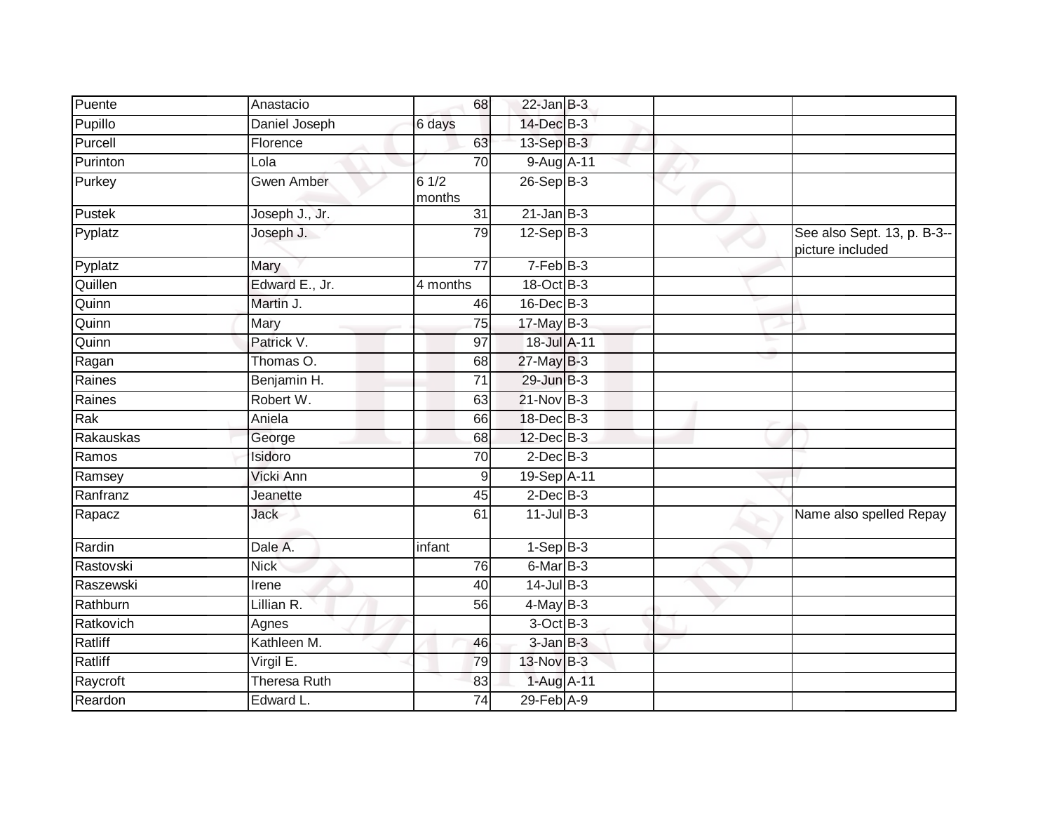| | | | | | | |
|---|---|---|---|---|---|---|
| Puente | Anastacio | 68 | 22-Jan | B-3 | | |
| Pupillo | Daniel Joseph | 6 days | 14-Dec | B-3 | | |
| Purcell | Florence | 63 | 13-Sep | B-3 | | |
| Purinton | Lola | 70 | 9-Aug | A-11 | | |
| Purkey | Gwen Amber | 6 1/2 months | 26-Sep | B-3 | | |
| Pustek | Joseph J., Jr. | 31 | 21-Jan | B-3 | | |
| Pyplatz | Joseph J. | 79 | 12-Sep | B-3 | | See also Sept. 13, p. B-3--picture included |
| Pyplatz | Mary | 77 | 7-Feb | B-3 | | |
| Quillen | Edward E., Jr. | 4 months | 18-Oct | B-3 | | |
| Quinn | Martin J. | 46 | 16-Dec | B-3 | | |
| Quinn | Mary | 75 | 17-May | B-3 | | |
| Quinn | Patrick V. | 97 | 18-Jul | A-11 | | |
| Ragan | Thomas O. | 68 | 27-May | B-3 | | |
| Raines | Benjamin H. | 71 | 29-Jun | B-3 | | |
| Raines | Robert W. | 63 | 21-Nov | B-3 | | |
| Rak | Aniela | 66 | 18-Dec | B-3 | | |
| Rakauskas | George | 68 | 12-Dec | B-3 | | |
| Ramos | Isidoro | 70 | 2-Dec | B-3 | | |
| Ramsey | Vicki Ann | 9 | 19-Sep | A-11 | | |
| Ranfranz | Jeanette | 45 | 2-Dec | B-3 | | |
| Rapacz | Jack | 61 | 11-Jul | B-3 | | Name also spelled Repay |
| Rardin | Dale A. | infant | 1-Sep | B-3 | | |
| Rastovski | Nick | 76 | 6-Mar | B-3 | | |
| Raszewski | Irene | 40 | 14-Jul | B-3 | | |
| Rathburn | Lillian R. | 56 | 4-May | B-3 | | |
| Ratkovich | Agnes | | 3-Oct | B-3 | | |
| Ratliff | Kathleen M. | 46 | 3-Jan | B-3 | | |
| Ratliff | Virgil E. | 79 | 13-Nov | B-3 | | |
| Raycroft | Theresa Ruth | 83 | 1-Aug | A-11 | | |
| Reardon | Edward L. | 74 | 29-Feb | A-9 | | |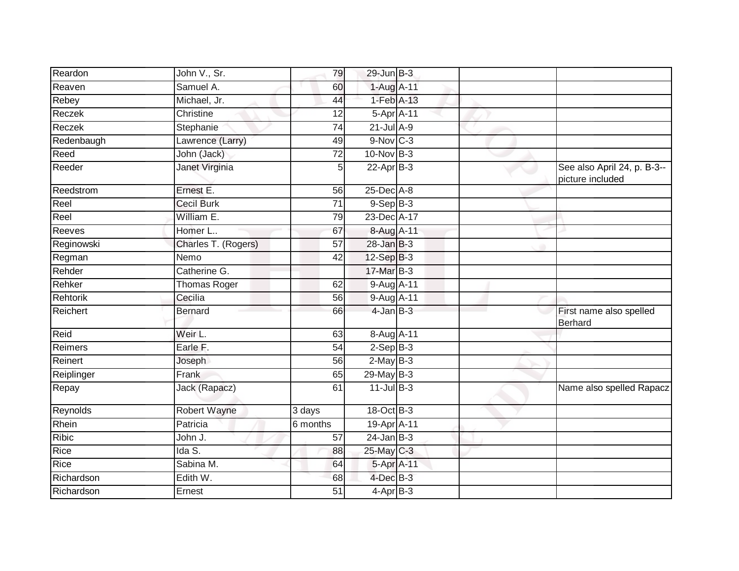| | | | | | | |
|---|---|---|---|---|---|---|
| Reardon | John V., Sr. | 79 | 29-Jun | B-3 | | |
| Reaven | Samuel A. | 60 | 1-Aug | A-11 | | |
| Rebey | Michael, Jr. | 44 | 1-Feb | A-13 | | |
| Reczek | Christine | 12 | 5-Apr | A-11 | | |
| Reczek | Stephanie | 74 | 21-Jul | A-9 | | |
| Redenbaugh | Lawrence (Larry) | 49 | 9-Nov | C-3 | | |
| Reed | John (Jack) | 72 | 10-Nov | B-3 | | |
| Reeder | Janet Virginia | 5 | 22-Apr | B-3 | | See also April 24, p. B-3--picture included |
| Reedstrom | Ernest E. | 56 | 25-Dec | A-8 | | |
| Reel | Cecil Burk | 71 | 9-Sep | B-3 | | |
| Reel | William E. | 79 | 23-Dec | A-17 | | |
| Reeves | Homer L.. | 67 | 8-Aug | A-11 | | |
| Reginowski | Charles T. (Rogers) | 57 | 28-Jan | B-3 | | |
| Regman | Nemo | 42 | 12-Sep | B-3 | | |
| Rehder | Catherine G. | | 17-Mar | B-3 | | |
| Rehker | Thomas Roger | 62 | 9-Aug | A-11 | | |
| Rehtorik | Cecilia | 56 | 9-Aug | A-11 | | |
| Reichert | Bernard | 66 | 4-Jan | B-3 | | First name also spelled Berhard |
| Reid | Weir L. | 63 | 8-Aug | A-11 | | |
| Reimers | Earle F. | 54 | 2-Sep | B-3 | | |
| Reinert | Joseph | 56 | 2-May | B-3 | | |
| Reiplinger | Frank | 65 | 29-May | B-3 | | |
| Repay | Jack (Rapacz) | 61 | 11-Jul | B-3 | | Name also spelled Rapacz |
| Reynolds | Robert Wayne | 3 days | 18-Oct | B-3 | | |
| Rhein | Patricia | 6 months | 19-Apr | A-11 | | |
| Ribic | John J. | 57 | 24-Jan | B-3 | | |
| Rice | Ida S. | 88 | 25-May | C-3 | | |
| Rice | Sabina M. | 64 | 5-Apr | A-11 | | |
| Richardson | Edith W. | 68 | 4-Dec | B-3 | | |
| Richardson | Ernest | 51 | 4-Apr | B-3 | | |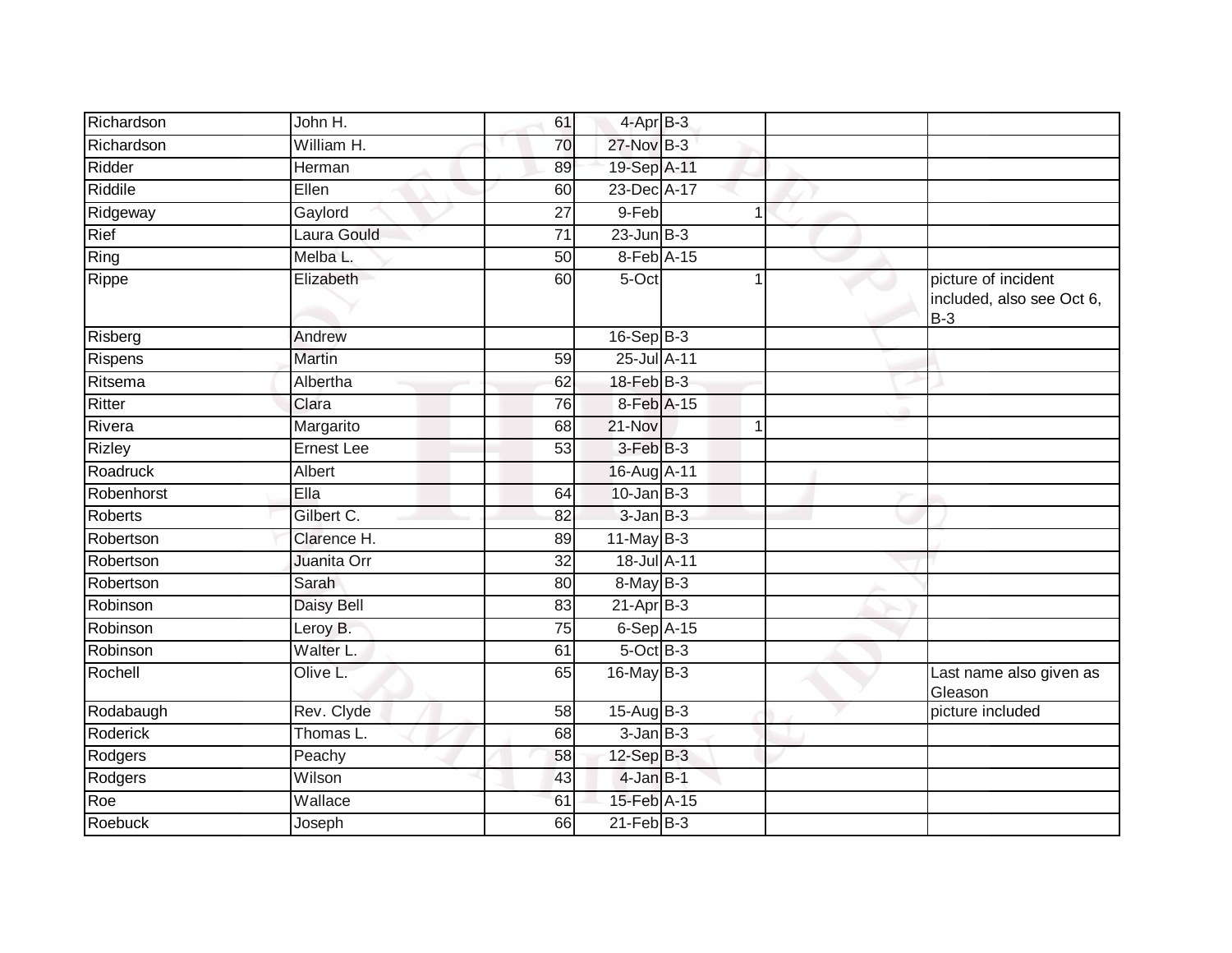| Richardson | John H. | 61 | 4-Apr | B-3 | | | |
|---|---|---|---|---|---|---|---|
| Richardson | William H. | 70 | 27-Nov | B-3 | | | |
| Ridder | Herman | 89 | 19-Sep | A-11 | | | |
| Riddile | Ellen | 60 | 23-Dec | A-17 | | | |
| Ridgeway | Gaylord | 27 | 9-Feb | | 1 | | |
| Rief | Laura Gould | 71 | 23-Jun | B-3 | | | |
| Ring | Melba L. | 50 | 8-Feb | A-15 | | | |
| Rippe | Elizabeth | 60 | 5-Oct | | 1 | | picture of incident included, also see Oct 6, B-3 |
| Risberg | Andrew | | 16-Sep | B-3 | | | |
| Rispens | Martin | 59 | 25-Jul | A-11 | | | |
| Ritsema | Albertha | 62 | 18-Feb | B-3 | | | |
| Ritter | Clara | 76 | 8-Feb | A-15 | | | |
| Rivera | Margarito | 68 | 21-Nov | | 1 | | |
| Rizley | Ernest Lee | 53 | 3-Feb | B-3 | | | |
| Roadruck | Albert | | 16-Aug | A-11 | | | |
| Robenhorst | Ella | 64 | 10-Jan | B-3 | | | |
| Roberts | Gilbert C. | 82 | 3-Jan | B-3 | | | |
| Robertson | Clarence H. | 89 | 11-May | B-3 | | | |
| Robertson | Juanita Orr | 32 | 18-Jul | A-11 | | | |
| Robertson | Sarah | 80 | 8-May | B-3 | | | |
| Robinson | Daisy Bell | 83 | 21-Apr | B-3 | | | |
| Robinson | Leroy B. | 75 | 6-Sep | A-15 | | | |
| Robinson | Walter L. | 61 | 5-Oct | B-3 | | | |
| Rochell | Olive L. | 65 | 16-May | B-3 | | | Last name also given as Gleason |
| Rodabaugh | Rev. Clyde | 58 | 15-Aug | B-3 | | | picture included |
| Roderick | Thomas L. | 68 | 3-Jan | B-3 | | | |
| Rodgers | Peachy | 58 | 12-Sep | B-3 | | | |
| Rodgers | Wilson | 43 | 4-Jan | B-1 | | | |
| Roe | Wallace | 61 | 15-Feb | A-15 | | | |
| Roebuck | Joseph | 66 | 21-Feb | B-3 | | | |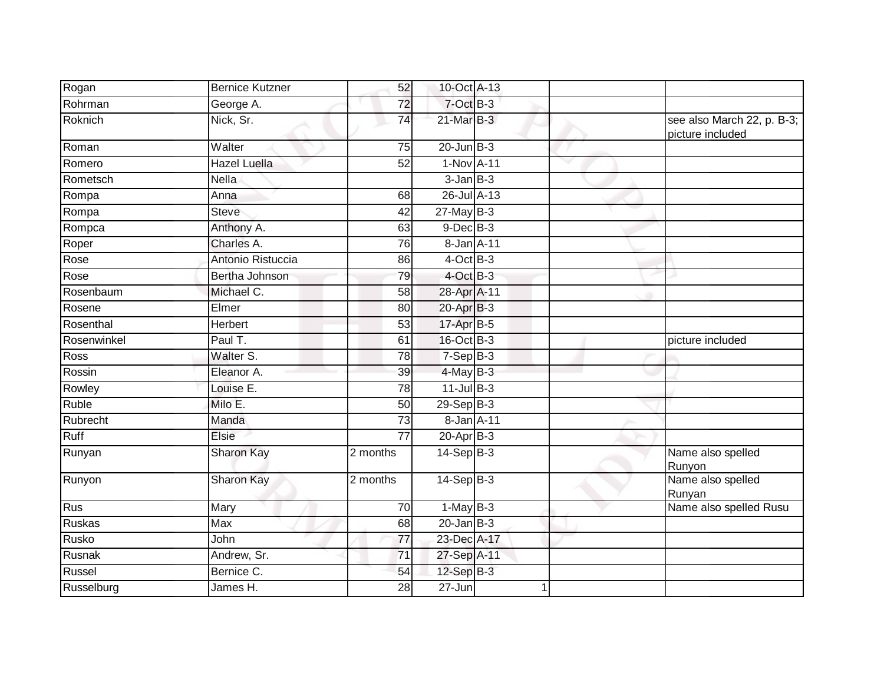| | | | | | | |
|---|---|---|---|---|---|---|
| Rogan | Bernice Kutzner | 52 | 10-Oct | A-13 | | |
| Rohrman | George A. | 72 | 7-Oct | B-3 | | |
| Roknich | Nick, Sr. | 74 | 21-Mar | B-3 | | see also March 22, p. B-3; picture included |
| Roman | Walter | 75 | 20-Jun | B-3 | | |
| Romero | Hazel Luella | 52 | 1-Nov | A-11 | | |
| Rometsch | Nella | | 3-Jan | B-3 | | |
| Rompa | Anna | 68 | 26-Jul | A-13 | | |
| Rompa | Steve | 42 | 27-May | B-3 | | |
| Rompca | Anthony A. | 63 | 9-Dec | B-3 | | |
| Roper | Charles A. | 76 | 8-Jan | A-11 | | |
| Rose | Antonio Ristuccia | 86 | 4-Oct | B-3 | | |
| Rose | Bertha Johnson | 79 | 4-Oct | B-3 | | |
| Rosenbaum | Michael C. | 58 | 28-Apr | A-11 | | |
| Rosene | Elmer | 80 | 20-Apr | B-3 | | |
| Rosenthal | Herbert | 53 | 17-Apr | B-5 | | |
| Rosenwinkel | Paul T. | 61 | 16-Oct | B-3 | | picture included |
| Ross | Walter S. | 78 | 7-Sep | B-3 | | |
| Rossin | Eleanor A. | 39 | 4-May | B-3 | | |
| Rowley | Louise E. | 78 | 11-Jul | B-3 | | |
| Ruble | Milo E. | 50 | 29-Sep | B-3 | | |
| Rubrecht | Manda | 73 | 8-Jan | A-11 | | |
| Ruff | Elsie | 77 | 20-Apr | B-3 | | |
| Runyan | Sharon Kay | 2 months | 14-Sep | B-3 | | Name also spelled Runyon |
| Runyon | Sharon Kay | 2 months | 14-Sep | B-3 | | Name also spelled Runyan |
| Rus | Mary | 70 | 1-May | B-3 | | Name also spelled Rusu |
| Ruskas | Max | 68 | 20-Jan | B-3 | | |
| Rusko | John | 77 | 23-Dec | A-17 | | |
| Rusnak | Andrew, Sr. | 71 | 27-Sep | A-11 | | |
| Russel | Bernice C. | 54 | 12-Sep | B-3 | | |
| Russelburg | James H. | 28 | 27-Jun | 1 | | |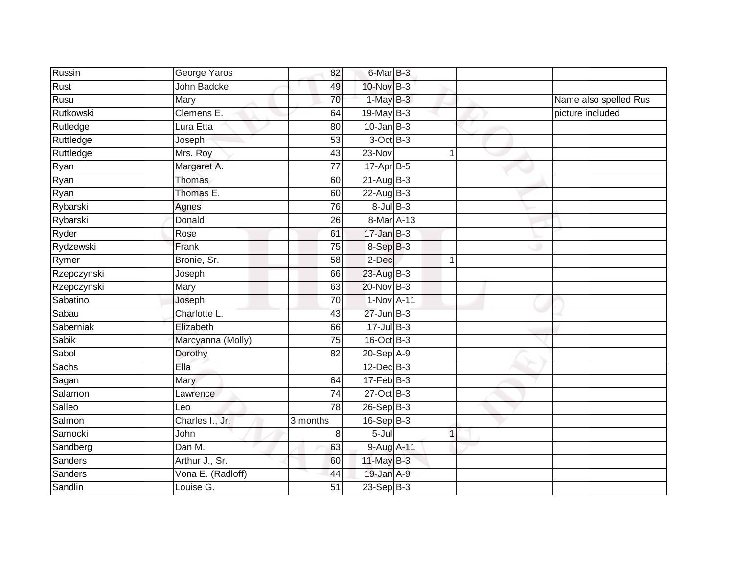| | | | | | | | |
|---|---|---|---|---|---|---|---|
| Russin | George Yaros | 82 | 6-Mar | B-3 | | | |
| Rust | John Badcke | 49 | 10-Nov | B-3 | | | |
| Rusu | Mary | 70 | 1-May | B-3 | | | Name also spelled Rus |
| Rutkowski | Clemens E. | 64 | 19-May | B-3 | | | picture included |
| Rutledge | Lura Etta | 80 | 10-Jan | B-3 | | | |
| Ruttledge | Joseph | 53 | 3-Oct | B-3 | | | |
| Ruttledge | Mrs. Roy | 43 | 23-Nov | | 1 | | |
| Ryan | Margaret A. | 77 | 17-Apr | B-5 | | | |
| Ryan | Thomas | 60 | 21-Aug | B-3 | | | |
| Ryan | Thomas E. | 60 | 22-Aug | B-3 | | | |
| Rybarski | Agnes | 76 | 8-Jul | B-3 | | | |
| Rybarski | Donald | 26 | 8-Mar | A-13 | | | |
| Ryder | Rose | 61 | 17-Jan | B-3 | | | |
| Rydzewski | Frank | 75 | 8-Sep | B-3 | | | |
| Rymer | Bronie, Sr. | 58 | 2-Dec | | 1 | | |
| Rzepczynski | Joseph | 66 | 23-Aug | B-3 | | | |
| Rzepczynski | Mary | 63 | 20-Nov | B-3 | | | |
| Sabatino | Joseph | 70 | 1-Nov | A-11 | | | |
| Sabau | Charlotte L. | 43 | 27-Jun | B-3 | | | |
| Saberniak | Elizabeth | 66 | 17-Jul | B-3 | | | |
| Sabik | Marcyanna (Molly) | 75 | 16-Oct | B-3 | | | |
| Sabol | Dorothy | 82 | 20-Sep | A-9 | | | |
| Sachs | Ella | | 12-Dec | B-3 | | | |
| Sagan | Mary | 64 | 17-Feb | B-3 | | | |
| Salamon | Lawrence | 74 | 27-Oct | B-3 | | | |
| Salleo | Leo | 78 | 26-Sep | B-3 | | | |
| Salmon | Charles I., Jr. | 3 months | 16-Sep | B-3 | | | |
| Samocki | John | 8 | 5-Jul | | 1 | | |
| Sandberg | Dan M. | 63 | 9-Aug | A-11 | | | |
| Sanders | Arthur J., Sr. | 60 | 11-May | B-3 | | | |
| Sanders | Vona E. (Radloff) | 44 | 19-Jan | A-9 | | | |
| Sandlin | Louise G. | 51 | 23-Sep | B-3 | | | |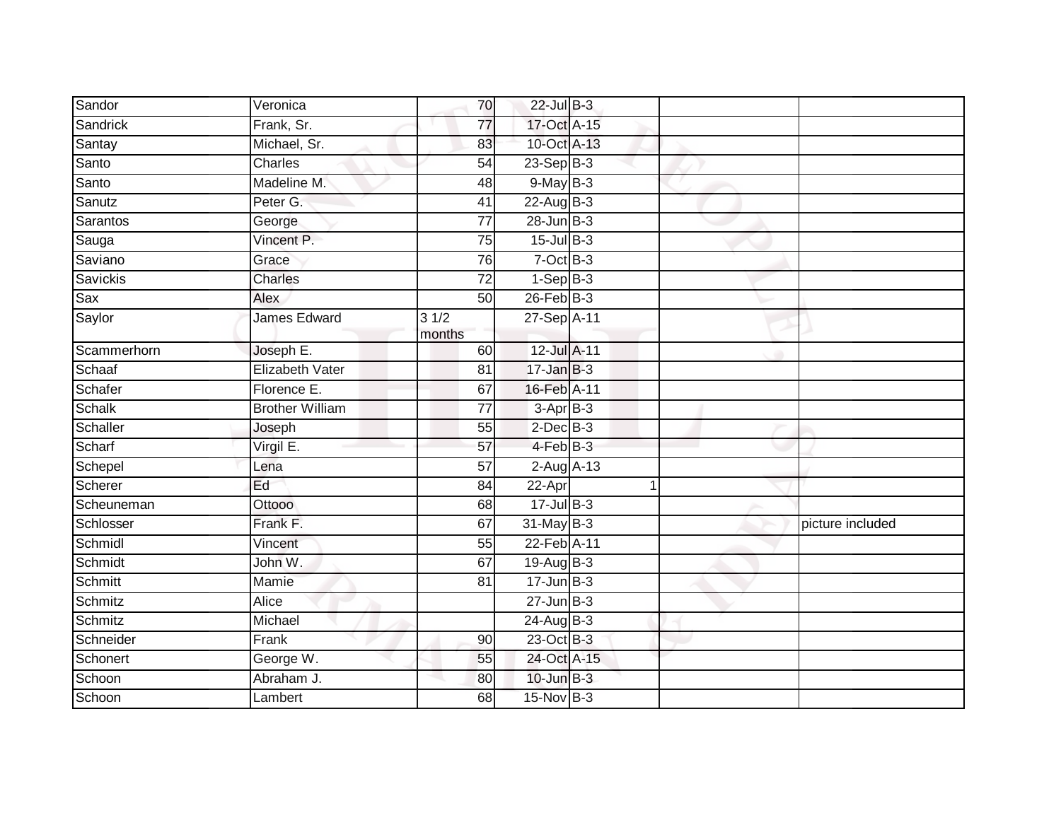| | | | | | | | |
|---|---|---|---|---|---|---|---|
| Sandor | Veronica | 70 | 22-Jul | B-3 | | | |
| Sandrick | Frank, Sr. | 77 | 17-Oct | A-15 | | | |
| Santay | Michael, Sr. | 83 | 10-Oct | A-13 | | | |
| Santo | Charles | 54 | 23-Sep | B-3 | | | |
| Santo | Madeline M. | 48 | 9-May | B-3 | | | |
| Sanutz | Peter G. | 41 | 22-Aug | B-3 | | | |
| Sarantos | George | 77 | 28-Jun | B-3 | | | |
| Sauga | Vincent P. | 75 | 15-Jul | B-3 | | | |
| Saviano | Grace | 76 | 7-Oct | B-3 | | | |
| Savickis | Charles | 72 | 1-Sep | B-3 | | | |
| Sax | Alex | 50 | 26-Feb | B-3 | | | |
| Saylor | James Edward | 3 1/2 months | 27-Sep | A-11 | | | |
| Scammerhorn | Joseph E. | 60 | 12-Jul | A-11 | | | |
| Schaaf | Elizabeth Vater | 81 | 17-Jan | B-3 | | | |
| Schafer | Florence E. | 67 | 16-Feb | A-11 | | | |
| Schalk | Brother William | 77 | 3-Apr | B-3 | | | |
| Schaller | Joseph | 55 | 2-Dec | B-3 | | | |
| Scharf | Virgil E. | 57 | 4-Feb | B-3 | | | |
| Schepel | Lena | 57 | 2-Aug | A-13 | | | |
| Scherer | Ed | 84 | 22-Apr | | 1 | | |
| Scheuneman | Ottooo | 68 | 17-Jul | B-3 | | | |
| Schlosser | Frank F. | 67 | 31-May | B-3 | | | picture included |
| Schmidl | Vincent | 55 | 22-Feb | A-11 | | | |
| Schmidt | John W. | 67 | 19-Aug | B-3 | | | |
| Schmitt | Mamie | 81 | 17-Jun | B-3 | | | |
| Schmitz | Alice | | 27-Jun | B-3 | | | |
| Schmitz | Michael | | 24-Aug | B-3 | | | |
| Schneider | Frank | 90 | 23-Oct | B-3 | | | |
| Schonert | George W. | 55 | 24-Oct | A-15 | | | |
| Schoon | Abraham J. | 80 | 10-Jun | B-3 | | | |
| Schoon | Lambert | 68 | 15-Nov | B-3 | | | |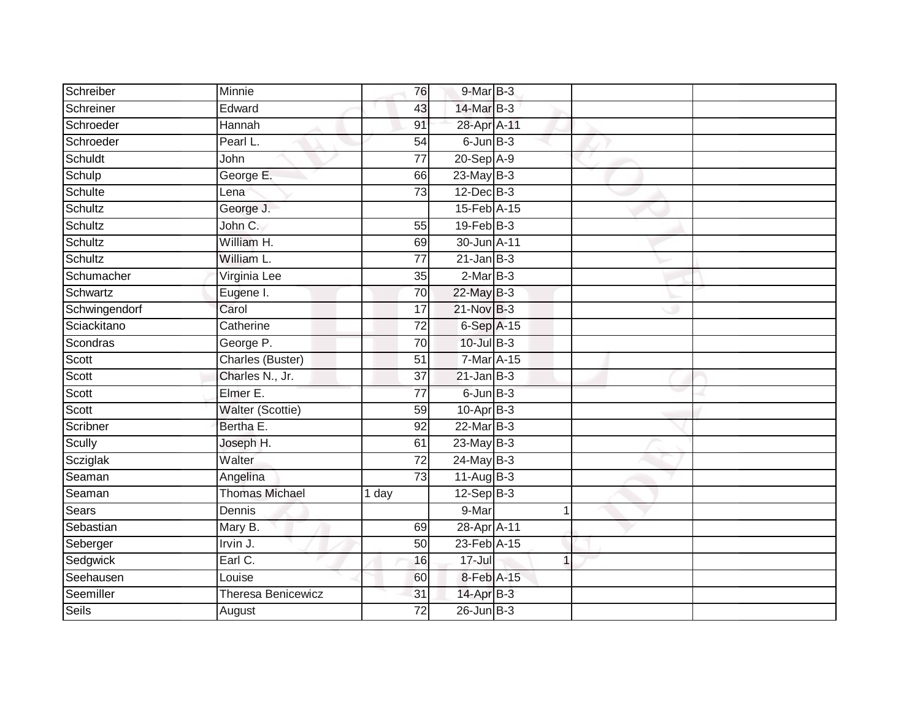| | | | | | | |
|---|---|---|---|---|---|---|
| Schreiber | Minnie | 76 | 9-Mar | B-3 | | |
| Schreiner | Edward | 43 | 14-Mar | B-3 | | |
| Schroeder | Hannah | 91 | 28-Apr | A-11 | | |
| Schroeder | Pearl L. | 54 | 6-Jun | B-3 | | |
| Schuldt | John | 77 | 20-Sep | A-9 | | |
| Schulp | George E. | 66 | 23-May | B-3 | | |
| Schulte | Lena | 73 | 12-Dec | B-3 | | |
| Schultz | George J. | | 15-Feb | A-15 | | |
| Schultz | John C. | 55 | 19-Feb | B-3 | | |
| Schultz | William H. | 69 | 30-Jun | A-11 | | |
| Schultz | William L. | 77 | 21-Jan | B-3 | | |
| Schumacher | Virginia Lee | 35 | 2-Mar | B-3 | | |
| Schwartz | Eugene I. | 70 | 22-May | B-3 | | |
| Schwingendorf | Carol | 17 | 21-Nov | B-3 | | |
| Sciackitano | Catherine | 72 | 6-Sep | A-15 | | |
| Scondras | George P. | 70 | 10-Jul | B-3 | | |
| Scott | Charles (Buster) | 51 | 7-Mar | A-15 | | |
| Scott | Charles N., Jr. | 37 | 21-Jan | B-3 | | |
| Scott | Elmer E. | 77 | 6-Jun | B-3 | | |
| Scott | Walter (Scottie) | 59 | 10-Apr | B-3 | | |
| Scribner | Bertha E. | 92 | 22-Mar | B-3 | | |
| Scully | Joseph H. | 61 | 23-May | B-3 | | |
| Scziglak | Walter | 72 | 24-May | B-3 | | |
| Seaman | Angelina | 73 | 11-Aug | B-3 | | |
| Seaman | Thomas Michael | 1 day | 12-Sep | B-3 | | |
| Sears | Dennis | | 9-Mar | 1 | | |
| Sebastian | Mary B. | 69 | 28-Apr | A-11 | | |
| Seberger | Irvin J. | 50 | 23-Feb | A-15 | | |
| Sedgwick | Earl C. | 16 | 17-Jul | 1 | | |
| Seehausen | Louise | 60 | 8-Feb | A-15 | | |
| Seemiller | Theresa Benicewicz | 31 | 14-Apr | B-3 | | |
| Seils | August | 72 | 26-Jun | B-3 | | |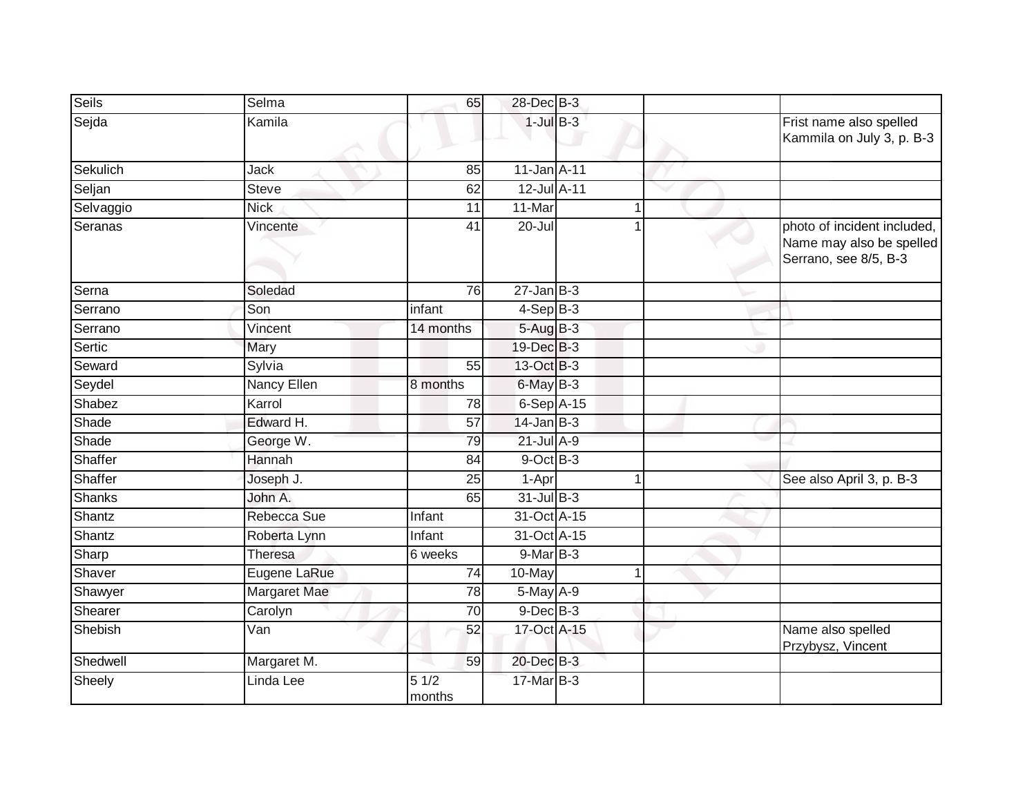| | | | | | | |
|---|---|---|---|---|---|---|
| Seils | Selma | 65 | 28-Dec | B-3 | | |
| Sejda | Kamila | | 1-Jul | B-3 | | Frist name also spelled Kammila on July 3, p. B-3 |
| Sekulich | Jack | 85 | 11-Jan | A-11 | | |
| Seljan | Steve | 62 | 12-Jul | A-11 | | |
| Selvaggio | Nick | 11 | 11-Mar | 1 | | |
| Seranas | Vincente | 41 | 20-Jul | 1 | | photo of incident included, Name may also be spelled Serrano, see 8/5, B-3 |
| Serna | Soledad | 76 | 27-Jan | B-3 | | |
| Serrano | Son | infant | 4-Sep | B-3 | | |
| Serrano | Vincent | 14 months | 5-Aug | B-3 | | |
| Sertic | Mary | | 19-Dec | B-3 | | |
| Seward | Sylvia | 55 | 13-Oct | B-3 | | |
| Seydel | Nancy Ellen | 8 months | 6-May | B-3 | | |
| Shabez | Karrol | 78 | 6-Sep | A-15 | | |
| Shade | Edward H. | 57 | 14-Jan | B-3 | | |
| Shade | George W. | 79 | 21-Jul | A-9 | | |
| Shaffer | Hannah | 84 | 9-Oct | B-3 | | |
| Shaffer | Joseph J. | 25 | 1-Apr | 1 | | See also April 3, p. B-3 |
| Shanks | John A. | 65 | 31-Jul | B-3 | | |
| Shantz | Rebecca Sue | Infant | 31-Oct | A-15 | | |
| Shantz | Roberta Lynn | Infant | 31-Oct | A-15 | | |
| Sharp | Theresa | 6 weeks | 9-Mar | B-3 | | |
| Shaver | Eugene LaRue | 74 | 10-May | 1 | | |
| Shawyer | Margaret Mae | 78 | 5-May | A-9 | | |
| Shearer | Carolyn | 70 | 9-Dec | B-3 | | |
| Shebish | Van | 52 | 17-Oct | A-15 | | Name also spelled Przybysz, Vincent |
| Shedwell | Margaret M. | 59 | 20-Dec | B-3 | | |
| Sheely | Linda Lee | 5 1/2 months | 17-Mar | B-3 | | |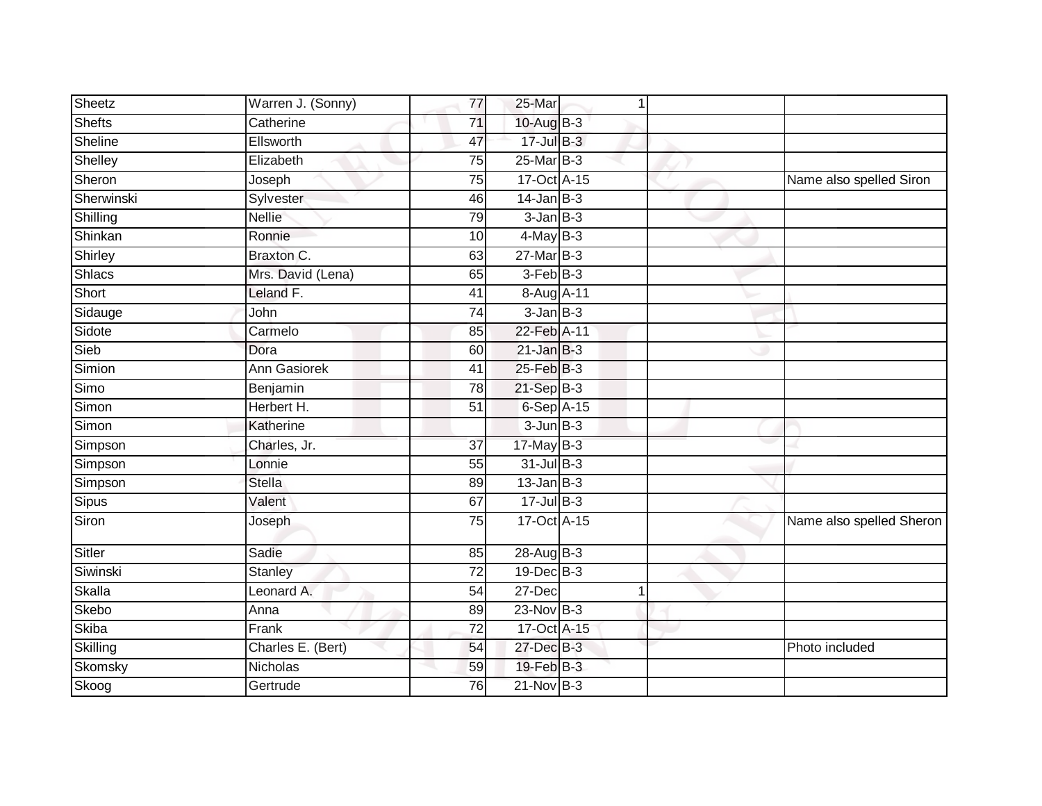| | | | | | | |
|---|---|---|---|---|---|---|
| Sheetz | Warren J. (Sonny) | 77 | 25-Mar | 1 | | |
| Shefts | Catherine | 71 | 10-Aug | B-3 | | |
| Sheline | Ellsworth | 47 | 17-Jul | B-3 | | |
| Shelley | Elizabeth | 75 | 25-Mar | B-3 | | |
| Sheron | Joseph | 75 | 17-Oct | A-15 | | Name also spelled Siron |
| Sherwinski | Sylvester | 46 | 14-Jan | B-3 | | |
| Shilling | Nellie | 79 | 3-Jan | B-3 | | |
| Shinkan | Ronnie | 10 | 4-May | B-3 | | |
| Shirley | Braxton C. | 63 | 27-Mar | B-3 | | |
| Shlacs | Mrs. David (Lena) | 65 | 3-Feb | B-3 | | |
| Short | Leland F. | 41 | 8-Aug | A-11 | | |
| Sidauge | John | 74 | 3-Jan | B-3 | | |
| Sidote | Carmelo | 85 | 22-Feb | A-11 | | |
| Sieb | Dora | 60 | 21-Jan | B-3 | | |
| Simion | Ann Gasiorek | 41 | 25-Feb | B-3 | | |
| Simo | Benjamin | 78 | 21-Sep | B-3 | | |
| Simon | Herbert H. | 51 | 6-Sep | A-15 | | |
| Simon | Katherine | | 3-Jun | B-3 | | |
| Simpson | Charles, Jr. | 37 | 17-May | B-3 | | |
| Simpson | Lonnie | 55 | 31-Jul | B-3 | | |
| Simpson | Stella | 89 | 13-Jan | B-3 | | |
| Sipus | Valent | 67 | 17-Jul | B-3 | | |
| Siron | Joseph | 75 | 17-Oct | A-15 | | Name also spelled Sheron |
| Sitler | Sadie | 85 | 28-Aug | B-3 | | |
| Siwinski | Stanley | 72 | 19-Dec | B-3 | | |
| Skalla | Leonard A. | 54 | 27-Dec | 1 | | |
| Skebo | Anna | 89 | 23-Nov | B-3 | | |
| Skiba | Frank | 72 | 17-Oct | A-15 | | |
| Skilling | Charles E. (Bert) | 54 | 27-Dec | B-3 | | Photo included |
| Skomsky | Nicholas | 59 | 19-Feb | B-3 | | |
| Skoog | Gertrude | 76 | 21-Nov | B-3 | | |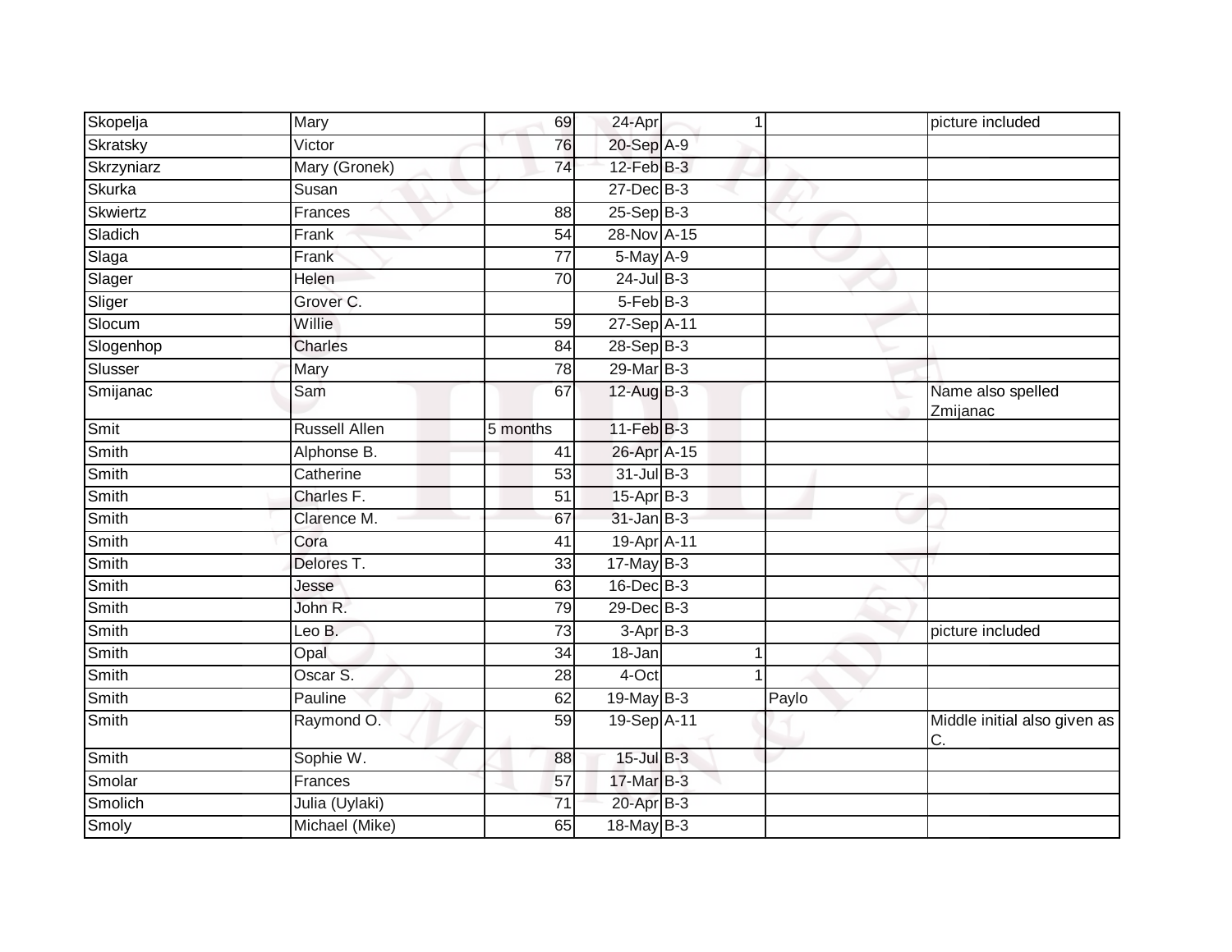| Skopelja | Mary | 69 | 24-Apr | 1 | | picture included |
|---|---|---|---|---|---|---|
| Skratsky | Victor | 76 | 20-Sep | A-9 | | |
| Skrzyniarz | Mary (Gronek) | 74 | 12-Feb | B-3 | | |
| Skurka | Susan | | 27-Dec | B-3 | | |
| Skwiertz | Frances | 88 | 25-Sep | B-3 | | |
| Sladich | Frank | 54 | 28-Nov | A-15 | | |
| Slaga | Frank | 77 | 5-May | A-9 | | |
| Slager | Helen | 70 | 24-Jul | B-3 | | |
| Sliger | Grover C. | | 5-Feb | B-3 | | |
| Slocum | Willie | 59 | 27-Sep | A-11 | | |
| Slogenhop | Charles | 84 | 28-Sep | B-3 | | |
| Slusser | Mary | 78 | 29-Mar | B-3 | | |
| Smijanac | Sam | 67 | 12-Aug | B-3 | | Name also spelled Zmijanac |
| Smit | Russell Allen | 5 months | 11-Feb | B-3 | | |
| Smith | Alphonse B. | 41 | 26-Apr | A-15 | | |
| Smith | Catherine | 53 | 31-Jul | B-3 | | |
| Smith | Charles F. | 51 | 15-Apr | B-3 | | |
| Smith | Clarence M. | 67 | 31-Jan | B-3 | | |
| Smith | Cora | 41 | 19-Apr | A-11 | | |
| Smith | Delores T. | 33 | 17-May | B-3 | | |
| Smith | Jesse | 63 | 16-Dec | B-3 | | |
| Smith | John R. | 79 | 29-Dec | B-3 | | |
| Smith | Leo B. | 73 | 3-Apr | B-3 | | picture included |
| Smith | Opal | 34 | 18-Jan | 1 | | |
| Smith | Oscar S. | 28 | 4-Oct | 1 | | |
| Smith | Pauline | 62 | 19-May | B-3 | Paylo | |
| Smith | Raymond O. | 59 | 19-Sep | A-11 | | Middle initial also given as C. |
| Smith | Sophie W. | 88 | 15-Jul | B-3 | | |
| Smolar | Frances | 57 | 17-Mar | B-3 | | |
| Smolich | Julia (Uylaki) | 71 | 20-Apr | B-3 | | |
| Smoly | Michael (Mike) | 65 | 18-May | B-3 | | |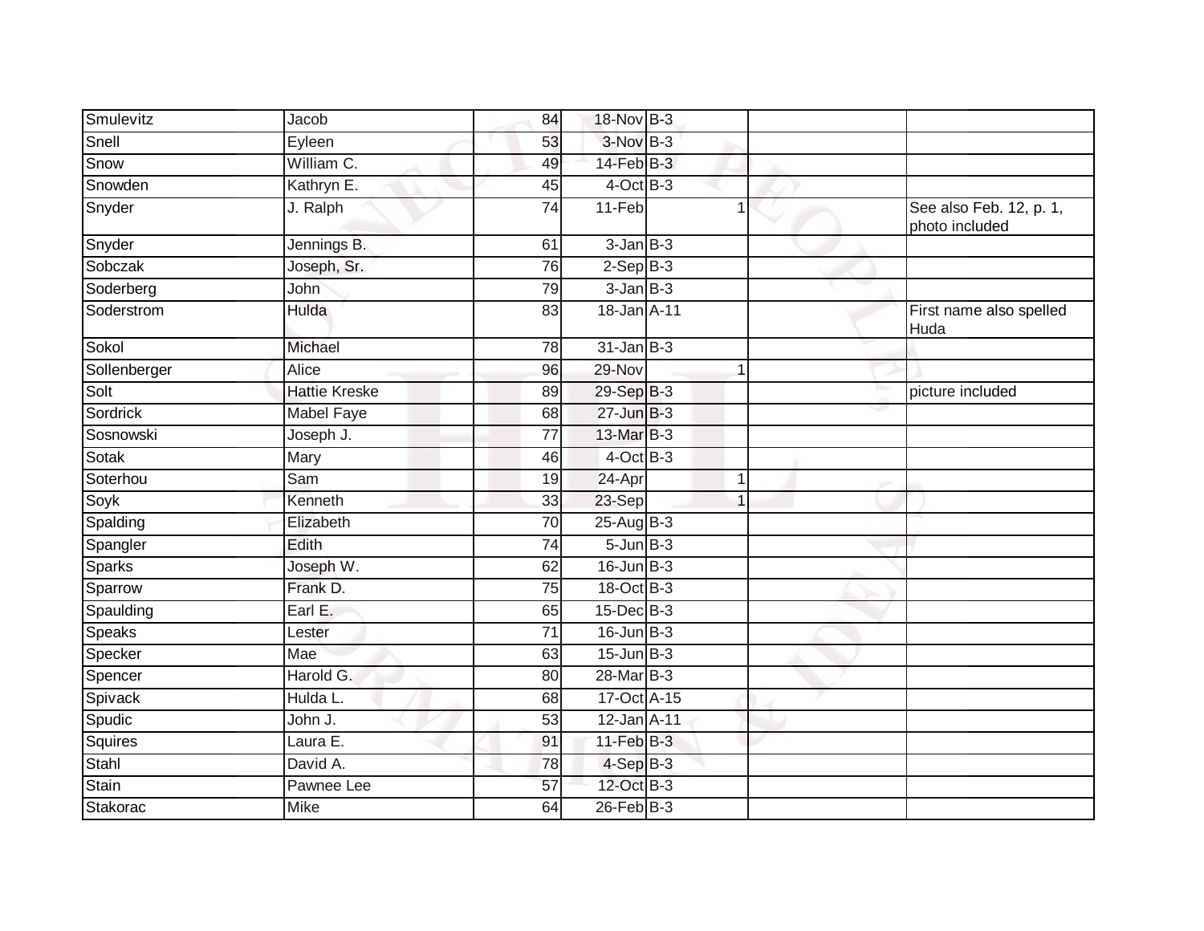| | | | | | | |
|---|---|---|---|---|---|---|
| Smulevitz | Jacob | 84 | 18-Nov | B-3 | | |
| Snell | Eyleen | 53 | 3-Nov | B-3 | | |
| Snow | William C. | 49 | 14-Feb | B-3 | | |
| Snowden | Kathryn E. | 45 | 4-Oct | B-3 | | |
| Snyder | J. Ralph | 74 | 11-Feb | 1 | | See also Feb. 12, p. 1, photo included |
| Snyder | Jennings B. | 61 | 3-Jan | B-3 | | |
| Sobczak | Joseph, Sr. | 76 | 2-Sep | B-3 | | |
| Soderberg | John | 79 | 3-Jan | B-3 | | |
| Soderstrom | Hulda | 83 | 18-Jan | A-11 | | First name also spelled Huda |
| Sokol | Michael | 78 | 31-Jan | B-3 | | |
| Sollenberger | Alice | 96 | 29-Nov | 1 | | |
| Solt | Hattie Kreske | 89 | 29-Sep | B-3 | | picture included |
| Sordrick | Mabel Faye | 68 | 27-Jun | B-3 | | |
| Sosnowski | Joseph J. | 77 | 13-Mar | B-3 | | |
| Sotak | Mary | 46 | 4-Oct | B-3 | | |
| Soterhou | Sam | 19 | 24-Apr | 1 | | |
| Soyk | Kenneth | 33 | 23-Sep | 1 | | |
| Spalding | Elizabeth | 70 | 25-Aug | B-3 | | |
| Spangler | Edith | 74 | 5-Jun | B-3 | | |
| Sparks | Joseph W. | 62 | 16-Jun | B-3 | | |
| Sparrow | Frank D. | 75 | 18-Oct | B-3 | | |
| Spaulding | Earl E. | 65 | 15-Dec | B-3 | | |
| Speaks | Lester | 71 | 16-Jun | B-3 | | |
| Specker | Mae | 63 | 15-Jun | B-3 | | |
| Spencer | Harold G. | 80 | 28-Mar | B-3 | | |
| Spivack | Hulda L. | 68 | 17-Oct | A-15 | | |
| Spudic | John J. | 53 | 12-Jan | A-11 | | |
| Squires | Laura E. | 91 | 11-Feb | B-3 | | |
| Stahl | David A. | 78 | 4-Sep | B-3 | | |
| Stain | Pawnee Lee | 57 | 12-Oct | B-3 | | |
| Stakorac | Mike | 64 | 26-Feb | B-3 | | |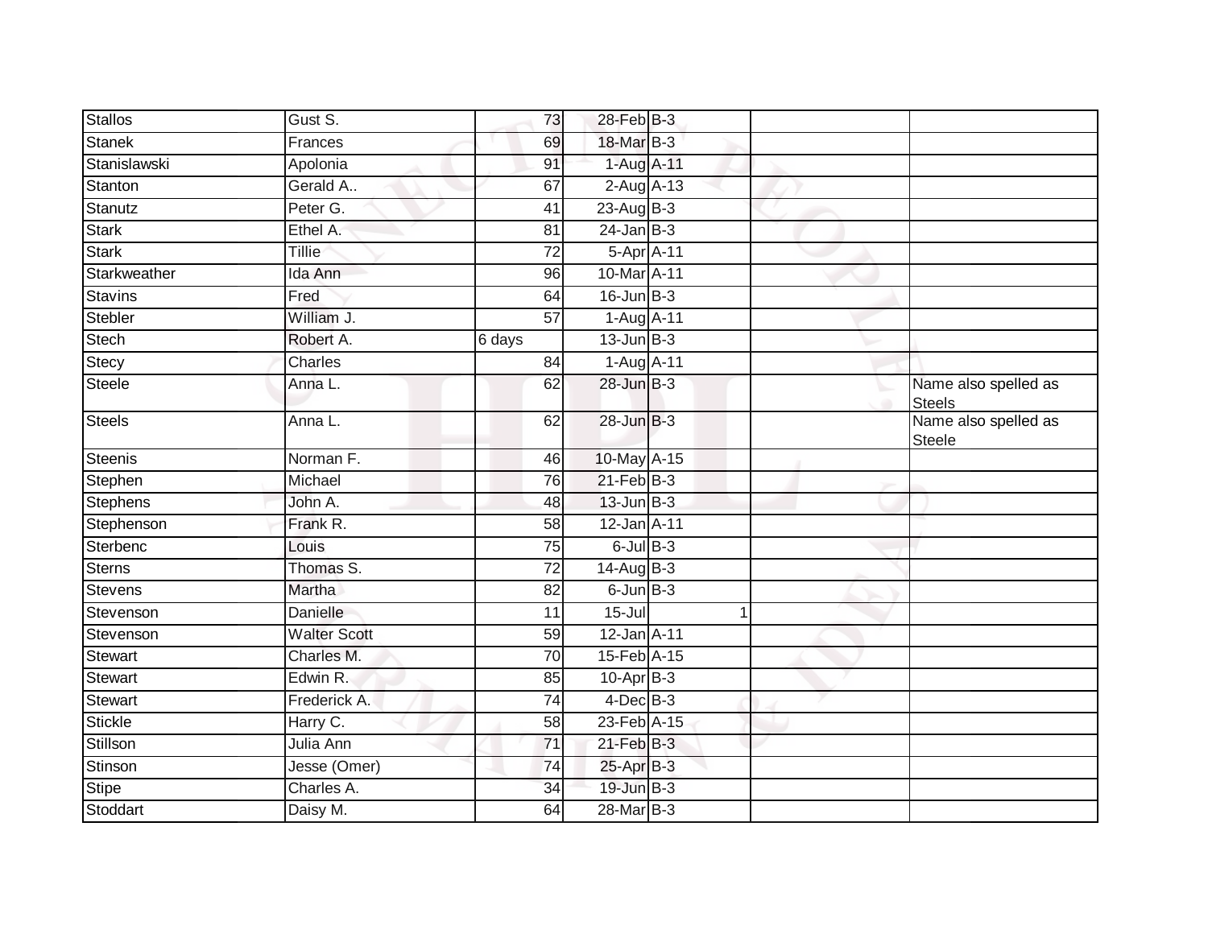| | | | | | | |
|---|---|---|---|---|---|---|
| Stallos | Gust S. | 73 | 28-Feb | B-3 | | |
| Stanek | Frances | 69 | 18-Mar | B-3 | | |
| Stanislawski | Apolonia | 91 | 1-Aug | A-11 | | |
| Stanton | Gerald A.. | 67 | 2-Aug | A-13 | | |
| Stanutz | Peter G. | 41 | 23-Aug | B-3 | | |
| Stark | Ethel A. | 81 | 24-Jan | B-3 | | |
| Stark | Tillie | 72 | 5-Apr | A-11 | | |
| Starkweather | Ida Ann | 96 | 10-Mar | A-11 | | |
| Stavins | Fred | 64 | 16-Jun | B-3 | | |
| Stebler | William J. | 57 | 1-Aug | A-11 | | |
| Stech | Robert A. | 6 days | 13-Jun | B-3 | | |
| Stecy | Charles | 84 | 1-Aug | A-11 | | |
| Steele | Anna L. | 62 | 28-Jun | B-3 | | Name also spelled as Steels |
| Steels | Anna L. | 62 | 28-Jun | B-3 | | Name also spelled as Steele |
| Steenis | Norman F. | 46 | 10-May | A-15 | | |
| Stephen | Michael | 76 | 21-Feb | B-3 | | |
| Stephens | John A. | 48 | 13-Jun | B-3 | | |
| Stephenson | Frank R. | 58 | 12-Jan | A-11 | | |
| Sterbenc | Louis | 75 | 6-Jul | B-3 | | |
| Sterns | Thomas S. | 72 | 14-Aug | B-3 | | |
| Stevens | Martha | 82 | 6-Jun | B-3 | | |
| Stevenson | Danielle | 11 | 15-Jul | 1 | | |
| Stevenson | Walter Scott | 59 | 12-Jan | A-11 | | |
| Stewart | Charles M. | 70 | 15-Feb | A-15 | | |
| Stewart | Edwin R. | 85 | 10-Apr | B-3 | | |
| Stewart | Frederick A. | 74 | 4-Dec | B-3 | | |
| Stickle | Harry C. | 58 | 23-Feb | A-15 | | |
| Stillson | Julia Ann | 71 | 21-Feb | B-3 | | |
| Stinson | Jesse (Omer) | 74 | 25-Apr | B-3 | | |
| Stipe | Charles A. | 34 | 19-Jun | B-3 | | |
| Stoddart | Daisy M. | 64 | 28-Mar | B-3 | | |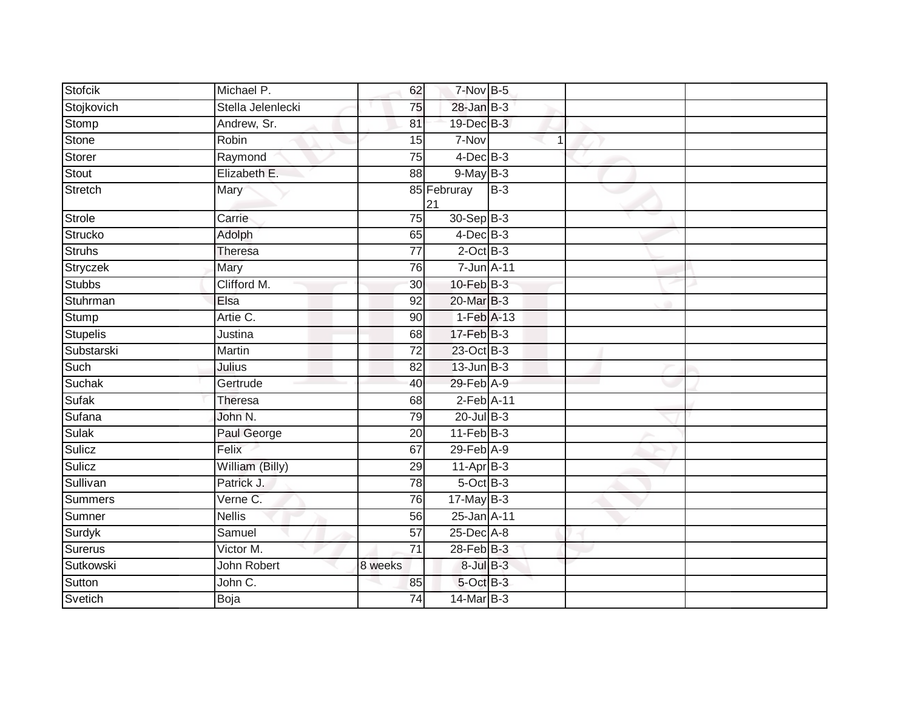| | | | | | | |
|---|---|---|---|---|---|---|
| Stofcik | Michael P. | 62 | 7-Nov | B-5 | | |
| Stojkovich | Stella Jelenlecki | 75 | 28-Jan | B-3 | | |
| Stomp | Andrew, Sr. | 81 | 19-Dec | B-3 | | |
| Stone | Robin | 15 | 7-Nov | 1 | | |
| Storer | Raymond | 75 | 4-Dec | B-3 | | |
| Stout | Elizabeth E. | 88 | 9-May | B-3 | | |
| Stretch | Mary | 85 | Februray 21 | B-3 | | |
| Strole | Carrie | 75 | 30-Sep | B-3 | | |
| Strucko | Adolph | 65 | 4-Dec | B-3 | | |
| Struhs | Theresa | 77 | 2-Oct | B-3 | | |
| Stryczek | Mary | 76 | 7-Jun | A-11 | | |
| Stubbs | Clifford M. | 30 | 10-Feb | B-3 | | |
| Stuhrman | Elsa | 92 | 20-Mar | B-3 | | |
| Stump | Artie C. | 90 | 1-Feb | A-13 | | |
| Stupelis | Justina | 68 | 17-Feb | B-3 | | |
| Substarski | Martin | 72 | 23-Oct | B-3 | | |
| Such | Julius | 82 | 13-Jun | B-3 | | |
| Suchak | Gertrude | 40 | 29-Feb | A-9 | | |
| Sufak | Theresa | 68 | 2-Feb | A-11 | | |
| Sufana | John N. | 79 | 20-Jul | B-3 | | |
| Sulak | Paul George | 20 | 11-Feb | B-3 | | |
| Sulicz | Felix | 67 | 29-Feb | A-9 | | |
| Sulicz | William (Billy) | 29 | 11-Apr | B-3 | | |
| Sullivan | Patrick J. | 78 | 5-Oct | B-3 | | |
| Summers | Verne C. | 76 | 17-May | B-3 | | |
| Sumner | Nellis | 56 | 25-Jan | A-11 | | |
| Surdyk | Samuel | 57 | 25-Dec | A-8 | | |
| Surerus | Victor M. | 71 | 28-Feb | B-3 | | |
| Sutkowski | John Robert | 8 weeks | 8-Jul | B-3 | | |
| Sutton | John C. | 85 | 5-Oct | B-3 | | |
| Svetich | Boja | 74 | 14-Mar | B-3 | | |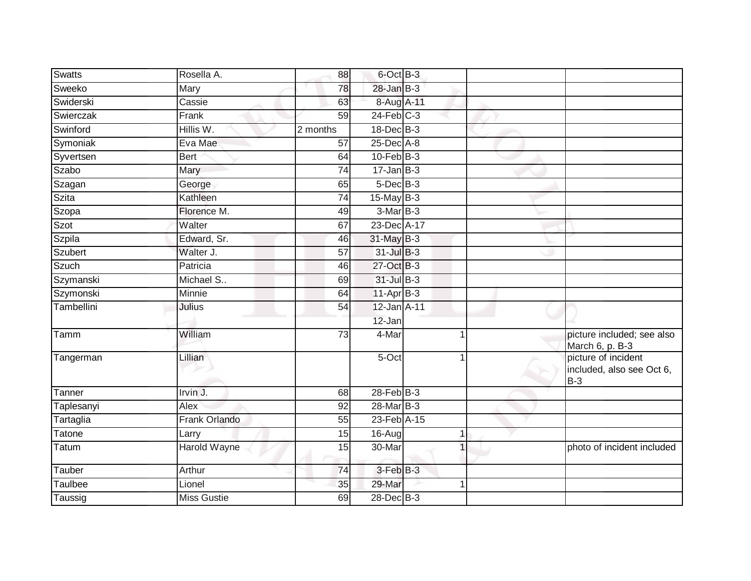| Swatts | Rosella A. | 88 | 6-Oct | B-3 | | |
|---|---|---|---|---|---|---|
| Sweeko | Mary | 78 | 28-Jan | B-3 | | |
| Swiderski | Cassie | 63 | 8-Aug | A-11 | | |
| Swierczak | Frank | 59 | 24-Feb | C-3 | | |
| Swinford | Hillis W. | 2 months | 18-Dec | B-3 | | |
| Symoniak | Eva Mae | 57 | 25-Dec | A-8 | | |
| Syvertsen | Bert | 64 | 10-Feb | B-3 | | |
| Szabo | Mary | 74 | 17-Jan | B-3 | | |
| Szagan | George | 65 | 5-Dec | B-3 | | |
| Szita | Kathleen | 74 | 15-May | B-3 | | |
| Szopa | Florence M. | 49 | 3-Mar | B-3 | | |
| Szot | Walter | 67 | 23-Dec | A-17 | | |
| Szpila | Edward, Sr. | 46 | 31-May | B-3 | | |
| Szubert | Walter J. | 57 | 31-Jul | B-3 | | |
| Szuch | Patricia | 46 | 27-Oct | B-3 | | |
| Szymanski | Michael S.. | 69 | 31-Jul | B-3 | | |
| Szymonski | Minnie | 64 | 11-Apr | B-3 | | |
| Tambellini | Julius | 54 | 12-Jan<br>12-Jan | A-11 | | |
| Tamm | William | 73 | 4-Mar | 1 | | picture included; see also March 6, p. B-3 |
| Tangerman | Lillian | | 5-Oct | 1 | | picture of incident included, also see Oct 6, B-3 |
| Tanner | Irvin J. | 68 | 28-Feb | B-3 | | |
| Taplesanyi | Alex | 92 | 28-Mar | B-3 | | |
| Tartaglia | Frank Orlando | 55 | 23-Feb | A-15 | | |
| Tatone | Larry | 15 | 16-Aug | 1 | | |
| Tatum | Harold Wayne | 15 | 30-Mar | 1 | | photo of incident included |
| Tauber | Arthur | 74 | 3-Feb | B-3 | | |
| Taulbee | Lionel | 35 | 29-Mar | 1 | | |
| Taussig | Miss Gustie | 69 | 28-Dec | B-3 | | |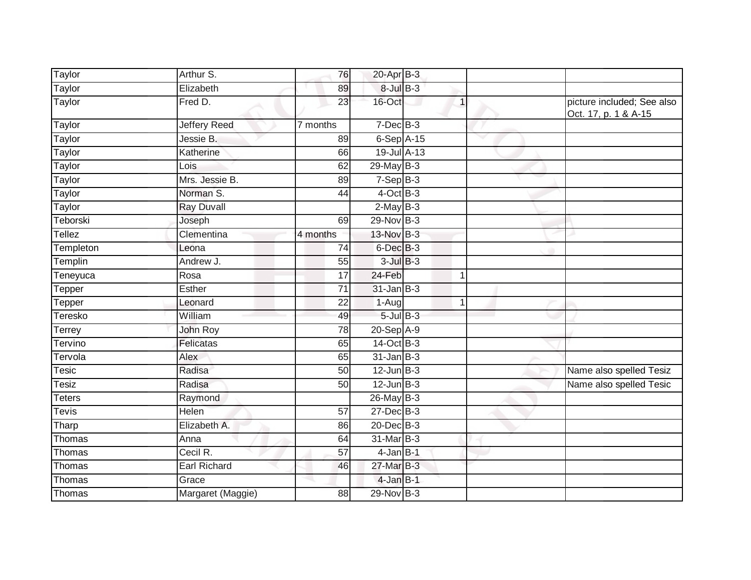| | | | | | | | |
|---|---|---|---|---|---|---|---|
| Taylor | Arthur S. | 76 | 20-Apr | B-3 | | | |
| Taylor | Elizabeth | 89 | 8-Jul | B-3 | | | |
| Taylor | Fred D. | 23 | 16-Oct | | 1 | | picture included; See also Oct. 17, p. 1 & A-15 |
| Taylor | Jeffery Reed | 7 months | 7-Dec | B-3 | | | |
| Taylor | Jessie B. | 89 | 6-Sep | A-15 | | | |
| Taylor | Katherine | 66 | 19-Jul | A-13 | | | |
| Taylor | Lois | 62 | 29-May | B-3 | | | |
| Taylor | Mrs. Jessie B. | 89 | 7-Sep | B-3 | | | |
| Taylor | Norman S. | 44 | 4-Oct | B-3 | | | |
| Taylor | Ray Duvall | | 2-May | B-3 | | | |
| Teborski | Joseph | 69 | 29-Nov | B-3 | | | |
| Tellez | Clementina | 4 months | 13-Nov | B-3 | | | |
| Templeton | Leona | 74 | 6-Dec | B-3 | | | |
| Templin | Andrew J. | 55 | 3-Jul | B-3 | | | |
| Teneyuca | Rosa | 17 | 24-Feb | | 1 | | |
| Tepper | Esther | 71 | 31-Jan | B-3 | | | |
| Tepper | Leonard | 22 | 1-Aug | | 1 | | |
| Teresko | William | 49 | 5-Jul | B-3 | | | |
| Terrey | John Roy | 78 | 20-Sep | A-9 | | | |
| Tervino | Felicatas | 65 | 14-Oct | B-3 | | | |
| Tervola | Alex | 65 | 31-Jan | B-3 | | | |
| Tesic | Radisa | 50 | 12-Jun | B-3 | | | Name also spelled Tesiz |
| Tesiz | Radisa | 50 | 12-Jun | B-3 | | | Name also spelled Tesic |
| Teters | Raymond | | 26-May | B-3 | | | |
| Tevis | Helen | 57 | 27-Dec | B-3 | | | |
| Tharp | Elizabeth A. | 86 | 20-Dec | B-3 | | | |
| Thomas | Anna | 64 | 31-Mar | B-3 | | | |
| Thomas | Cecil R. | 57 | 4-Jan | B-1 | | | |
| Thomas | Earl Richard | 46 | 27-Mar | B-3 | | | |
| Thomas | Grace | | 4-Jan | B-1 | | | |
| Thomas | Margaret (Maggie) | 88 | 29-Nov | B-3 | | | |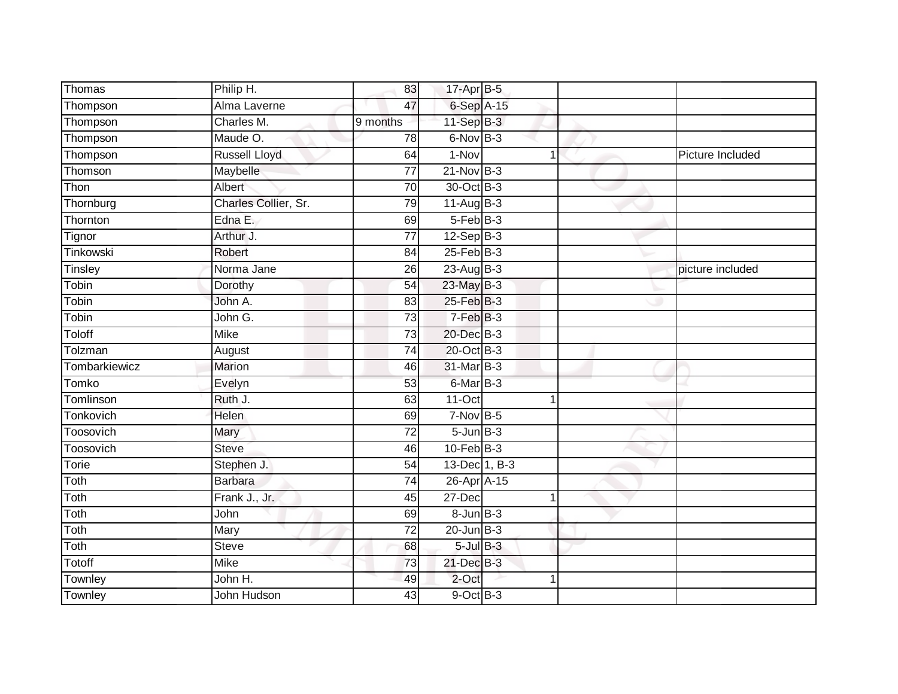| | | | | | | |
|---|---|---|---|---|---|---|
| Thomas | Philip H. | 83 | 17-Apr | B-5 | | |
| Thompson | Alma Laverne | 47 | 6-Sep | A-15 | | |
| Thompson | Charles M. | 9 months | 11-Sep | B-3 | | |
| Thompson | Maude O. | 78 | 6-Nov | B-3 | | |
| Thompson | Russell Lloyd | 64 | 1-Nov | 1 | | Picture Included |
| Thomson | Maybelle | 77 | 21-Nov | B-3 | | |
| Thon | Albert | 70 | 30-Oct | B-3 | | |
| Thornburg | Charles Collier, Sr. | 79 | 11-Aug | B-3 | | |
| Thornton | Edna E. | 69 | 5-Feb | B-3 | | |
| Tignor | Arthur J. | 77 | 12-Sep | B-3 | | |
| Tinkowski | Robert | 84 | 25-Feb | B-3 | | |
| Tinsley | Norma Jane | 26 | 23-Aug | B-3 | | picture included |
| Tobin | Dorothy | 54 | 23-May | B-3 | | |
| Tobin | John A. | 83 | 25-Feb | B-3 | | |
| Tobin | John G. | 73 | 7-Feb | B-3 | | |
| Toloff | Mike | 73 | 20-Dec | B-3 | | |
| Tolzman | August | 74 | 20-Oct | B-3 | | |
| Tombarkiewicz | Marion | 46 | 31-Mar | B-3 | | |
| Tomko | Evelyn | 53 | 6-Mar | B-3 | | |
| Tomlinson | Ruth J. | 63 | 11-Oct | 1 | | |
| Tonkovich | Helen | 69 | 7-Nov | B-5 | | |
| Toosovich | Mary | 72 | 5-Jun | B-3 | | |
| Toosovich | Steve | 46 | 10-Feb | B-3 | | |
| Torie | Stephen J. | 54 | 13-Dec | 1, B-3 | | |
| Toth | Barbara | 74 | 26-Apr | A-15 | | |
| Toth | Frank J., Jr. | 45 | 27-Dec | 1 | | |
| Toth | John | 69 | 8-Jun | B-3 | | |
| Toth | Mary | 72 | 20-Jun | B-3 | | |
| Toth | Steve | 68 | 5-Jul | B-3 | | |
| Totoff | Mike | 73 | 21-Dec | B-3 | | |
| Townley | John H. | 49 | 2-Oct | 1 | | |
| Townley | John Hudson | 43 | 9-Oct | B-3 | | |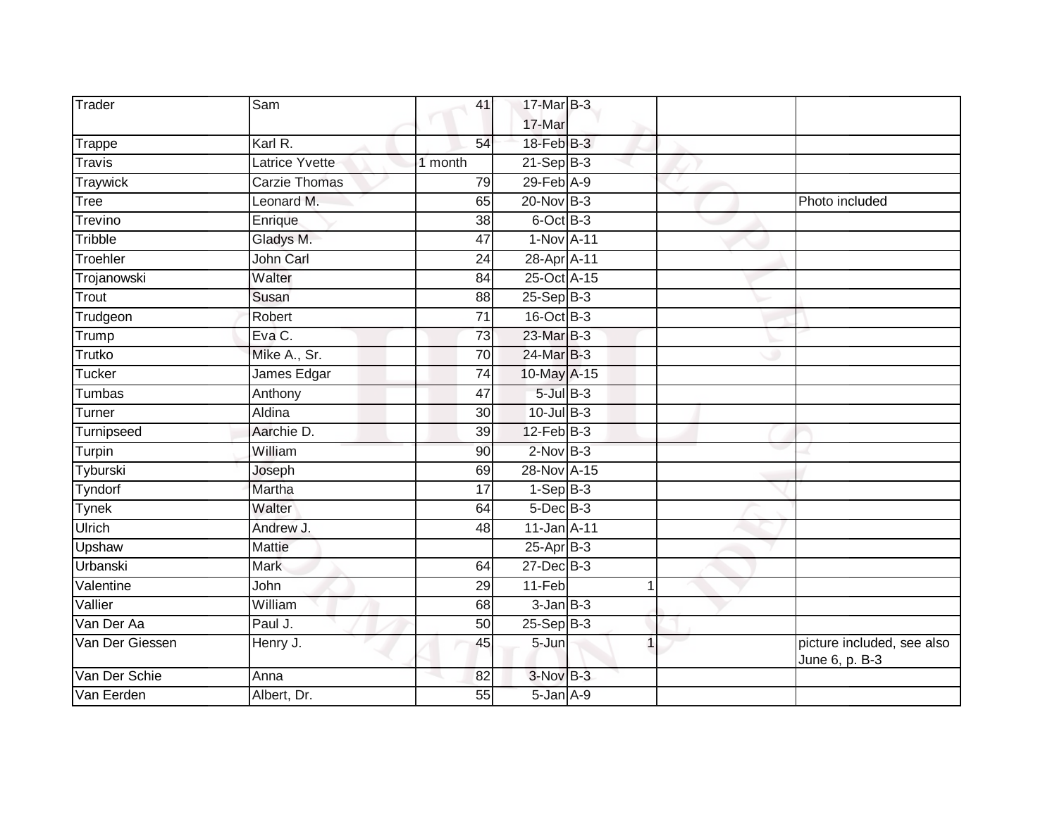| Trader | Sam | 41 | 17-Mar<br>17-Mar | B-3 | | | |
|---|---|---|---|---|---|---|---|
| Trappe | Karl R. | 54 | 18-Feb | B-3 | | | |
| Travis | Latrice Yvette | 1 month | 21-Sep | B-3 | | | |
| Traywick | Carzie Thomas | 79 | 29-Feb | A-9 | | | |
| Tree | Leonard M. | 65 | 20-Nov | B-3 | | | Photo included |
| Trevino | Enrique | 38 | 6-Oct | B-3 | | | |
| Tribble | Gladys M. | 47 | 1-Nov | A-11 | | | |
| Troehler | John Carl | 24 | 28-Apr | A-11 | | | |
| Trojanowski | Walter | 84 | 25-Oct | A-15 | | | |
| Trout | Susan | 88 | 25-Sep | B-3 | | | |
| Trudgeon | Robert | 71 | 16-Oct | B-3 | | | |
| Trump | Eva C. | 73 | 23-Mar | B-3 | | | |
| Trutko | Mike A., Sr. | 70 | 24-Mar | B-3 | | | |
| Tucker | James Edgar | 74 | 10-May | A-15 | | | |
| Tumbas | Anthony | 47 | 5-Jul | B-3 | | | |
| Turner | Aldina | 30 | 10-Jul | B-3 | | | |
| Turnipseed | Aarchie D. | 39 | 12-Feb | B-3 | | | |
| Turpin | William | 90 | 2-Nov | B-3 | | | |
| Tyburski | Joseph | 69 | 28-Nov | A-15 | | | |
| Tyndorf | Martha | 17 | 1-Sep | B-3 | | | |
| Tynek | Walter | 64 | 5-Dec | B-3 | | | |
| Ulrich | Andrew J. | 48 | 11-Jan | A-11 | | | |
| Upshaw | Mattie | | 25-Apr | B-3 | | | |
| Urbanski | Mark | 64 | 27-Dec | B-3 | | | |
| Valentine | John | 29 | 11-Feb | | 1 | | |
| Vallier | William | 68 | 3-Jan | B-3 | | | |
| Van Der Aa | Paul J. | 50 | 25-Sep | B-3 | | | |
| Van Der Giessen | Henry J. | 45 | 5-Jun | | 1 | | picture included, see also June 6, p. B-3 |
| Van Der Schie | Anna | 82 | 3-Nov | B-3 | | | |
| Van Eerden | Albert, Dr. | 55 | 5-Jan | A-9 | | | |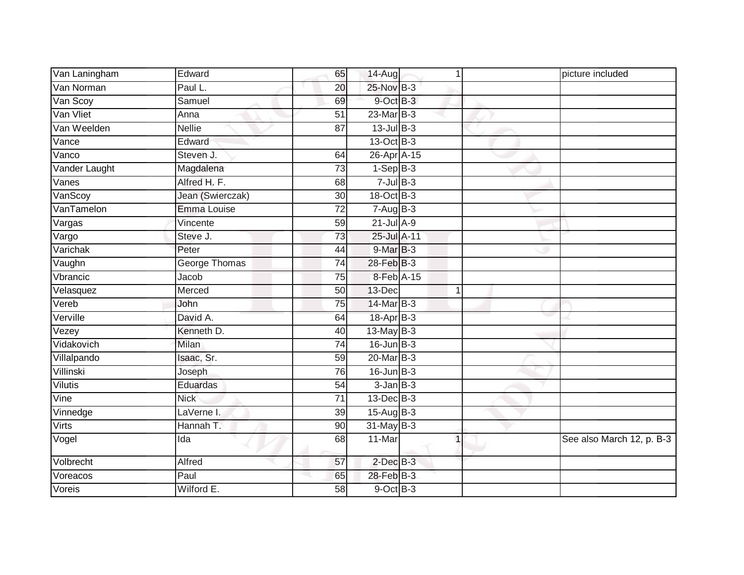| | | | | | | |
|---|---|---|---|---|---|---|
| Van Laningham | Edward | 65 | 14-Aug | 1 | | picture included |
| Van Norman | Paul L. | 20 | 25-Nov | B-3 | | |
| Van Scoy | Samuel | 69 | 9-Oct | B-3 | | |
| Van Vliet | Anna | 51 | 23-Mar | B-3 | | |
| Van Weelden | Nellie | 87 | 13-Jul | B-3 | | |
| Vance | Edward | | 13-Oct | B-3 | | |
| Vanco | Steven J. | 64 | 26-Apr | A-15 | | |
| Vander Laught | Magdalena | 73 | 1-Sep | B-3 | | |
| Vanes | Alfred H. F. | 68 | 7-Jul | B-3 | | |
| VanScoy | Jean (Swierczak) | 30 | 18-Oct | B-3 | | |
| VanTamelon | Emma Louise | 72 | 7-Aug | B-3 | | |
| Vargas | Vincente | 59 | 21-Jul | A-9 | | |
| Vargo | Steve J. | 73 | 25-Jul | A-11 | | |
| Varichak | Peter | 44 | 9-Mar | B-3 | | |
| Vaughn | George Thomas | 74 | 28-Feb | B-3 | | |
| Vbrancic | Jacob | 75 | 8-Feb | A-15 | | |
| Velasquez | Merced | 50 | 13-Dec | 1 | | |
| Vereb | John | 75 | 14-Mar | B-3 | | |
| Verville | David A. | 64 | 18-Apr | B-3 | | |
| Vezey | Kenneth D. | 40 | 13-May | B-3 | | |
| Vidakovich | Milan | 74 | 16-Jun | B-3 | | |
| Villalpando | Isaac, Sr. | 59 | 20-Mar | B-3 | | |
| Villinski | Joseph | 76 | 16-Jun | B-3 | | |
| Vilutis | Eduardas | 54 | 3-Jan | B-3 | | |
| Vine | Nick | 71 | 13-Dec | B-3 | | |
| Vinnedge | LaVerne I. | 39 | 15-Aug | B-3 | | |
| Virts | Hannah T. | 90 | 31-May | B-3 | | |
| Vogel | Ida | 68 | 11-Mar | 1 | | See also March 12, p. B-3 |
| Volbrecht | Alfred | 57 | 2-Dec | B-3 | | |
| Voreacos | Paul | 65 | 28-Feb | B-3 | | |
| Voreis | Wilford E. | 58 | 9-Oct | B-3 | | |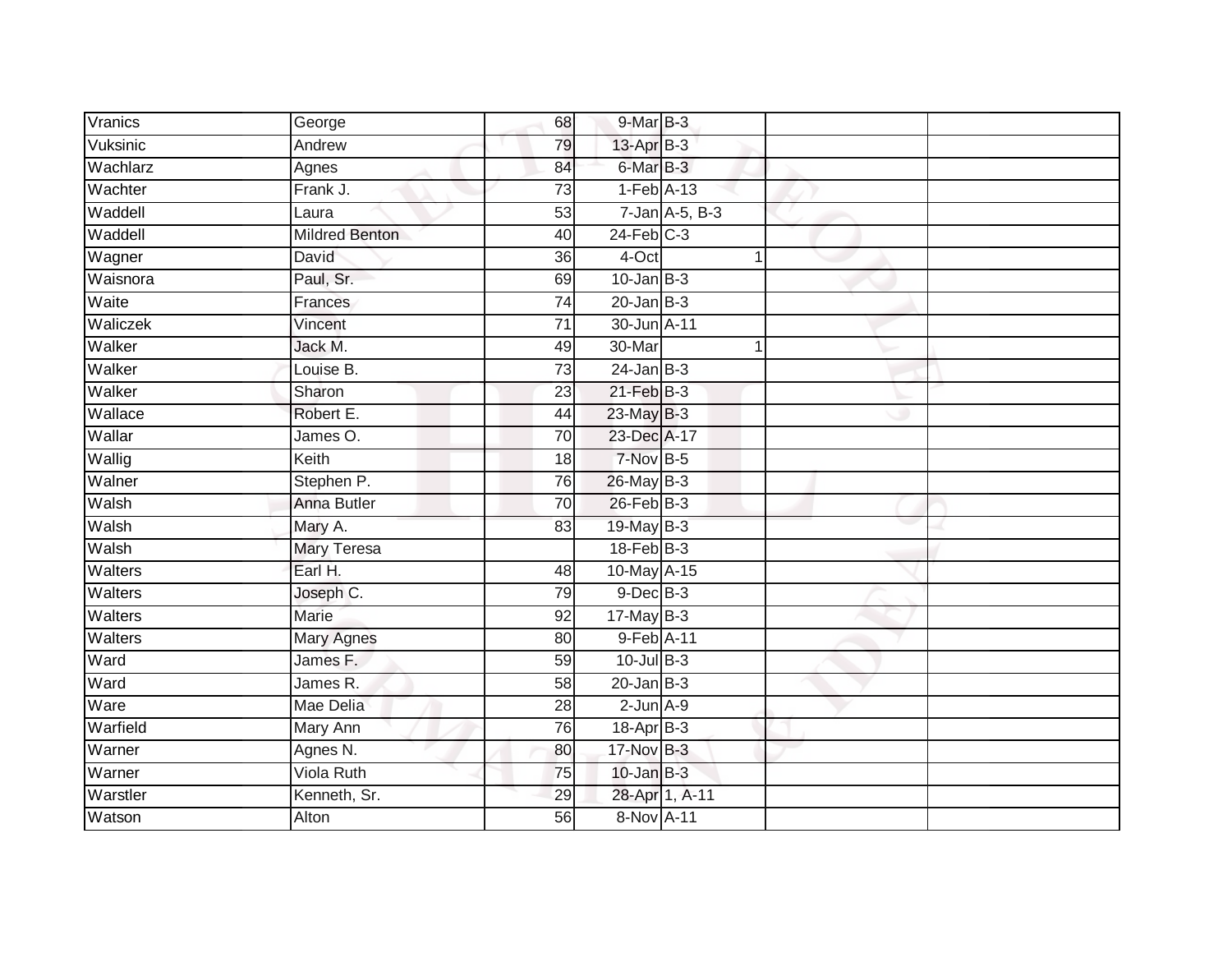| | | | | | | |
|---|---|---|---|---|---|---|
| Vranics | George | 68 | 9-Mar | B-3 | | |
| Vuksinic | Andrew | 79 | 13-Apr | B-3 | | |
| Wachlarz | Agnes | 84 | 6-Mar | B-3 | | |
| Wachter | Frank J. | 73 | 1-Feb | A-13 | | |
| Waddell | Laura | 53 | 7-Jan | A-5, B-3 | | |
| Waddell | Mildred Benton | 40 | 24-Feb | C-3 | | |
| Wagner | David | 36 | 4-Oct | 1 | | |
| Waisnora | Paul, Sr. | 69 | 10-Jan | B-3 | | |
| Waite | Frances | 74 | 20-Jan | B-3 | | |
| Waliczek | Vincent | 71 | 30-Jun | A-11 | | |
| Walker | Jack M. | 49 | 30-Mar | 1 | | |
| Walker | Louise B. | 73 | 24-Jan | B-3 | | |
| Walker | Sharon | 23 | 21-Feb | B-3 | | |
| Wallace | Robert E. | 44 | 23-May | B-3 | | |
| Wallar | James O. | 70 | 23-Dec | A-17 | | |
| Wallig | Keith | 18 | 7-Nov | B-5 | | |
| Walner | Stephen P. | 76 | 26-May | B-3 | | |
| Walsh | Anna Butler | 70 | 26-Feb | B-3 | | |
| Walsh | Mary A. | 83 | 19-May | B-3 | | |
| Walsh | Mary Teresa | | 18-Feb | B-3 | | |
| Walters | Earl H. | 48 | 10-May | A-15 | | |
| Walters | Joseph C. | 79 | 9-Dec | B-3 | | |
| Walters | Marie | 92 | 17-May | B-3 | | |
| Walters | Mary Agnes | 80 | 9-Feb | A-11 | | |
| Ward | James F. | 59 | 10-Jul | B-3 | | |
| Ward | James R. | 58 | 20-Jan | B-3 | | |
| Ware | Mae Delia | 28 | 2-Jun | A-9 | | |
| Warfield | Mary Ann | 76 | 18-Apr | B-3 | | |
| Warner | Agnes N. | 80 | 17-Nov | B-3 | | |
| Warner | Viola Ruth | 75 | 10-Jan | B-3 | | |
| Warstler | Kenneth, Sr. | 29 | 28-Apr | 1, A-11 | | |
| Watson | Alton | 56 | 8-Nov | A-11 | | |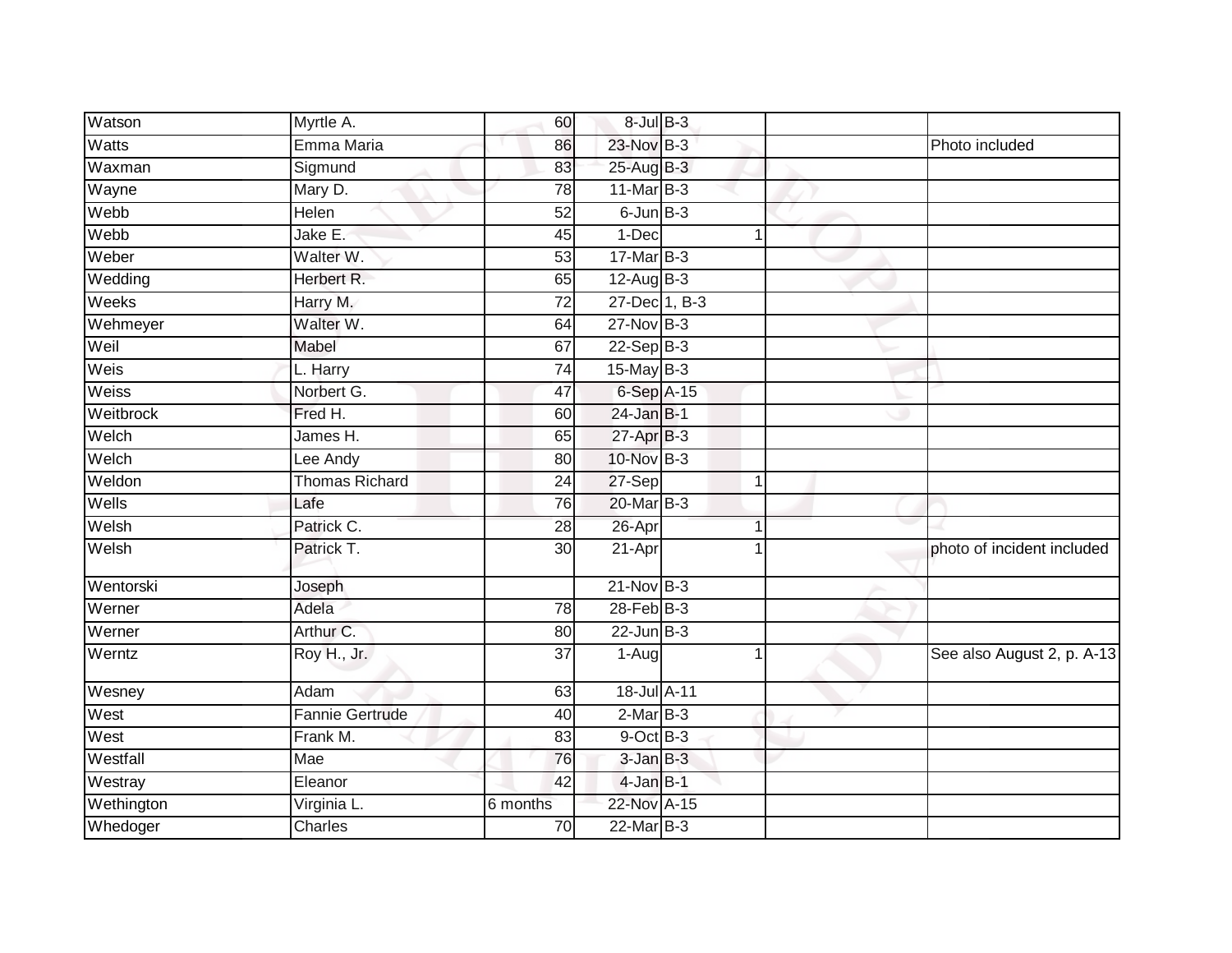| | | | | | | |
|---|---|---|---|---|---|---|
| Watson | Myrtle A. | 60 | 8-Jul | B-3 | | |
| Watts | Emma Maria | 86 | 23-Nov | B-3 | | Photo included |
| Waxman | Sigmund | 83 | 25-Aug | B-3 | | |
| Wayne | Mary D. | 78 | 11-Mar | B-3 | | |
| Webb | Helen | 52 | 6-Jun | B-3 | | |
| Webb | Jake E. | 45 | 1-Dec | 1 | | |
| Weber | Walter W. | 53 | 17-Mar | B-3 | | |
| Wedding | Herbert R. | 65 | 12-Aug | B-3 | | |
| Weeks | Harry M. | 72 | 27-Dec | 1, B-3 | | |
| Wehmeyer | Walter W. | 64 | 27-Nov | B-3 | | |
| Weil | Mabel | 67 | 22-Sep | B-3 | | |
| Weis | L. Harry | 74 | 15-May | B-3 | | |
| Weiss | Norbert G. | 47 | 6-Sep | A-15 | | |
| Weitbrock | Fred H. | 60 | 24-Jan | B-1 | | |
| Welch | James H. | 65 | 27-Apr | B-3 | | |
| Welch | Lee Andy | 80 | 10-Nov | B-3 | | |
| Weldon | Thomas Richard | 24 | 27-Sep | 1 | | |
| Wells | Lafe | 76 | 20-Mar | B-3 | | |
| Welsh | Patrick C. | 28 | 26-Apr | 1 | | |
| Welsh | Patrick T. | 30 | 21-Apr | 1 | | photo of incident included |
| Wentorski | Joseph | | 21-Nov | B-3 | | |
| Werner | Adela | 78 | 28-Feb | B-3 | | |
| Werner | Arthur C. | 80 | 22-Jun | B-3 | | |
| Werntz | Roy H., Jr. | 37 | 1-Aug | 1 | | See also August 2, p. A-13 |
| Wesney | Adam | 63 | 18-Jul | A-11 | | |
| West | Fannie Gertrude | 40 | 2-Mar | B-3 | | |
| West | Frank M. | 83 | 9-Oct | B-3 | | |
| Westfall | Mae | 76 | 3-Jan | B-3 | | |
| Westray | Eleanor | 42 | 4-Jan | B-1 | | |
| Wethington | Virginia L. | 6 months | 22-Nov | A-15 | | |
| Whedoger | Charles | 70 | 22-Mar | B-3 | | |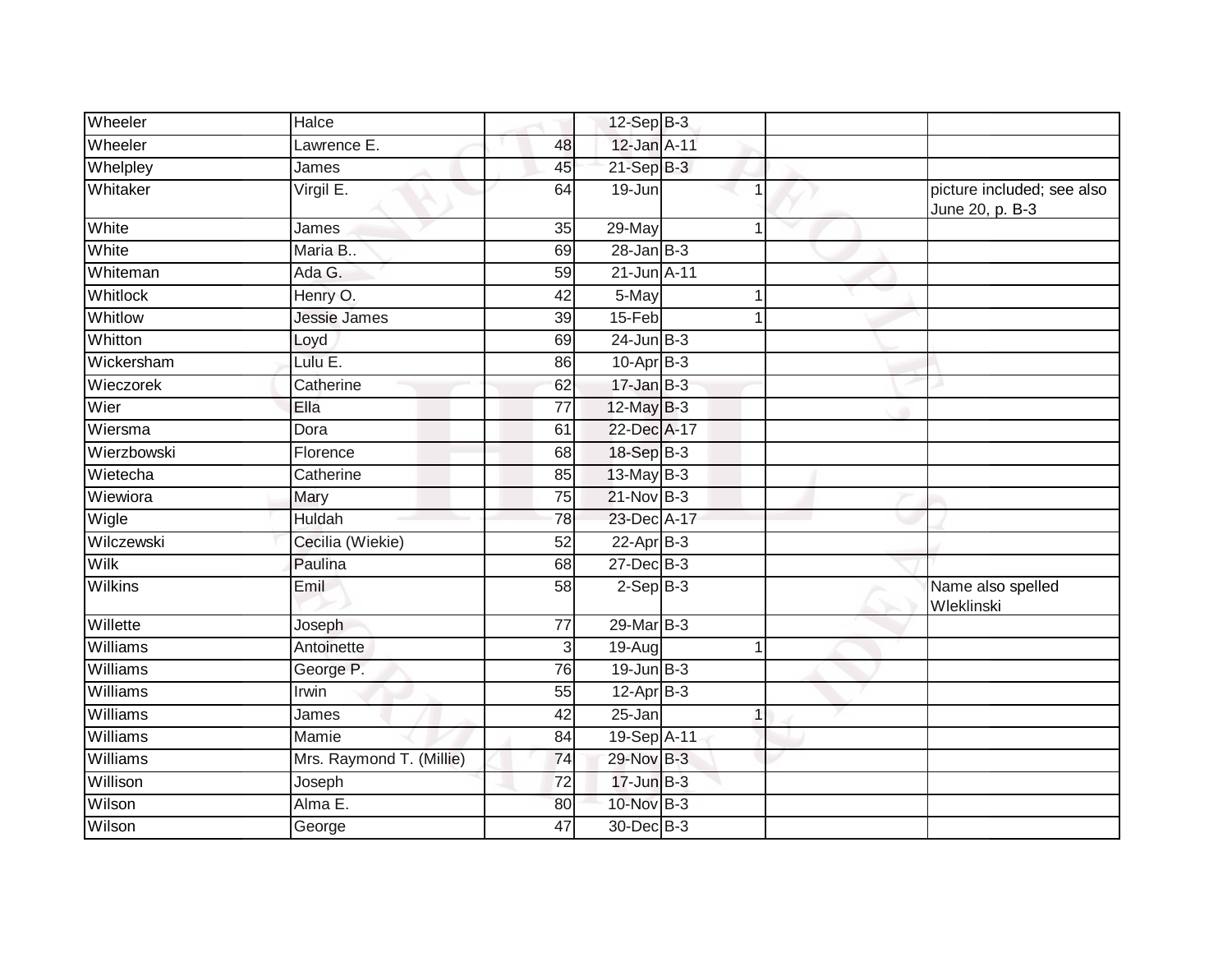| | | | | | | | |
|---|---|---|---|---|---|---|---|
| Wheeler | Halce | | 12-Sep | B-3 | | | |
| Wheeler | Lawrence E. | 48 | 12-Jan | A-11 | | | |
| Whelpley | James | 45 | 21-Sep | B-3 | | | |
| Whitaker | Virgil E. | 64 | 19-Jun | | 1 | | picture included; see also June 20, p. B-3 |
| White | James | 35 | 29-May | | 1 | | |
| White | Maria B.. | 69 | 28-Jan | B-3 | | | |
| Whiteman | Ada G. | 59 | 21-Jun | A-11 | | | |
| Whitlock | Henry O. | 42 | 5-May | | 1 | | |
| Whitlow | Jessie James | 39 | 15-Feb | | 1 | | |
| Whitton | Loyd | 69 | 24-Jun | B-3 | | | |
| Wickersham | Lulu E. | 86 | 10-Apr | B-3 | | | |
| Wieczorek | Catherine | 62 | 17-Jan | B-3 | | | |
| Wier | Ella | 77 | 12-May | B-3 | | | |
| Wiersma | Dora | 61 | 22-Dec | A-17 | | | |
| Wierzbowski | Florence | 68 | 18-Sep | B-3 | | | |
| Wietecha | Catherine | 85 | 13-May | B-3 | | | |
| Wiewiora | Mary | 75 | 21-Nov | B-3 | | | |
| Wigle | Huldah | 78 | 23-Dec | A-17 | | | |
| Wilczewski | Cecilia (Wiekie) | 52 | 22-Apr | B-3 | | | |
| Wilk | Paulina | 68 | 27-Dec | B-3 | | | |
| Wilkins | Emil | 58 | 2-Sep | B-3 | | | Name also spelled Wleklinski |
| Willette | Joseph | 77 | 29-Mar | B-3 | | | |
| Williams | Antoinette | 3 | 19-Aug | | 1 | | |
| Williams | George P. | 76 | 19-Jun | B-3 | | | |
| Williams | Irwin | 55 | 12-Apr | B-3 | | | |
| Williams | James | 42 | 25-Jan | | 1 | | |
| Williams | Mamie | 84 | 19-Sep | A-11 | | | |
| Williams | Mrs. Raymond T. (Millie) | 74 | 29-Nov | B-3 | | | |
| Willison | Joseph | 72 | 17-Jun | B-3 | | | |
| Wilson | Alma E. | 80 | 10-Nov | B-3 | | | |
| Wilson | George | 47 | 30-Dec | B-3 | | | |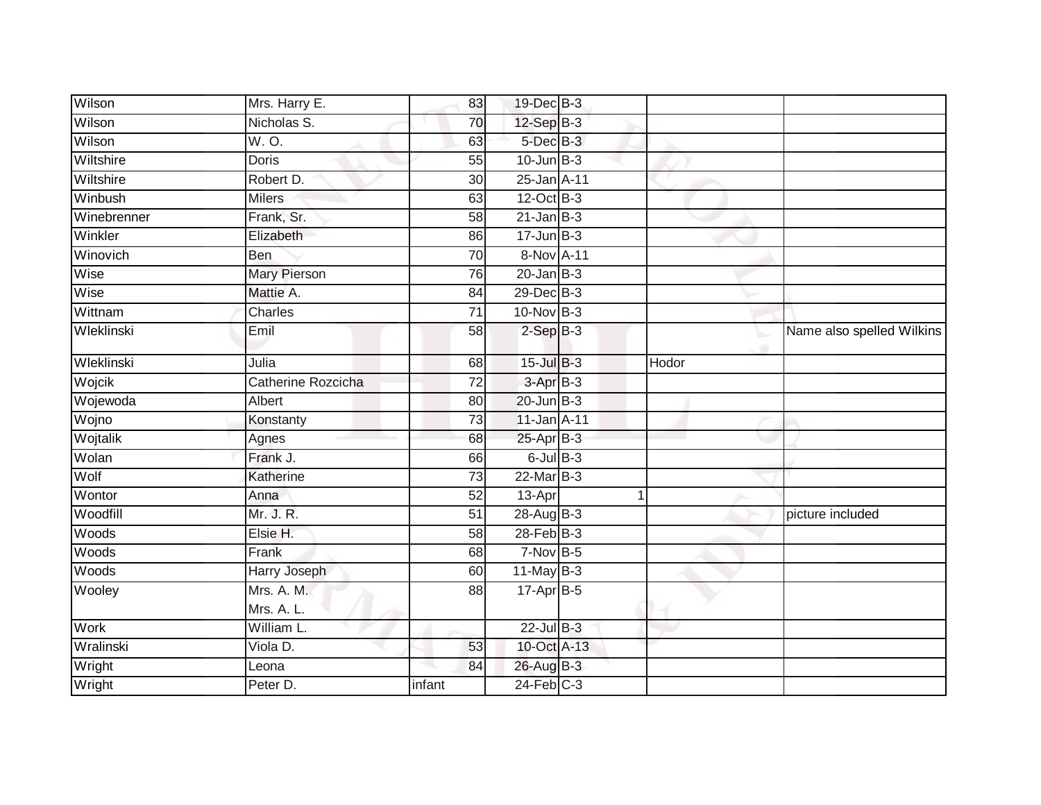| | | | | | | | |
|---|---|---|---|---|---|---|---|
| Wilson | Mrs. Harry E. | 83 | 19-Dec | B-3 | | | |
| Wilson | Nicholas S. | 70 | 12-Sep | B-3 | | | |
| Wilson | W. O. | 63 | 5-Dec | B-3 | | | |
| Wiltshire | Doris | 55 | 10-Jun | B-3 | | | |
| Wiltshire | Robert D. | 30 | 25-Jan | A-11 | | | |
| Winbush | Milers | 63 | 12-Oct | B-3 | | | |
| Winebrenner | Frank, Sr. | 58 | 21-Jan | B-3 | | | |
| Winkler | Elizabeth | 86 | 17-Jun | B-3 | | | |
| Winovich | Ben | 70 | 8-Nov | A-11 | | | |
| Wise | Mary Pierson | 76 | 20-Jan | B-3 | | | |
| Wise | Mattie A. | 84 | 29-Dec | B-3 | | | |
| Wittnam | Charles | 71 | 10-Nov | B-3 | | | |
| Wleklinski | Emil | 58 | 2-Sep | B-3 | | | Name also spelled Wilkins |
| Wleklinski | Julia | 68 | 15-Jul | B-3 | | Hodor | |
| Wojcik | Catherine Rozcicha | 72 | 3-Apr | B-3 | | | |
| Wojewoda | Albert | 80 | 20-Jun | B-3 | | | |
| Wojno | Konstanty | 73 | 11-Jan | A-11 | | | |
| Wojtalik | Agnes | 68 | 25-Apr | B-3 | | | |
| Wolan | Frank J. | 66 | 6-Jul | B-3 | | | |
| Wolf | Katherine | 73 | 22-Mar | B-3 | | | |
| Wontor | Anna | 52 | 13-Apr | | 1 | | |
| Woodfill | Mr. J. R. | 51 | 28-Aug | B-3 | | | picture included |
| Woods | Elsie H. | 58 | 28-Feb | B-3 | | | |
| Woods | Frank | 68 | 7-Nov | B-5 | | | |
| Woods | Harry Joseph | 60 | 11-May | B-3 | | | |
| Wooley | Mrs. A. M.<br>Mrs. A. L. | 88 | 17-Apr | B-5 | | | |
| Work | William L. | | 22-Jul | B-3 | | | |
| Wralinski | Viola D. | 53 | 10-Oct | A-13 | | | |
| Wright | Leona | 84 | 26-Aug | B-3 | | | |
| Wright | Peter D. | infant | 24-Feb | C-3 | | | |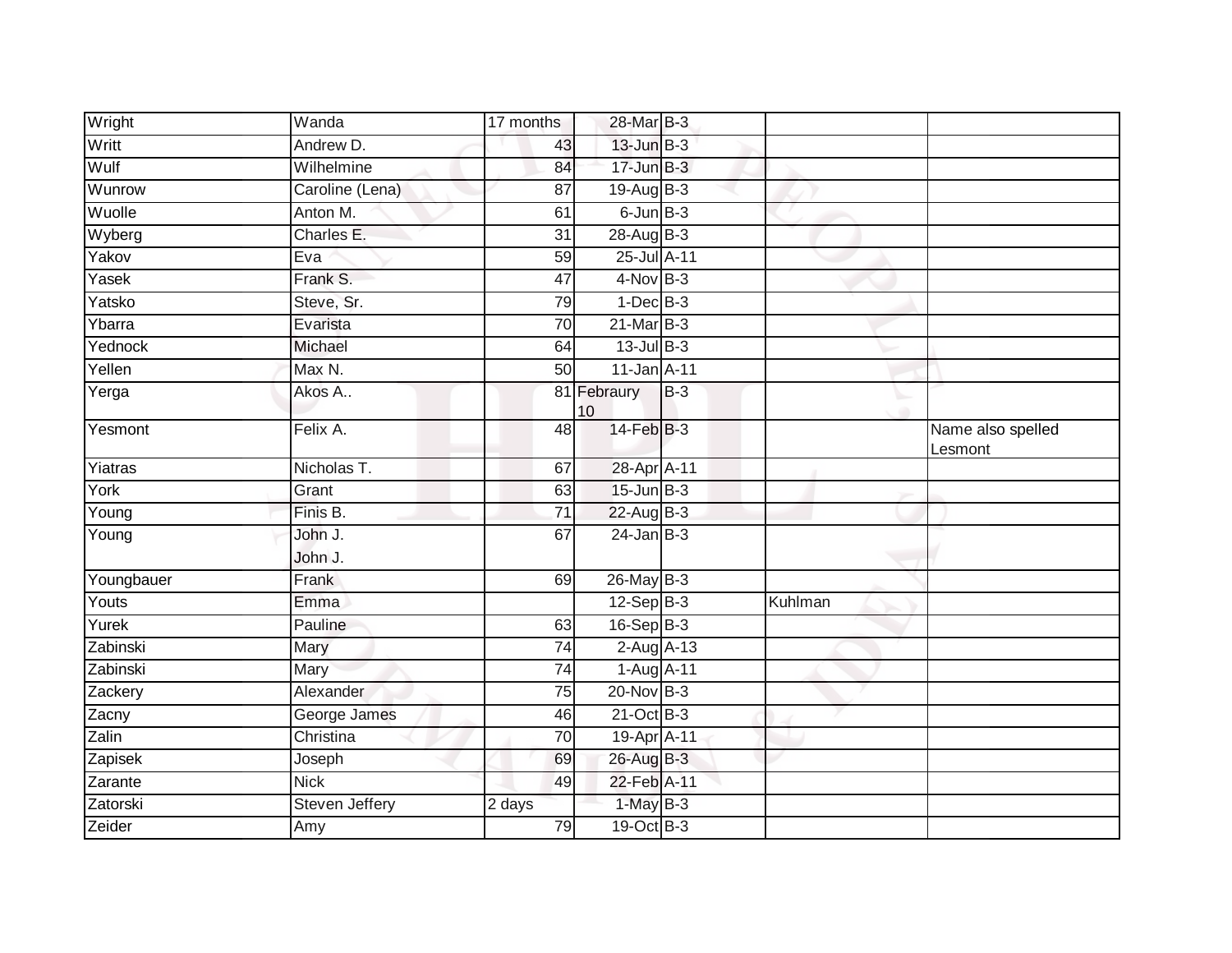| | | | | | | |
|---|---|---|---|---|---|---|
| Wright | Wanda | 17 months | 28-Mar | B-3 | | |
| Writt | Andrew D. | 43 | 13-Jun | B-3 | | |
| Wulf | Wilhelmine | 84 | 17-Jun | B-3 | | |
| Wunrow | Caroline (Lena) | 87 | 19-Aug | B-3 | | |
| Wuolle | Anton M. | 61 | 6-Jun | B-3 | | |
| Wyberg | Charles E. | 31 | 28-Aug | B-3 | | |
| Yakov | Eva | 59 | 25-Jul | A-11 | | |
| Yasek | Frank S. | 47 | 4-Nov | B-3 | | |
| Yatsko | Steve, Sr. | 79 | 1-Dec | B-3 | | |
| Ybarra | Evarista | 70 | 21-Mar | B-3 | | |
| Yednock | Michael | 64 | 13-Jul | B-3 | | |
| Yellen | Max N. | 50 | 11-Jan | A-11 | | |
| Yerga | Akos A.. | 81 | Febraury 10 | B-3 | | |
| Yesmont | Felix A. | 48 | 14-Feb | B-3 | | Name also spelled Lesmont |
| Yiatras | Nicholas T. | 67 | 28-Apr | A-11 | | |
| York | Grant | 63 | 15-Jun | B-3 | | |
| Young | Finis B. | 71 | 22-Aug | B-3 | | |
| Young | John J. John J. | 67 | 24-Jan | B-3 | | |
| Youngbauer | Frank | 69 | 26-May | B-3 | | |
| Youts | Emma | | 12-Sep | B-3 | Kuhlman | |
| Yurek | Pauline | 63 | 16-Sep | B-3 | | |
| Zabinski | Mary | 74 | 2-Aug | A-13 | | |
| Zabinski | Mary | 74 | 1-Aug | A-11 | | |
| Zackery | Alexander | 75 | 20-Nov | B-3 | | |
| Zacny | George James | 46 | 21-Oct | B-3 | | |
| Zalin | Christina | 70 | 19-Apr | A-11 | | |
| Zapisek | Joseph | 69 | 26-Aug | B-3 | | |
| Zarante | Nick | 49 | 22-Feb | A-11 | | |
| Zatorski | Steven Jeffery | 2 days | 1-May | B-3 | | |
| Zeider | Amy | 79 | 19-Oct | B-3 | | |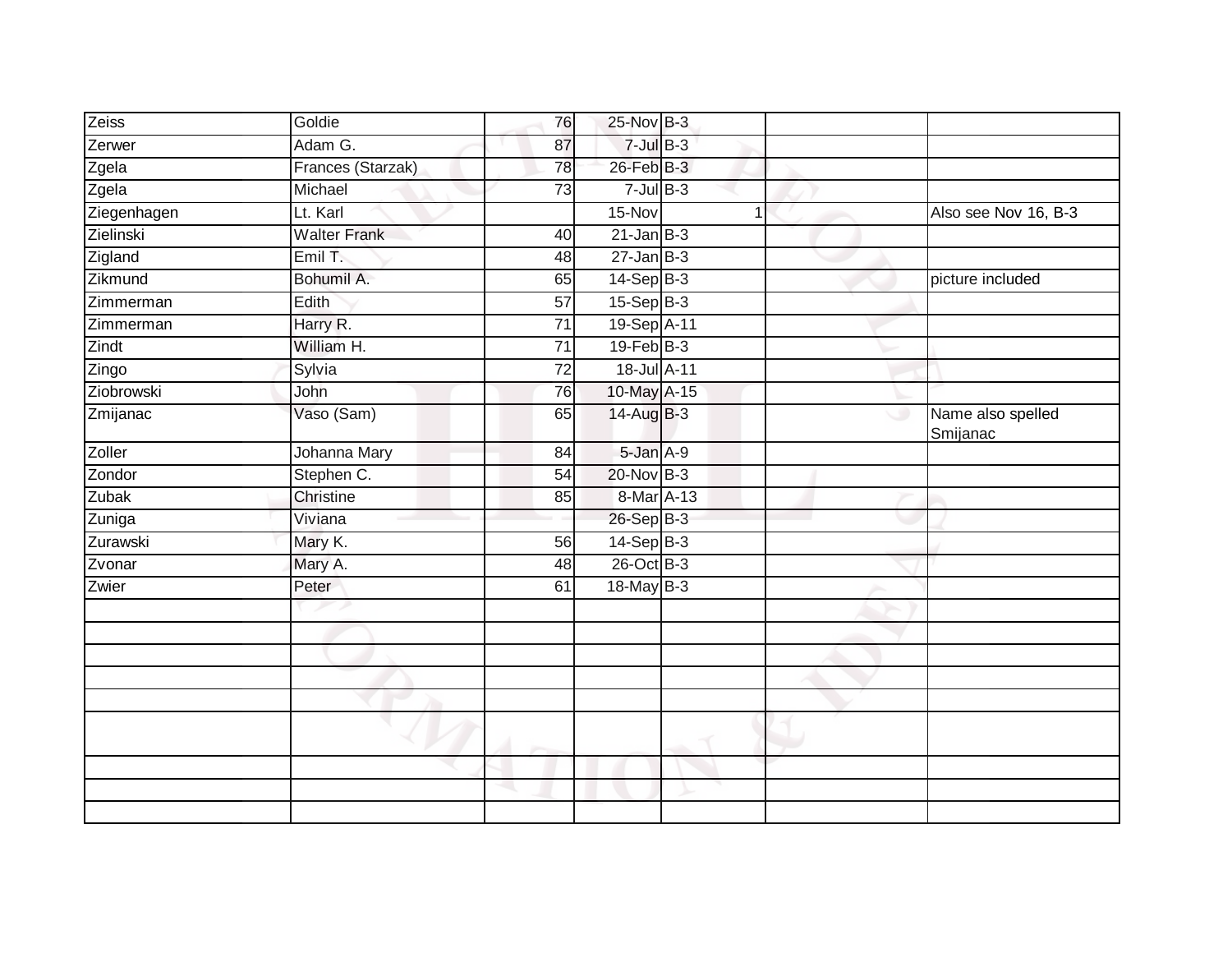| | | | | | | |
|---|---|---|---|---|---|---|
| Zeiss | Goldie | 76 | 25-Nov | B-3 | | |
| Zerwer | Adam G. | 87 | 7-Jul | B-3 | | |
| Zgela | Frances (Starzak) | 78 | 26-Feb | B-3 | | |
| Zgela | Michael | 73 | 7-Jul | B-3 | | |
| Ziegenhagen | Lt. Karl | | 15-Nov | 1 | | Also see Nov 16, B-3 |
| Zielinski | Walter Frank | 40 | 21-Jan | B-3 | | |
| Zigland | Emil T. | 48 | 27-Jan | B-3 | | |
| Zikmund | Bohumil A. | 65 | 14-Sep | B-3 | | picture included |
| Zimmerman | Edith | 57 | 15-Sep | B-3 | | |
| Zimmerman | Harry R. | 71 | 19-Sep | A-11 | | |
| Zindt | William H. | 71 | 19-Feb | B-3 | | |
| Zingo | Sylvia | 72 | 18-Jul | A-11 | | |
| Ziobrowski | John | 76 | 10-May | A-15 | | |
| Zmijanac | Vaso (Sam) | 65 | 14-Aug | B-3 | | Name also spelled Smijanac |
| Zoller | Johanna Mary | 84 | 5-Jan | A-9 | | |
| Zondor | Stephen C. | 54 | 20-Nov | B-3 | | |
| Zubak | Christine | 85 | 8-Mar | A-13 | | |
| Zuniga | Viviana | | 26-Sep | B-3 | | |
| Zurawski | Mary K. | 56 | 14-Sep | B-3 | | |
| Zvonar | Mary A. | 48 | 26-Oct | B-3 | | |
| Zwier | Peter | 61 | 18-May | B-3 | | |